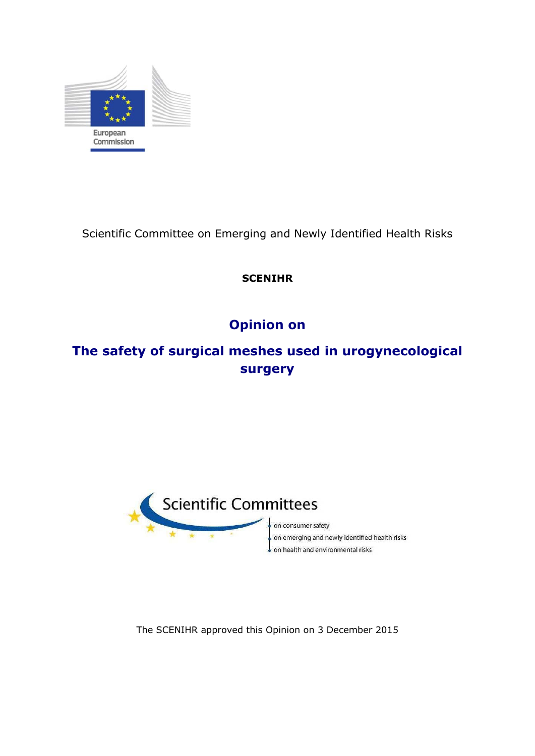European Commission

Scientific Committee on Emerging and Newly Identified Health Risks

**SCENIHR**

# Opinion on

# The safety of surgical meshes used in urogynecological surgery

Scientific Committees

- on consumer safety
- on emerging and newly identified health risks
- on health and environmental risks

The SCENIHR approved this Opinion on 3 December 2015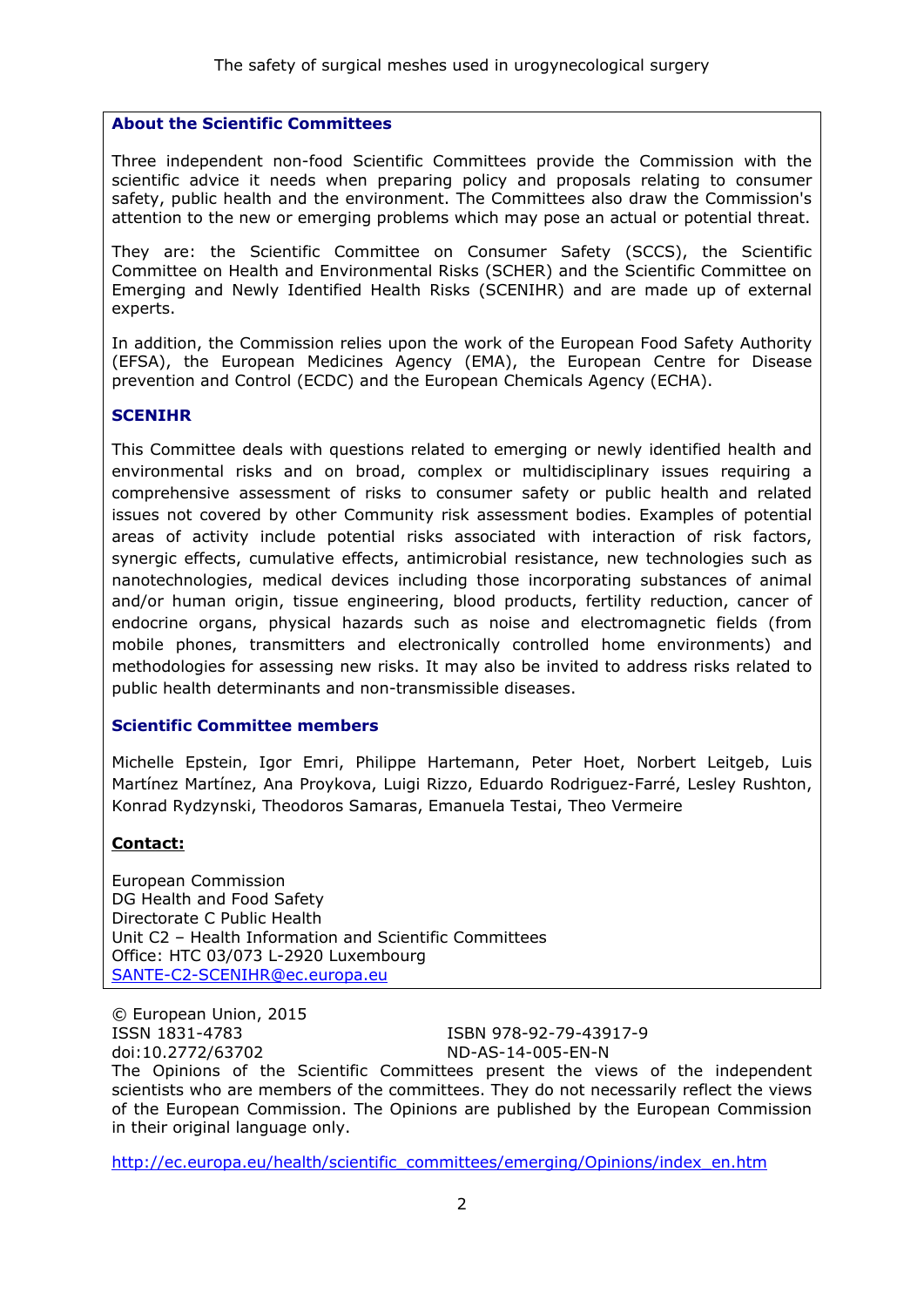### About the Scientific Committees

Three independent non-food Scientific Committees provide the Commission with the scientific advice it needs when preparing policy and proposals relating to consumer safety, public health and the environment. The Committees also draw the Commission's attention to the new or emerging problems which may pose an actual or potential threat.

They are: the Scientific Committee on Consumer Safety (SCCS), the Scientific Committee on Health and Environmental Risks (SCHER) and the Scientific Committee on Emerging and Newly Identified Health Risks (SCENIHR) and are made up of external experts.

In addition, the Commission relies upon the work of the European Food Safety Authority (EFSA), the European Medicines Agency (EMA), the European Centre for Disease prevention and Control (ECDC) and the European Chemicals Agency (ECHA).

### SCENIHR

This Committee deals with questions related to emerging or newly identified health and environmental risks and on broad, complex or multidisciplinary issues requiring a comprehensive assessment of risks to consumer safety or public health and related issues not covered by other Community risk assessment bodies. Examples of potential areas of activity include potential risks associated with interaction of risk factors, synergic effects, cumulative effects, antimicrobial resistance, new technologies such as nanotechnologies, medical devices including those incorporating substances of animal and/or human origin, tissue engineering, blood products, fertility reduction, cancer of endocrine organs, physical hazards such as noise and electromagnetic fields (from mobile phones, transmitters and electronically controlled home environments) and methodologies for assessing new risks. It may also be invited to address risks related to public health determinants and non-transmissible diseases.

### Scientific Committee members

Michelle Epstein, Igor Emri, Philippe Hartemann, Peter Hoet, Norbert Leitgeb, Luis Martínez Martínez, Ana Proykova, Luigi Rizzo, Eduardo Rodriguez-Farré, Lesley Rushton, Konrad Rydzynski, Theodoros Samaras, Emanuela Testai, Theo Vermeire

**Contact:**

European Commission
DG Health and Food Safety
Directorate C Public Health
Unit C2 – Health Information and Scientific Committees
Office: HTC 03/073 L-2920 Luxembourg
SANTE-C2-SCENIHR@ec.europa.eu

© European Union, 2015
ISSN 1831-4783 ISBN 978-92-79-43917-9
doi:10.2772/63702 ND-AS-14-005-EN-N

The Opinions of the Scientific Committees present the views of the independent scientists who are members of the committees. They do not necessarily reflect the views of the European Commission. The Opinions are published by the European Commission in their original language only.

http://ec.europa.eu/health/scientific_committees/emerging/Opinions/index_en.htm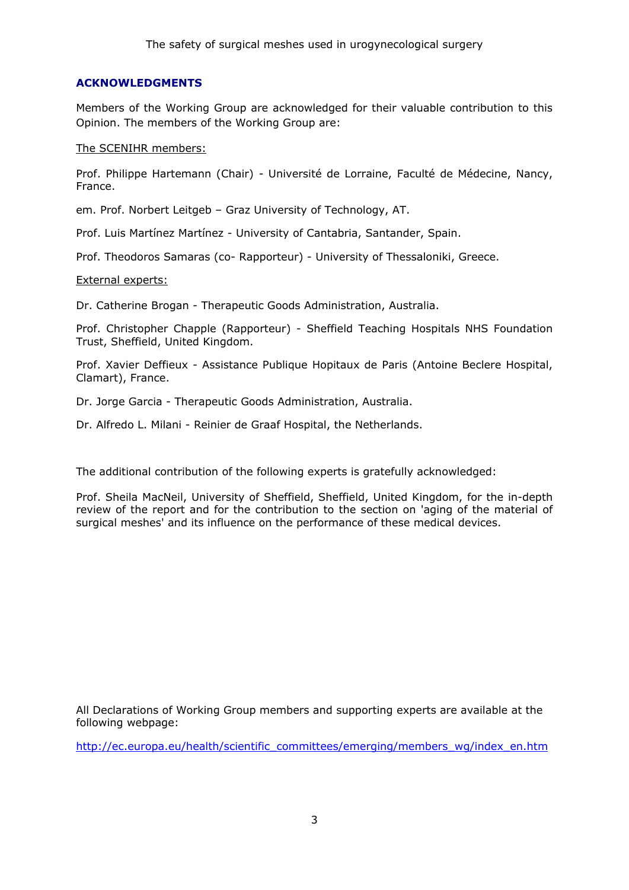## ACKNOWLEDGMENTS

Members of the Working Group are acknowledged for their valuable contribution to this Opinion. The members of the Working Group are:

The SCENIHR members:

Prof. Philippe Hartemann (Chair) - Université de Lorraine, Faculté de Médecine, Nancy, France.

em. Prof. Norbert Leitgeb – Graz University of Technology, AT.

Prof. Luis Martínez Martínez - University of Cantabria, Santander, Spain.

Prof. Theodoros Samaras (co- Rapporteur) - University of Thessaloniki, Greece.

External experts:

Dr. Catherine Brogan - Therapeutic Goods Administration, Australia.

Prof. Christopher Chapple (Rapporteur) - Sheffield Teaching Hospitals NHS Foundation Trust, Sheffield, United Kingdom.

Prof. Xavier Deffieux - Assistance Publique Hopitaux de Paris (Antoine Beclere Hospital, Clamart), France.

Dr. Jorge Garcia - Therapeutic Goods Administration, Australia.

Dr. Alfredo L. Milani - Reinier de Graaf Hospital, the Netherlands.

The additional contribution of the following experts is gratefully acknowledged:

Prof. Sheila MacNeil, University of Sheffield, Sheffield, United Kingdom, for the in-depth review of the report and for the contribution to the section on 'aging of the material of surgical meshes' and its influence on the performance of these medical devices.

All Declarations of Working Group members and supporting experts are available at the following webpage:

http://ec.europa.eu/health/scientific_committees/emerging/members_wg/index_en.htm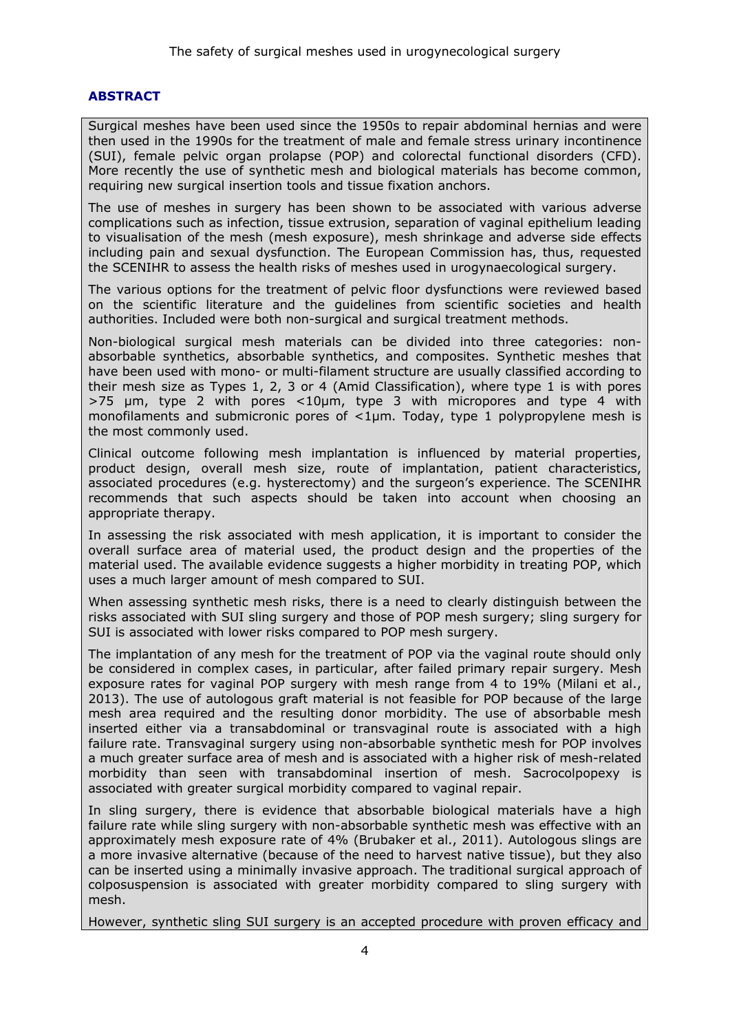## ABSTRACT

Surgical meshes have been used since the 1950s to repair abdominal hernias and were then used in the 1990s for the treatment of male and female stress urinary incontinence (SUI), female pelvic organ prolapse (POP) and colorectal functional disorders (CFD). More recently the use of synthetic mesh and biological materials has become common, requiring new surgical insertion tools and tissue fixation anchors.

The use of meshes in surgery has been shown to be associated with various adverse complications such as infection, tissue extrusion, separation of vaginal epithelium leading to visualisation of the mesh (mesh exposure), mesh shrinkage and adverse side effects including pain and sexual dysfunction. The European Commission has, thus, requested the SCENIHR to assess the health risks of meshes used in urogynaecological surgery.

The various options for the treatment of pelvic floor dysfunctions were reviewed based on the scientific literature and the guidelines from scientific societies and health authorities. Included were both non-surgical and surgical treatment methods.

Non-biological surgical mesh materials can be divided into three categories: non-absorbable synthetics, absorbable synthetics, and composites. Synthetic meshes that have been used with mono- or multi-filament structure are usually classified according to their mesh size as Types 1, 2, 3 or 4 (Amid Classification), where type 1 is with pores >75 μm, type 2 with pores <10μm, type 3 with micropores and type 4 with monofilaments and submicronic pores of <1μm. Today, type 1 polypropylene mesh is the most commonly used.

Clinical outcome following mesh implantation is influenced by material properties, product design, overall mesh size, route of implantation, patient characteristics, associated procedures (e.g. hysterectomy) and the surgeon's experience. The SCENIHR recommends that such aspects should be taken into account when choosing an appropriate therapy.

In assessing the risk associated with mesh application, it is important to consider the overall surface area of material used, the product design and the properties of the material used. The available evidence suggests a higher morbidity in treating POP, which uses a much larger amount of mesh compared to SUI.

When assessing synthetic mesh risks, there is a need to clearly distinguish between the risks associated with SUI sling surgery and those of POP mesh surgery; sling surgery for SUI is associated with lower risks compared to POP mesh surgery.

The implantation of any mesh for the treatment of POP via the vaginal route should only be considered in complex cases, in particular, after failed primary repair surgery. Mesh exposure rates for vaginal POP surgery with mesh range from 4 to 19% (Milani et al., 2013). The use of autologous graft material is not feasible for POP because of the large mesh area required and the resulting donor morbidity. The use of absorbable mesh inserted either via a transabdominal or transvaginal route is associated with a high failure rate. Transvaginal surgery using non-absorbable synthetic mesh for POP involves a much greater surface area of mesh and is associated with a higher risk of mesh-related morbidity than seen with transabdominal insertion of mesh. Sacrocolpopexy is associated with greater surgical morbidity compared to vaginal repair.

In sling surgery, there is evidence that absorbable biological materials have a high failure rate while sling surgery with non-absorbable synthetic mesh was effective with an approximately mesh exposure rate of 4% (Brubaker et al., 2011). Autologous slings are a more invasive alternative (because of the need to harvest native tissue), but they also can be inserted using a minimally invasive approach. The traditional surgical approach of colposuspension is associated with greater morbidity compared to sling surgery with mesh.

However, synthetic sling SUI surgery is an accepted procedure with proven efficacy and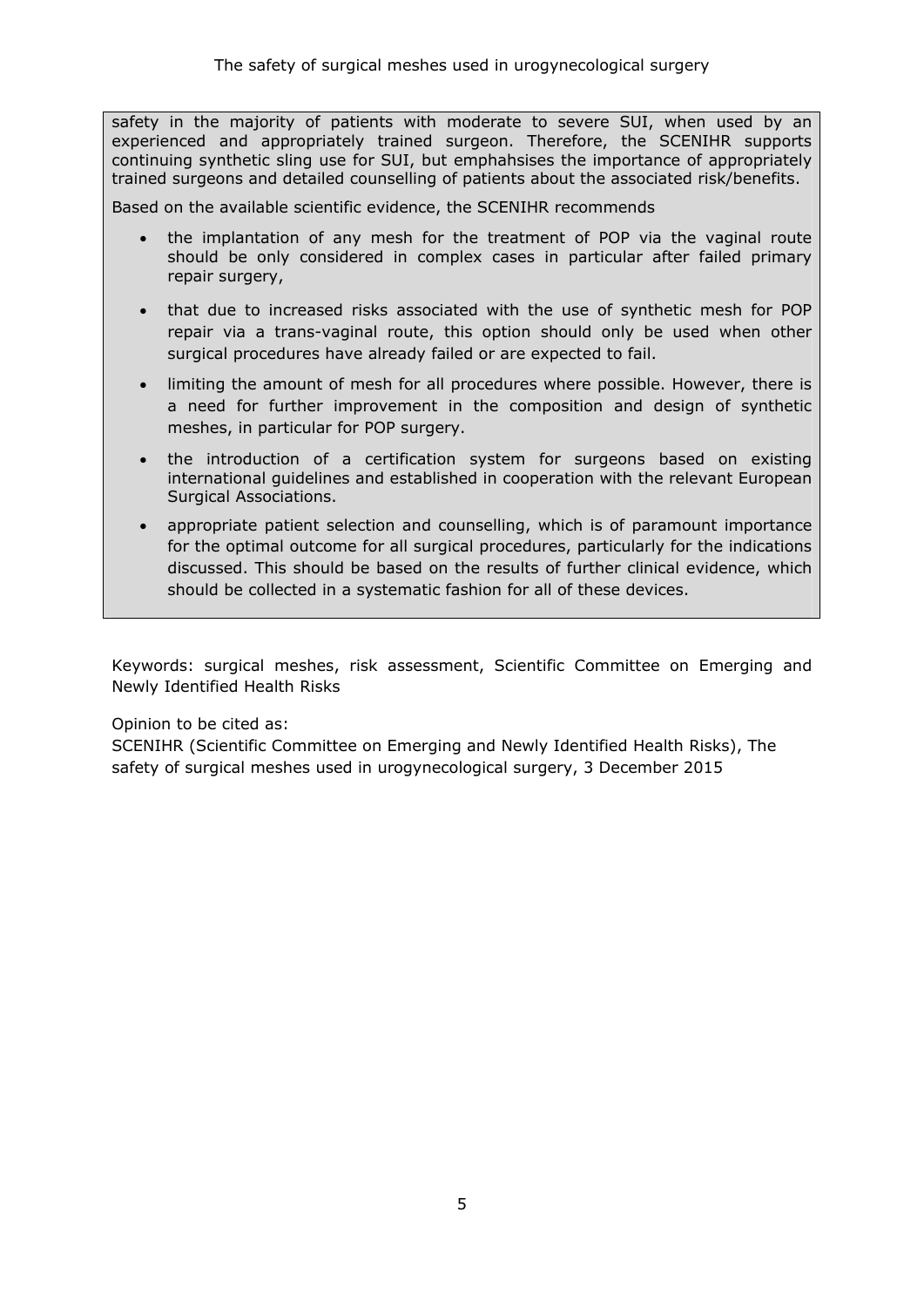safety in the majority of patients with moderate to severe SUI, when used by an experienced and appropriately trained surgeon. Therefore, the SCENIHR supports continuing synthetic sling use for SUI, but emphahsises the importance of appropriately trained surgeons and detailed counselling of patients about the associated risk/benefits.

Based on the available scientific evidence, the SCENIHR recommends

- the implantation of any mesh for the treatment of POP via the vaginal route should be only considered in complex cases in particular after failed primary repair surgery,
- that due to increased risks associated with the use of synthetic mesh for POP repair via a trans-vaginal route, this option should only be used when other surgical procedures have already failed or are expected to fail.
- limiting the amount of mesh for all procedures where possible. However, there is a need for further improvement in the composition and design of synthetic meshes, in particular for POP surgery.
- the introduction of a certification system for surgeons based on existing international guidelines and established in cooperation with the relevant European Surgical Associations.
- appropriate patient selection and counselling, which is of paramount importance for the optimal outcome for all surgical procedures, particularly for the indications discussed. This should be based on the results of further clinical evidence, which should be collected in a systematic fashion for all of these devices.

Keywords: surgical meshes, risk assessment, Scientific Committee on Emerging and Newly Identified Health Risks

Opinion to be cited as:
SCENIHR (Scientific Committee on Emerging and Newly Identified Health Risks), The safety of surgical meshes used in urogynecological surgery, 3 December 2015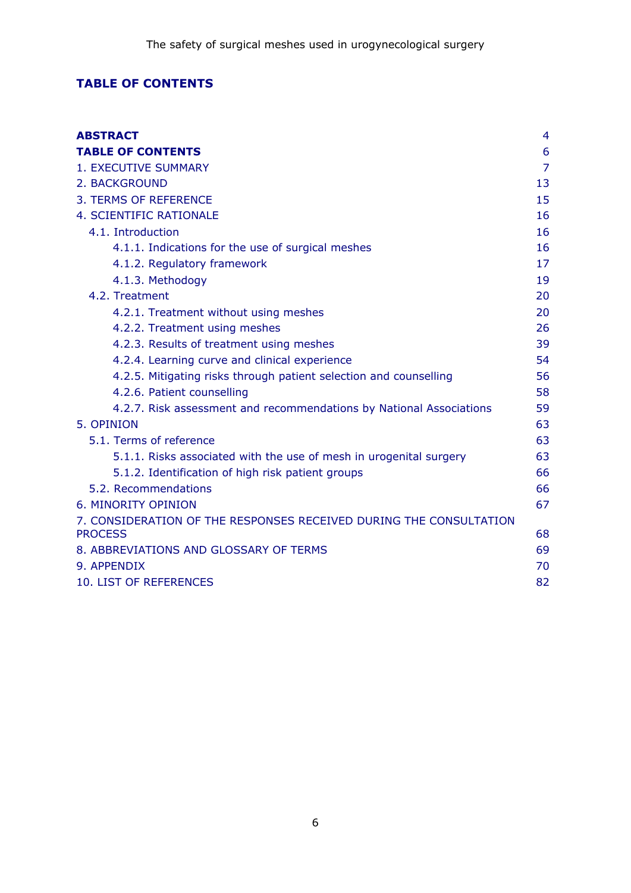## TABLE OF CONTENTS

| | |
|---|---|
| **ABSTRACT** | 4 |
| **TABLE OF CONTENTS** | 6 |
| 1. EXECUTIVE SUMMARY | 7 |
| 2. BACKGROUND | 13 |
| 3. TERMS OF REFERENCE | 15 |
| 4. SCIENTIFIC RATIONALE | 16 |
| 4.1. Introduction | 16 |
| 4.1.1. Indications for the use of surgical meshes | 16 |
| 4.1.2. Regulatory framework | 17 |
| 4.1.3. Methodogy | 19 |
| 4.2. Treatment | 20 |
| 4.2.1. Treatment without using meshes | 20 |
| 4.2.2. Treatment using meshes | 26 |
| 4.2.3. Results of treatment using meshes | 39 |
| 4.2.4. Learning curve and clinical experience | 54 |
| 4.2.5. Mitigating risks through patient selection and counselling | 56 |
| 4.2.6. Patient counselling | 58 |
| 4.2.7. Risk assessment and recommendations by National Associations | 59 |
| 5. OPINION | 63 |
| 5.1. Terms of reference | 63 |
| 5.1.1. Risks associated with the use of mesh in urogenital surgery | 63 |
| 5.1.2. Identification of high risk patient groups | 66 |
| 5.2. Recommendations | 66 |
| 6. MINORITY OPINION | 67 |
| 7. CONSIDERATION OF THE RESPONSES RECEIVED DURING THE CONSULTATION PROCESS | 68 |
| 8. ABBREVIATIONS AND GLOSSARY OF TERMS | 69 |
| 9. APPENDIX | 70 |
| 10. LIST OF REFERENCES | 82 |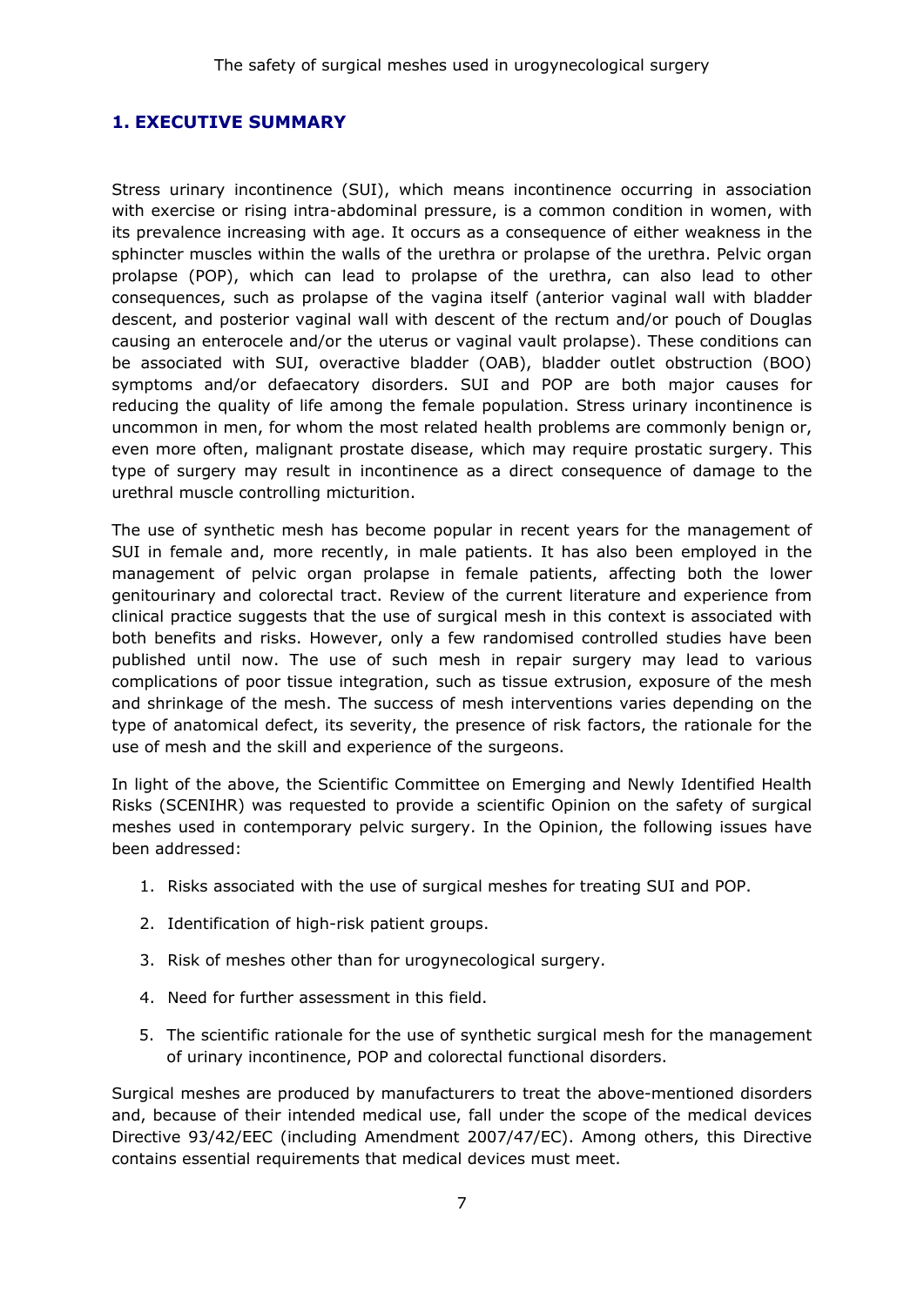## 1. EXECUTIVE SUMMARY

Stress urinary incontinence (SUI), which means incontinence occurring in association with exercise or rising intra-abdominal pressure, is a common condition in women, with its prevalence increasing with age. It occurs as a consequence of either weakness in the sphincter muscles within the walls of the urethra or prolapse of the urethra. Pelvic organ prolapse (POP), which can lead to prolapse of the urethra, can also lead to other consequences, such as prolapse of the vagina itself (anterior vaginal wall with bladder descent, and posterior vaginal wall with descent of the rectum and/or pouch of Douglas causing an enterocele and/or the uterus or vaginal vault prolapse). These conditions can be associated with SUI, overactive bladder (OAB), bladder outlet obstruction (BOO) symptoms and/or defaecatory disorders. SUI and POP are both major causes for reducing the quality of life among the female population. Stress urinary incontinence is uncommon in men, for whom the most related health problems are commonly benign or, even more often, malignant prostate disease, which may require prostatic surgery. This type of surgery may result in incontinence as a direct consequence of damage to the urethral muscle controlling micturition.

The use of synthetic mesh has become popular in recent years for the management of SUI in female and, more recently, in male patients. It has also been employed in the management of pelvic organ prolapse in female patients, affecting both the lower genitourinary and colorectal tract. Review of the current literature and experience from clinical practice suggests that the use of surgical mesh in this context is associated with both benefits and risks. However, only a few randomised controlled studies have been published until now. The use of such mesh in repair surgery may lead to various complications of poor tissue integration, such as tissue extrusion, exposure of the mesh and shrinkage of the mesh. The success of mesh interventions varies depending on the type of anatomical defect, its severity, the presence of risk factors, the rationale for the use of mesh and the skill and experience of the surgeons.

In light of the above, the Scientific Committee on Emerging and Newly Identified Health Risks (SCENIHR) was requested to provide a scientific Opinion on the safety of surgical meshes used in contemporary pelvic surgery. In the Opinion, the following issues have been addressed:

1. Risks associated with the use of surgical meshes for treating SUI and POP.
2. Identification of high-risk patient groups.
3. Risk of meshes other than for urogynecological surgery.
4. Need for further assessment in this field.
5. The scientific rationale for the use of synthetic surgical mesh for the management of urinary incontinence, POP and colorectal functional disorders.

Surgical meshes are produced by manufacturers to treat the above-mentioned disorders and, because of their intended medical use, fall under the scope of the medical devices Directive 93/42/EEC (including Amendment 2007/47/EC). Among others, this Directive contains essential requirements that medical devices must meet.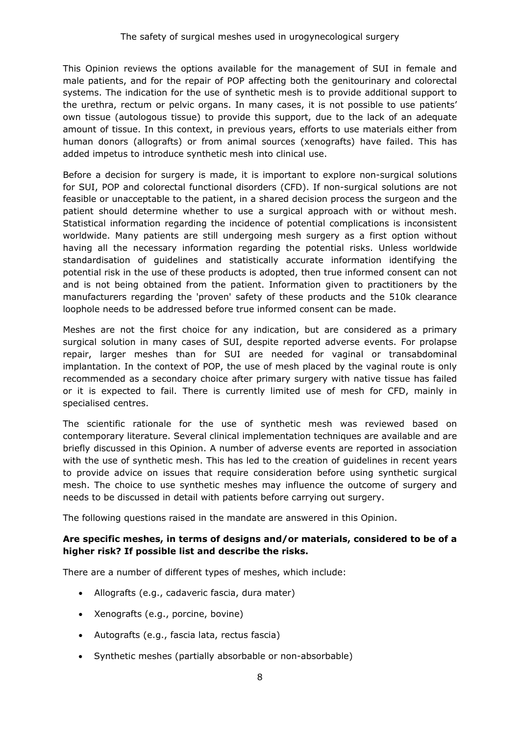This Opinion reviews the options available for the management of SUI in female and male patients, and for the repair of POP affecting both the genitourinary and colorectal systems. The indication for the use of synthetic mesh is to provide additional support to the urethra, rectum or pelvic organs. In many cases, it is not possible to use patients' own tissue (autologous tissue) to provide this support, due to the lack of an adequate amount of tissue. In this context, in previous years, efforts to use materials either from human donors (allografts) or from animal sources (xenografts) have failed. This has added impetus to introduce synthetic mesh into clinical use.

Before a decision for surgery is made, it is important to explore non-surgical solutions for SUI, POP and colorectal functional disorders (CFD). If non-surgical solutions are not feasible or unacceptable to the patient, in a shared decision process the surgeon and the patient should determine whether to use a surgical approach with or without mesh. Statistical information regarding the incidence of potential complications is inconsistent worldwide. Many patients are still undergoing mesh surgery as a first option without having all the necessary information regarding the potential risks. Unless worldwide standardisation of guidelines and statistically accurate information identifying the potential risk in the use of these products is adopted, then true informed consent can not and is not being obtained from the patient. Information given to practitioners by the manufacturers regarding the 'proven' safety of these products and the 510k clearance loophole needs to be addressed before true informed consent can be made.

Meshes are not the first choice for any indication, but are considered as a primary surgical solution in many cases of SUI, despite reported adverse events. For prolapse repair, larger meshes than for SUI are needed for vaginal or transabdominal implantation. In the context of POP, the use of mesh placed by the vaginal route is only recommended as a secondary choice after primary surgery with native tissue has failed or it is expected to fail. There is currently limited use of mesh for CFD, mainly in specialised centres.

The scientific rationale for the use of synthetic mesh was reviewed based on contemporary literature. Several clinical implementation techniques are available and are briefly discussed in this Opinion. A number of adverse events are reported in association with the use of synthetic mesh. This has led to the creation of guidelines in recent years to provide advice on issues that require consideration before using synthetic surgical mesh. The choice to use synthetic meshes may influence the outcome of surgery and needs to be discussed in detail with patients before carrying out surgery.

The following questions raised in the mandate are answered in this Opinion.

**Are specific meshes, in terms of designs and/or materials, considered to be of a higher risk? If possible list and describe the risks.**

There are a number of different types of meshes, which include:

- Allografts (e.g., cadaveric fascia, dura mater)
- Xenografts (e.g., porcine, bovine)
- Autografts (e.g., fascia lata, rectus fascia)
- Synthetic meshes (partially absorbable or non-absorbable)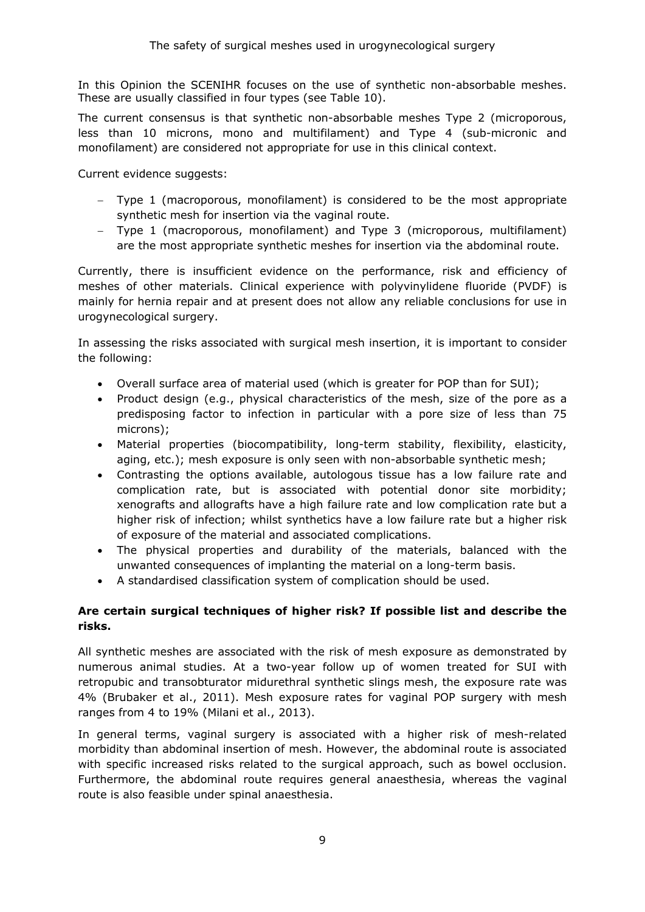In this Opinion the SCENIHR focuses on the use of synthetic non-absorbable meshes. These are usually classified in four types (see Table 10).

The current consensus is that synthetic non-absorbable meshes Type 2 (microporous, less than 10 microns, mono and multifilament) and Type 4 (sub-micronic and monofilament) are considered not appropriate for use in this clinical context.

Current evidence suggests:

- Type 1 (macroporous, monofilament) is considered to be the most appropriate synthetic mesh for insertion via the vaginal route.
- Type 1 (macroporous, monofilament) and Type 3 (microporous, multifilament) are the most appropriate synthetic meshes for insertion via the abdominal route.

Currently, there is insufficient evidence on the performance, risk and efficiency of meshes of other materials. Clinical experience with polyvinylidene fluoride (PVDF) is mainly for hernia repair and at present does not allow any reliable conclusions for use in urogynecological surgery.

In assessing the risks associated with surgical mesh insertion, it is important to consider the following:

- Overall surface area of material used (which is greater for POP than for SUI);
- Product design (e.g., physical characteristics of the mesh, size of the pore as a predisposing factor to infection in particular with a pore size of less than 75 microns);
- Material properties (biocompatibility, long-term stability, flexibility, elasticity, aging, etc.); mesh exposure is only seen with non-absorbable synthetic mesh;
- Contrasting the options available, autologous tissue has a low failure rate and complication rate, but is associated with potential donor site morbidity; xenografts and allografts have a high failure rate and low complication rate but a higher risk of infection; whilst synthetics have a low failure rate but a higher risk of exposure of the material and associated complications.
- The physical properties and durability of the materials, balanced with the unwanted consequences of implanting the material on a long-term basis.
- A standardised classification system of complication should be used.

**Are certain surgical techniques of higher risk? If possible list and describe the risks.**

All synthetic meshes are associated with the risk of mesh exposure as demonstrated by numerous animal studies. At a two-year follow up of women treated for SUI with retropubic and transobturator midurethral synthetic slings mesh, the exposure rate was 4% (Brubaker et al., 2011). Mesh exposure rates for vaginal POP surgery with mesh ranges from 4 to 19% (Milani et al., 2013).

In general terms, vaginal surgery is associated with a higher risk of mesh-related morbidity than abdominal insertion of mesh. However, the abdominal route is associated with specific increased risks related to the surgical approach, such as bowel occlusion. Furthermore, the abdominal route requires general anaesthesia, whereas the vaginal route is also feasible under spinal anaesthesia.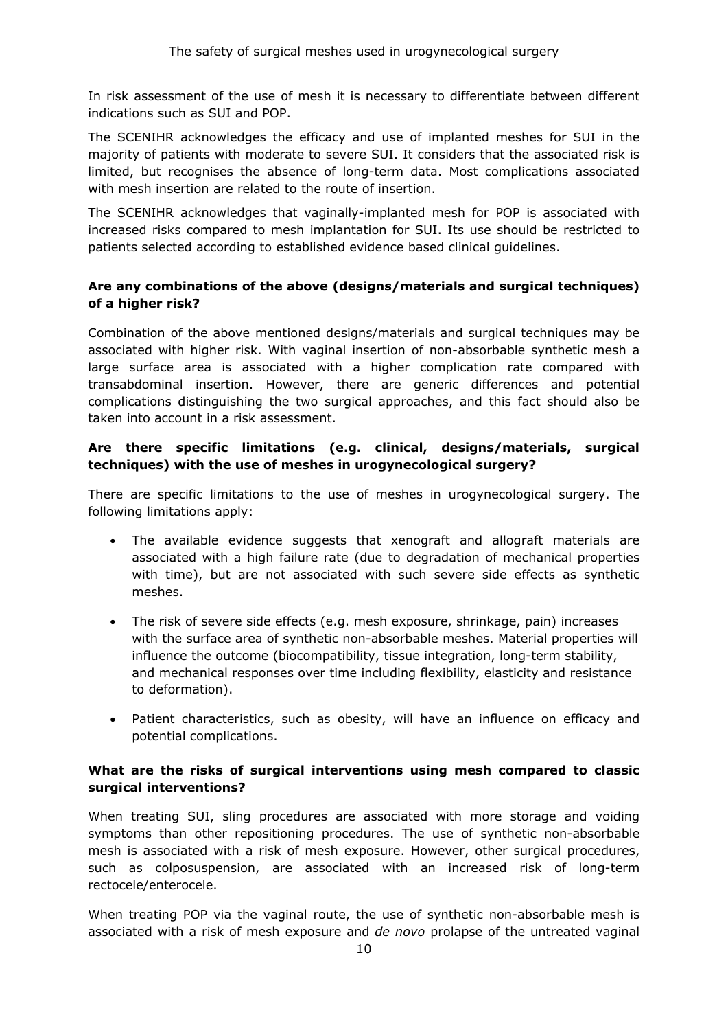In risk assessment of the use of mesh it is necessary to differentiate between different indications such as SUI and POP.

The SCENIHR acknowledges the efficacy and use of implanted meshes for SUI in the majority of patients with moderate to severe SUI. It considers that the associated risk is limited, but recognises the absence of long-term data. Most complications associated with mesh insertion are related to the route of insertion.

The SCENIHR acknowledges that vaginally-implanted mesh for POP is associated with increased risks compared to mesh implantation for SUI. Its use should be restricted to patients selected according to established evidence based clinical guidelines.

**Are any combinations of the above (designs/materials and surgical techniques) of a higher risk?**

Combination of the above mentioned designs/materials and surgical techniques may be associated with higher risk. With vaginal insertion of non-absorbable synthetic mesh a large surface area is associated with a higher complication rate compared with transabdominal insertion. However, there are generic differences and potential complications distinguishing the two surgical approaches, and this fact should also be taken into account in a risk assessment.

**Are there specific limitations (e.g. clinical, designs/materials, surgical techniques) with the use of meshes in urogynecological surgery?**

There are specific limitations to the use of meshes in urogynecological surgery. The following limitations apply:

- The available evidence suggests that xenograft and allograft materials are associated with a high failure rate (due to degradation of mechanical properties with time), but are not associated with such severe side effects as synthetic meshes.
- The risk of severe side effects (e.g. mesh exposure, shrinkage, pain) increases with the surface area of synthetic non-absorbable meshes. Material properties will influence the outcome (biocompatibility, tissue integration, long-term stability, and mechanical responses over time including flexibility, elasticity and resistance to deformation).
- Patient characteristics, such as obesity, will have an influence on efficacy and potential complications.

**What are the risks of surgical interventions using mesh compared to classic surgical interventions?**

When treating SUI, sling procedures are associated with more storage and voiding symptoms than other repositioning procedures. The use of synthetic non-absorbable mesh is associated with a risk of mesh exposure. However, other surgical procedures, such as colposuspension, are associated with an increased risk of long-term rectocele/enterocele.

When treating POP via the vaginal route, the use of synthetic non-absorbable mesh is associated with a risk of mesh exposure and *de novo* prolapse of the untreated vaginal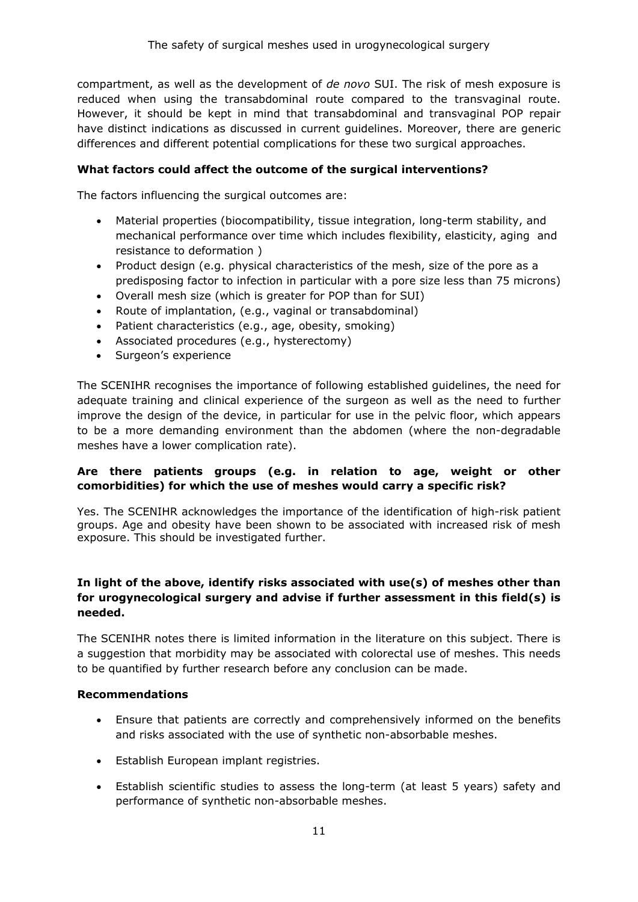compartment, as well as the development of *de novo* SUI. The risk of mesh exposure is reduced when using the transabdominal route compared to the transvaginal route. However, it should be kept in mind that transabdominal and transvaginal POP repair have distinct indications as discussed in current guidelines. Moreover, there are generic differences and different potential complications for these two surgical approaches.

**What factors could affect the outcome of the surgical interventions?**

The factors influencing the surgical outcomes are:

- Material properties (biocompatibility, tissue integration, long-term stability, and mechanical performance over time which includes flexibility, elasticity, aging and resistance to deformation )
- Product design (e.g. physical characteristics of the mesh, size of the pore as a predisposing factor to infection in particular with a pore size less than 75 microns)
- Overall mesh size (which is greater for POP than for SUI)
- Route of implantation, (e.g., vaginal or transabdominal)
- Patient characteristics (e.g., age, obesity, smoking)
- Associated procedures (e.g., hysterectomy)
- Surgeon's experience

The SCENIHR recognises the importance of following established guidelines, the need for adequate training and clinical experience of the surgeon as well as the need to further improve the design of the device, in particular for use in the pelvic floor, which appears to be a more demanding environment than the abdomen (where the non-degradable meshes have a lower complication rate).

**Are there patients groups (e.g. in relation to age, weight or other comorbidities) for which the use of meshes would carry a specific risk?**

Yes. The SCENIHR acknowledges the importance of the identification of high-risk patient groups. Age and obesity have been shown to be associated with increased risk of mesh exposure. This should be investigated further.

**In light of the above, identify risks associated with use(s) of meshes other than for urogynecological surgery and advise if further assessment in this field(s) is needed.**

The SCENIHR notes there is limited information in the literature on this subject. There is a suggestion that morbidity may be associated with colorectal use of meshes. This needs to be quantified by further research before any conclusion can be made.

**Recommendations**

- Ensure that patients are correctly and comprehensively informed on the benefits and risks associated with the use of synthetic non-absorbable meshes.
- Establish European implant registries.
- Establish scientific studies to assess the long-term (at least 5 years) safety and performance of synthetic non-absorbable meshes.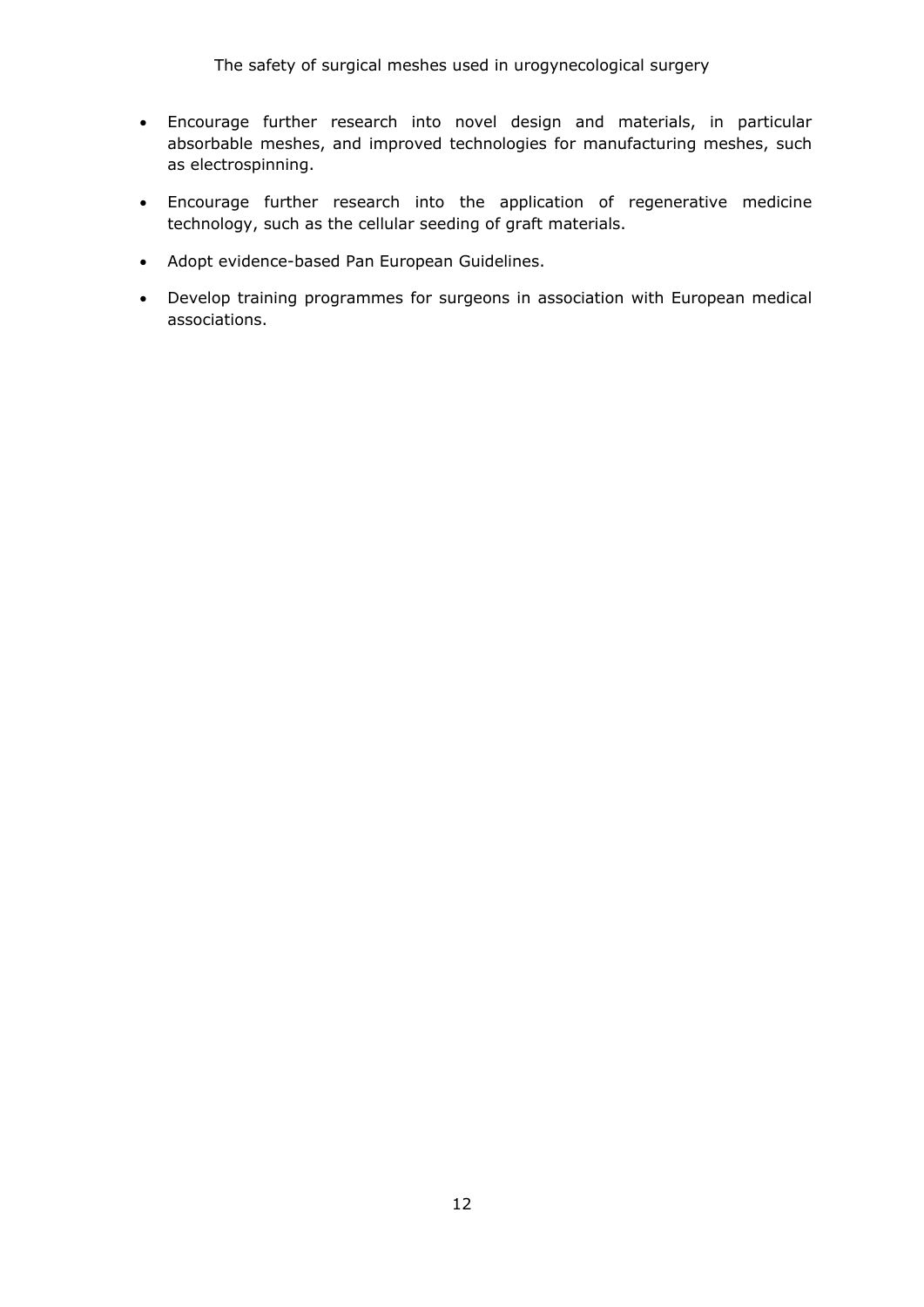- Encourage further research into novel design and materials, in particular absorbable meshes, and improved technologies for manufacturing meshes, such as electrospinning.
- Encourage further research into the application of regenerative medicine technology, such as the cellular seeding of graft materials.
- Adopt evidence-based Pan European Guidelines.
- Develop training programmes for surgeons in association with European medical associations.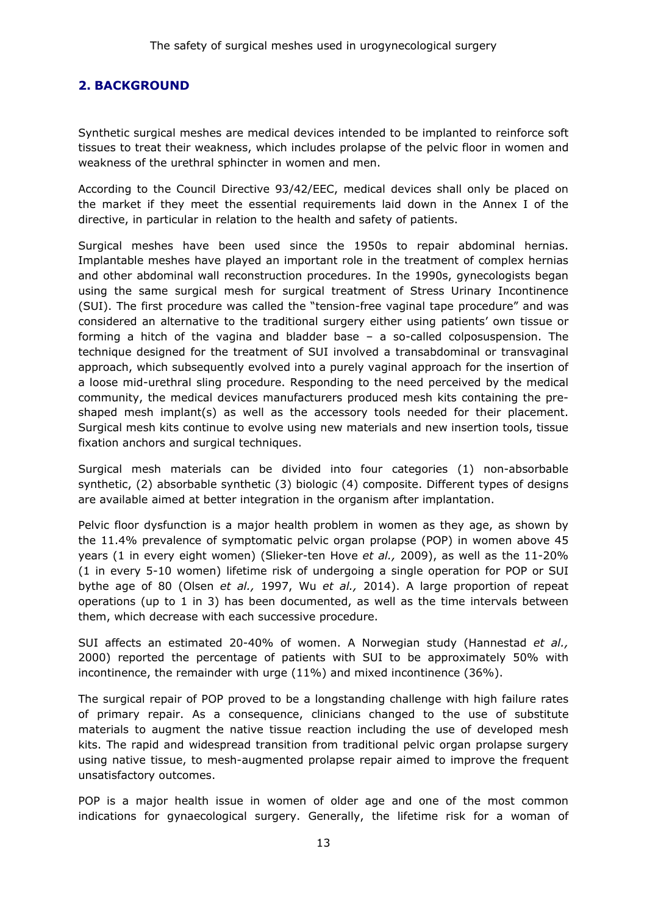## 2. BACKGROUND

Synthetic surgical meshes are medical devices intended to be implanted to reinforce soft tissues to treat their weakness, which includes prolapse of the pelvic floor in women and weakness of the urethral sphincter in women and men.

According to the Council Directive 93/42/EEC, medical devices shall only be placed on the market if they meet the essential requirements laid down in the Annex I of the directive, in particular in relation to the health and safety of patients.

Surgical meshes have been used since the 1950s to repair abdominal hernias. Implantable meshes have played an important role in the treatment of complex hernias and other abdominal wall reconstruction procedures. In the 1990s, gynecologists began using the same surgical mesh for surgical treatment of Stress Urinary Incontinence (SUI). The first procedure was called the "tension-free vaginal tape procedure" and was considered an alternative to the traditional surgery either using patients' own tissue or forming a hitch of the vagina and bladder base – a so-called colposuspension. The technique designed for the treatment of SUI involved a transabdominal or transvaginal approach, which subsequently evolved into a purely vaginal approach for the insertion of a loose mid-urethral sling procedure. Responding to the need perceived by the medical community, the medical devices manufacturers produced mesh kits containing the pre-shaped mesh implant(s) as well as the accessory tools needed for their placement. Surgical mesh kits continue to evolve using new materials and new insertion tools, tissue fixation anchors and surgical techniques.

Surgical mesh materials can be divided into four categories (1) non-absorbable synthetic, (2) absorbable synthetic (3) biologic (4) composite. Different types of designs are available aimed at better integration in the organism after implantation.

Pelvic floor dysfunction is a major health problem in women as they age, as shown by the 11.4% prevalence of symptomatic pelvic organ prolapse (POP) in women above 45 years (1 in every eight women) (Slieker-ten Hove *et al.,* 2009), as well as the 11-20% (1 in every 5-10 women) lifetime risk of undergoing a single operation for POP or SUI bythe age of 80 (Olsen *et al.,* 1997, Wu *et al.,* 2014). A large proportion of repeat operations (up to 1 in 3) has been documented, as well as the time intervals between them, which decrease with each successive procedure.

SUI affects an estimated 20-40% of women. A Norwegian study (Hannestad *et al.,* 2000) reported the percentage of patients with SUI to be approximately 50% with incontinence, the remainder with urge (11%) and mixed incontinence (36%).

The surgical repair of POP proved to be a longstanding challenge with high failure rates of primary repair. As a consequence, clinicians changed to the use of substitute materials to augment the native tissue reaction including the use of developed mesh kits. The rapid and widespread transition from traditional pelvic organ prolapse surgery using native tissue, to mesh-augmented prolapse repair aimed to improve the frequent unsatisfactory outcomes.

POP is a major health issue in women of older age and one of the most common indications for gynaecological surgery. Generally, the lifetime risk for a woman of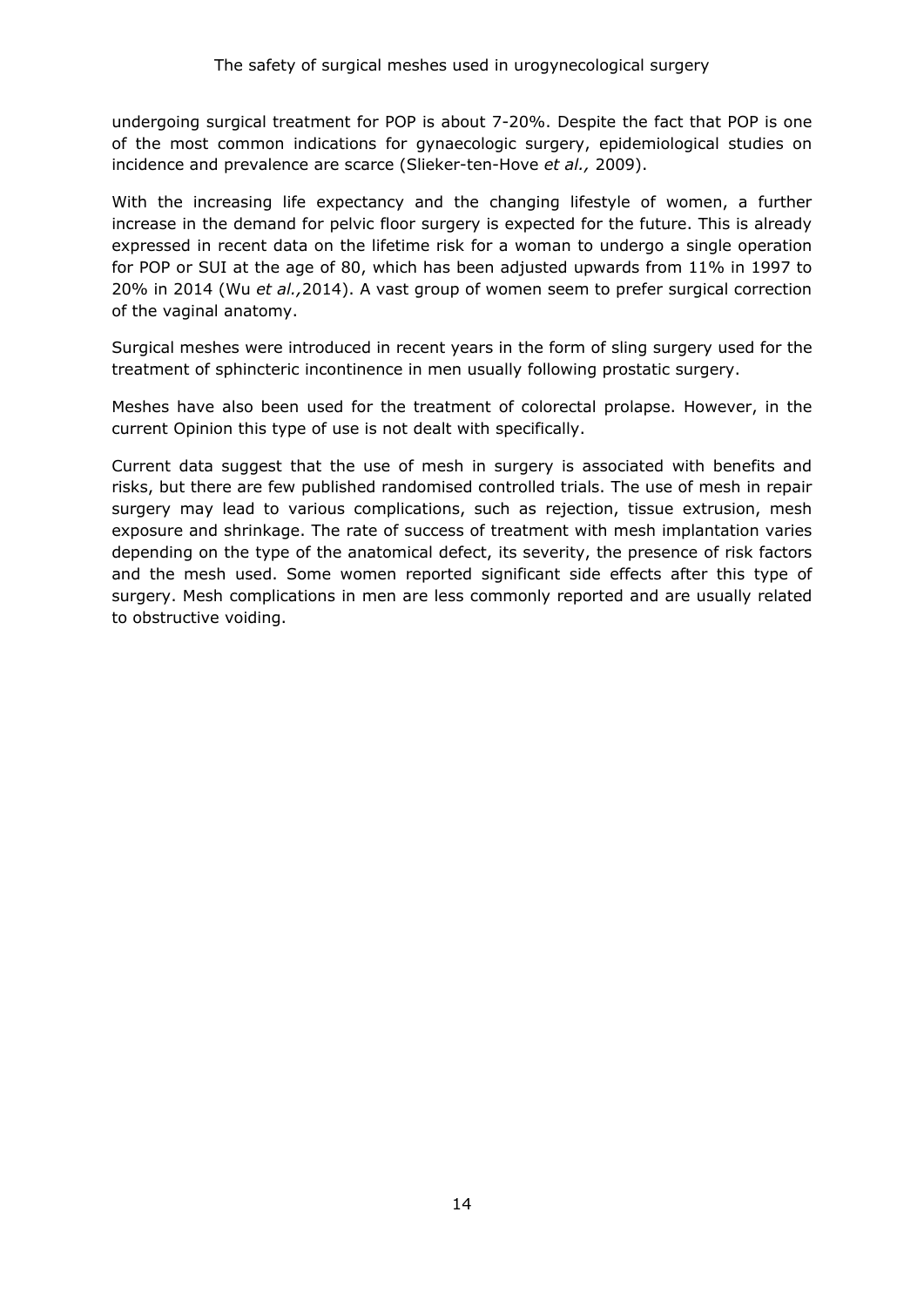undergoing surgical treatment for POP is about 7-20%. Despite the fact that POP is one of the most common indications for gynaecologic surgery, epidemiological studies on incidence and prevalence are scarce (Slieker-ten-Hove *et al.,* 2009).

With the increasing life expectancy and the changing lifestyle of women, a further increase in the demand for pelvic floor surgery is expected for the future. This is already expressed in recent data on the lifetime risk for a woman to undergo a single operation for POP or SUI at the age of 80, which has been adjusted upwards from 11% in 1997 to 20% in 2014 (Wu *et al.,*2014). A vast group of women seem to prefer surgical correction of the vaginal anatomy.

Surgical meshes were introduced in recent years in the form of sling surgery used for the treatment of sphincteric incontinence in men usually following prostatic surgery.

Meshes have also been used for the treatment of colorectal prolapse. However, in the current Opinion this type of use is not dealt with specifically.

Current data suggest that the use of mesh in surgery is associated with benefits and risks, but there are few published randomised controlled trials. The use of mesh in repair surgery may lead to various complications, such as rejection, tissue extrusion, mesh exposure and shrinkage. The rate of success of treatment with mesh implantation varies depending on the type of the anatomical defect, its severity, the presence of risk factors and the mesh used. Some women reported significant side effects after this type of surgery. Mesh complications in men are less commonly reported and are usually related to obstructive voiding.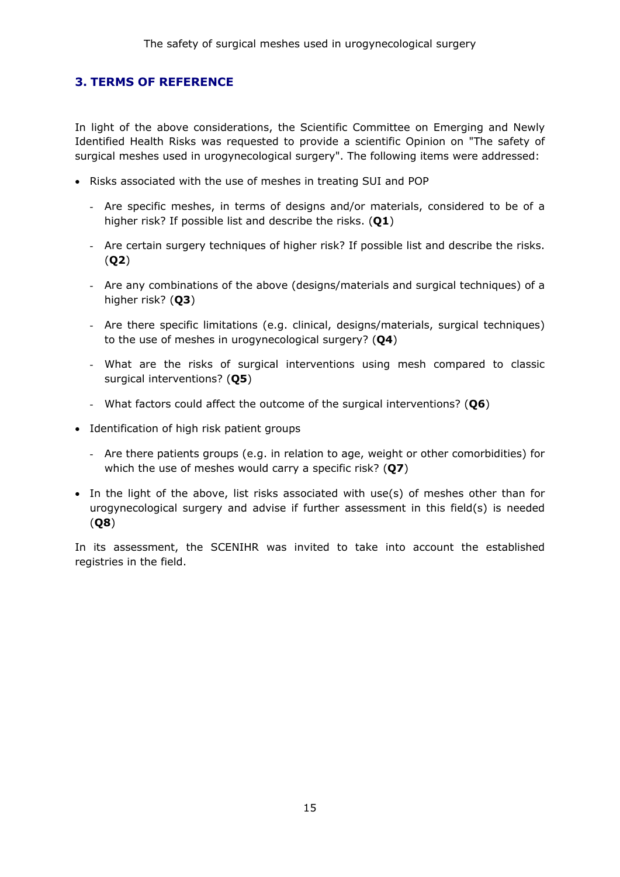## 3. TERMS OF REFERENCE

In light of the above considerations, the Scientific Committee on Emerging and Newly Identified Health Risks was requested to provide a scientific Opinion on "The safety of surgical meshes used in urogynecological surgery". The following items were addressed:

- Risks associated with the use of meshes in treating SUI and POP
  - Are specific meshes, in terms of designs and/or materials, considered to be of a higher risk? If possible list and describe the risks. (**Q1**)
  - Are certain surgery techniques of higher risk? If possible list and describe the risks. (**Q2**)
  - Are any combinations of the above (designs/materials and surgical techniques) of a higher risk? (**Q3**)
  - Are there specific limitations (e.g. clinical, designs/materials, surgical techniques) to the use of meshes in urogynecological surgery? (**Q4**)
  - What are the risks of surgical interventions using mesh compared to classic surgical interventions? (**Q5**)
  - What factors could affect the outcome of the surgical interventions? (**Q6**)
- Identification of high risk patient groups
  - Are there patients groups (e.g. in relation to age, weight or other comorbidities) for which the use of meshes would carry a specific risk? (**Q7**)
- In the light of the above, list risks associated with use(s) of meshes other than for urogynecological surgery and advise if further assessment in this field(s) is needed (**Q8**)

In its assessment, the SCENIHR was invited to take into account the established registries in the field.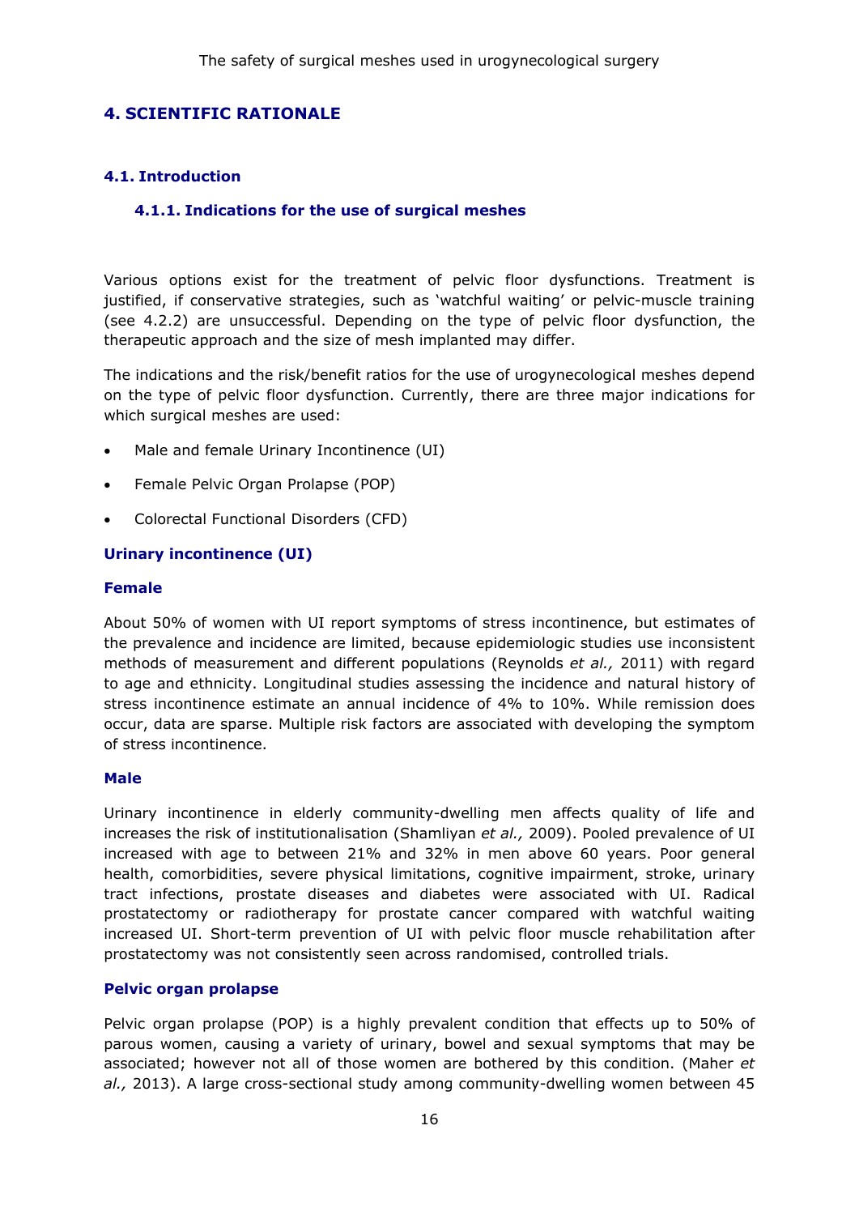# 4. SCIENTIFIC RATIONALE

## 4.1. Introduction

### 4.1.1. Indications for the use of surgical meshes

Various options exist for the treatment of pelvic floor dysfunctions. Treatment is justified, if conservative strategies, such as 'watchful waiting' or pelvic-muscle training (see 4.2.2) are unsuccessful. Depending on the type of pelvic floor dysfunction, the therapeutic approach and the size of mesh implanted may differ.

The indications and the risk/benefit ratios for the use of urogynecological meshes depend on the type of pelvic floor dysfunction. Currently, there are three major indications for which surgical meshes are used:

- Male and female Urinary Incontinence (UI)
- Female Pelvic Organ Prolapse (POP)
- Colorectal Functional Disorders (CFD)

**Urinary incontinence (UI)**

**Female**

About 50% of women with UI report symptoms of stress incontinence, but estimates of the prevalence and incidence are limited, because epidemiologic studies use inconsistent methods of measurement and different populations (Reynolds *et al.,* 2011) with regard to age and ethnicity. Longitudinal studies assessing the incidence and natural history of stress incontinence estimate an annual incidence of 4% to 10%. While remission does occur, data are sparse. Multiple risk factors are associated with developing the symptom of stress incontinence.

**Male**

Urinary incontinence in elderly community-dwelling men affects quality of life and increases the risk of institutionalisation (Shamliyan *et al.,* 2009). Pooled prevalence of UI increased with age to between 21% and 32% in men above 60 years. Poor general health, comorbidities, severe physical limitations, cognitive impairment, stroke, urinary tract infections, prostate diseases and diabetes were associated with UI. Radical prostatectomy or radiotherapy for prostate cancer compared with watchful waiting increased UI. Short-term prevention of UI with pelvic floor muscle rehabilitation after prostatectomy was not consistently seen across randomised, controlled trials.

**Pelvic organ prolapse**

Pelvic organ prolapse (POP) is a highly prevalent condition that effects up to 50% of parous women, causing a variety of urinary, bowel and sexual symptoms that may be associated; however not all of those women are bothered by this condition. (Maher *et al.,* 2013). A large cross-sectional study among community-dwelling women between 45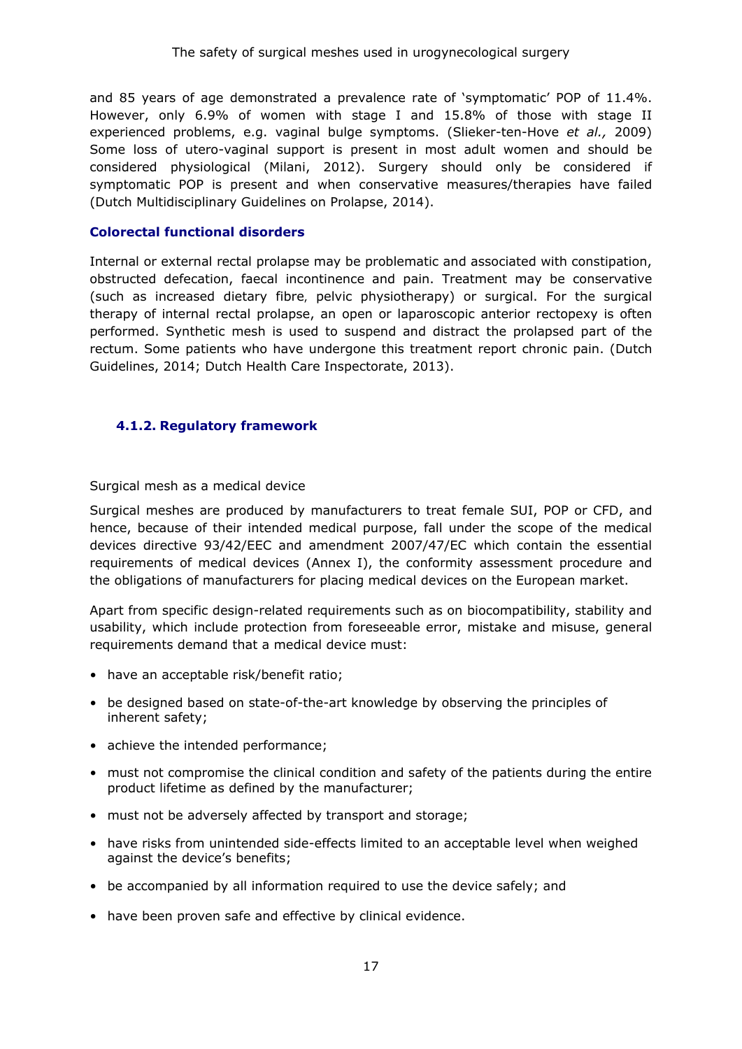and 85 years of age demonstrated a prevalence rate of 'symptomatic' POP of 11.4%. However, only 6.9% of women with stage I and 15.8% of those with stage II experienced problems, e.g. vaginal bulge symptoms. (Slieker-ten-Hove *et al.,* 2009) Some loss of utero-vaginal support is present in most adult women and should be considered physiological (Milani, 2012). Surgery should only be considered if symptomatic POP is present and when conservative measures/therapies have failed (Dutch Multidisciplinary Guidelines on Prolapse, 2014).

### Colorectal functional disorders

Internal or external rectal prolapse may be problematic and associated with constipation, obstructed defecation, faecal incontinence and pain. Treatment may be conservative (such as increased dietary fibre, pelvic physiotherapy) or surgical. For the surgical therapy of internal rectal prolapse, an open or laparoscopic anterior rectopexy is often performed. Synthetic mesh is used to suspend and distract the prolapsed part of the rectum. Some patients who have undergone this treatment report chronic pain. (Dutch Guidelines, 2014; Dutch Health Care Inspectorate, 2013).

### 4.1.2. Regulatory framework

Surgical mesh as a medical device

Surgical meshes are produced by manufacturers to treat female SUI, POP or CFD, and hence, because of their intended medical purpose, fall under the scope of the medical devices directive 93/42/EEC and amendment 2007/47/EC which contain the essential requirements of medical devices (Annex I), the conformity assessment procedure and the obligations of manufacturers for placing medical devices on the European market.

Apart from specific design-related requirements such as on biocompatibility, stability and usability, which include protection from foreseeable error, mistake and misuse, general requirements demand that a medical device must:

- have an acceptable risk/benefit ratio;
- be designed based on state-of-the-art knowledge by observing the principles of inherent safety;
- achieve the intended performance;
- must not compromise the clinical condition and safety of the patients during the entire product lifetime as defined by the manufacturer;
- must not be adversely affected by transport and storage;
- have risks from unintended side-effects limited to an acceptable level when weighed against the device's benefits;
- be accompanied by all information required to use the device safely; and
- have been proven safe and effective by clinical evidence.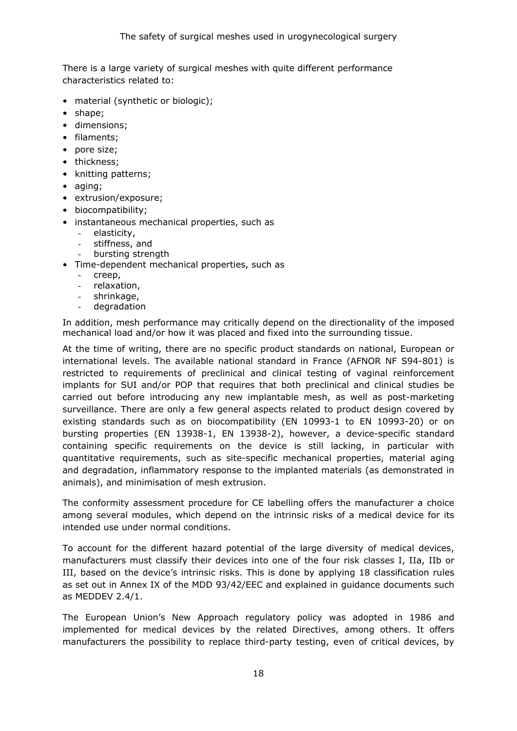There is a large variety of surgical meshes with quite different performance characteristics related to:

- material (synthetic or biologic);
- shape;
- dimensions;
- filaments;
- pore size;
- thickness;
- knitting patterns;
- aging;
- extrusion/exposure;
- biocompatibility;
- instantaneous mechanical properties, such as
  - elasticity,
  - stiffness, and
  - bursting strength
- Time-dependent mechanical properties, such as
  - creep,
  - relaxation,
  - shrinkage,
  - degradation

In addition, mesh performance may critically depend on the directionality of the imposed mechanical load and/or how it was placed and fixed into the surrounding tissue.

At the time of writing, there are no specific product standards on national, European or international levels. The available national standard in France (AFNOR NF S94-801) is restricted to requirements of preclinical and clinical testing of vaginal reinforcement implants for SUI and/or POP that requires that both preclinical and clinical studies be carried out before introducing any new implantable mesh, as well as post-marketing surveillance. There are only a few general aspects related to product design covered by existing standards such as on biocompatibility (EN 10993-1 to EN 10993-20) or on bursting properties (EN 13938-1, EN 13938-2), however, a device-specific standard containing specific requirements on the device is still lacking, in particular with quantitative requirements, such as site-specific mechanical properties, material aging and degradation, inflammatory response to the implanted materials (as demonstrated in animals), and minimisation of mesh extrusion.

The conformity assessment procedure for CE labelling offers the manufacturer a choice among several modules, which depend on the intrinsic risks of a medical device for its intended use under normal conditions.

To account for the different hazard potential of the large diversity of medical devices, manufacturers must classify their devices into one of the four risk classes I, IIa, IIb or III, based on the device's intrinsic risks. This is done by applying 18 classification rules as set out in Annex IX of the MDD 93/42/EEC and explained in guidance documents such as MEDDEV 2.4/1.

The European Union's New Approach regulatory policy was adopted in 1986 and implemented for medical devices by the related Directives, among others. It offers manufacturers the possibility to replace third-party testing, even of critical devices, by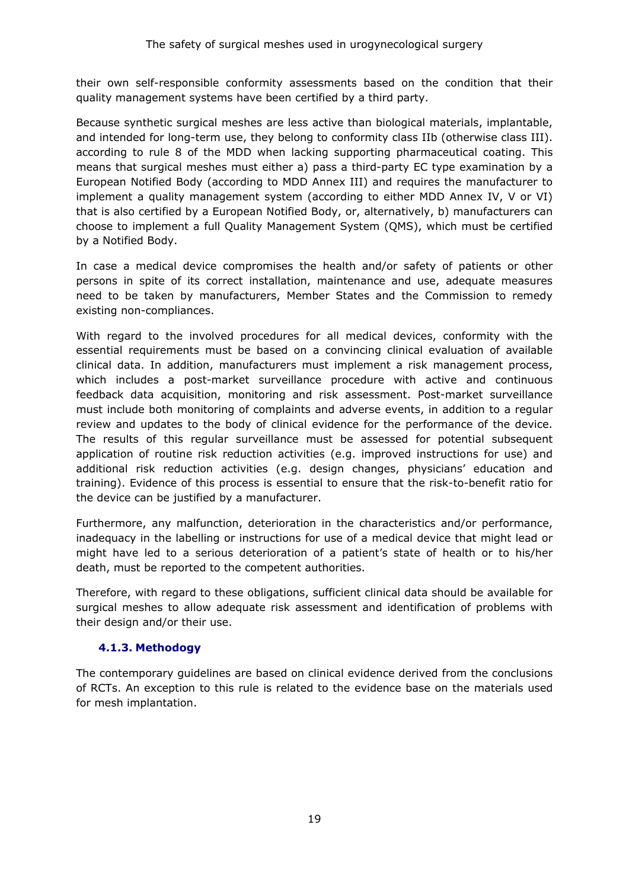their own self-responsible conformity assessments based on the condition that their quality management systems have been certified by a third party.

Because synthetic surgical meshes are less active than biological materials, implantable, and intended for long-term use, they belong to conformity class IIb (otherwise class III). according to rule 8 of the MDD when lacking supporting pharmaceutical coating. This means that surgical meshes must either a) pass a third-party EC type examination by a European Notified Body (according to MDD Annex III) and requires the manufacturer to implement a quality management system (according to either MDD Annex IV, V or VI) that is also certified by a European Notified Body, or, alternatively, b) manufacturers can choose to implement a full Quality Management System (QMS), which must be certified by a Notified Body.

In case a medical device compromises the health and/or safety of patients or other persons in spite of its correct installation, maintenance and use, adequate measures need to be taken by manufacturers, Member States and the Commission to remedy existing non-compliances.

With regard to the involved procedures for all medical devices, conformity with the essential requirements must be based on a convincing clinical evaluation of available clinical data. In addition, manufacturers must implement a risk management process, which includes a post-market surveillance procedure with active and continuous feedback data acquisition, monitoring and risk assessment. Post-market surveillance must include both monitoring of complaints and adverse events, in addition to a regular review and updates to the body of clinical evidence for the performance of the device. The results of this regular surveillance must be assessed for potential subsequent application of routine risk reduction activities (e.g. improved instructions for use) and additional risk reduction activities (e.g. design changes, physicians' education and training). Evidence of this process is essential to ensure that the risk-to-benefit ratio for the device can be justified by a manufacturer.

Furthermore, any malfunction, deterioration in the characteristics and/or performance, inadequacy in the labelling or instructions for use of a medical device that might lead or might have led to a serious deterioration of a patient's state of health or to his/her death, must be reported to the competent authorities.

Therefore, with regard to these obligations, sufficient clinical data should be available for surgical meshes to allow adequate risk assessment and identification of problems with their design and/or their use.

### 4.1.3. Methodogy

The contemporary guidelines are based on clinical evidence derived from the conclusions of RCTs. An exception to this rule is related to the evidence base on the materials used for mesh implantation.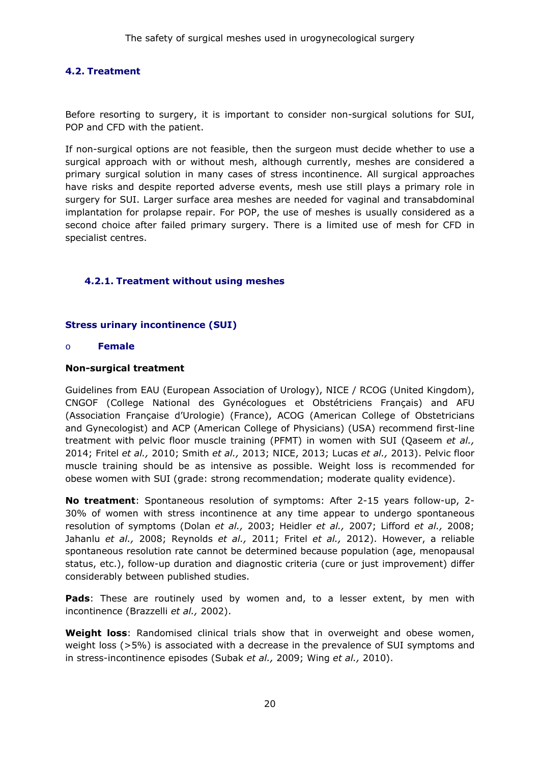### 4.2. Treatment

Before resorting to surgery, it is important to consider non-surgical solutions for SUI, POP and CFD with the patient.

If non-surgical options are not feasible, then the surgeon must decide whether to use a surgical approach with or without mesh, although currently, meshes are considered a primary surgical solution in many cases of stress incontinence. All surgical approaches have risks and despite reported adverse events, mesh use still plays a primary role in surgery for SUI. Larger surface area meshes are needed for vaginal and transabdominal implantation for prolapse repair. For POP, the use of meshes is usually considered as a second choice after failed primary surgery. There is a limited use of mesh for CFD in specialist centres.

#### 4.2.1. Treatment without using meshes

**Stress urinary incontinence (SUI)**

- **Female**

**Non-surgical treatment**

Guidelines from EAU (European Association of Urology), NICE / RCOG (United Kingdom), CNGOF (College National des Gynécologues et Obstétriciens Français) and AFU (Association Française d'Urologie) (France), ACOG (American College of Obstetricians and Gynecologist) and ACP (American College of Physicians) (USA) recommend first-line treatment with pelvic floor muscle training (PFMT) in women with SUI (Qaseem *et al.,* 2014; Fritel *et al.,* 2010; Smith *et al.,* 2013; NICE, 2013; Lucas *et al.,* 2013). Pelvic floor muscle training should be as intensive as possible. Weight loss is recommended for obese women with SUI (grade: strong recommendation; moderate quality evidence).

**No treatment**: Spontaneous resolution of symptoms: After 2-15 years follow-up, 2-30% of women with stress incontinence at any time appear to undergo spontaneous resolution of symptoms (Dolan *et al.,* 2003; Heidler *et al.,* 2007; Lifford *et al.,* 2008; Jahanlu *et al.,* 2008; Reynolds *et al.,* 2011; Fritel *et al.,* 2012). However, a reliable spontaneous resolution rate cannot be determined because population (age, menopausal status, etc.), follow-up duration and diagnostic criteria (cure or just improvement) differ considerably between published studies.

**Pads**: These are routinely used by women and, to a lesser extent, by men with incontinence (Brazzelli *et al.,* 2002).

**Weight loss**: Randomised clinical trials show that in overweight and obese women, weight loss (>5%) is associated with a decrease in the prevalence of SUI symptoms and in stress-incontinence episodes (Subak *et al.,* 2009; Wing *et al.,* 2010).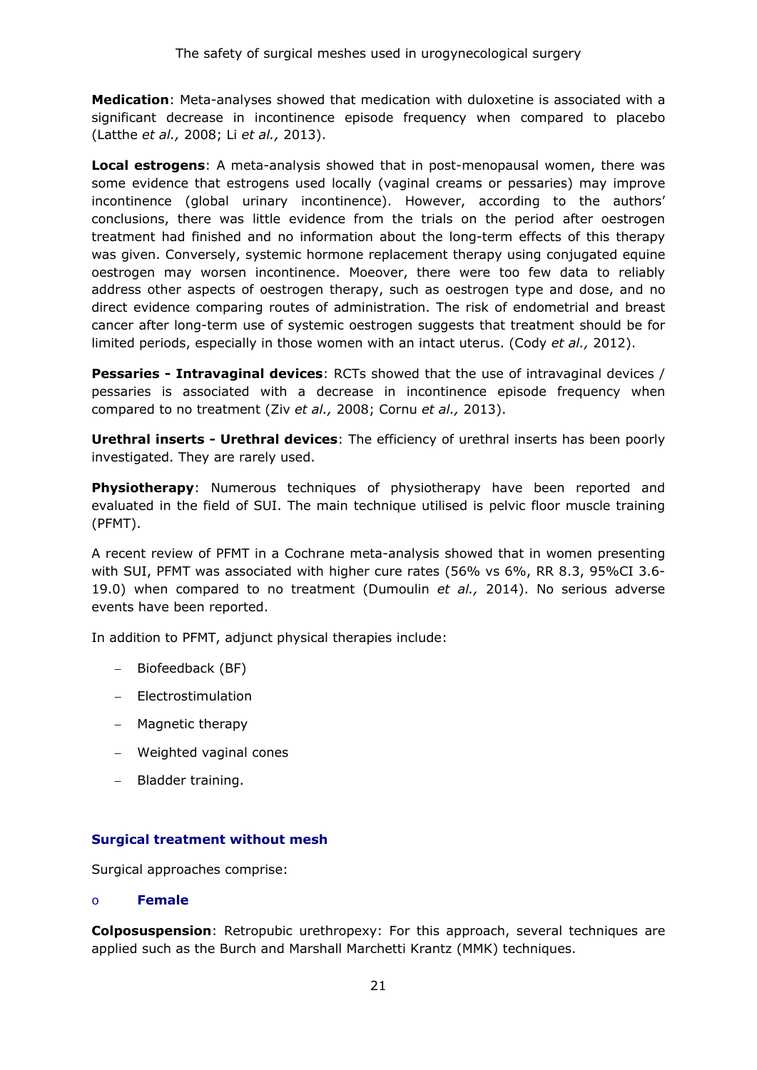**Medication**: Meta-analyses showed that medication with duloxetine is associated with a significant decrease in incontinence episode frequency when compared to placebo (Latthe *et al.,* 2008; Li *et al.,* 2013).

**Local estrogens**: A meta-analysis showed that in post-menopausal women, there was some evidence that estrogens used locally (vaginal creams or pessaries) may improve incontinence (global urinary incontinence). However, according to the authors' conclusions, there was little evidence from the trials on the period after oestrogen treatment had finished and no information about the long-term effects of this therapy was given. Conversely, systemic hormone replacement therapy using conjugated equine oestrogen may worsen incontinence. Moeover, there were too few data to reliably address other aspects of oestrogen therapy, such as oestrogen type and dose, and no direct evidence comparing routes of administration. The risk of endometrial and breast cancer after long-term use of systemic oestrogen suggests that treatment should be for limited periods, especially in those women with an intact uterus. (Cody *et al.,* 2012).

**Pessaries - Intravaginal devices**: RCTs showed that the use of intravaginal devices / pessaries is associated with a decrease in incontinence episode frequency when compared to no treatment (Ziv *et al.,* 2008; Cornu *et al.,* 2013).

**Urethral inserts - Urethral devices**: The efficiency of urethral inserts has been poorly investigated. They are rarely used.

**Physiotherapy**: Numerous techniques of physiotherapy have been reported and evaluated in the field of SUI. The main technique utilised is pelvic floor muscle training (PFMT).

A recent review of PFMT in a Cochrane meta-analysis showed that in women presenting with SUI, PFMT was associated with higher cure rates (56% vs 6%, RR 8.3, 95%CI 3.6-19.0) when compared to no treatment (Dumoulin *et al.,* 2014). No serious adverse events have been reported.

In addition to PFMT, adjunct physical therapies include:

- Biofeedback (BF)
- Electrostimulation
- Magnetic therapy
- Weighted vaginal cones
- Bladder training.

### Surgical treatment without mesh

Surgical approaches comprise:

#### o Female

**Colposuspension**: Retropubic urethropexy: For this approach, several techniques are applied such as the Burch and Marshall Marchetti Krantz (MMK) techniques.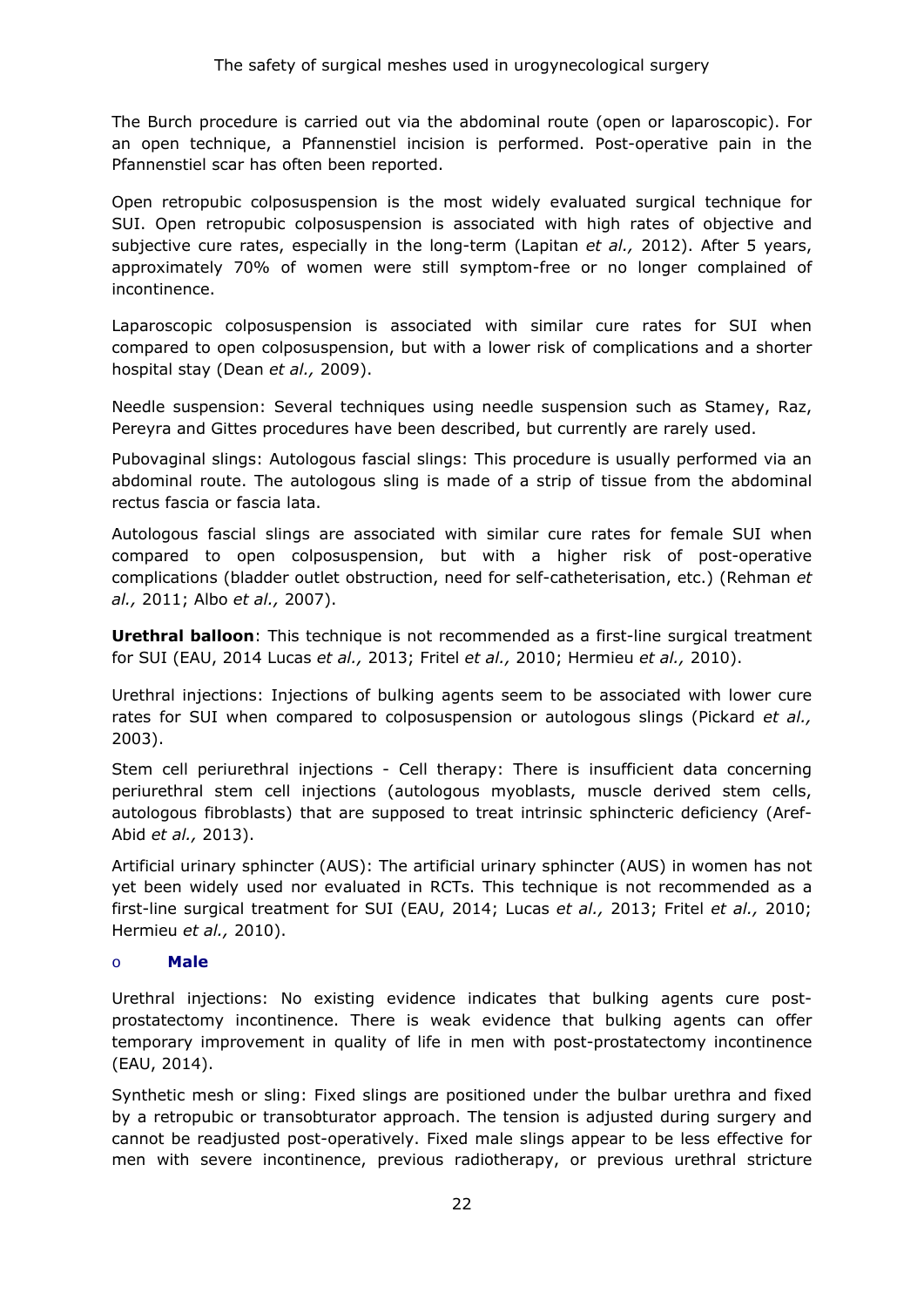The Burch procedure is carried out via the abdominal route (open or laparoscopic). For an open technique, a Pfannenstiel incision is performed. Post-operative pain in the Pfannenstiel scar has often been reported.

Open retropubic colposuspension is the most widely evaluated surgical technique for SUI. Open retropubic colposuspension is associated with high rates of objective and subjective cure rates, especially in the long-term (Lapitan *et al.,* 2012). After 5 years, approximately 70% of women were still symptom-free or no longer complained of incontinence.

Laparoscopic colposuspension is associated with similar cure rates for SUI when compared to open colposuspension, but with a lower risk of complications and a shorter hospital stay (Dean *et al.,* 2009).

Needle suspension: Several techniques using needle suspension such as Stamey, Raz, Pereyra and Gittes procedures have been described, but currently are rarely used.

Pubovaginal slings: Autologous fascial slings: This procedure is usually performed via an abdominal route. The autologous sling is made of a strip of tissue from the abdominal rectus fascia or fascia lata.

Autologous fascial slings are associated with similar cure rates for female SUI when compared to open colposuspension, but with a higher risk of post-operative complications (bladder outlet obstruction, need for self-catheterisation, etc.) (Rehman *et al.,* 2011; Albo *et al.,* 2007).

**Urethral balloon**: This technique is not recommended as a first-line surgical treatment for SUI (EAU, 2014 Lucas *et al.,* 2013; Fritel *et al.,* 2010; Hermieu *et al.,* 2010).

Urethral injections: Injections of bulking agents seem to be associated with lower cure rates for SUI when compared to colposuspension or autologous slings (Pickard *et al.,* 2003).

Stem cell periurethral injections - Cell therapy: There is insufficient data concerning periurethral stem cell injections (autologous myoblasts, muscle derived stem cells, autologous fibroblasts) that are supposed to treat intrinsic sphincteric deficiency (Aref-Abid *et al.,* 2013).

Artificial urinary sphincter (AUS): The artificial urinary sphincter (AUS) in women has not yet been widely used nor evaluated in RCTs. This technique is not recommended as a first-line surgical treatment for SUI (EAU, 2014; Lucas *et al.,* 2013; Fritel *et al.,* 2010; Hermieu *et al.,* 2010).

- **Male**

Urethral injections: No existing evidence indicates that bulking agents cure post-prostatectomy incontinence. There is weak evidence that bulking agents can offer temporary improvement in quality of life in men with post-prostatectomy incontinence (EAU, 2014).

Synthetic mesh or sling: Fixed slings are positioned under the bulbar urethra and fixed by a retropubic or transobturator approach. The tension is adjusted during surgery and cannot be readjusted post-operatively. Fixed male slings appear to be less effective for men with severe incontinence, previous radiotherapy, or previous urethral stricture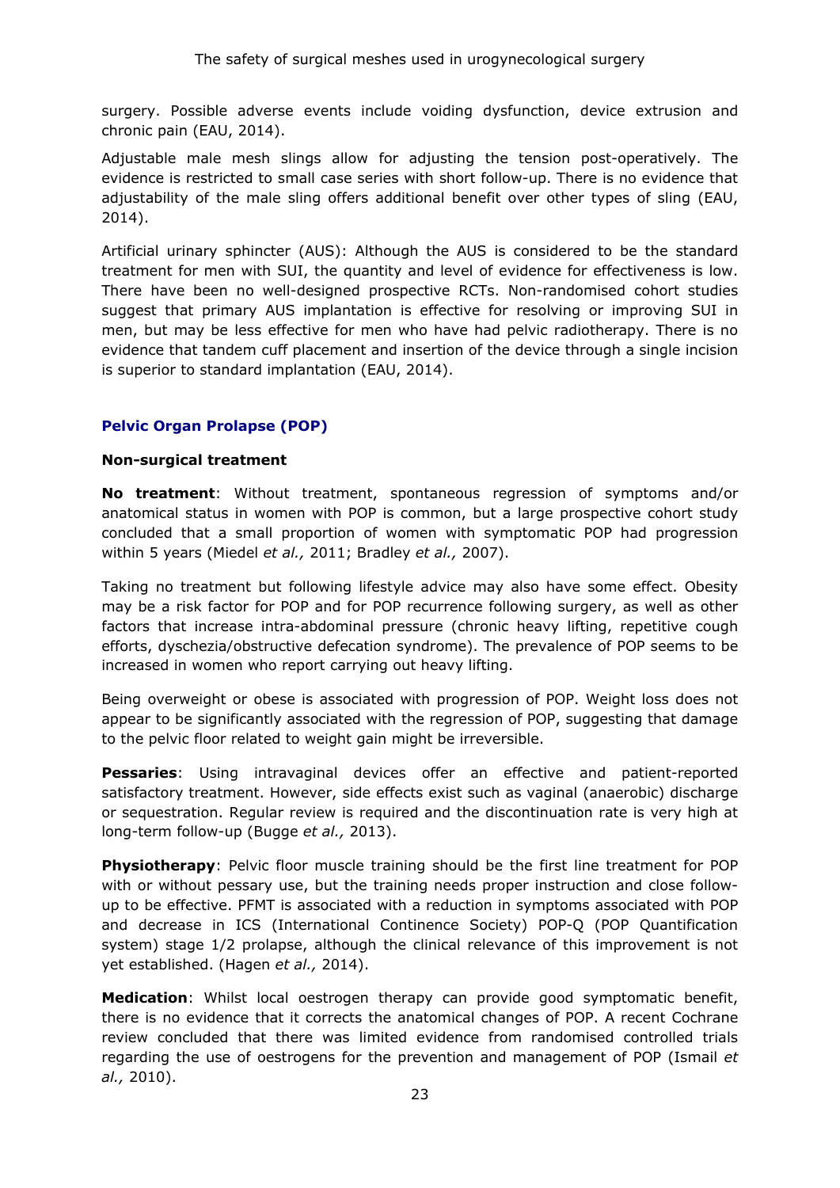surgery. Possible adverse events include voiding dysfunction, device extrusion and chronic pain (EAU, 2014).

Adjustable male mesh slings allow for adjusting the tension post-operatively. The evidence is restricted to small case series with short follow-up. There is no evidence that adjustability of the male sling offers additional benefit over other types of sling (EAU, 2014).

Artificial urinary sphincter (AUS): Although the AUS is considered to be the standard treatment for men with SUI, the quantity and level of evidence for effectiveness is low. There have been no well-designed prospective RCTs. Non-randomised cohort studies suggest that primary AUS implantation is effective for resolving or improving SUI in men, but may be less effective for men who have had pelvic radiotherapy. There is no evidence that tandem cuff placement and insertion of the device through a single incision is superior to standard implantation (EAU, 2014).

### Pelvic Organ Prolapse (POP)

#### Non-surgical treatment

**No treatment**: Without treatment, spontaneous regression of symptoms and/or anatomical status in women with POP is common, but a large prospective cohort study concluded that a small proportion of women with symptomatic POP had progression within 5 years (Miedel *et al.,* 2011; Bradley *et al.,* 2007).

Taking no treatment but following lifestyle advice may also have some effect. Obesity may be a risk factor for POP and for POP recurrence following surgery, as well as other factors that increase intra-abdominal pressure (chronic heavy lifting, repetitive cough efforts, dyschezia/obstructive defecation syndrome). The prevalence of POP seems to be increased in women who report carrying out heavy lifting.

Being overweight or obese is associated with progression of POP. Weight loss does not appear to be significantly associated with the regression of POP, suggesting that damage to the pelvic floor related to weight gain might be irreversible.

**Pessaries**: Using intravaginal devices offer an effective and patient-reported satisfactory treatment. However, side effects exist such as vaginal (anaerobic) discharge or sequestration. Regular review is required and the discontinuation rate is very high at long-term follow-up (Bugge *et al.,* 2013).

**Physiotherapy**: Pelvic floor muscle training should be the first line treatment for POP with or without pessary use, but the training needs proper instruction and close follow-up to be effective. PFMT is associated with a reduction in symptoms associated with POP and decrease in ICS (International Continence Society) POP-Q (POP Quantification system) stage 1/2 prolapse, although the clinical relevance of this improvement is not yet established. (Hagen *et al.,* 2014).

**Medication**: Whilst local oestrogen therapy can provide good symptomatic benefit, there is no evidence that it corrects the anatomical changes of POP. A recent Cochrane review concluded that there was limited evidence from randomised controlled trials regarding the use of oestrogens for the prevention and management of POP (Ismail *et al.,* 2010).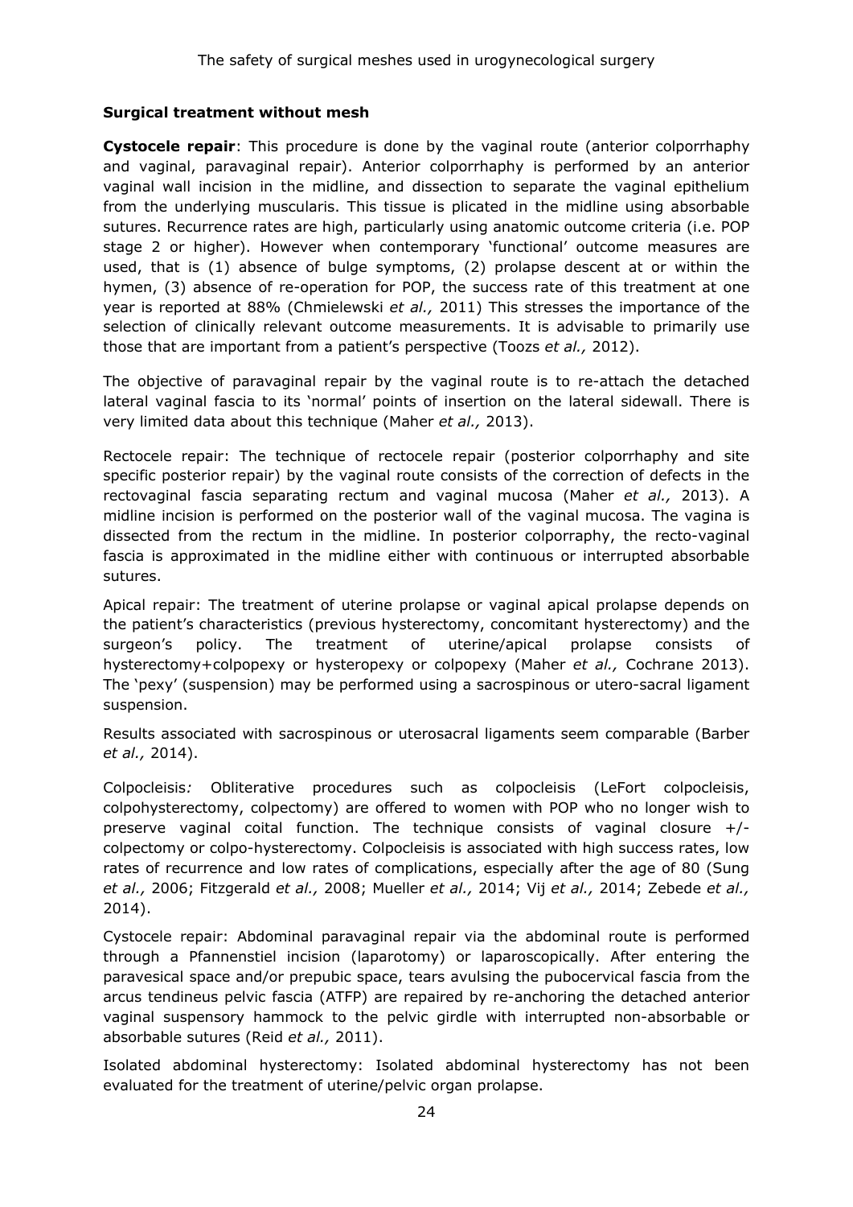**Surgical treatment without mesh**

**Cystocele repair**: This procedure is done by the vaginal route (anterior colporrhaphy and vaginal, paravaginal repair). Anterior colporrhaphy is performed by an anterior vaginal wall incision in the midline, and dissection to separate the vaginal epithelium from the underlying muscularis. This tissue is plicated in the midline using absorbable sutures. Recurrence rates are high, particularly using anatomic outcome criteria (i.e. POP stage 2 or higher). However when contemporary 'functional' outcome measures are used, that is (1) absence of bulge symptoms, (2) prolapse descent at or within the hymen, (3) absence of re-operation for POP, the success rate of this treatment at one year is reported at 88% (Chmielewski *et al.,* 2011) This stresses the importance of the selection of clinically relevant outcome measurements. It is advisable to primarily use those that are important from a patient's perspective (Toozs *et al.,* 2012).

The objective of paravaginal repair by the vaginal route is to re-attach the detached lateral vaginal fascia to its 'normal' points of insertion on the lateral sidewall. There is very limited data about this technique (Maher *et al.,* 2013).

Rectocele repair: The technique of rectocele repair (posterior colporrhaphy and site specific posterior repair) by the vaginal route consists of the correction of defects in the rectovaginal fascia separating rectum and vaginal mucosa (Maher *et al.,* 2013). A midline incision is performed on the posterior wall of the vaginal mucosa. The vagina is dissected from the rectum in the midline. In posterior colporraphy, the recto-vaginal fascia is approximated in the midline either with continuous or interrupted absorbable sutures.

Apical repair: The treatment of uterine prolapse or vaginal apical prolapse depends on the patient's characteristics (previous hysterectomy, concomitant hysterectomy) and the surgeon's policy. The treatment of uterine/apical prolapse consists of hysterectomy+colpopexy or hysteropexy or colpopexy (Maher *et al.,* Cochrane 2013). The 'pexy' (suspension) may be performed using a sacrospinous or utero-sacral ligament suspension.

Results associated with sacrospinous or uterosacral ligaments seem comparable (Barber *et al.,* 2014).

Colpocleisis*:* Obliterative procedures such as colpocleisis (LeFort colpocleisis, colpohysterectomy, colpectomy) are offered to women with POP who no longer wish to preserve vaginal coital function. The technique consists of vaginal closure +/- colpectomy or colpo-hysterectomy. Colpocleisis is associated with high success rates, low rates of recurrence and low rates of complications, especially after the age of 80 (Sung *et al.,* 2006; Fitzgerald *et al.,* 2008; Mueller *et al.,* 2014; Vij *et al.,* 2014; Zebede *et al.,* 2014).

Cystocele repair: Abdominal paravaginal repair via the abdominal route is performed through a Pfannenstiel incision (laparotomy) or laparoscopically. After entering the paravesical space and/or prepubic space, tears avulsing the pubocervical fascia from the arcus tendineus pelvic fascia (ATFP) are repaired by re-anchoring the detached anterior vaginal suspensory hammock to the pelvic girdle with interrupted non-absorbable or absorbable sutures (Reid *et al.,* 2011).

Isolated abdominal hysterectomy: Isolated abdominal hysterectomy has not been evaluated for the treatment of uterine/pelvic organ prolapse.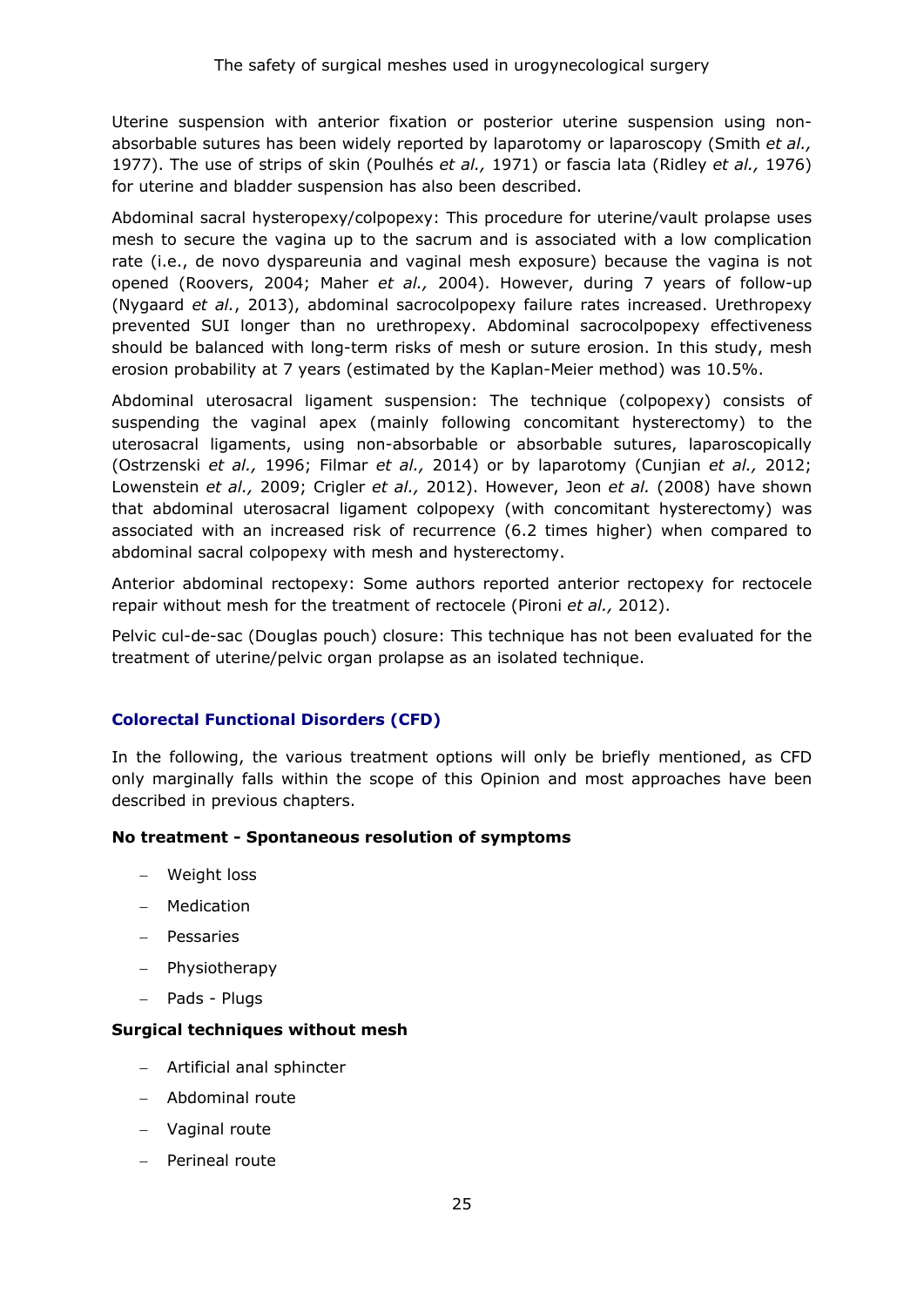Uterine suspension with anterior fixation or posterior uterine suspension using non-absorbable sutures has been widely reported by laparotomy or laparoscopy (Smith *et al.,* 1977). The use of strips of skin (Poulhés *et al.,* 1971) or fascia lata (Ridley *et al.,* 1976) for uterine and bladder suspension has also been described.

Abdominal sacral hysteropexy/colpopexy: This procedure for uterine/vault prolapse uses mesh to secure the vagina up to the sacrum and is associated with a low complication rate (i.e., de novo dyspareunia and vaginal mesh exposure) because the vagina is not opened (Roovers, 2004; Maher *et al.,* 2004). However, during 7 years of follow-up (Nygaard *et al.*, 2013), abdominal sacrocolpopexy failure rates increased. Urethropexy prevented SUI longer than no urethropexy. Abdominal sacrocolpopexy effectiveness should be balanced with long-term risks of mesh or suture erosion. In this study, mesh erosion probability at 7 years (estimated by the Kaplan-Meier method) was 10.5%.

Abdominal uterosacral ligament suspension: The technique (colpopexy) consists of suspending the vaginal apex (mainly following concomitant hysterectomy) to the uterosacral ligaments, using non-absorbable or absorbable sutures, laparoscopically (Ostrzenski *et al.,* 1996; Filmar *et al.,* 2014) or by laparotomy (Cunjian *et al.,* 2012; Lowenstein *et al.,* 2009; Crigler *et al.,* 2012). However, Jeon *et al.* (2008) have shown that abdominal uterosacral ligament colpopexy (with concomitant hysterectomy) was associated with an increased risk of recurrence (6.2 times higher) when compared to abdominal sacral colpopexy with mesh and hysterectomy.

Anterior abdominal rectopexy: Some authors reported anterior rectopexy for rectocele repair without mesh for the treatment of rectocele (Pironi *et al.,* 2012).

Pelvic cul-de-sac (Douglas pouch) closure: This technique has not been evaluated for the treatment of uterine/pelvic organ prolapse as an isolated technique.

## Colorectal Functional Disorders (CFD)

In the following, the various treatment options will only be briefly mentioned, as CFD only marginally falls within the scope of this Opinion and most approaches have been described in previous chapters.

**No treatment - Spontaneous resolution of symptoms**

- Weight loss
- Medication
- Pessaries
- Physiotherapy
- Pads - Plugs

**Surgical techniques without mesh**

- Artificial anal sphincter
- Abdominal route
- Vaginal route
- Perineal route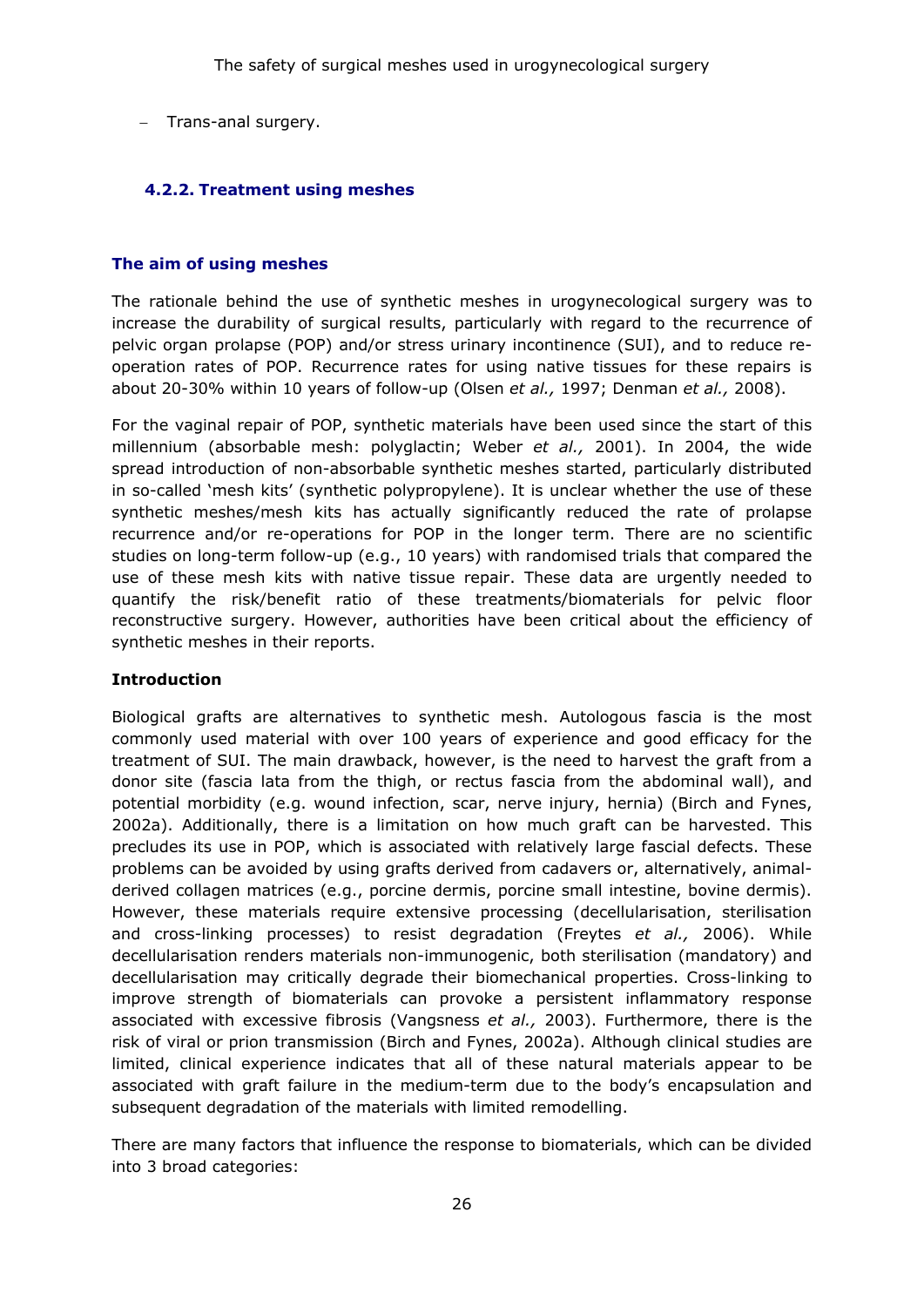- Trans-anal surgery.

### 4.2.2. Treatment using meshes

#### The aim of using meshes

The rationale behind the use of synthetic meshes in urogynecological surgery was to increase the durability of surgical results, particularly with regard to the recurrence of pelvic organ prolapse (POP) and/or stress urinary incontinence (SUI), and to reduce re-operation rates of POP. Recurrence rates for using native tissues for these repairs is about 20-30% within 10 years of follow-up (Olsen *et al.,* 1997; Denman *et al.,* 2008).

For the vaginal repair of POP, synthetic materials have been used since the start of this millennium (absorbable mesh: polyglactin; Weber *et al.,* 2001). In 2004, the wide spread introduction of non-absorbable synthetic meshes started, particularly distributed in so-called 'mesh kits' (synthetic polypropylene). It is unclear whether the use of these synthetic meshes/mesh kits has actually significantly reduced the rate of prolapse recurrence and/or re-operations for POP in the longer term. There are no scientific studies on long-term follow-up (e.g., 10 years) with randomised trials that compared the use of these mesh kits with native tissue repair. These data are urgently needed to quantify the risk/benefit ratio of these treatments/biomaterials for pelvic floor reconstructive surgery. However, authorities have been critical about the efficiency of synthetic meshes in their reports.

**Introduction**

Biological grafts are alternatives to synthetic mesh. Autologous fascia is the most commonly used material with over 100 years of experience and good efficacy for the treatment of SUI. The main drawback, however, is the need to harvest the graft from a donor site (fascia lata from the thigh, or rectus fascia from the abdominal wall), and potential morbidity (e.g. wound infection, scar, nerve injury, hernia) (Birch and Fynes, 2002a). Additionally, there is a limitation on how much graft can be harvested. This precludes its use in POP, which is associated with relatively large fascial defects. These problems can be avoided by using grafts derived from cadavers or, alternatively, animal-derived collagen matrices (e.g., porcine dermis, porcine small intestine, bovine dermis). However, these materials require extensive processing (decellularisation, sterilisation and cross-linking processes) to resist degradation (Freytes *et al.,* 2006). While decellularisation renders materials non-immunogenic, both sterilisation (mandatory) and decellularisation may critically degrade their biomechanical properties. Cross-linking to improve strength of biomaterials can provoke a persistent inflammatory response associated with excessive fibrosis (Vangsness *et al.,* 2003). Furthermore, there is the risk of viral or prion transmission (Birch and Fynes, 2002a). Although clinical studies are limited, clinical experience indicates that all of these natural materials appear to be associated with graft failure in the medium-term due to the body's encapsulation and subsequent degradation of the materials with limited remodelling.

There are many factors that influence the response to biomaterials, which can be divided into 3 broad categories: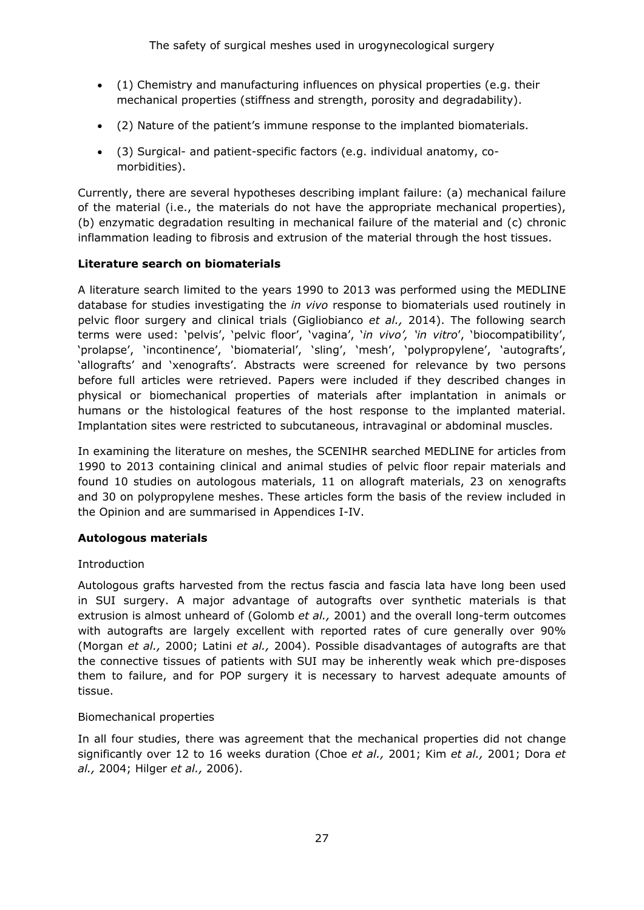- (1) Chemistry and manufacturing influences on physical properties (e.g. their mechanical properties (stiffness and strength, porosity and degradability).
- (2) Nature of the patient's immune response to the implanted biomaterials.
- (3) Surgical- and patient-specific factors (e.g. individual anatomy, co-morbidities).

Currently, there are several hypotheses describing implant failure: (a) mechanical failure of the material (i.e., the materials do not have the appropriate mechanical properties), (b) enzymatic degradation resulting in mechanical failure of the material and (c) chronic inflammation leading to fibrosis and extrusion of the material through the host tissues.

**Literature search on biomaterials**

A literature search limited to the years 1990 to 2013 was performed using the MEDLINE database for studies investigating the *in vivo* response to biomaterials used routinely in pelvic floor surgery and clinical trials (Gigliobianco *et al.,* 2014). The following search terms were used: 'pelvis', 'pelvic floor', 'vagina', '*in vivo', 'in vitro*', 'biocompatibility', 'prolapse', 'incontinence', 'biomaterial', 'sling', 'mesh', 'polypropylene', 'autografts', 'allografts' and 'xenografts'. Abstracts were screened for relevance by two persons before full articles were retrieved. Papers were included if they described changes in physical or biomechanical properties of materials after implantation in animals or humans or the histological features of the host response to the implanted material. Implantation sites were restricted to subcutaneous, intravaginal or abdominal muscles.

In examining the literature on meshes, the SCENIHR searched MEDLINE for articles from 1990 to 2013 containing clinical and animal studies of pelvic floor repair materials and found 10 studies on autologous materials, 11 on allograft materials, 23 on xenografts and 30 on polypropylene meshes. These articles form the basis of the review included in the Opinion and are summarised in Appendices I-IV.

**Autologous materials**

Introduction

Autologous grafts harvested from the rectus fascia and fascia lata have long been used in SUI surgery. A major advantage of autografts over synthetic materials is that extrusion is almost unheard of (Golomb *et al.,* 2001) and the overall long-term outcomes with autografts are largely excellent with reported rates of cure generally over 90% (Morgan *et al.,* 2000; Latini *et al.,* 2004). Possible disadvantages of autografts are that the connective tissues of patients with SUI may be inherently weak which pre-disposes them to failure, and for POP surgery it is necessary to harvest adequate amounts of tissue.

Biomechanical properties

In all four studies, there was agreement that the mechanical properties did not change significantly over 12 to 16 weeks duration (Choe *et al.,* 2001; Kim *et al.,* 2001; Dora *et al.,* 2004; Hilger *et al.,* 2006).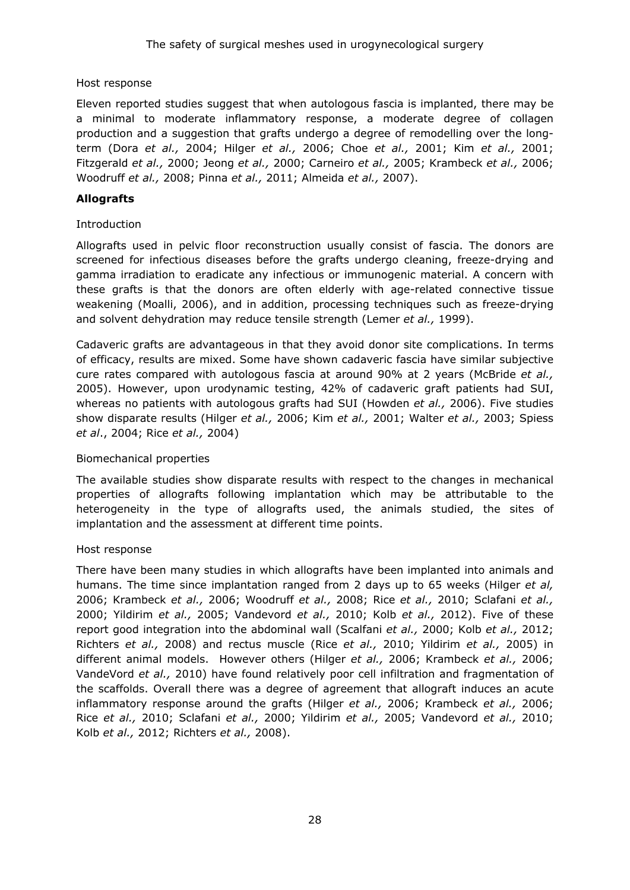Host response

Eleven reported studies suggest that when autologous fascia is implanted, there may be a minimal to moderate inflammatory response, a moderate degree of collagen production and a suggestion that grafts undergo a degree of remodelling over the long-term (Dora *et al.,* 2004; Hilger *et al.,* 2006; Choe *et al.,* 2001; Kim *et al.,* 2001; Fitzgerald *et al.,* 2000; Jeong *et al.,* 2000; Carneiro *et al.,* 2005; Krambeck *et al.,* 2006; Woodruff *et al.,* 2008; Pinna *et al.,* 2011; Almeida *et al.,* 2007).

**Allografts**

Introduction

Allografts used in pelvic floor reconstruction usually consist of fascia. The donors are screened for infectious diseases before the grafts undergo cleaning, freeze-drying and gamma irradiation to eradicate any infectious or immunogenic material. A concern with these grafts is that the donors are often elderly with age-related connective tissue weakening (Moalli, 2006), and in addition, processing techniques such as freeze-drying and solvent dehydration may reduce tensile strength (Lemer *et al.,* 1999).

Cadaveric grafts are advantageous in that they avoid donor site complications. In terms of efficacy, results are mixed. Some have shown cadaveric fascia have similar subjective cure rates compared with autologous fascia at around 90% at 2 years (McBride *et al.,* 2005). However, upon urodynamic testing, 42% of cadaveric graft patients had SUI, whereas no patients with autologous grafts had SUI (Howden *et al.,* 2006). Five studies show disparate results (Hilger *et al.,* 2006; Kim *et al.,* 2001; Walter *et al.,* 2003; Spiess *et al*., 2004; Rice *et al.,* 2004)

Biomechanical properties

The available studies show disparate results with respect to the changes in mechanical properties of allografts following implantation which may be attributable to the heterogeneity in the type of allografts used, the animals studied, the sites of implantation and the assessment at different time points.

Host response

There have been many studies in which allografts have been implanted into animals and humans. The time since implantation ranged from 2 days up to 65 weeks (Hilger *et al,* 2006; Krambeck *et al.,* 2006; Woodruff *et al.,* 2008; Rice *et al.,* 2010; Sclafani *et al.,* 2000; Yildirim *et al.,* 2005; Vandevord *et al.,* 2010; Kolb *et al.,* 2012). Five of these report good integration into the abdominal wall (Scalfani *et al.,* 2000; Kolb *et al.,* 2012; Richters *et al.,* 2008) and rectus muscle (Rice *et al.,* 2010; Yildirim *et al.,* 2005) in different animal models. However others (Hilger *et al.,* 2006; Krambeck *et al.,* 2006; VandeVord *et al.,* 2010) have found relatively poor cell infiltration and fragmentation of the scaffolds. Overall there was a degree of agreement that allograft induces an acute inflammatory response around the grafts (Hilger *et al.,* 2006; Krambeck *et al.,* 2006; Rice *et al.,* 2010; Sclafani *et al.,* 2000; Yildirim *et al.,* 2005; Vandevord *et al.,* 2010; Kolb *et al.,* 2012; Richters *et al.,* 2008).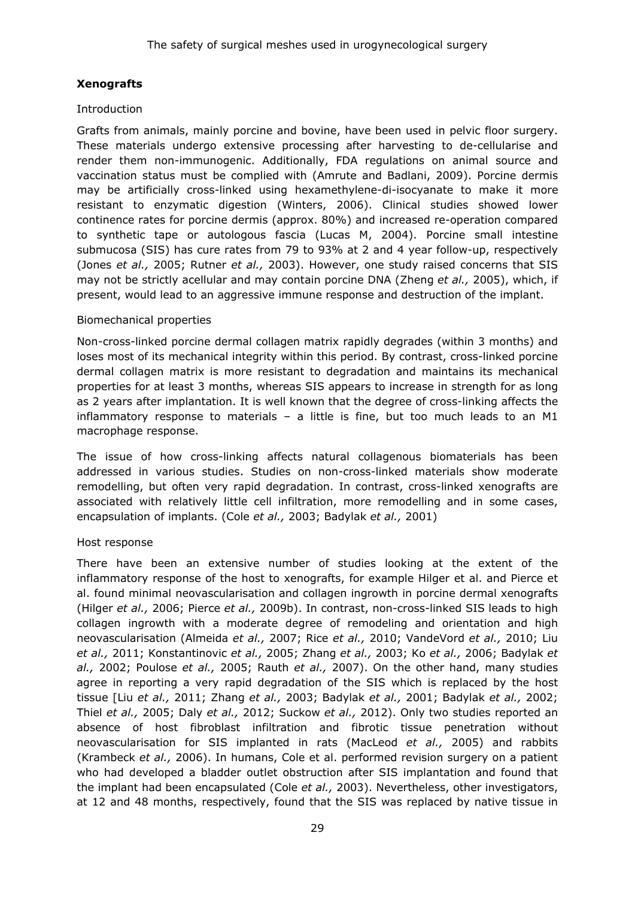### Xenografts

Introduction

Grafts from animals, mainly porcine and bovine, have been used in pelvic floor surgery. These materials undergo extensive processing after harvesting to de-cellularise and render them non-immunogenic. Additionally, FDA regulations on animal source and vaccination status must be complied with (Amrute and Badlani, 2009). Porcine dermis may be artificially cross-linked using hexamethylene-di-isocyanate to make it more resistant to enzymatic digestion (Winters, 2006). Clinical studies showed lower continence rates for porcine dermis (approx. 80%) and increased re-operation compared to synthetic tape or autologous fascia (Lucas M, 2004). Porcine small intestine submucosa (SIS) has cure rates from 79 to 93% at 2 and 4 year follow-up, respectively (Jones *et al.,* 2005; Rutner *et al.,* 2003). However, one study raised concerns that SIS may not be strictly acellular and may contain porcine DNA (Zheng *et al.,* 2005), which, if present, would lead to an aggressive immune response and destruction of the implant.

Biomechanical properties

Non-cross-linked porcine dermal collagen matrix rapidly degrades (within 3 months) and loses most of its mechanical integrity within this period. By contrast, cross-linked porcine dermal collagen matrix is more resistant to degradation and maintains its mechanical properties for at least 3 months, whereas SIS appears to increase in strength for as long as 2 years after implantation. It is well known that the degree of cross-linking affects the inflammatory response to materials – a little is fine, but too much leads to an M1 macrophage response.

The issue of how cross-linking affects natural collagenous biomaterials has been addressed in various studies. Studies on non-cross-linked materials show moderate remodelling, but often very rapid degradation. In contrast, cross-linked xenografts are associated with relatively little cell infiltration, more remodelling and in some cases, encapsulation of implants. (Cole *et al.,* 2003; Badylak *et al.,* 2001)

Host response

There have been an extensive number of studies looking at the extent of the inflammatory response of the host to xenografts, for example Hilger et al. and Pierce et al. found minimal neovascularisation and collagen ingrowth in porcine dermal xenografts (Hilger *et al.,* 2006; Pierce *et al.,* 2009b). In contrast, non-cross-linked SIS leads to high collagen ingrowth with a moderate degree of remodeling and orientation and high neovascularisation (Almeida *et al.,* 2007; Rice *et al.,* 2010; VandeVord *et al.,* 2010; Liu *et al.,* 2011; Konstantinovic *et al.,* 2005; Zhang *et al.,* 2003; Ko *et al.,* 2006; Badylak *et al.,* 2002; Poulose *et al.,* 2005; Rauth *et al.,* 2007). On the other hand, many studies agree in reporting a very rapid degradation of the SIS which is replaced by the host tissue [Liu *et al.,* 2011; Zhang *et al.,* 2003; Badylak *et al.,* 2001; Badylak *et al.,* 2002; Thiel *et al.,* 2005; Daly *et al.,* 2012; Suckow *et al.,* 2012). Only two studies reported an absence of host fibroblast infiltration and fibrotic tissue penetration without neovascularisation for SIS implanted in rats (MacLeod *et al.,* 2005) and rabbits (Krambeck *et al.,* 2006). In humans, Cole et al. performed revision surgery on a patient who had developed a bladder outlet obstruction after SIS implantation and found that the implant had been encapsulated (Cole *et al.,* 2003). Nevertheless, other investigators, at 12 and 48 months, respectively, found that the SIS was replaced by native tissue in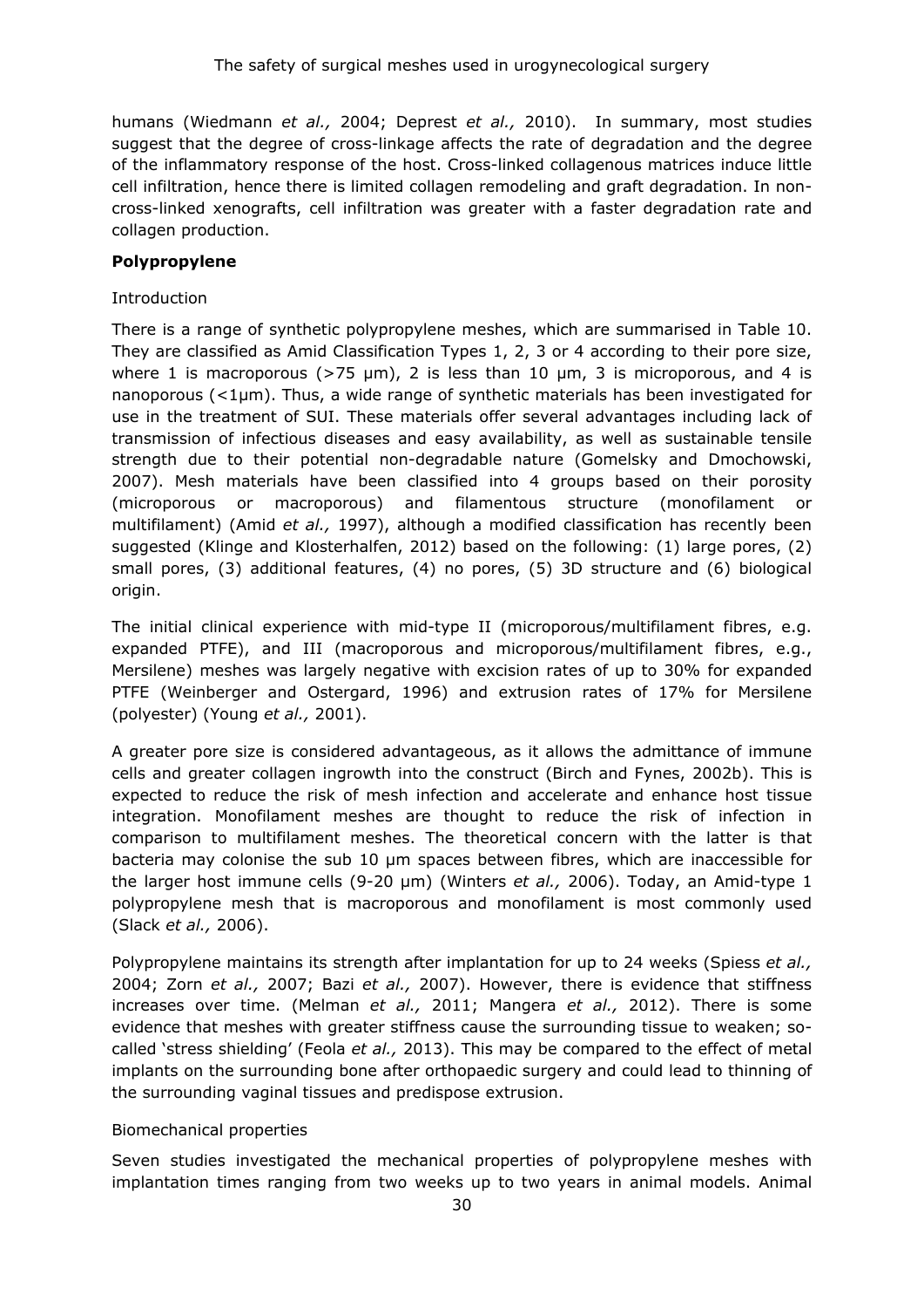humans (Wiedmann *et al.,* 2004; Deprest *et al.,* 2010). In summary, most studies suggest that the degree of cross-linkage affects the rate of degradation and the degree of the inflammatory response of the host. Cross-linked collagenous matrices induce little cell infiltration, hence there is limited collagen remodeling and graft degradation. In non-cross-linked xenografts, cell infiltration was greater with a faster degradation rate and collagen production.

**Polypropylene**

Introduction

There is a range of synthetic polypropylene meshes, which are summarised in Table 10. They are classified as Amid Classification Types 1, 2, 3 or 4 according to their pore size, where 1 is macroporous (>75 µm), 2 is less than 10 µm, 3 is microporous, and 4 is nanoporous (<1µm). Thus, a wide range of synthetic materials has been investigated for use in the treatment of SUI. These materials offer several advantages including lack of transmission of infectious diseases and easy availability, as well as sustainable tensile strength due to their potential non-degradable nature (Gomelsky and Dmochowski, 2007). Mesh materials have been classified into 4 groups based on their porosity (microporous or macroporous) and filamentous structure (monofilament or multifilament) (Amid *et al.,* 1997), although a modified classification has recently been suggested (Klinge and Klosterhalfen, 2012) based on the following: (1) large pores, (2) small pores, (3) additional features, (4) no pores, (5) 3D structure and (6) biological origin.

The initial clinical experience with mid-type II (microporous/multifilament fibres, e.g. expanded PTFE), and III (macroporous and microporous/multifilament fibres, e.g., Mersilene) meshes was largely negative with excision rates of up to 30% for expanded PTFE (Weinberger and Ostergard, 1996) and extrusion rates of 17% for Mersilene (polyester) (Young *et al.,* 2001).

A greater pore size is considered advantageous, as it allows the admittance of immune cells and greater collagen ingrowth into the construct (Birch and Fynes, 2002b). This is expected to reduce the risk of mesh infection and accelerate and enhance host tissue integration. Monofilament meshes are thought to reduce the risk of infection in comparison to multifilament meshes. The theoretical concern with the latter is that bacteria may colonise the sub 10 µm spaces between fibres, which are inaccessible for the larger host immune cells (9-20 µm) (Winters *et al.,* 2006). Today, an Amid-type 1 polypropylene mesh that is macroporous and monofilament is most commonly used (Slack *et al.,* 2006).

Polypropylene maintains its strength after implantation for up to 24 weeks (Spiess *et al.,* 2004; Zorn *et al.,* 2007; Bazi *et al.,* 2007). However, there is evidence that stiffness increases over time. (Melman *et al.,* 2011; Mangera *et al.,* 2012). There is some evidence that meshes with greater stiffness cause the surrounding tissue to weaken; so-called 'stress shielding' (Feola *et al.,* 2013). This may be compared to the effect of metal implants on the surrounding bone after orthopaedic surgery and could lead to thinning of the surrounding vaginal tissues and predispose extrusion.

Biomechanical properties

Seven studies investigated the mechanical properties of polypropylene meshes with implantation times ranging from two weeks up to two years in animal models. Animal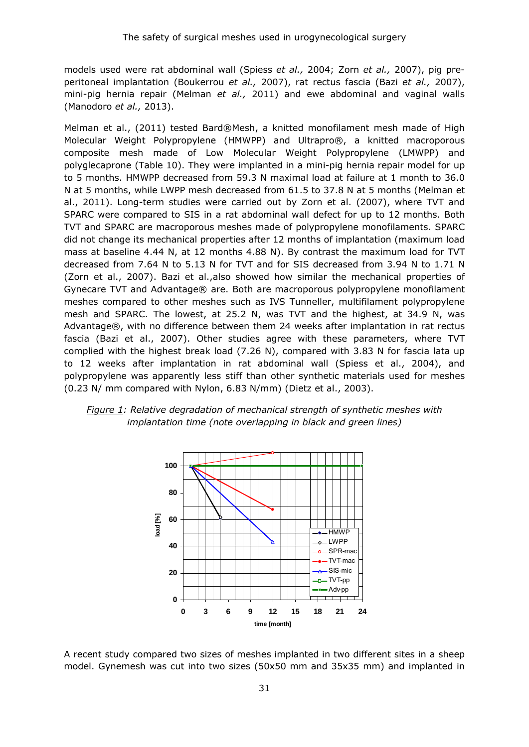models used were rat abdominal wall (Spiess *et al.,* 2004; Zorn *et al.,* 2007), pig pre-peritoneal implantation (Boukerrou *et al.,* 2007), rat rectus fascia (Bazi *et al.,* 2007), mini-pig hernia repair (Melman *et al.,* 2011) and ewe abdominal and vaginal walls (Manodoro *et al.,* 2013).

Melman et al., (2011) tested Bard®Mesh, a knitted monofilament mesh made of High Molecular Weight Polypropylene (HMWPP) and Ultrapro®, a knitted macroporous composite mesh made of Low Molecular Weight Polypropylene (LMWPP) and polyglecaprone (Table 10). They were implanted in a mini-pig hernia repair model for up to 5 months. HMWPP decreased from 59.3 N maximal load at failure at 1 month to 36.0 N at 5 months, while LWPP mesh decreased from 61.5 to 37.8 N at 5 months (Melman et al., 2011). Long-term studies were carried out by Zorn et al. (2007), where TVT and SPARC were compared to SIS in a rat abdominal wall defect for up to 12 months. Both TVT and SPARC are macroporous meshes made of polypropylene monofilaments. SPARC did not change its mechanical properties after 12 months of implantation (maximum load mass at baseline 4.44 N, at 12 months 4.88 N). By contrast the maximum load for TVT decreased from 7.64 N to 5.13 N for TVT and for SIS decreased from 3.94 N to 1.71 N (Zorn et al., 2007). Bazi et al.,also showed how similar the mechanical properties of Gynecare TVT and Advantage® are. Both are macroporous polypropylene monofilament meshes compared to other meshes such as IVS Tunneller, multifilament polypropylene mesh and SPARC. The lowest, at 25.2 N, was TVT and the highest, at 34.9 N, was Advantage®, with no difference between them 24 weeks after implantation in rat rectus fascia (Bazi et al., 2007). Other studies agree with these parameters, where TVT complied with the highest break load (7.26 N), compared with 3.83 N for fascia lata up to 12 weeks after implantation in rat abdominal wall (Spiess et al., 2004), and polypropylene was apparently less stiff than other synthetic materials used for meshes (0.23 N/ mm compared with Nylon, 6.83 N/mm) (Dietz et al., 2003).

*Figure 1: Relative degradation of mechanical strength of synthetic meshes with implantation time (note overlapping in black and green lines)*

A recent study compared two sizes of meshes implanted in two different sites in a sheep model. Gynemesh was cut into two sizes (50x50 mm and 35x35 mm) and implanted in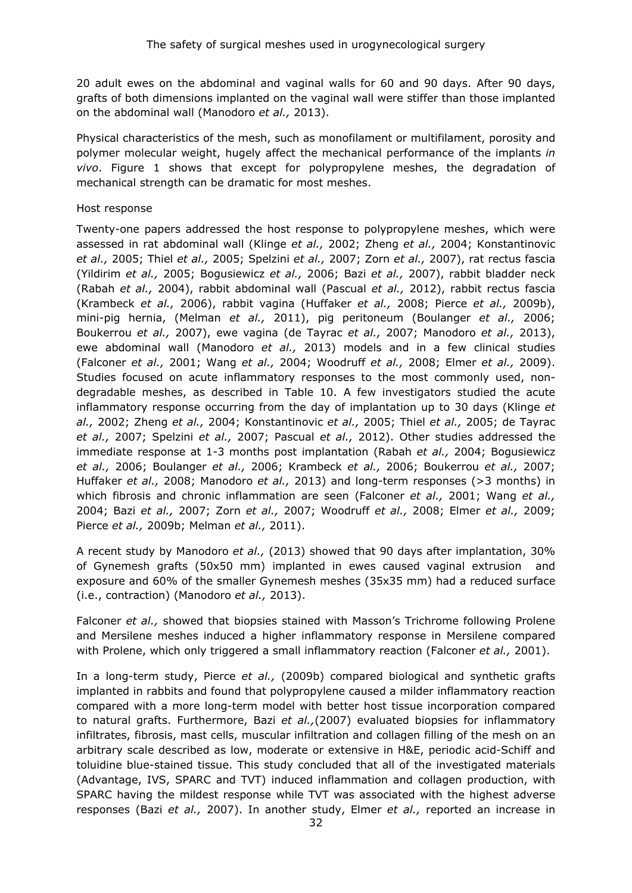20 adult ewes on the abdominal and vaginal walls for 60 and 90 days. After 90 days, grafts of both dimensions implanted on the vaginal wall were stiffer than those implanted on the abdominal wall (Manodoro *et al.,* 2013).

Physical characteristics of the mesh, such as monofilament or multifilament, porosity and polymer molecular weight, hugely affect the mechanical performance of the implants *in vivo*. Figure 1 shows that except for polypropylene meshes, the degradation of mechanical strength can be dramatic for most meshes.

Host response

Twenty-one papers addressed the host response to polypropylene meshes, which were assessed in rat abdominal wall (Klinge *et al.,* 2002; Zheng *et al.,* 2004; Konstantinovic *et al.,* 2005; Thiel *et al.,* 2005; Spelzini *et al.,* 2007; Zorn *et al.,* 2007), rat rectus fascia (Yildirim *et al.,* 2005; Bogusiewicz *et al.,* 2006; Bazi *et al.,* 2007), rabbit bladder neck (Rabah *et al.,* 2004), rabbit abdominal wall (Pascual *et al.,* 2012), rabbit rectus fascia (Krambeck *et al.,* 2006), rabbit vagina (Huffaker *et al.,* 2008; Pierce *et al.,* 2009b), mini-pig hernia, (Melman *et al.,* 2011), pig peritoneum (Boulanger *et al.,* 2006; Boukerrou *et al.,* 2007), ewe vagina (de Tayrac *et al.,* 2007; Manodoro *et al.,* 2013), ewe abdominal wall (Manodoro *et al.,* 2013) models and in a few clinical studies (Falconer *et al.,* 2001; Wang *et al.,* 2004; Woodruff *et al.,* 2008; Elmer *et al.,* 2009). Studies focused on acute inflammatory responses to the most commonly used, non-degradable meshes, as described in Table 10. A few investigators studied the acute inflammatory response occurring from the day of implantation up to 30 days (Klinge *et al.,* 2002; Zheng *et al.,* 2004; Konstantinovic *et al.,* 2005; Thiel *et al.,* 2005; de Tayrac *et al.,* 2007; Spelzini *et al.,* 2007; Pascual *et al.,* 2012). Other studies addressed the immediate response at 1-3 months post implantation (Rabah *et al.,* 2004; Bogusiewicz *et al.,* 2006; Boulanger *et al.,* 2006; Krambeck *et al.,* 2006; Boukerrou *et al.,* 2007; Huffaker *et al.,* 2008; Manodoro *et al.,* 2013) and long-term responses (>3 months) in which fibrosis and chronic inflammation are seen (Falconer *et al.,* 2001; Wang *et al.,* 2004; Bazi *et al.,* 2007; Zorn *et al.,* 2007; Woodruff *et al.,* 2008; Elmer *et al.,* 2009; Pierce *et al.,* 2009b; Melman *et al.,* 2011).

A recent study by Manodoro *et al.,* (2013) showed that 90 days after implantation, 30% of Gynemesh grafts (50x50 mm) implanted in ewes caused vaginal extrusion and exposure and 60% of the smaller Gynemesh meshes (35x35 mm) had a reduced surface (i.e., contraction) (Manodoro *et al.,* 2013).

Falconer *et al.,* showed that biopsies stained with Masson's Trichrome following Prolene and Mersilene meshes induced a higher inflammatory response in Mersilene compared with Prolene, which only triggered a small inflammatory reaction (Falconer *et al.,* 2001).

In a long-term study, Pierce *et al.,* (2009b) compared biological and synthetic grafts implanted in rabbits and found that polypropylene caused a milder inflammatory reaction compared with a more long-term model with better host tissue incorporation compared to natural grafts. Furthermore, Bazi *et al.,*(2007) evaluated biopsies for inflammatory infiltrates, fibrosis, mast cells, muscular infiltration and collagen filling of the mesh on an arbitrary scale described as low, moderate or extensive in H&E, periodic acid-Schiff and toluidine blue-stained tissue. This study concluded that all of the investigated materials (Advantage, IVS, SPARC and TVT) induced inflammation and collagen production, with SPARC having the mildest response while TVT was associated with the highest adverse responses (Bazi *et al.,* 2007). In another study, Elmer *et al.,* reported an increase in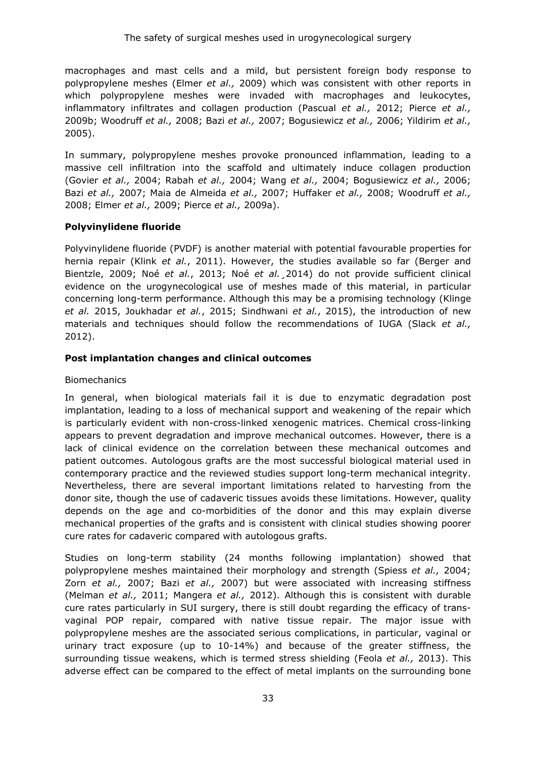macrophages and mast cells and a mild, but persistent foreign body response to polypropylene meshes (Elmer *et al.,* 2009) which was consistent with other reports in which polypropylene meshes were invaded with macrophages and leukocytes, inflammatory infiltrates and collagen production (Pascual *et al.,* 2012; Pierce *et al.,* 2009b; Woodruff *et al.,* 2008; Bazi *et al.,* 2007; Bogusiewicz *et al.,* 2006; Yildirim *et al.,* 2005).

In summary, polypropylene meshes provoke pronounced inflammation, leading to a massive cell infiltration into the scaffold and ultimately induce collagen production (Govier *et al.,* 2004; Rabah *et al.,* 2004; Wang *et al.,* 2004; Bogusiewicz *et al.,* 2006; Bazi *et al.,* 2007; Maia de Almeida *et al.,* 2007; Huffaker *et al.,* 2008; Woodruff *et al.,* 2008; Elmer *et al.,* 2009; Pierce *et al.,* 2009a).

**Polyvinylidene fluoride**

Polyvinylidene fluoride (PVDF) is another material with potential favourable properties for hernia repair (Klink *et al.*, 2011). However, the studies available so far (Berger and Bientzle, 2009; Noé *et al.*, 2013; Noé *et al.*¸2014) do not provide sufficient clinical evidence on the urogynecological use of meshes made of this material, in particular concerning long-term performance. Although this may be a promising technology (Klinge *et al.* 2015, Joukhadar *et al.*, 2015; Sindhwani *et al.*, 2015), the introduction of new materials and techniques should follow the recommendations of IUGA (Slack *et al.,* 2012).

**Post implantation changes and clinical outcomes**

Biomechanics

In general, when biological materials fail it is due to enzymatic degradation post implantation, leading to a loss of mechanical support and weakening of the repair which is particularly evident with non-cross-linked xenogenic matrices. Chemical cross-linking appears to prevent degradation and improve mechanical outcomes. However, there is a lack of clinical evidence on the correlation between these mechanical outcomes and patient outcomes. Autologous grafts are the most successful biological material used in contemporary practice and the reviewed studies support long-term mechanical integrity. Nevertheless, there are several important limitations related to harvesting from the donor site, though the use of cadaveric tissues avoids these limitations. However, quality depends on the age and co-morbidities of the donor and this may explain diverse mechanical properties of the grafts and is consistent with clinical studies showing poorer cure rates for cadaveric compared with autologous grafts.

Studies on long-term stability (24 months following implantation) showed that polypropylene meshes maintained their morphology and strength (Spiess *et al.,* 2004; Zorn *et al.,* 2007; Bazi *et al.,* 2007) but were associated with increasing stiffness (Melman *et al.,* 2011; Mangera *et al.,* 2012). Although this is consistent with durable cure rates particularly in SUI surgery, there is still doubt regarding the efficacy of trans-vaginal POP repair, compared with native tissue repair. The major issue with polypropylene meshes are the associated serious complications, in particular, vaginal or urinary tract exposure (up to 10-14%) and because of the greater stiffness, the surrounding tissue weakens, which is termed stress shielding (Feola *et al.,* 2013). This adverse effect can be compared to the effect of metal implants on the surrounding bone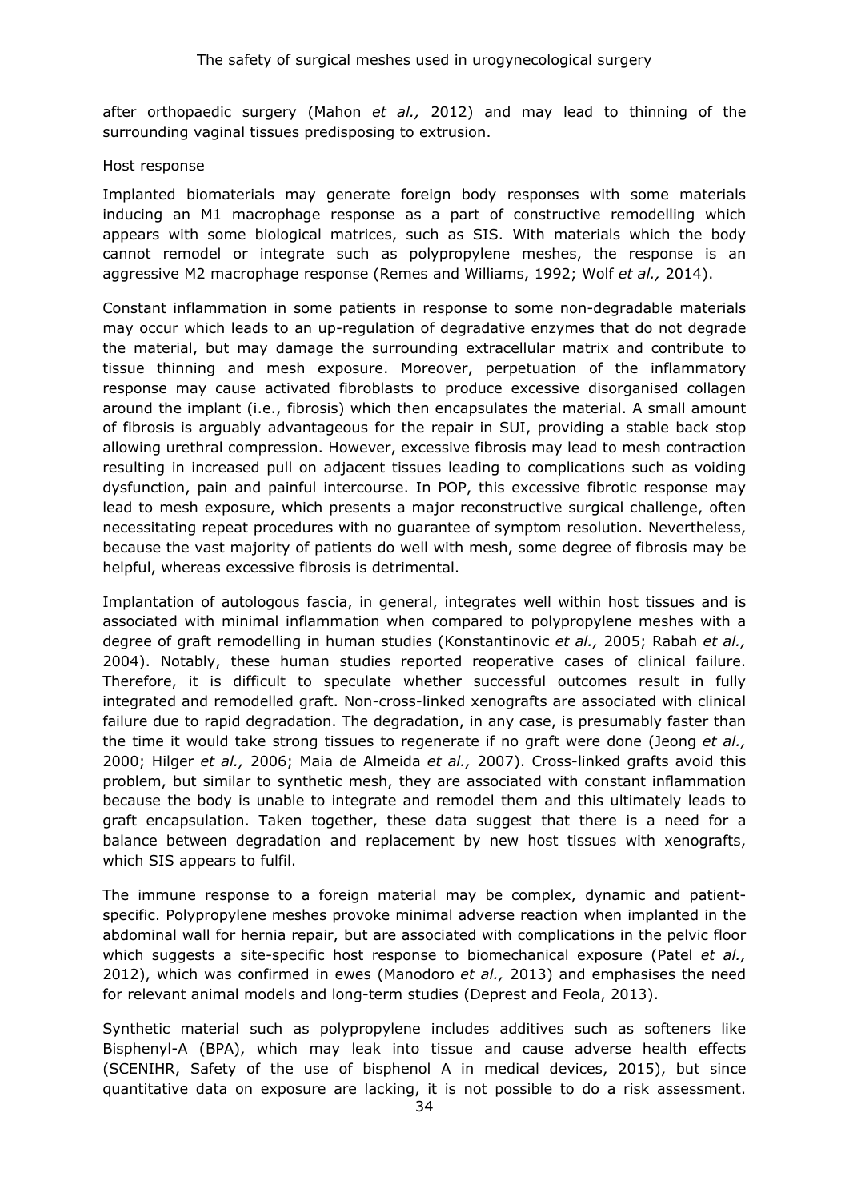after orthopaedic surgery (Mahon *et al.,* 2012) and may lead to thinning of the surrounding vaginal tissues predisposing to extrusion.

Host response

Implanted biomaterials may generate foreign body responses with some materials inducing an M1 macrophage response as a part of constructive remodelling which appears with some biological matrices, such as SIS. With materials which the body cannot remodel or integrate such as polypropylene meshes, the response is an aggressive M2 macrophage response (Remes and Williams, 1992; Wolf *et al.,* 2014).

Constant inflammation in some patients in response to some non-degradable materials may occur which leads to an up-regulation of degradative enzymes that do not degrade the material, but may damage the surrounding extracellular matrix and contribute to tissue thinning and mesh exposure. Moreover, perpetuation of the inflammatory response may cause activated fibroblasts to produce excessive disorganised collagen around the implant (i.e., fibrosis) which then encapsulates the material. A small amount of fibrosis is arguably advantageous for the repair in SUI, providing a stable back stop allowing urethral compression. However, excessive fibrosis may lead to mesh contraction resulting in increased pull on adjacent tissues leading to complications such as voiding dysfunction, pain and painful intercourse. In POP, this excessive fibrotic response may lead to mesh exposure, which presents a major reconstructive surgical challenge, often necessitating repeat procedures with no guarantee of symptom resolution. Nevertheless, because the vast majority of patients do well with mesh, some degree of fibrosis may be helpful, whereas excessive fibrosis is detrimental.

Implantation of autologous fascia, in general, integrates well within host tissues and is associated with minimal inflammation when compared to polypropylene meshes with a degree of graft remodelling in human studies (Konstantinovic *et al.,* 2005; Rabah *et al.,* 2004). Notably, these human studies reported reoperative cases of clinical failure. Therefore, it is difficult to speculate whether successful outcomes result in fully integrated and remodelled graft. Non-cross-linked xenografts are associated with clinical failure due to rapid degradation. The degradation, in any case, is presumably faster than the time it would take strong tissues to regenerate if no graft were done (Jeong *et al.,* 2000; Hilger *et al.,* 2006; Maia de Almeida *et al.,* 2007). Cross-linked grafts avoid this problem, but similar to synthetic mesh, they are associated with constant inflammation because the body is unable to integrate and remodel them and this ultimately leads to graft encapsulation. Taken together, these data suggest that there is a need for a balance between degradation and replacement by new host tissues with xenografts, which SIS appears to fulfil.

The immune response to a foreign material may be complex, dynamic and patient-specific. Polypropylene meshes provoke minimal adverse reaction when implanted in the abdominal wall for hernia repair, but are associated with complications in the pelvic floor which suggests a site-specific host response to biomechanical exposure (Patel *et al.,* 2012), which was confirmed in ewes (Manodoro *et al.,* 2013) and emphasises the need for relevant animal models and long-term studies (Deprest and Feola, 2013).

Synthetic material such as polypropylene includes additives such as softeners like Bisphenyl-A (BPA), which may leak into tissue and cause adverse health effects (SCENIHR, Safety of the use of bisphenol A in medical devices, 2015), but since quantitative data on exposure are lacking, it is not possible to do a risk assessment.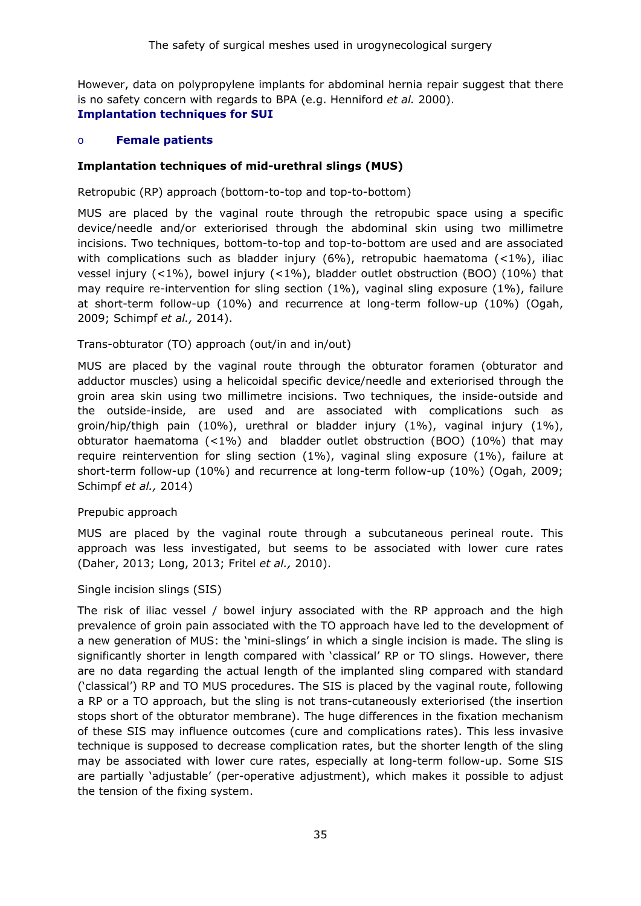However, data on polypropylene implants for abdominal hernia repair suggest that there is no safety concern with regards to BPA (e.g. Henniford *et al.* 2000).

### Implantation techniques for SUI

- #### Female patients

**Implantation techniques of mid-urethral slings (MUS)**

Retropubic (RP) approach (bottom-to-top and top-to-bottom)

MUS are placed by the vaginal route through the retropubic space using a specific device/needle and/or exteriorised through the abdominal skin using two millimetre incisions. Two techniques, bottom-to-top and top-to-bottom are used and are associated with complications such as bladder injury (6%), retropubic haematoma (<1%), iliac vessel injury (<1%), bowel injury (<1%), bladder outlet obstruction (BOO) (10%) that may require re-intervention for sling section (1%), vaginal sling exposure (1%), failure at short-term follow-up (10%) and recurrence at long-term follow-up (10%) (Ogah, 2009; Schimpf *et al.,* 2014).

Trans-obturator (TO) approach (out/in and in/out)

MUS are placed by the vaginal route through the obturator foramen (obturator and adductor muscles) using a helicoidal specific device/needle and exteriorised through the groin area skin using two millimetre incisions. Two techniques, the inside-outside and the outside-inside, are used and are associated with complications such as groin/hip/thigh pain (10%), urethral or bladder injury (1%), vaginal injury (1%), obturator haematoma (<1%) and bladder outlet obstruction (BOO) (10%) that may require reintervention for sling section (1%), vaginal sling exposure (1%), failure at short-term follow-up (10%) and recurrence at long-term follow-up (10%) (Ogah, 2009; Schimpf *et al.,* 2014)

Prepubic approach

MUS are placed by the vaginal route through a subcutaneous perineal route. This approach was less investigated, but seems to be associated with lower cure rates (Daher, 2013; Long, 2013; Fritel *et al.,* 2010).

Single incision slings (SIS)

The risk of iliac vessel / bowel injury associated with the RP approach and the high prevalence of groin pain associated with the TO approach have led to the development of a new generation of MUS: the 'mini-slings' in which a single incision is made. The sling is significantly shorter in length compared with 'classical' RP or TO slings. However, there are no data regarding the actual length of the implanted sling compared with standard ('classical') RP and TO MUS procedures. The SIS is placed by the vaginal route, following a RP or a TO approach, but the sling is not trans-cutaneously exteriorised (the insertion stops short of the obturator membrane). The huge differences in the fixation mechanism of these SIS may influence outcomes (cure and complications rates). This less invasive technique is supposed to decrease complication rates, but the shorter length of the sling may be associated with lower cure rates, especially at long-term follow-up. Some SIS are partially 'adjustable' (per-operative adjustment), which makes it possible to adjust the tension of the fixing system.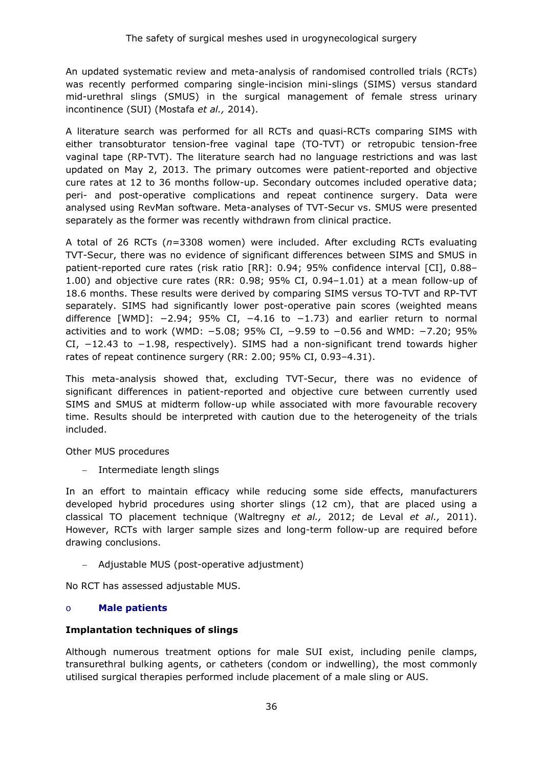An updated systematic review and meta-analysis of randomised controlled trials (RCTs) was recently performed comparing single-incision mini-slings (SIMS) versus standard mid-urethral slings (SMUS) in the surgical management of female stress urinary incontinence (SUI) (Mostafa *et al.,* 2014).

A literature search was performed for all RCTs and quasi-RCTs comparing SIMS with either transobturator tension-free vaginal tape (TO-TVT) or retropubic tension-free vaginal tape (RP-TVT). The literature search had no language restrictions and was last updated on May 2, 2013. The primary outcomes were patient-reported and objective cure rates at 12 to 36 months follow-up. Secondary outcomes included operative data; peri- and post-operative complications and repeat continence surgery. Data were analysed using RevMan software. Meta-analyses of TVT-Secur vs. SMUS were presented separately as the former was recently withdrawn from clinical practice.

A total of 26 RCTs (*n*=3308 women) were included. After excluding RCTs evaluating TVT-Secur, there was no evidence of significant differences between SIMS and SMUS in patient-reported cure rates (risk ratio [RR]: 0.94; 95% confidence interval [CI], 0.88–1.00) and objective cure rates (RR: 0.98; 95% CI, 0.94–1.01) at a mean follow-up of 18.6 months. These results were derived by comparing SIMS versus TO-TVT and RP-TVT separately. SIMS had significantly lower post-operative pain scores (weighted means difference [WMD]: −2.94; 95% CI, −4.16 to −1.73) and earlier return to normal activities and to work (WMD: −5.08; 95% CI, −9.59 to −0.56 and WMD: −7.20; 95% CI, −12.43 to −1.98, respectively). SIMS had a non-significant trend towards higher rates of repeat continence surgery (RR: 2.00; 95% CI, 0.93–4.31).

This meta-analysis showed that, excluding TVT-Secur, there was no evidence of significant differences in patient-reported and objective cure between currently used SIMS and SMUS at midterm follow-up while associated with more favourable recovery time. Results should be interpreted with caution due to the heterogeneity of the trials included.

Other MUS procedures

- Intermediate length slings

In an effort to maintain efficacy while reducing some side effects, manufacturers developed hybrid procedures using shorter slings (12 cm), that are placed using a classical TO placement technique (Waltregny *et al.,* 2012; de Leval *et al.,* 2011). However, RCTs with larger sample sizes and long-term follow-up are required before drawing conclusions.

- Adjustable MUS (post-operative adjustment)

No RCT has assessed adjustable MUS.

### Male patients

**Implantation techniques of slings**

Although numerous treatment options for male SUI exist, including penile clamps, transurethral bulking agents, or catheters (condom or indwelling), the most commonly utilised surgical therapies performed include placement of a male sling or AUS.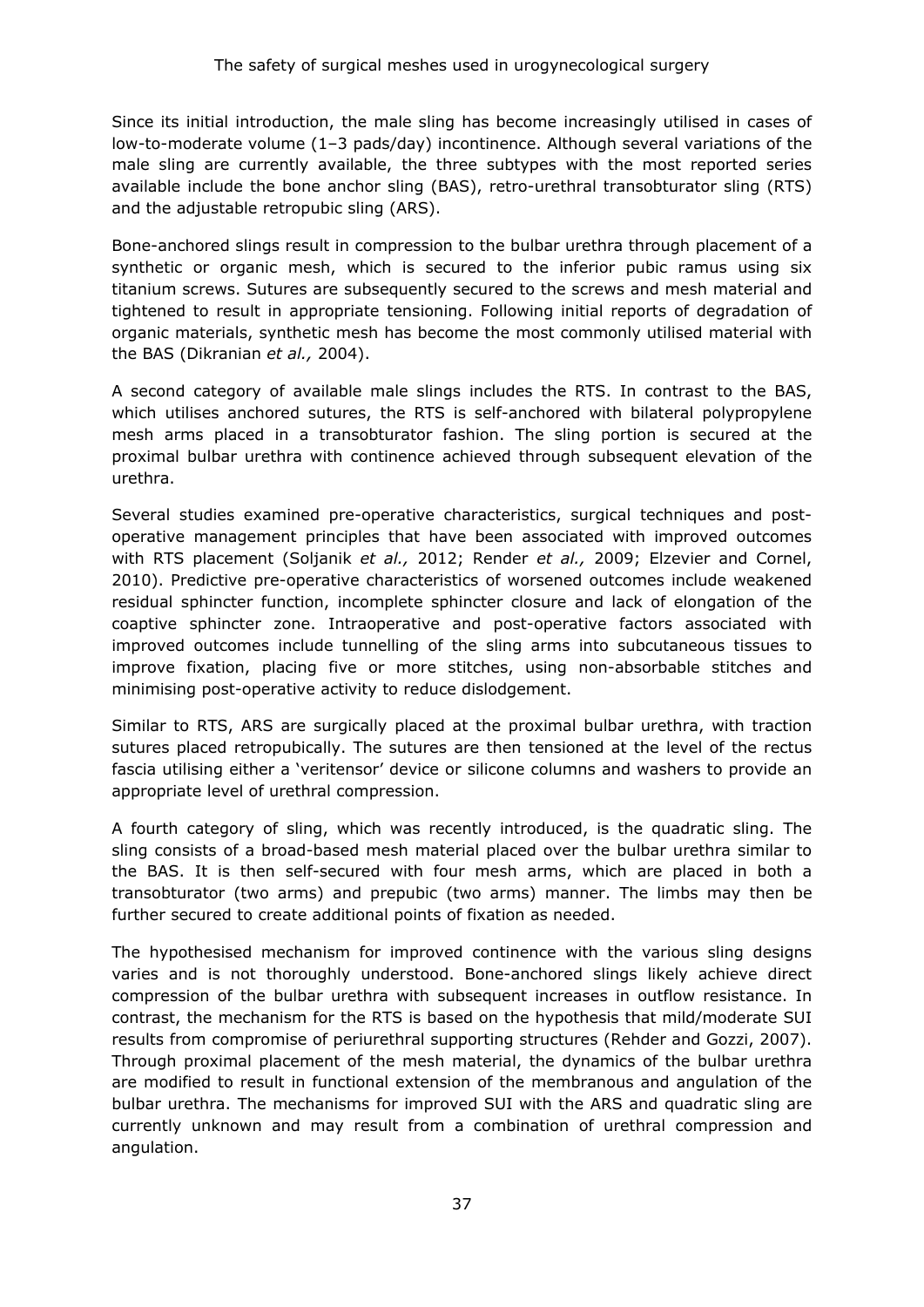Since its initial introduction, the male sling has become increasingly utilised in cases of low-to-moderate volume (1–3 pads/day) incontinence. Although several variations of the male sling are currently available, the three subtypes with the most reported series available include the bone anchor sling (BAS), retro-urethral transobturator sling (RTS) and the adjustable retropubic sling (ARS).

Bone-anchored slings result in compression to the bulbar urethra through placement of a synthetic or organic mesh, which is secured to the inferior pubic ramus using six titanium screws. Sutures are subsequently secured to the screws and mesh material and tightened to result in appropriate tensioning. Following initial reports of degradation of organic materials, synthetic mesh has become the most commonly utilised material with the BAS (Dikranian *et al.,* 2004).

A second category of available male slings includes the RTS. In contrast to the BAS, which utilises anchored sutures, the RTS is self-anchored with bilateral polypropylene mesh arms placed in a transobturator fashion. The sling portion is secured at the proximal bulbar urethra with continence achieved through subsequent elevation of the urethra.

Several studies examined pre-operative characteristics, surgical techniques and post-operative management principles that have been associated with improved outcomes with RTS placement (Soljanik *et al.,* 2012; Render *et al.,* 2009; Elzevier and Cornel, 2010). Predictive pre-operative characteristics of worsened outcomes include weakened residual sphincter function, incomplete sphincter closure and lack of elongation of the coaptive sphincter zone. Intraoperative and post-operative factors associated with improved outcomes include tunnelling of the sling arms into subcutaneous tissues to improve fixation, placing five or more stitches, using non-absorbable stitches and minimising post-operative activity to reduce dislodgement.

Similar to RTS, ARS are surgically placed at the proximal bulbar urethra, with traction sutures placed retropubically. The sutures are then tensioned at the level of the rectus fascia utilising either a 'veritensor' device or silicone columns and washers to provide an appropriate level of urethral compression.

A fourth category of sling, which was recently introduced, is the quadratic sling. The sling consists of a broad-based mesh material placed over the bulbar urethra similar to the BAS. It is then self-secured with four mesh arms, which are placed in both a transobturator (two arms) and prepubic (two arms) manner. The limbs may then be further secured to create additional points of fixation as needed.

The hypothesised mechanism for improved continence with the various sling designs varies and is not thoroughly understood. Bone-anchored slings likely achieve direct compression of the bulbar urethra with subsequent increases in outflow resistance. In contrast, the mechanism for the RTS is based on the hypothesis that mild/moderate SUI results from compromise of periurethral supporting structures (Rehder and Gozzi, 2007). Through proximal placement of the mesh material, the dynamics of the bulbar urethra are modified to result in functional extension of the membranous and angulation of the bulbar urethra. The mechanisms for improved SUI with the ARS and quadratic sling are currently unknown and may result from a combination of urethral compression and angulation.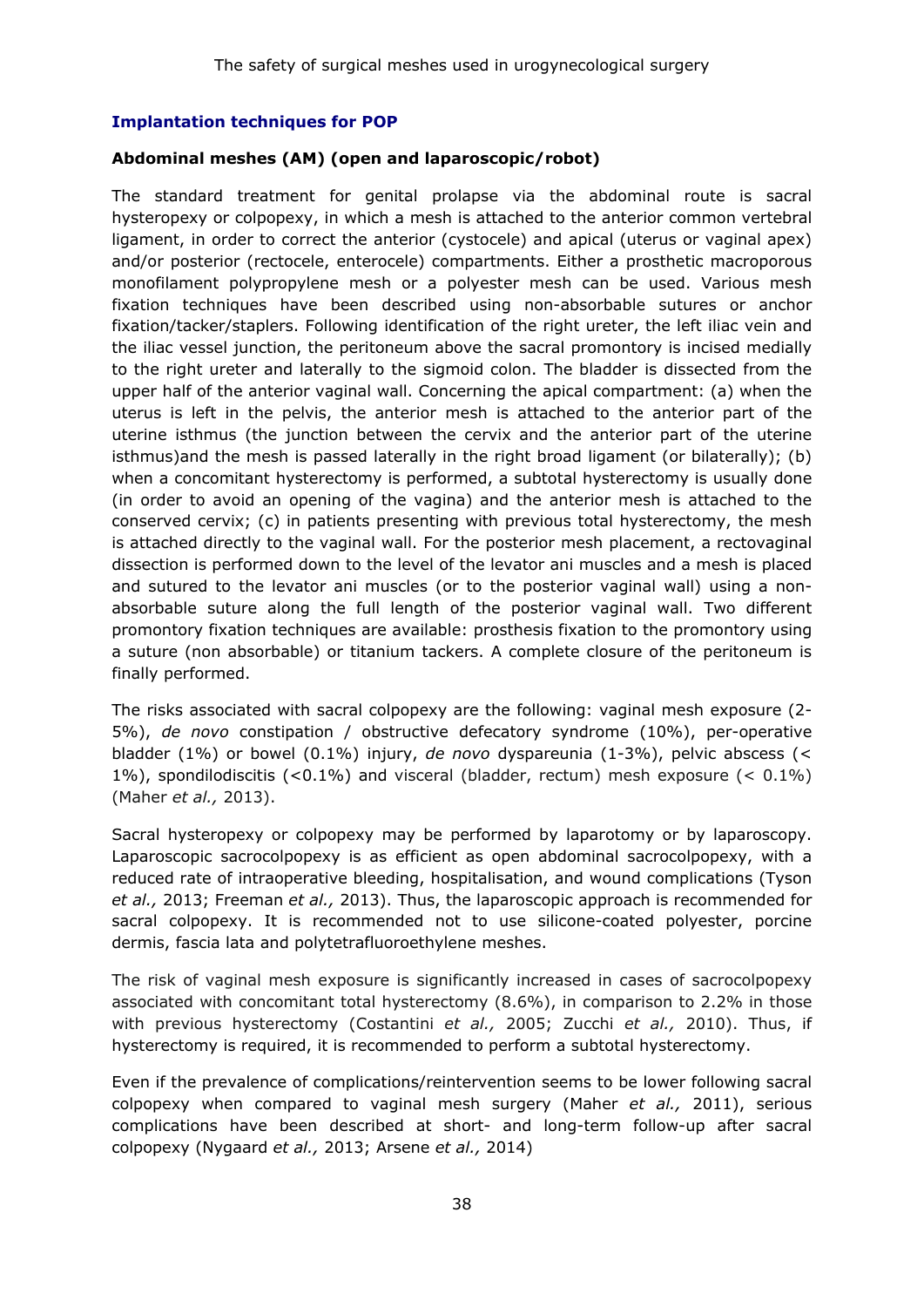### Implantation techniques for POP

#### Abdominal meshes (AM) (open and laparoscopic/robot)

The standard treatment for genital prolapse via the abdominal route is sacral hysteropexy or colpopexy, in which a mesh is attached to the anterior common vertebral ligament, in order to correct the anterior (cystocele) and apical (uterus or vaginal apex) and/or posterior (rectocele, enterocele) compartments. Either a prosthetic macroporous monofilament polypropylene mesh or a polyester mesh can be used. Various mesh fixation techniques have been described using non-absorbable sutures or anchor fixation/tacker/staplers. Following identification of the right ureter, the left iliac vein and the iliac vessel junction, the peritoneum above the sacral promontory is incised medially to the right ureter and laterally to the sigmoid colon. The bladder is dissected from the upper half of the anterior vaginal wall. Concerning the apical compartment: (a) when the uterus is left in the pelvis, the anterior mesh is attached to the anterior part of the uterine isthmus (the junction between the cervix and the anterior part of the uterine isthmus)and the mesh is passed laterally in the right broad ligament (or bilaterally); (b) when a concomitant hysterectomy is performed, a subtotal hysterectomy is usually done (in order to avoid an opening of the vagina) and the anterior mesh is attached to the conserved cervix; (c) in patients presenting with previous total hysterectomy, the mesh is attached directly to the vaginal wall. For the posterior mesh placement, a rectovaginal dissection is performed down to the level of the levator ani muscles and a mesh is placed and sutured to the levator ani muscles (or to the posterior vaginal wall) using a non-absorbable suture along the full length of the posterior vaginal wall. Two different promontory fixation techniques are available: prosthesis fixation to the promontory using a suture (non absorbable) or titanium tackers. A complete closure of the peritoneum is finally performed.

The risks associated with sacral colpopexy are the following: vaginal mesh exposure (2-5%), *de novo* constipation / obstructive defecatory syndrome (10%), per-operative bladder (1%) or bowel (0.1%) injury, *de novo* dyspareunia (1-3%), pelvic abscess (< 1%), spondilodiscitis (<0.1%) and visceral (bladder, rectum) mesh exposure (< 0.1%) (Maher *et al.,* 2013).

Sacral hysteropexy or colpopexy may be performed by laparotomy or by laparoscopy. Laparoscopic sacrocolpopexy is as efficient as open abdominal sacrocolpopexy, with a reduced rate of intraoperative bleeding, hospitalisation, and wound complications (Tyson *et al.,* 2013; Freeman *et al.,* 2013). Thus, the laparoscopic approach is recommended for sacral colpopexy. It is recommended not to use silicone-coated polyester, porcine dermis, fascia lata and polytetrafluoroethylene meshes.

The risk of vaginal mesh exposure is significantly increased in cases of sacrocolpopexy associated with concomitant total hysterectomy (8.6%), in comparison to 2.2% in those with previous hysterectomy (Costantini *et al.,* 2005; Zucchi *et al.,* 2010). Thus, if hysterectomy is required, it is recommended to perform a subtotal hysterectomy.

Even if the prevalence of complications/reintervention seems to be lower following sacral colpopexy when compared to vaginal mesh surgery (Maher *et al.,* 2011), serious complications have been described at short- and long-term follow-up after sacral colpopexy (Nygaard *et al.,* 2013; Arsene *et al.,* 2014)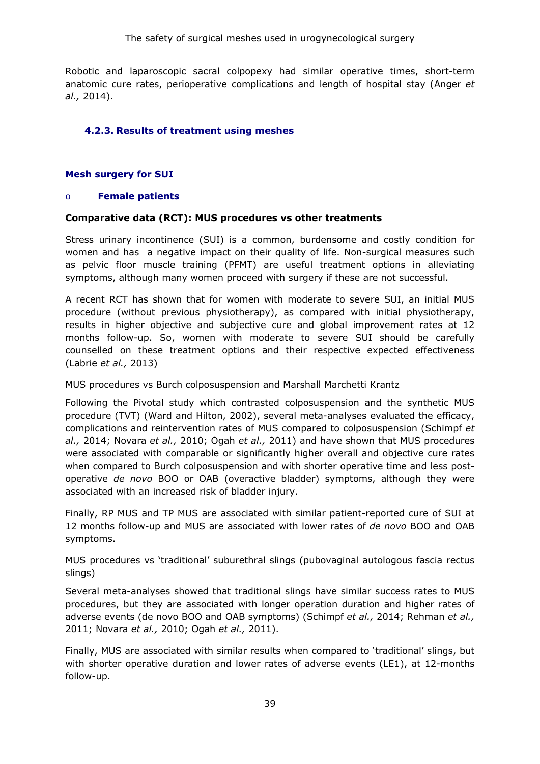Robotic and laparoscopic sacral colpopexy had similar operative times, short-term anatomic cure rates, perioperative complications and length of hospital stay (Anger *et al.,* 2014).

### 4.2.3. Results of treatment using meshes

#### Mesh surgery for SUI

- **Female patients**

**Comparative data (RCT): MUS procedures vs other treatments**

Stress urinary incontinence (SUI) is a common, burdensome and costly condition for women and has a negative impact on their quality of life. Non-surgical measures such as pelvic floor muscle training (PFMT) are useful treatment options in alleviating symptoms, although many women proceed with surgery if these are not successful.

A recent RCT has shown that for women with moderate to severe SUI, an initial MUS procedure (without previous physiotherapy), as compared with initial physiotherapy, results in higher objective and subjective cure and global improvement rates at 12 months follow-up. So, women with moderate to severe SUI should be carefully counselled on these treatment options and their respective expected effectiveness (Labrie *et al.,* 2013)

MUS procedures vs Burch colposuspension and Marshall Marchetti Krantz

Following the Pivotal study which contrasted colposuspension and the synthetic MUS procedure (TVT) (Ward and Hilton, 2002), several meta-analyses evaluated the efficacy, complications and reintervention rates of MUS compared to colposuspension (Schimpf *et al.,* 2014; Novara *et al.,* 2010; Ogah *et al.,* 2011) and have shown that MUS procedures were associated with comparable or significantly higher overall and objective cure rates when compared to Burch colposuspension and with shorter operative time and less post-operative *de novo* BOO or OAB (overactive bladder) symptoms, although they were associated with an increased risk of bladder injury.

Finally, RP MUS and TP MUS are associated with similar patient-reported cure of SUI at 12 months follow-up and MUS are associated with lower rates of *de novo* BOO and OAB symptoms.

MUS procedures vs 'traditional' suburethral slings (pubovaginal autologous fascia rectus slings)

Several meta-analyses showed that traditional slings have similar success rates to MUS procedures, but they are associated with longer operation duration and higher rates of adverse events (de novo BOO and OAB symptoms) (Schimpf *et al.,* 2014; Rehman *et al.,* 2011; Novara *et al.,* 2010; Ogah *et al.,* 2011).

Finally, MUS are associated with similar results when compared to 'traditional' slings, but with shorter operative duration and lower rates of adverse events (LE1), at 12-months follow-up.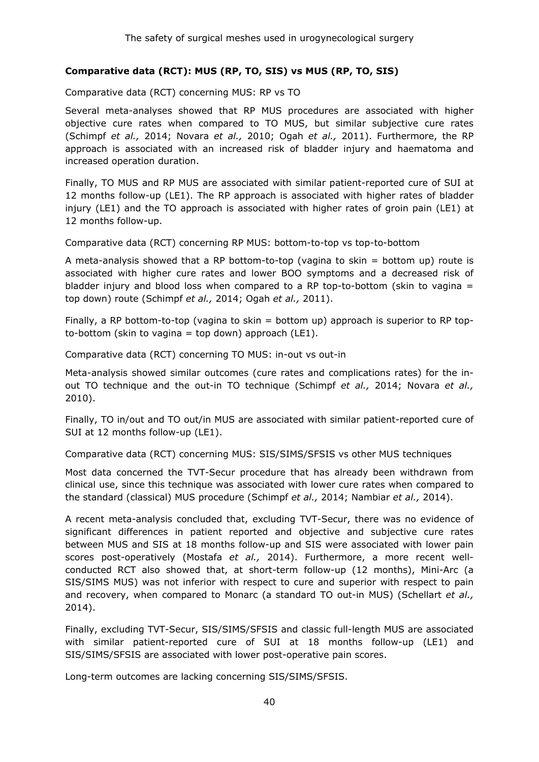**Comparative data (RCT): MUS (RP, TO, SIS) vs MUS (RP, TO, SIS)**

Comparative data (RCT) concerning MUS: RP vs TO

Several meta-analyses showed that RP MUS procedures are associated with higher objective cure rates when compared to TO MUS, but similar subjective cure rates (Schimpf *et al.,* 2014; Novara *et al.,* 2010; Ogah *et al.,* 2011). Furthermore, the RP approach is associated with an increased risk of bladder injury and haematoma and increased operation duration.

Finally, TO MUS and RP MUS are associated with similar patient-reported cure of SUI at 12 months follow-up (LE1). The RP approach is associated with higher rates of bladder injury (LE1) and the TO approach is associated with higher rates of groin pain (LE1) at 12 months follow-up.

Comparative data (RCT) concerning RP MUS: bottom-to-top vs top-to-bottom

A meta-analysis showed that a RP bottom-to-top (vagina to skin = bottom up) route is associated with higher cure rates and lower BOO symptoms and a decreased risk of bladder injury and blood loss when compared to a RP top-to-bottom (skin to vagina = top down) route (Schimpf *et al.,* 2014; Ogah *et al.,* 2011).

Finally, a RP bottom-to-top (vagina to skin = bottom up) approach is superior to RP top-to-bottom (skin to vagina = top down) approach (LE1).

Comparative data (RCT) concerning TO MUS: in-out vs out-in

Meta-analysis showed similar outcomes (cure rates and complications rates) for the in-out TO technique and the out-in TO technique (Schimpf *et al.,* 2014; Novara *et al.,* 2010).

Finally, TO in/out and TO out/in MUS are associated with similar patient-reported cure of SUI at 12 months follow-up (LE1).

Comparative data (RCT) concerning MUS: SIS/SIMS/SFSIS vs other MUS techniques

Most data concerned the TVT-Secur procedure that has already been withdrawn from clinical use, since this technique was associated with lower cure rates when compared to the standard (classical) MUS procedure (Schimpf *et al.,* 2014; Nambiar *et al.,* 2014).

A recent meta-analysis concluded that, excluding TVT-Secur, there was no evidence of significant differences in patient reported and objective and subjective cure rates between MUS and SIS at 18 months follow-up and SIS were associated with lower pain scores post-operatively (Mostafa *et al.,* 2014). Furthermore, a more recent well-conducted RCT also showed that, at short-term follow-up (12 months), Mini-Arc (a SIS/SIMS MUS) was not inferior with respect to cure and superior with respect to pain and recovery, when compared to Monarc (a standard TO out-in MUS) (Schellart *et al.,* 2014).

Finally, excluding TVT-Secur, SIS/SIMS/SFSIS and classic full-length MUS are associated with similar patient-reported cure of SUI at 18 months follow-up (LE1) and SIS/SIMS/SFSIS are associated with lower post-operative pain scores.

Long-term outcomes are lacking concerning SIS/SIMS/SFSIS.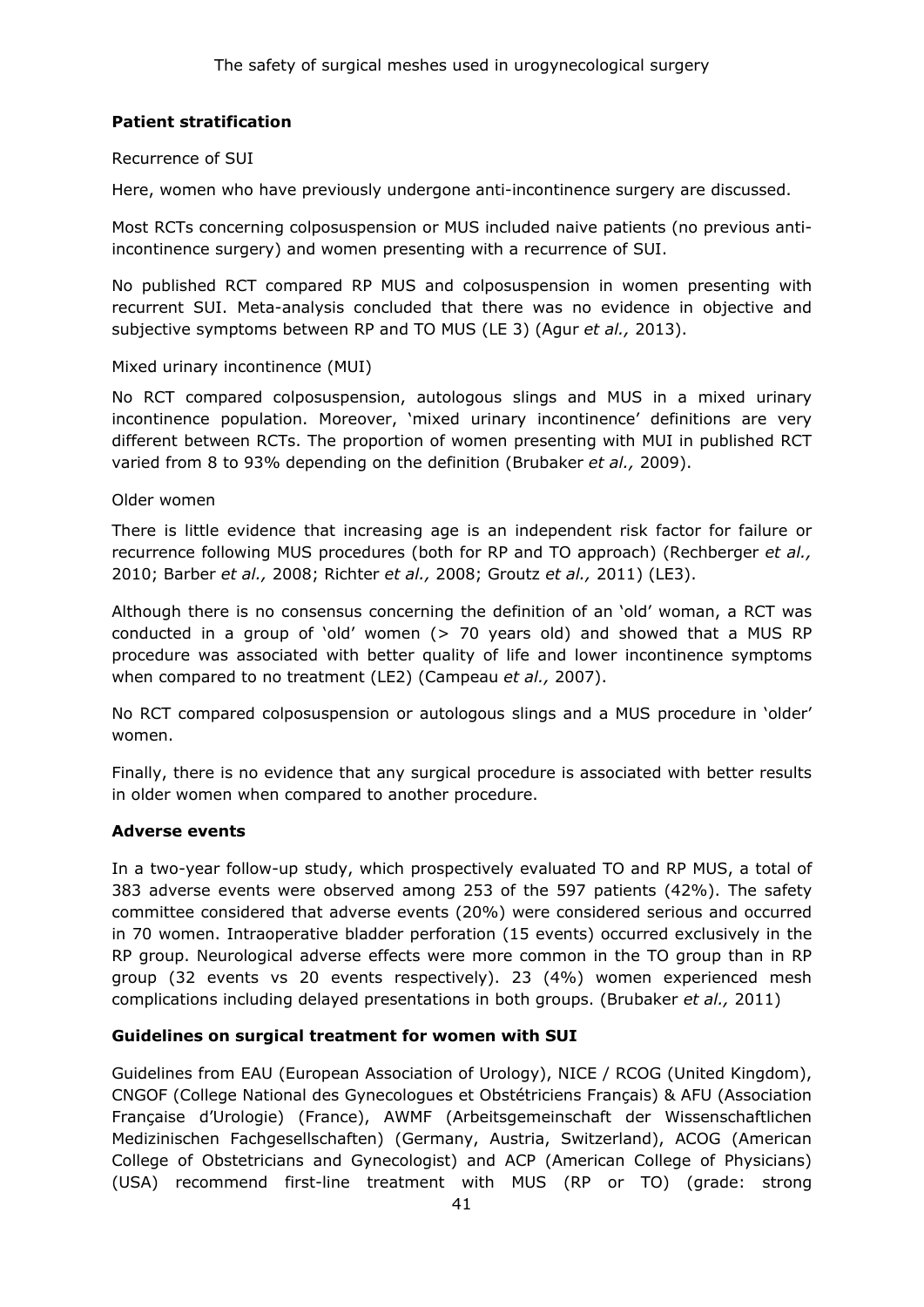**Patient stratification**

Recurrence of SUI

Here, women who have previously undergone anti-incontinence surgery are discussed.

Most RCTs concerning colposuspension or MUS included naive patients (no previous anti-incontinence surgery) and women presenting with a recurrence of SUI.

No published RCT compared RP MUS and colposuspension in women presenting with recurrent SUI. Meta-analysis concluded that there was no evidence in objective and subjective symptoms between RP and TO MUS (LE 3) (Agur *et al.,* 2013).

Mixed urinary incontinence (MUI)

No RCT compared colposuspension, autologous slings and MUS in a mixed urinary incontinence population. Moreover, 'mixed urinary incontinence' definitions are very different between RCTs. The proportion of women presenting with MUI in published RCT varied from 8 to 93% depending on the definition (Brubaker *et al.,* 2009).

Older women

There is little evidence that increasing age is an independent risk factor for failure or recurrence following MUS procedures (both for RP and TO approach) (Rechberger *et al.,* 2010; Barber *et al.,* 2008; Richter *et al.,* 2008; Groutz *et al.,* 2011) (LE3).

Although there is no consensus concerning the definition of an 'old' woman, a RCT was conducted in a group of 'old' women (> 70 years old) and showed that a MUS RP procedure was associated with better quality of life and lower incontinence symptoms when compared to no treatment (LE2) (Campeau *et al.,* 2007).

No RCT compared colposuspension or autologous slings and a MUS procedure in 'older' women.

Finally, there is no evidence that any surgical procedure is associated with better results in older women when compared to another procedure.

**Adverse events**

In a two-year follow-up study, which prospectively evaluated TO and RP MUS, a total of 383 adverse events were observed among 253 of the 597 patients (42%). The safety committee considered that adverse events (20%) were considered serious and occurred in 70 women. Intraoperative bladder perforation (15 events) occurred exclusively in the RP group. Neurological adverse effects were more common in the TO group than in RP group (32 events vs 20 events respectively). 23 (4%) women experienced mesh complications including delayed presentations in both groups. (Brubaker *et al.,* 2011)

**Guidelines on surgical treatment for women with SUI**

Guidelines from EAU (European Association of Urology), NICE / RCOG (United Kingdom), CNGOF (College National des Gynecologues et Obstétriciens Français) & AFU (Association Française d'Urologie) (France), AWMF (Arbeitsgemeinschaft der Wissenschaftlichen Medizinischen Fachgesellschaften) (Germany, Austria, Switzerland), ACOG (American College of Obstetricians and Gynecologist) and ACP (American College of Physicians) (USA) recommend first-line treatment with MUS (RP or TO) (grade: strong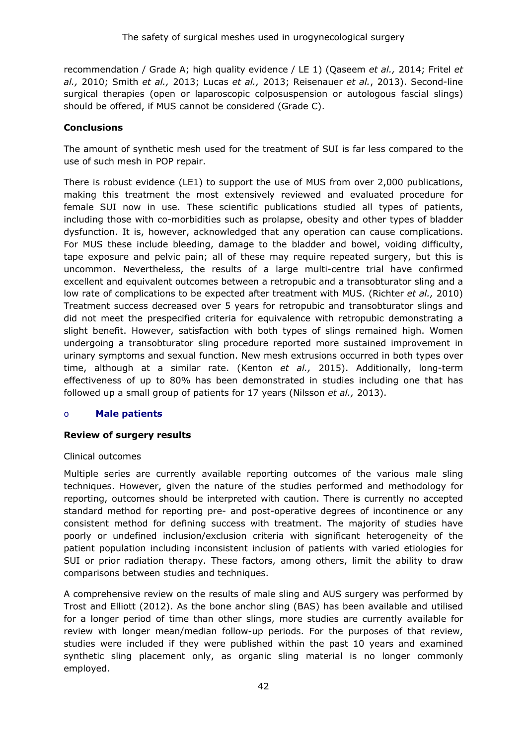recommendation / Grade A; high quality evidence / LE 1) (Qaseem *et al.,* 2014; Fritel *et al.,* 2010; Smith *et al.,* 2013; Lucas *et al.,* 2013; Reisenauer *et al.*, 2013). Second-line surgical therapies (open or laparoscopic colposuspension or autologous fascial slings) should be offered, if MUS cannot be considered (Grade C).

**Conclusions**

The amount of synthetic mesh used for the treatment of SUI is far less compared to the use of such mesh in POP repair.

There is robust evidence (LE1) to support the use of MUS from over 2,000 publications, making this treatment the most extensively reviewed and evaluated procedure for female SUI now in use. These scientific publications studied all types of patients, including those with co-morbidities such as prolapse, obesity and other types of bladder dysfunction. It is, however, acknowledged that any operation can cause complications. For MUS these include bleeding, damage to the bladder and bowel, voiding difficulty, tape exposure and pelvic pain; all of these may require repeated surgery, but this is uncommon. Nevertheless, the results of a large multi-centre trial have confirmed excellent and equivalent outcomes between a retropubic and a transobturator sling and a low rate of complications to be expected after treatment with MUS. (Richter *et al.,* 2010) Treatment success decreased over 5 years for retropubic and transobturator slings and did not meet the prespecified criteria for equivalence with retropubic demonstrating a slight benefit. However, satisfaction with both types of slings remained high. Women undergoing a transobturator sling procedure reported more sustained improvement in urinary symptoms and sexual function. New mesh extrusions occurred in both types over time, although at a similar rate. (Kenton *et al.,* 2015). Additionally, long-term effectiveness of up to 80% has been demonstrated in studies including one that has followed up a small group of patients for 17 years (Nilsson *et al.,* 2013).

- **Male patients**

**Review of surgery results**

Clinical outcomes

Multiple series are currently available reporting outcomes of the various male sling techniques. However, given the nature of the studies performed and methodology for reporting, outcomes should be interpreted with caution. There is currently no accepted standard method for reporting pre- and post-operative degrees of incontinence or any consistent method for defining success with treatment. The majority of studies have poorly or undefined inclusion/exclusion criteria with significant heterogeneity of the patient population including inconsistent inclusion of patients with varied etiologies for SUI or prior radiation therapy. These factors, among others, limit the ability to draw comparisons between studies and techniques.

A comprehensive review on the results of male sling and AUS surgery was performed by Trost and Elliott (2012). As the bone anchor sling (BAS) has been available and utilised for a longer period of time than other slings, more studies are currently available for review with longer mean/median follow-up periods. For the purposes of that review, studies were included if they were published within the past 10 years and examined synthetic sling placement only, as organic sling material is no longer commonly employed.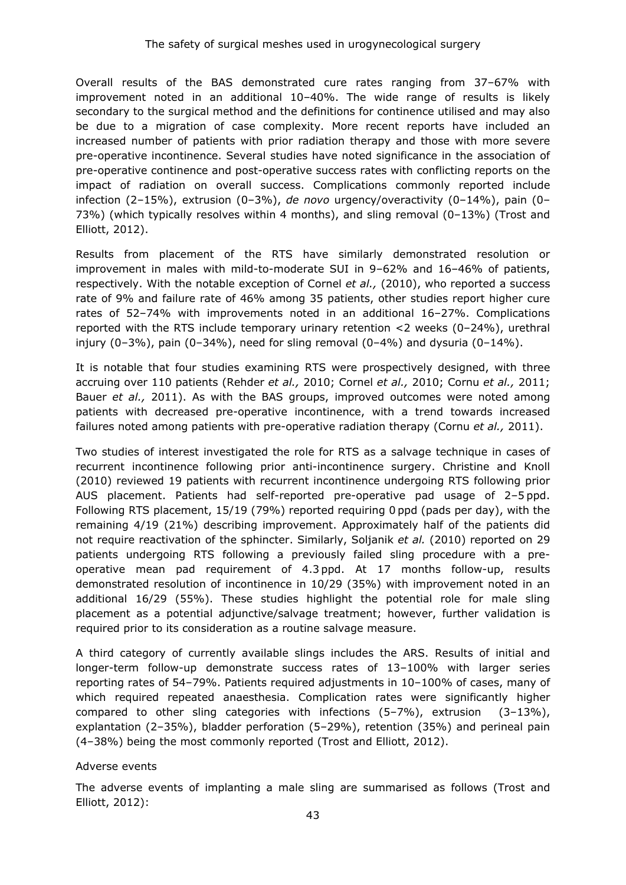Overall results of the BAS demonstrated cure rates ranging from 37–67% with improvement noted in an additional 10–40%. The wide range of results is likely secondary to the surgical method and the definitions for continence utilised and may also be due to a migration of case complexity. More recent reports have included an increased number of patients with prior radiation therapy and those with more severe pre-operative incontinence. Several studies have noted significance in the association of pre-operative continence and post-operative success rates with conflicting reports on the impact of radiation on overall success. Complications commonly reported include infection (2–15%), extrusion (0–3%), *de novo* urgency/overactivity (0–14%), pain (0–73%) (which typically resolves within 4 months), and sling removal (0–13%) (Trost and Elliott, 2012).

Results from placement of the RTS have similarly demonstrated resolution or improvement in males with mild-to-moderate SUI in 9–62% and 16–46% of patients, respectively. With the notable exception of Cornel *et al.,* (2010), who reported a success rate of 9% and failure rate of 46% among 35 patients, other studies report higher cure rates of 52–74% with improvements noted in an additional 16–27%. Complications reported with the RTS include temporary urinary retention <2 weeks (0–24%), urethral injury (0–3%), pain (0–34%), need for sling removal (0–4%) and dysuria (0–14%).

It is notable that four studies examining RTS were prospectively designed, with three accruing over 110 patients (Rehder *et al.,* 2010; Cornel *et al.,* 2010; Cornu *et al.,* 2011; Bauer *et al.,* 2011). As with the BAS groups, improved outcomes were noted among patients with decreased pre-operative incontinence, with a trend towards increased failures noted among patients with pre-operative radiation therapy (Cornu *et al.,* 2011).

Two studies of interest investigated the role for RTS as a salvage technique in cases of recurrent incontinence following prior anti-incontinence surgery. Christine and Knoll (2010) reviewed 19 patients with recurrent incontinence undergoing RTS following prior AUS placement. Patients had self-reported pre-operative pad usage of 2–5 ppd. Following RTS placement, 15/19 (79%) reported requiring 0 ppd (pads per day), with the remaining 4/19 (21%) describing improvement. Approximately half of the patients did not require reactivation of the sphincter. Similarly, Soljanik *et al.* (2010) reported on 29 patients undergoing RTS following a previously failed sling procedure with a pre-operative mean pad requirement of 4.3 ppd. At 17 months follow-up, results demonstrated resolution of incontinence in 10/29 (35%) with improvement noted in an additional 16/29 (55%). These studies highlight the potential role for male sling placement as a potential adjunctive/salvage treatment; however, further validation is required prior to its consideration as a routine salvage measure.

A third category of currently available slings includes the ARS. Results of initial and longer-term follow-up demonstrate success rates of 13–100% with larger series reporting rates of 54–79%. Patients required adjustments in 10–100% of cases, many of which required repeated anaesthesia. Complication rates were significantly higher compared to other sling categories with infections (5–7%), extrusion (3–13%), explantation (2–35%), bladder perforation (5–29%), retention (35%) and perineal pain (4–38%) being the most commonly reported (Trost and Elliott, 2012).

Adverse events

The adverse events of implanting a male sling are summarised as follows (Trost and Elliott, 2012):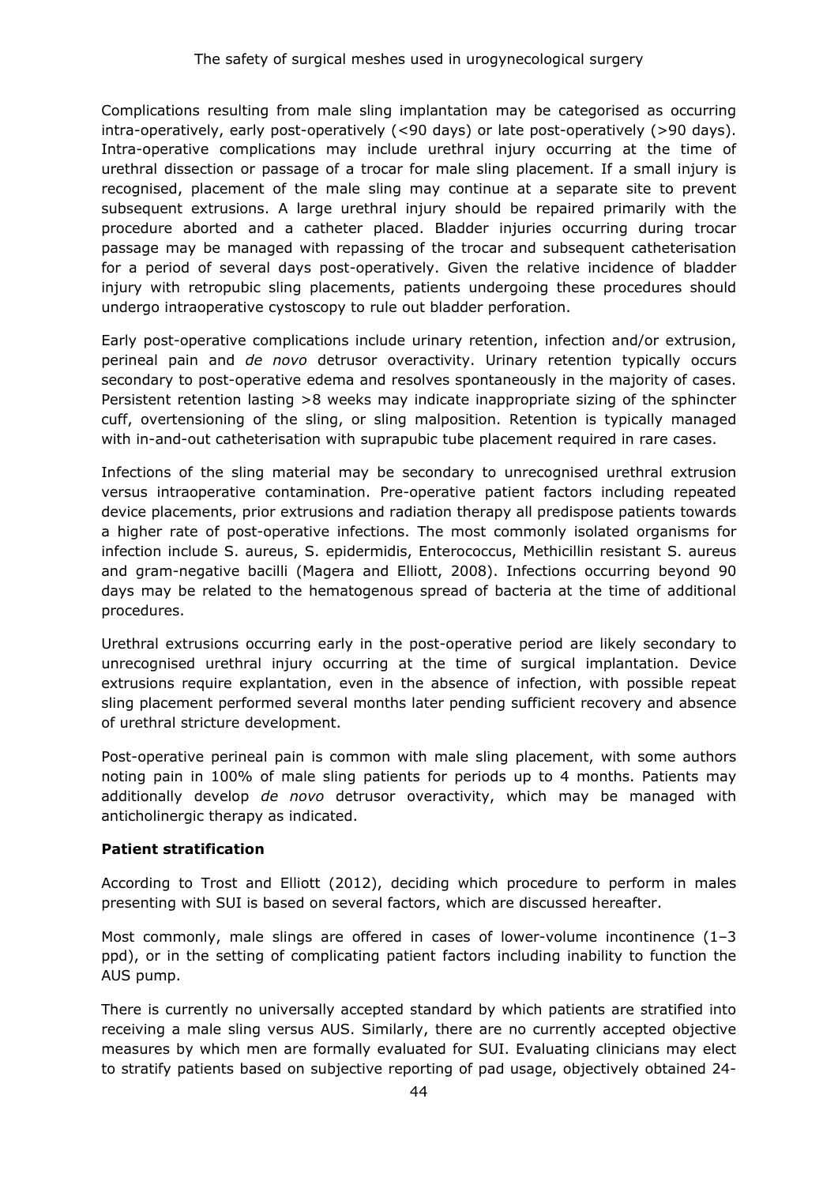Complications resulting from male sling implantation may be categorised as occurring intra-operatively, early post-operatively (<90 days) or late post-operatively (>90 days). Intra-operative complications may include urethral injury occurring at the time of urethral dissection or passage of a trocar for male sling placement. If a small injury is recognised, placement of the male sling may continue at a separate site to prevent subsequent extrusions. A large urethral injury should be repaired primarily with the procedure aborted and a catheter placed. Bladder injuries occurring during trocar passage may be managed with repassing of the trocar and subsequent catheterisation for a period of several days post-operatively. Given the relative incidence of bladder injury with retropubic sling placements, patients undergoing these procedures should undergo intraoperative cystoscopy to rule out bladder perforation.

Early post-operative complications include urinary retention, infection and/or extrusion, perineal pain and *de novo* detrusor overactivity. Urinary retention typically occurs secondary to post-operative edema and resolves spontaneously in the majority of cases. Persistent retention lasting >8 weeks may indicate inappropriate sizing of the sphincter cuff, overtensioning of the sling, or sling malposition. Retention is typically managed with in-and-out catheterisation with suprapubic tube placement required in rare cases.

Infections of the sling material may be secondary to unrecognised urethral extrusion versus intraoperative contamination. Pre-operative patient factors including repeated device placements, prior extrusions and radiation therapy all predispose patients towards a higher rate of post-operative infections. The most commonly isolated organisms for infection include S. aureus, S. epidermidis, Enterococcus, Methicillin resistant S. aureus and gram-negative bacilli (Magera and Elliott, 2008). Infections occurring beyond 90 days may be related to the hematogenous spread of bacteria at the time of additional procedures.

Urethral extrusions occurring early in the post-operative period are likely secondary to unrecognised urethral injury occurring at the time of surgical implantation. Device extrusions require explantation, even in the absence of infection, with possible repeat sling placement performed several months later pending sufficient recovery and absence of urethral stricture development.

Post-operative perineal pain is common with male sling placement, with some authors noting pain in 100% of male sling patients for periods up to 4 months. Patients may additionally develop *de novo* detrusor overactivity, which may be managed with anticholinergic therapy as indicated.

**Patient stratification**

According to Trost and Elliott (2012), deciding which procedure to perform in males presenting with SUI is based on several factors, which are discussed hereafter.

Most commonly, male slings are offered in cases of lower-volume incontinence (1–3 ppd), or in the setting of complicating patient factors including inability to function the AUS pump.

There is currently no universally accepted standard by which patients are stratified into receiving a male sling versus AUS. Similarly, there are no currently accepted objective measures by which men are formally evaluated for SUI. Evaluating clinicians may elect to stratify patients based on subjective reporting of pad usage, objectively obtained 24-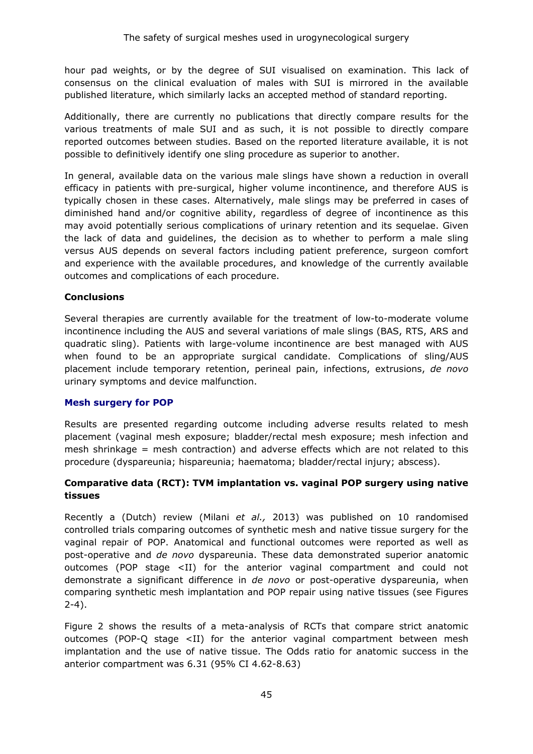hour pad weights, or by the degree of SUI visualised on examination. This lack of consensus on the clinical evaluation of males with SUI is mirrored in the available published literature, which similarly lacks an accepted method of standard reporting.

Additionally, there are currently no publications that directly compare results for the various treatments of male SUI and as such, it is not possible to directly compare reported outcomes between studies. Based on the reported literature available, it is not possible to definitively identify one sling procedure as superior to another.

In general, available data on the various male slings have shown a reduction in overall efficacy in patients with pre-surgical, higher volume incontinence, and therefore AUS is typically chosen in these cases. Alternatively, male slings may be preferred in cases of diminished hand and/or cognitive ability, regardless of degree of incontinence as this may avoid potentially serious complications of urinary retention and its sequelae. Given the lack of data and guidelines, the decision as to whether to perform a male sling versus AUS depends on several factors including patient preference, surgeon comfort and experience with the available procedures, and knowledge of the currently available outcomes and complications of each procedure.

**Conclusions**

Several therapies are currently available for the treatment of low-to-moderate volume incontinence including the AUS and several variations of male slings (BAS, RTS, ARS and quadratic sling). Patients with large-volume incontinence are best managed with AUS when found to be an appropriate surgical candidate. Complications of sling/AUS placement include temporary retention, perineal pain, infections, extrusions, *de novo* urinary symptoms and device malfunction.

### Mesh surgery for POP

Results are presented regarding outcome including adverse results related to mesh placement (vaginal mesh exposure; bladder/rectal mesh exposure; mesh infection and mesh shrinkage = mesh contraction) and adverse effects which are not related to this procedure (dyspareunia; hispareunia; haematoma; bladder/rectal injury; abscess).

**Comparative data (RCT): TVM implantation vs. vaginal POP surgery using native tissues**

Recently a (Dutch) review (Milani *et al.,* 2013) was published on 10 randomised controlled trials comparing outcomes of synthetic mesh and native tissue surgery for the vaginal repair of POP. Anatomical and functional outcomes were reported as well as post-operative and *de novo* dyspareunia. These data demonstrated superior anatomic outcomes (POP stage <II) for the anterior vaginal compartment and could not demonstrate a significant difference in *de novo* or post-operative dyspareunia, when comparing synthetic mesh implantation and POP repair using native tissues (see Figures 2-4).

Figure 2 shows the results of a meta-analysis of RCTs that compare strict anatomic outcomes (POP-Q stage <II) for the anterior vaginal compartment between mesh implantation and the use of native tissue. The Odds ratio for anatomic success in the anterior compartment was 6.31 (95% CI 4.62-8.63)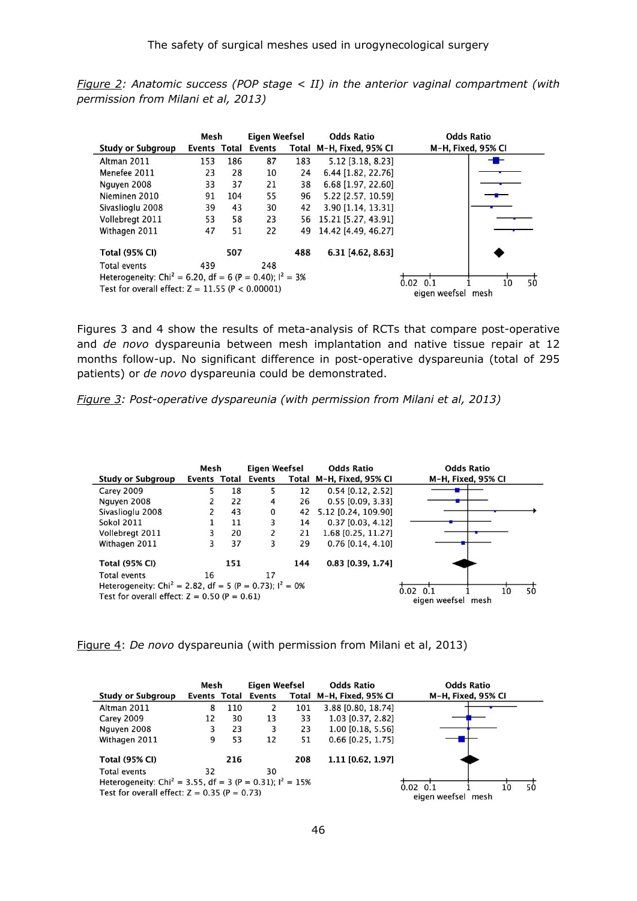*Figure 2: Anatomic success (POP stage < II) in the anterior vaginal compartment (with permission from Milani et al, 2013)*

| Study or Subgroup | Mesh Events | Mesh Total | Eigen Weefsel Events | Eigen Weefsel Total | Odds Ratio M-H, Fixed, 95% CI |
|---|---|---|---|---|---|
| Altman 2011 | 153 | 186 | 87 | 183 | 5.12 [3.18, 8.23] |
| Menefee 2011 | 23 | 28 | 10 | 24 | 6.44 [1.82, 22.76] |
| Nguyen 2008 | 33 | 37 | 21 | 38 | 6.68 [1.97, 22.60] |
| Nieminen 2010 | 91 | 104 | 55 | 96 | 5.22 [2.57, 10.59] |
| Sivaslioglu 2008 | 39 | 43 | 30 | 42 | 3.90 [1.14, 13.31] |
| Vollebregt 2011 | 53 | 58 | 23 | 56 | 15.21 [5.27, 43.91] |
| Withagen 2011 | 47 | 51 | 22 | 49 | 14.42 [4.49, 46.27] |
| **Total (95% CI)** | | **507** | | **488** | **6.31 [4.62, 8.63]** |
| Total events | 439 | | 248 | | |

Heterogeneity: Chi² = 6.20, df = 6 (P = 0.40); I² = 3%
Test for overall effect: Z = 11.55 (P < 0.00001)

Figures 3 and 4 show the results of meta-analysis of RCTs that compare post-operative and *de novo* dyspareunia between mesh implantation and native tissue repair at 12 months follow-up. No significant difference in post-operative dyspareunia (total of 295 patients) or *de novo* dyspareunia could be demonstrated.

*Figure 3: Post-operative dyspareunia (with permission from Milani et al, 2013)*

| Study or Subgroup | Mesh Events | Mesh Total | Eigen Weefsel Events | Eigen Weefsel Total | Odds Ratio M-H, Fixed, 95% CI |
|---|---|---|---|---|---|
| Carey 2009 | 5 | 18 | 5 | 12 | 0.54 [0.12, 2.52] |
| Nguyen 2008 | 2 | 22 | 4 | 26 | 0.55 [0.09, 3.33] |
| Sivaslioglu 2008 | 2 | 43 | 0 | 42 | 5.12 [0.24, 109.90] |
| Sokol 2011 | 1 | 11 | 3 | 14 | 0.37 [0.03, 4.12] |
| Vollebregt 2011 | 3 | 20 | 2 | 21 | 1.68 [0.25, 11.27] |
| Withagen 2011 | 3 | 37 | 3 | 29 | 0.76 [0.14, 4.10] |
| **Total (95% CI)** | | **151** | | **144** | **0.83 [0.39, 1.74]** |
| Total events | 16 | | 17 | | |

Heterogeneity: Chi² = 2.82, df = 5 (P = 0.73); I² = 0%
Test for overall effect: Z = 0.50 (P = 0.61)

Figure 4: *De novo* dyspareunia (with permission from Milani et al, 2013)

| Study or Subgroup | Mesh Events | Mesh Total | Eigen Weefsel Events | Eigen Weefsel Total | Odds Ratio M-H, Fixed, 95% CI |
|---|---|---|---|---|---|
| Altman 2011 | 8 | 110 | 2 | 101 | 3.88 [0.80, 18.74] |
| Carey 2009 | 12 | 30 | 13 | 33 | 1.03 [0.37, 2.82] |
| Nguyen 2008 | 3 | 23 | 3 | 23 | 1.00 [0.18, 5.56] |
| Withagen 2011 | 9 | 53 | 12 | 51 | 0.66 [0.25, 1.75] |
| **Total (95% CI)** | | **216** | | **208** | **1.11 [0.62, 1.97]** |
| Total events | 32 | | 30 | | |

Heterogeneity: Chi² = 3.55, df = 3 (P = 0.31); I² = 15%
Test for overall effect: Z = 0.35 (P = 0.73)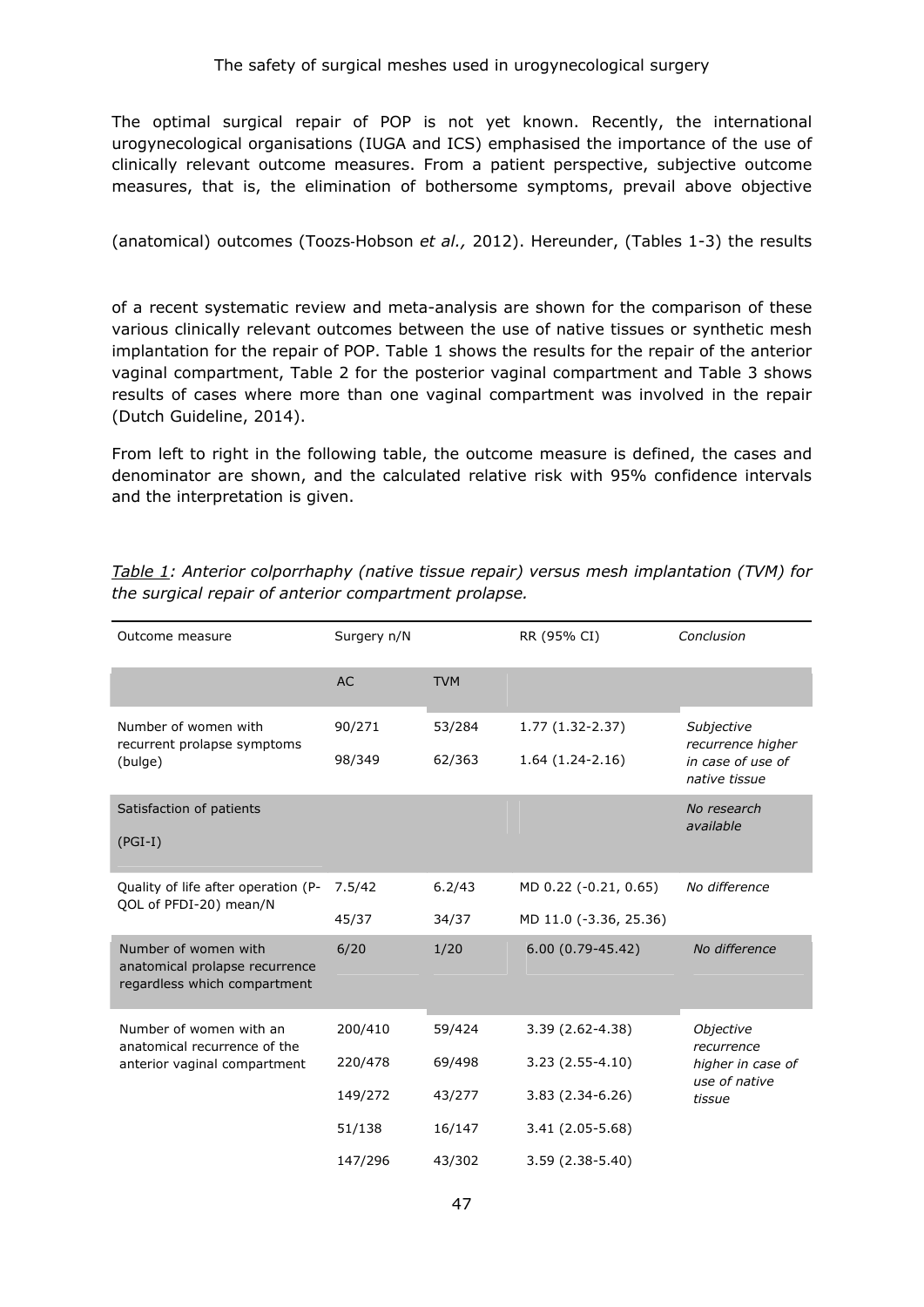The optimal surgical repair of POP is not yet known. Recently, the international urogynecological organisations (IUGA and ICS) emphasised the importance of the use of clinically relevant outcome measures. From a patient perspective, subjective outcome measures, that is, the elimination of bothersome symptoms, prevail above objective (anatomical) outcomes (Toozs-Hobson *et al.,* 2012). Hereunder, (Tables 1-3) the results of a recent systematic review and meta-analysis are shown for the comparison of these various clinically relevant outcomes between the use of native tissues or synthetic mesh implantation for the repair of POP. Table 1 shows the results for the repair of the anterior vaginal compartment, Table 2 for the posterior vaginal compartment and Table 3 shows results of cases where more than one vaginal compartment was involved in the repair (Dutch Guideline, 2014).

From left to right in the following table, the outcome measure is defined, the cases and denominator are shown, and the calculated relative risk with 95% confidence intervals and the interpretation is given.

*Table 1: Anterior colporrhaphy (native tissue repair) versus mesh implantation (TVM) for the surgical repair of anterior compartment prolapse.*

| Outcome measure | Surgery n/N | | RR (95% CI) | *Conclusion* |
|---|---|---|---|---|
| | AC | TVM | | |
| Number of women with recurrent prolapse symptoms (bulge) | 90/271<br>98/349 | 53/284<br>62/363 | 1.77 (1.32-2.37)<br>1.64 (1.24-2.16) | *Subjective recurrence higher in case of use of native tissue* |
| Satisfaction of patients (PGI-I) | | | | *No research available* |
| Quality of life after operation (P-QOL of PFDI-20) mean/N | 7.5/42<br>45/37 | 6.2/43<br>34/37 | MD 0.22 (-0.21, 0.65)<br>MD 11.0 (-3.36, 25.36) | *No difference* |
| Number of women with anatomical prolapse recurrence regardless which compartment | 6/20 | 1/20 | 6.00 (0.79-45.42) | *No difference* |
| Number of women with an anatomical recurrence of the anterior vaginal compartment | 200/410<br>220/478<br>149/272<br>51/138<br>147/296 | 59/424<br>69/498<br>43/277<br>16/147<br>43/302 | 3.39 (2.62-4.38)<br>3.23 (2.55-4.10)<br>3.83 (2.34-6.26)<br>3.41 (2.05-5.68)<br>3.59 (2.38-5.40) | *Objective recurrence higher in case of use of native tissue* |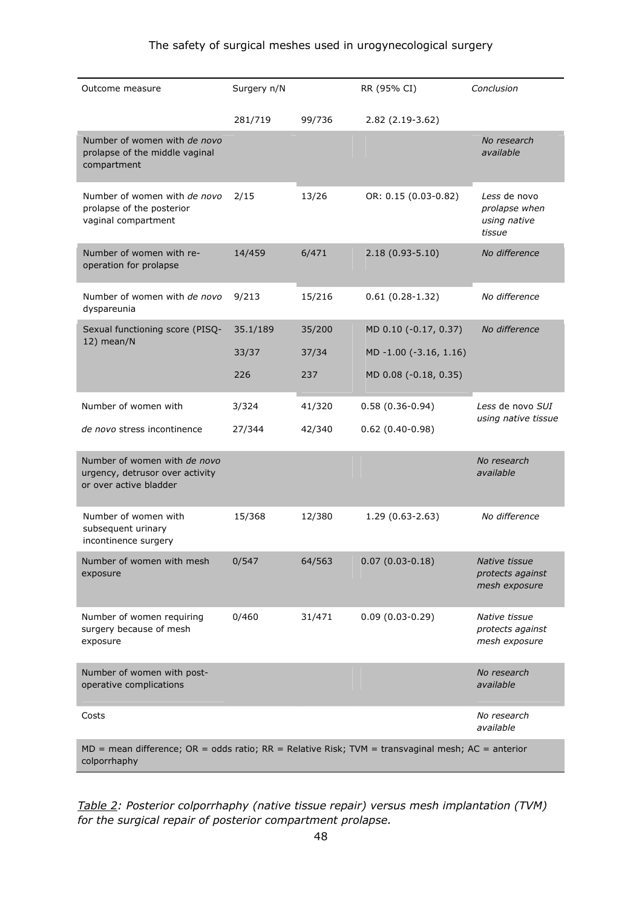| Outcome measure | Surgery n/N | | RR (95% CI) | *Conclusion* |
|---|---|---|---|---|
| | 281/719 | 99/736 | 2.82 (2.19-3.62) | |
| Number of women with *de novo* prolapse of the middle vaginal compartment | | | | *No research available* |
| Number of women with *de novo* prolapse of the posterior vaginal compartment | 2/15 | 13/26 | OR: 0.15 (0.03-0.82) | *Less* de novo *prolapse when using native tissue* |
| Number of women with re-operation for prolapse | 14/459 | 6/471 | 2.18 (0.93-5.10) | *No difference* |
| Number of women with *de novo* dyspareunia | 9/213 | 15/216 | 0.61 (0.28-1.32) | *No difference* |
| Sexual functioning score (PISQ-12) mean/N | 35.1/189 | 35/200 | MD 0.10 (-0.17, 0.37) | *No difference* |
| | 33/37 | 37/34 | MD -1.00 (-3.16, 1.16) | |
| | 226 | 237 | MD 0.08 (-0.18, 0.35) | |
| Number of women with | 3/324 | 41/320 | 0.58 (0.36-0.94) | *Less* de novo *SUI using native tissue* |
| *de novo* stress incontinence | 27/344 | 42/340 | 0.62 (0.40-0.98) | |
| Number of women with *de novo* urgency, detrusor over activity or over active bladder | | | | *No research available* |
| Number of women with subsequent urinary incontinence surgery | 15/368 | 12/380 | 1.29 (0.63-2.63) | *No difference* |
| Number of women with mesh exposure | 0/547 | 64/563 | 0.07 (0.03-0.18) | *Native tissue protects against mesh exposure* |
| Number of women requiring surgery because of mesh exposure | 0/460 | 31/471 | 0.09 (0.03-0.29) | *Native tissue protects against mesh exposure* |
| Number of women with post-operative complications | | | | *No research available* |
| Costs | | | | *No research available* |

MD = mean difference; OR = odds ratio; RR = Relative Risk; TVM = transvaginal mesh; AC = anterior colporrhaphy

*Table 2: Posterior colporrhaphy (native tissue repair) versus mesh implantation (TVM) for the surgical repair of posterior compartment prolapse.*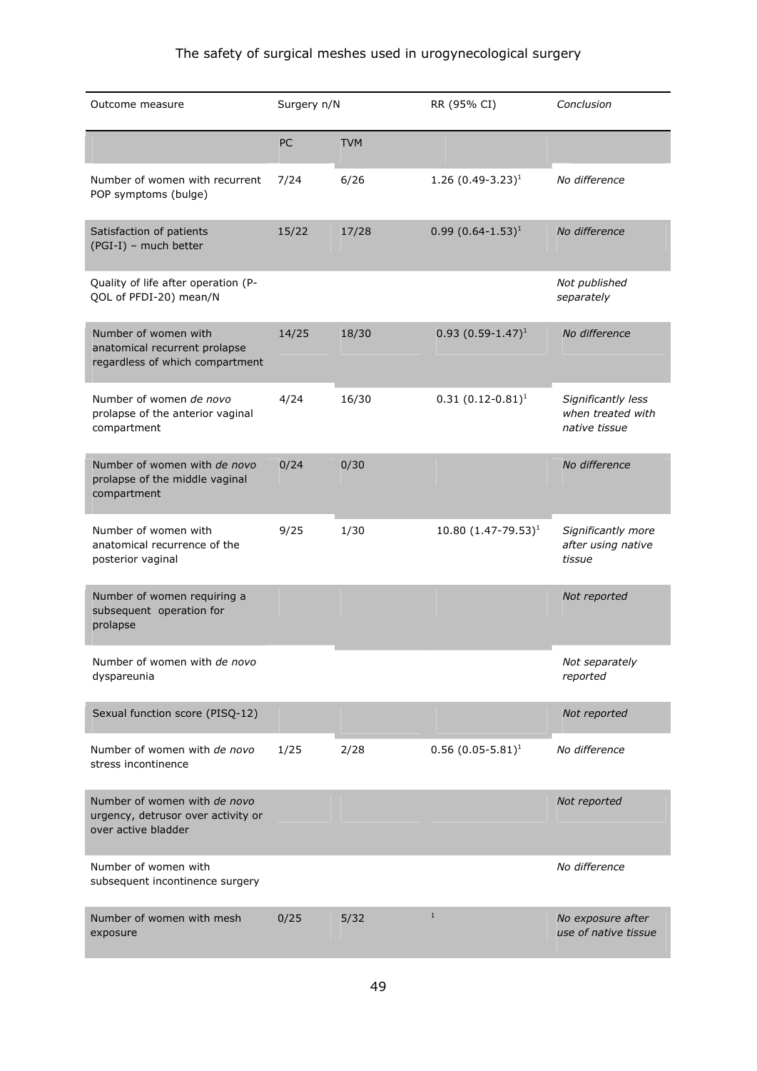| Outcome measure | Surgery n/N | | RR (95% CI) | *Conclusion* |
|---|---|---|---|---|
| | PC | TVM | | |
| Number of women with recurrent POP symptoms (bulge) | 7/24 | 6/26 | 1.26 (0.49-3.23)[1] | *No difference* |
| Satisfaction of patients (PGI-I) – much better | 15/22 | 17/28 | 0.99 (0.64-1.53)[1] | *No difference* |
| Quality of life after operation (P-QOL of PFDI-20) mean/N | | | | *Not published separately* |
| Number of women with anatomical recurrent prolapse regardless of which compartment | 14/25 | 18/30 | 0.93 (0.59-1.47)[1] | *No difference* |
| Number of women *de novo* prolapse of the anterior vaginal compartment | 4/24 | 16/30 | 0.31 (0.12-0.81)[1] | *Significantly less when treated with native tissue* |
| Number of women with *de novo* prolapse of the middle vaginal compartment | 0/24 | 0/30 | | *No difference* |
| Number of women with anatomical recurrence of the posterior vaginal | 9/25 | 1/30 | 10.80 (1.47-79.53)[1] | *Significantly more after using native tissue* |
| Number of women requiring a subsequent operation for prolapse | | | | *Not reported* |
| Number of women with *de novo* dyspareunia | | | | *Not separately reported* |
| Sexual function score (PISQ-12) | | | | *Not reported* |
| Number of women with *de novo* stress incontinence | 1/25 | 2/28 | 0.56 (0.05-5.81)[1] | *No difference* |
| Number of women with *de novo* urgency, detrusor over activity or over active bladder | | | | *Not reported* |
| Number of women with subsequent incontinence surgery | | | | *No difference* |
| Number of women with mesh exposure | 0/25 | 5/32 | [1] | *No exposure after use of native tissue* |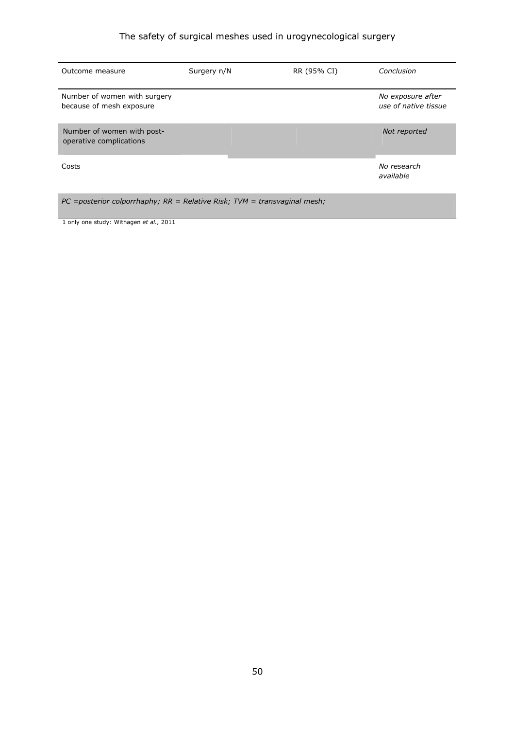| Outcome measure | Surgery n/N | RR (95% CI) | *Conclusion* |
|---|---|---|---|
| Number of women with surgery because of mesh exposure | | | *No exposure after use of native tissue* |
| Number of women with post-operative complications | | | *Not reported* |
| Costs | | | *No research available* |

*PC =posterior colporrhaphy; RR = Relative Risk; TVM = transvaginal mesh;*

1 only one study: Withagen *et al.,* 2011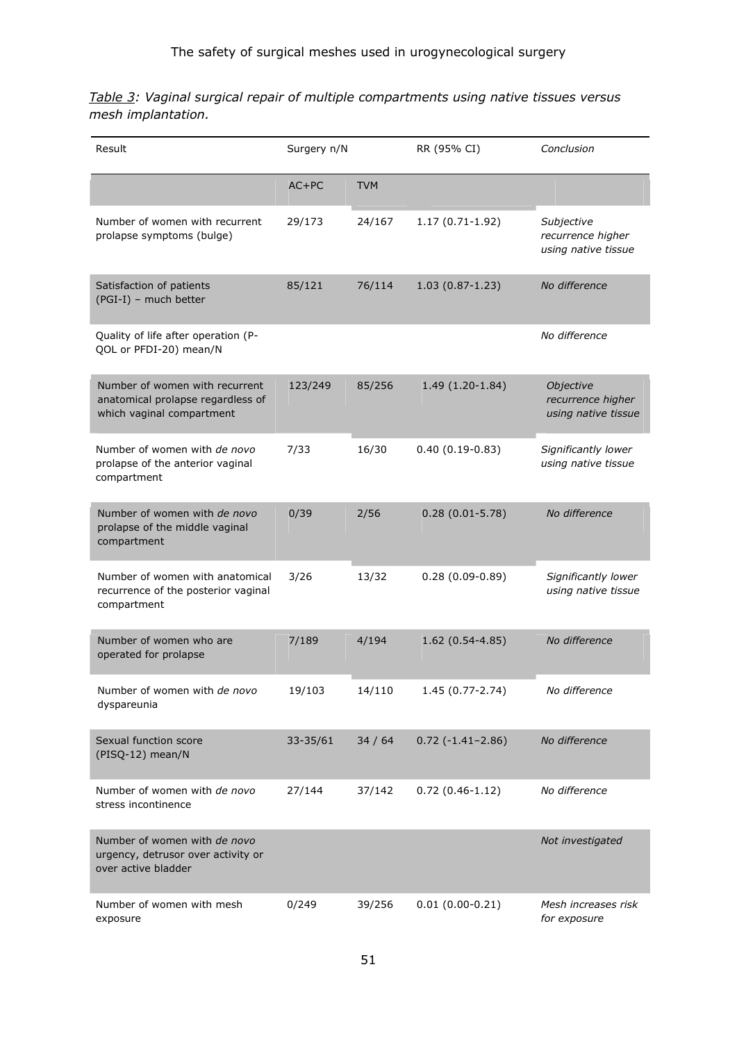*<u>Table 3</u>: Vaginal surgical repair of multiple compartments using native tissues versus mesh implantation.*

| Result | Surgery n/N | | RR (95% CI) | *Conclusion* |
|---|---|---|---|---|
| | AC+PC | TVM | | |
| Number of women with recurrent prolapse symptoms (bulge) | 29/173 | 24/167 | 1.17 (0.71-1.92) | *Subjective recurrence higher using native tissue* |
| Satisfaction of patients (PGI-I) – much better | 85/121 | 76/114 | 1.03 (0.87-1.23) | *No difference* |
| Quality of life after operation (P-QOL or PFDI-20) mean/N | | | | *No difference* |
| Number of women with recurrent anatomical prolapse regardless of which vaginal compartment | 123/249 | 85/256 | 1.49 (1.20-1.84) | *Objective recurrence higher using native tissue* |
| Number of women with *de novo* prolapse of the anterior vaginal compartment | 7/33 | 16/30 | 0.40 (0.19-0.83) | *Significantly lower using native tissue* |
| Number of women with *de novo* prolapse of the middle vaginal compartment | 0/39 | 2/56 | 0.28 (0.01-5.78) | *No difference* |
| Number of women with anatomical recurrence of the posterior vaginal compartment | 3/26 | 13/32 | 0.28 (0.09-0.89) | *Significantly lower using native tissue* |
| Number of women who are operated for prolapse | 7/189 | 4/194 | 1.62 (0.54-4.85) | *No difference* |
| Number of women with *de novo* dyspareunia | 19/103 | 14/110 | 1.45 (0.77-2.74) | *No difference* |
| Sexual function score (PISQ-12) mean/N | 33-35/61 | 34 / 64 | 0.72 (-1.41–2.86) | *No difference* |
| Number of women with *de novo* stress incontinence | 27/144 | 37/142 | 0.72 (0.46-1.12) | *No difference* |
| Number of women with *de novo* urgency, detrusor over activity or over active bladder | | | | *Not investigated* |
| Number of women with mesh exposure | 0/249 | 39/256 | 0.01 (0.00-0.21) | *Mesh increases risk for exposure* |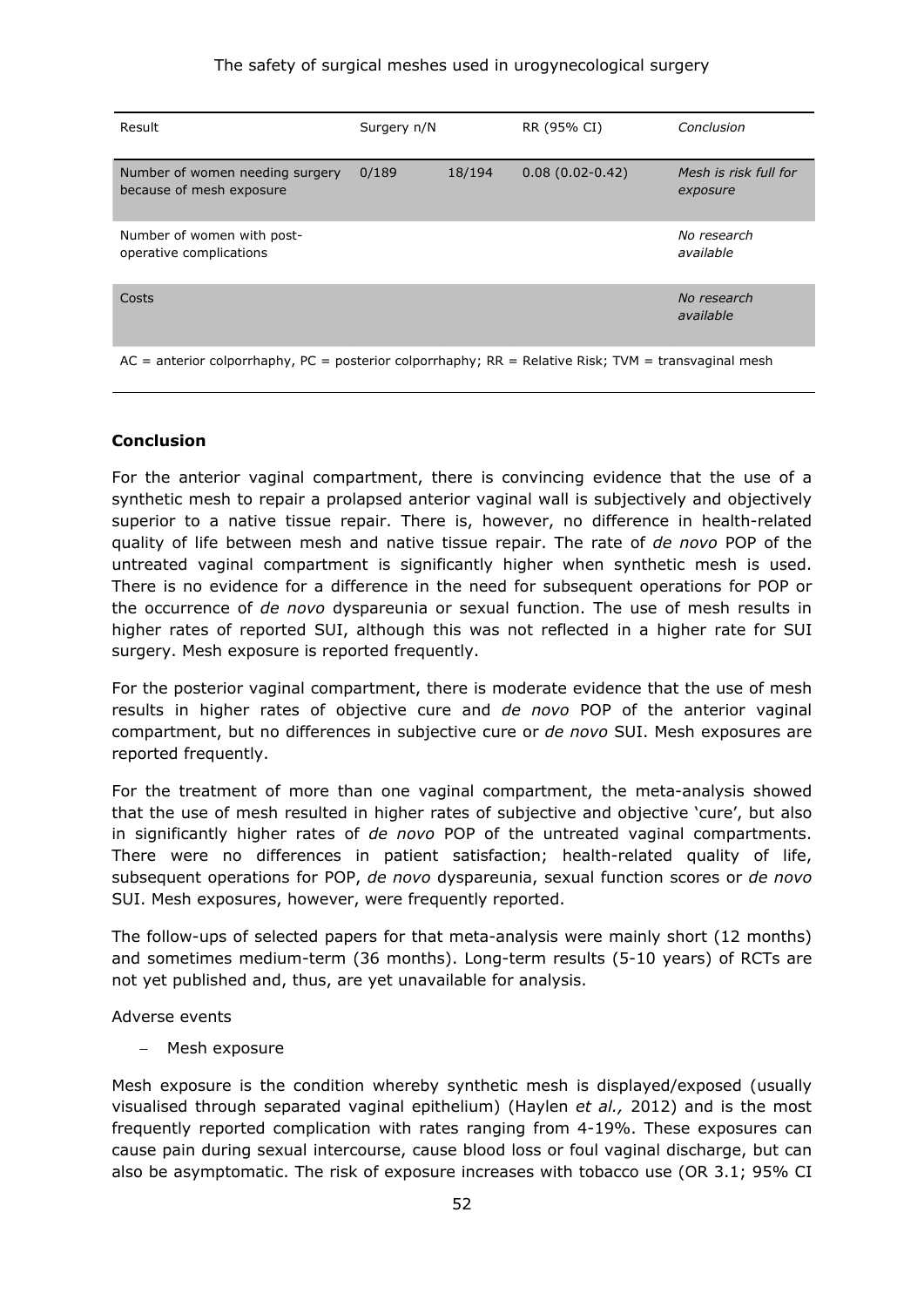| Result | Surgery n/N | | RR (95% CI) | *Conclusion* |
|---|---|---|---|---|
| Number of women needing surgery because of mesh exposure | 0/189 | 18/194 | 0.08 (0.02-0.42) | *Mesh is risk full for exposure* |
| Number of women with post-operative complications | | | | *No research available* |
| Costs | | | | *No research available* |

AC = anterior colporrhaphy, PC = posterior colporrhaphy; RR = Relative Risk; TVM = transvaginal mesh

**Conclusion**

For the anterior vaginal compartment, there is convincing evidence that the use of a synthetic mesh to repair a prolapsed anterior vaginal wall is subjectively and objectively superior to a native tissue repair. There is, however, no difference in health-related quality of life between mesh and native tissue repair. The rate of *de novo* POP of the untreated vaginal compartment is significantly higher when synthetic mesh is used. There is no evidence for a difference in the need for subsequent operations for POP or the occurrence of *de novo* dyspareunia or sexual function. The use of mesh results in higher rates of reported SUI, although this was not reflected in a higher rate for SUI surgery. Mesh exposure is reported frequently.

For the posterior vaginal compartment, there is moderate evidence that the use of mesh results in higher rates of objective cure and *de novo* POP of the anterior vaginal compartment, but no differences in subjective cure or *de novo* SUI. Mesh exposures are reported frequently.

For the treatment of more than one vaginal compartment, the meta-analysis showed that the use of mesh resulted in higher rates of subjective and objective 'cure', but also in significantly higher rates of *de novo* POP of the untreated vaginal compartments. There were no differences in patient satisfaction; health-related quality of life, subsequent operations for POP, *de novo* dyspareunia, sexual function scores or *de novo* SUI. Mesh exposures, however, were frequently reported.

The follow-ups of selected papers for that meta-analysis were mainly short (12 months) and sometimes medium-term (36 months). Long-term results (5-10 years) of RCTs are not yet published and, thus, are yet unavailable for analysis.

Adverse events

- Mesh exposure

Mesh exposure is the condition whereby synthetic mesh is displayed/exposed (usually visualised through separated vaginal epithelium) (Haylen *et al.,* 2012) and is the most frequently reported complication with rates ranging from 4-19%. These exposures can cause pain during sexual intercourse, cause blood loss or foul vaginal discharge, but can also be asymptomatic. The risk of exposure increases with tobacco use (OR 3.1; 95% CI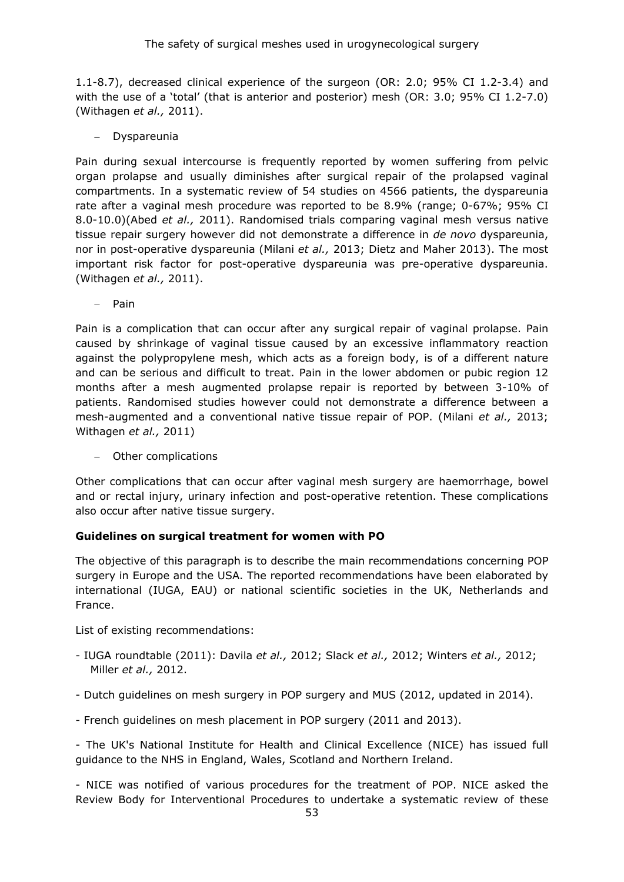1.1-8.7), decreased clinical experience of the surgeon (OR: 2.0; 95% CI 1.2-3.4) and with the use of a 'total' (that is anterior and posterior) mesh (OR: 3.0; 95% CI 1.2-7.0) (Withagen *et al.,* 2011).

- Dyspareunia

Pain during sexual intercourse is frequently reported by women suffering from pelvic organ prolapse and usually diminishes after surgical repair of the prolapsed vaginal compartments. In a systematic review of 54 studies on 4566 patients, the dyspareunia rate after a vaginal mesh procedure was reported to be 8.9% (range; 0-67%; 95% CI 8.0-10.0)(Abed *et al.,* 2011). Randomised trials comparing vaginal mesh versus native tissue repair surgery however did not demonstrate a difference in *de novo* dyspareunia, nor in post-operative dyspareunia (Milani *et al.,* 2013; Dietz and Maher 2013). The most important risk factor for post-operative dyspareunia was pre-operative dyspareunia. (Withagen *et al.,* 2011).

- Pain

Pain is a complication that can occur after any surgical repair of vaginal prolapse. Pain caused by shrinkage of vaginal tissue caused by an excessive inflammatory reaction against the polypropylene mesh, which acts as a foreign body, is of a different nature and can be serious and difficult to treat. Pain in the lower abdomen or pubic region 12 months after a mesh augmented prolapse repair is reported by between 3-10% of patients. Randomised studies however could not demonstrate a difference between a mesh-augmented and a conventional native tissue repair of POP. (Milani *et al.,* 2013; Withagen *et al.,* 2011)

- Other complications

Other complications that can occur after vaginal mesh surgery are haemorrhage, bowel and or rectal injury, urinary infection and post-operative retention. These complications also occur after native tissue surgery.

**Guidelines on surgical treatment for women with PO**

The objective of this paragraph is to describe the main recommendations concerning POP surgery in Europe and the USA. The reported recommendations have been elaborated by international (IUGA, EAU) or national scientific societies in the UK, Netherlands and France.

List of existing recommendations:

- IUGA roundtable (2011): Davila *et al.,* 2012; Slack *et al.,* 2012; Winters *et al.,* 2012; Miller *et al.,* 2012.

- Dutch guidelines on mesh surgery in POP surgery and MUS (2012, updated in 2014).

- French guidelines on mesh placement in POP surgery (2011 and 2013).

- The UK's National Institute for Health and Clinical Excellence (NICE) has issued full guidance to the NHS in England, Wales, Scotland and Northern Ireland.

- NICE was notified of various procedures for the treatment of POP. NICE asked the Review Body for Interventional Procedures to undertake a systematic review of these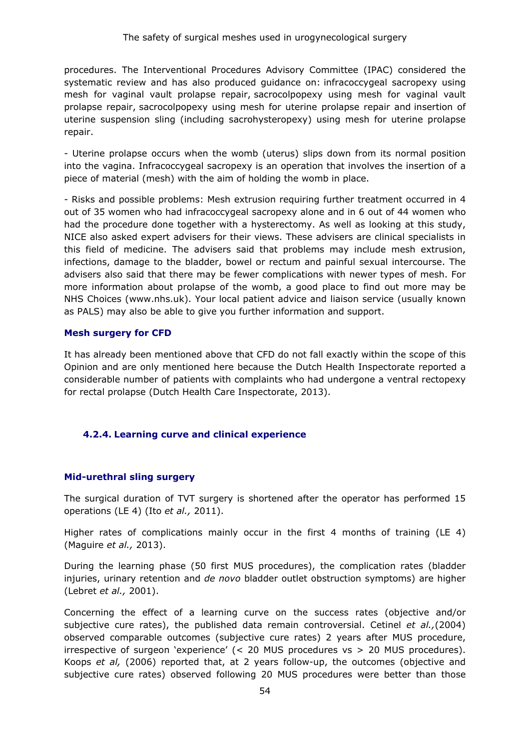procedures. The Interventional Procedures Advisory Committee (IPAC) considered the systematic review and has also produced guidance on: infracoccygeal sacropexy using mesh for vaginal vault prolapse repair, sacrocolpopexy using mesh for vaginal vault prolapse repair, sacrocolpopexy using mesh for uterine prolapse repair and insertion of uterine suspension sling (including sacrohysteropexy) using mesh for uterine prolapse repair.

- Uterine prolapse occurs when the womb (uterus) slips down from its normal position into the vagina. Infracoccygeal sacropexy is an operation that involves the insertion of a piece of material (mesh) with the aim of holding the womb in place.

- Risks and possible problems: Mesh extrusion requiring further treatment occurred in 4 out of 35 women who had infracoccygeal sacropexy alone and in 6 out of 44 women who had the procedure done together with a hysterectomy. As well as looking at this study, NICE also asked expert advisers for their views. These advisers are clinical specialists in this field of medicine. The advisers said that problems may include mesh extrusion, infections, damage to the bladder, bowel or rectum and painful sexual intercourse. The advisers also said that there may be fewer complications with newer types of mesh. For more information about prolapse of the womb, a good place to find out more may be NHS Choices (www.nhs.uk). Your local patient advice and liaison service (usually known as PALS) may also be able to give you further information and support.

**Mesh surgery for CFD**

It has already been mentioned above that CFD do not fall exactly within the scope of this Opinion and are only mentioned here because the Dutch Health Inspectorate reported a considerable number of patients with complaints who had undergone a ventral rectopexy for rectal prolapse (Dutch Health Care Inspectorate, 2013).

### 4.2.4. Learning curve and clinical experience

**Mid-urethral sling surgery**

The surgical duration of TVT surgery is shortened after the operator has performed 15 operations (LE 4) (Ito *et al.,* 2011).

Higher rates of complications mainly occur in the first 4 months of training (LE 4) (Maguire *et al.,* 2013).

During the learning phase (50 first MUS procedures), the complication rates (bladder injuries, urinary retention and *de novo* bladder outlet obstruction symptoms) are higher (Lebret *et al.,* 2001).

Concerning the effect of a learning curve on the success rates (objective and/or subjective cure rates), the published data remain controversial. Cetinel *et al.,*(2004) observed comparable outcomes (subjective cure rates) 2 years after MUS procedure, irrespective of surgeon 'experience' (< 20 MUS procedures vs > 20 MUS procedures). Koops *et al,* (2006) reported that, at 2 years follow-up, the outcomes (objective and subjective cure rates) observed following 20 MUS procedures were better than those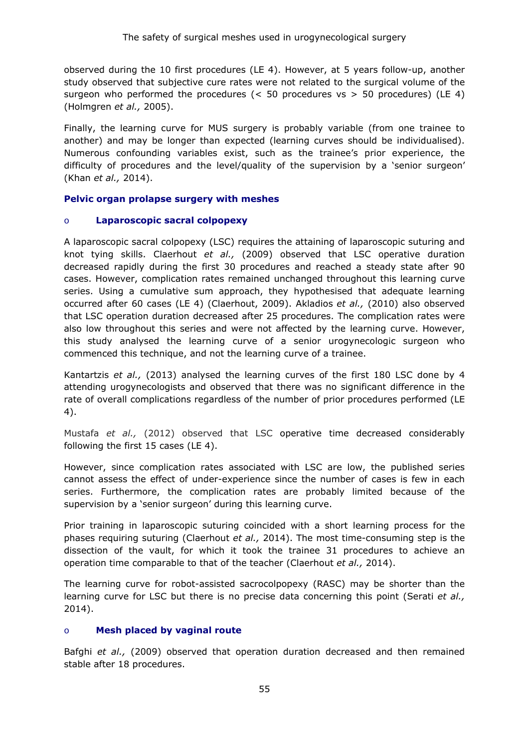observed during the 10 first procedures (LE 4). However, at 5 years follow-up, another study observed that subjective cure rates were not related to the surgical volume of the surgeon who performed the procedures (< 50 procedures vs > 50 procedures) (LE 4) (Holmgren *et al.,* 2005).

Finally, the learning curve for MUS surgery is probably variable (from one trainee to another) and may be longer than expected (learning curves should be individualised). Numerous confounding variables exist, such as the trainee's prior experience, the difficulty of procedures and the level/quality of the supervision by a 'senior surgeon' (Khan *et al.,* 2014).

### Pelvic organ prolapse surgery with meshes

- #### Laparoscopic sacral colpopexy

A laparoscopic sacral colpopexy (LSC) requires the attaining of laparoscopic suturing and knot tying skills. Claerhout *et al.,* (2009) observed that LSC operative duration decreased rapidly during the first 30 procedures and reached a steady state after 90 cases. However, complication rates remained unchanged throughout this learning curve series. Using a cumulative sum approach, they hypothesised that adequate learning occurred after 60 cases (LE 4) (Claerhout, 2009). Akladios *et al.,* (2010) also observed that LSC operation duration decreased after 25 procedures. The complication rates were also low throughout this series and were not affected by the learning curve. However, this study analysed the learning curve of a senior urogynecologic surgeon who commenced this technique, and not the learning curve of a trainee.

Kantartzis *et al.,* (2013) analysed the learning curves of the first 180 LSC done by 4 attending urogynecologists and observed that there was no significant difference in the rate of overall complications regardless of the number of prior procedures performed (LE 4).

Mustafa *et al.,* (2012) observed that LSC operative time decreased considerably following the first 15 cases (LE 4).

However, since complication rates associated with LSC are low, the published series cannot assess the effect of under-experience since the number of cases is few in each series. Furthermore, the complication rates are probably limited because of the supervision by a 'senior surgeon' during this learning curve.

Prior training in laparoscopic suturing coincided with a short learning process for the phases requiring suturing (Claerhout *et al.,* 2014). The most time-consuming step is the dissection of the vault, for which it took the trainee 31 procedures to achieve an operation time comparable to that of the teacher (Claerhout *et al.,* 2014).

The learning curve for robot-assisted sacrocolpopexy (RASC) may be shorter than the learning curve for LSC but there is no precise data concerning this point (Serati *et al.,* 2014).

- #### Mesh placed by vaginal route

Bafghi *et al.,* (2009) observed that operation duration decreased and then remained stable after 18 procedures.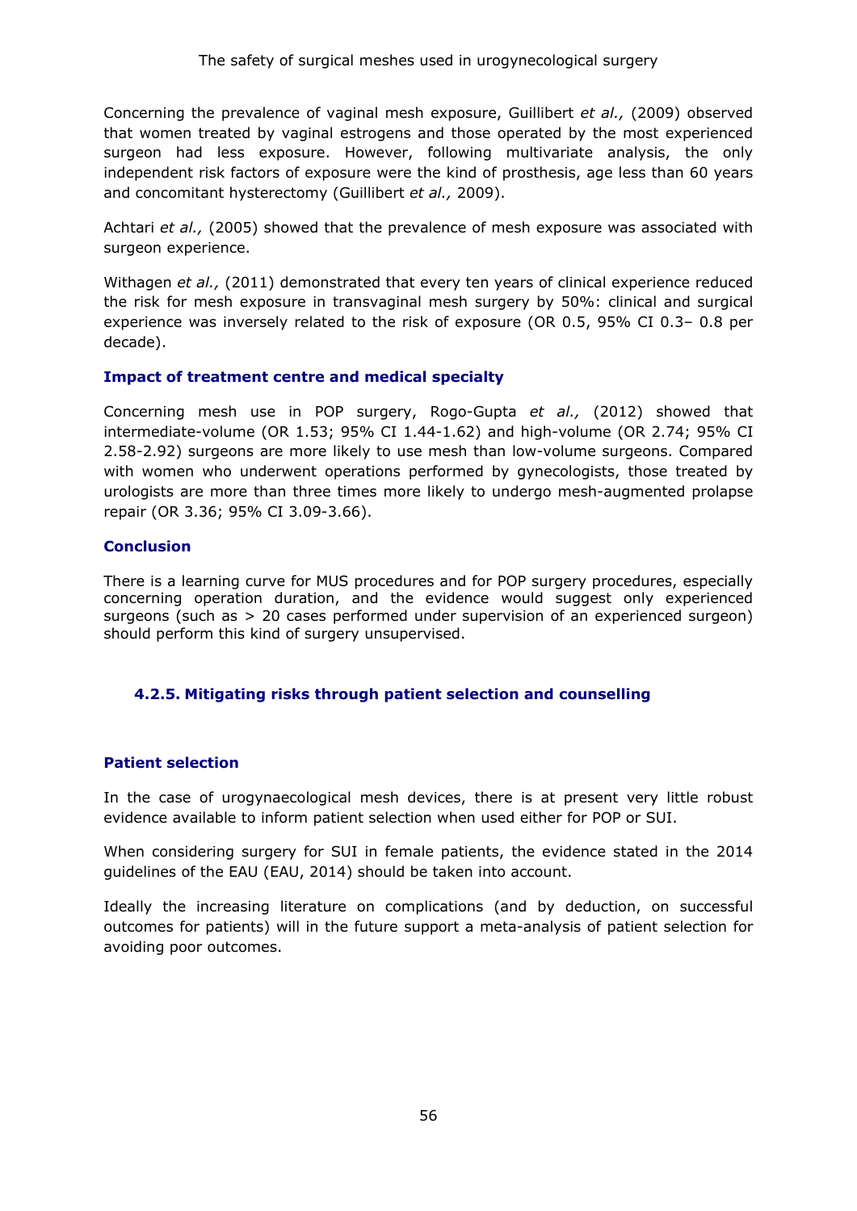Concerning the prevalence of vaginal mesh exposure, Guillibert *et al.,* (2009) observed that women treated by vaginal estrogens and those operated by the most experienced surgeon had less exposure. However, following multivariate analysis, the only independent risk factors of exposure were the kind of prosthesis, age less than 60 years and concomitant hysterectomy (Guillibert *et al.,* 2009).

Achtari *et al.,* (2005) showed that the prevalence of mesh exposure was associated with surgeon experience.

Withagen *et al.,* (2011) demonstrated that every ten years of clinical experience reduced the risk for mesh exposure in transvaginal mesh surgery by 50%: clinical and surgical experience was inversely related to the risk of exposure (OR 0.5, 95% CI 0.3– 0.8 per decade).

**Impact of treatment centre and medical specialty**

Concerning mesh use in POP surgery, Rogo-Gupta *et al.,* (2012) showed that intermediate-volume (OR 1.53; 95% CI 1.44-1.62) and high-volume (OR 2.74; 95% CI 2.58-2.92) surgeons are more likely to use mesh than low-volume surgeons. Compared with women who underwent operations performed by gynecologists, those treated by urologists are more than three times more likely to undergo mesh-augmented prolapse repair (OR 3.36; 95% CI 3.09-3.66).

**Conclusion**

There is a learning curve for MUS procedures and for POP surgery procedures, especially concerning operation duration, and the evidence would suggest only experienced surgeons (such as > 20 cases performed under supervision of an experienced surgeon) should perform this kind of surgery unsupervised.

### 4.2.5. Mitigating risks through patient selection and counselling

**Patient selection**

In the case of urogynaecological mesh devices, there is at present very little robust evidence available to inform patient selection when used either for POP or SUI.

When considering surgery for SUI in female patients, the evidence stated in the 2014 guidelines of the EAU (EAU, 2014) should be taken into account.

Ideally the increasing literature on complications (and by deduction, on successful outcomes for patients) will in the future support a meta-analysis of patient selection for avoiding poor outcomes.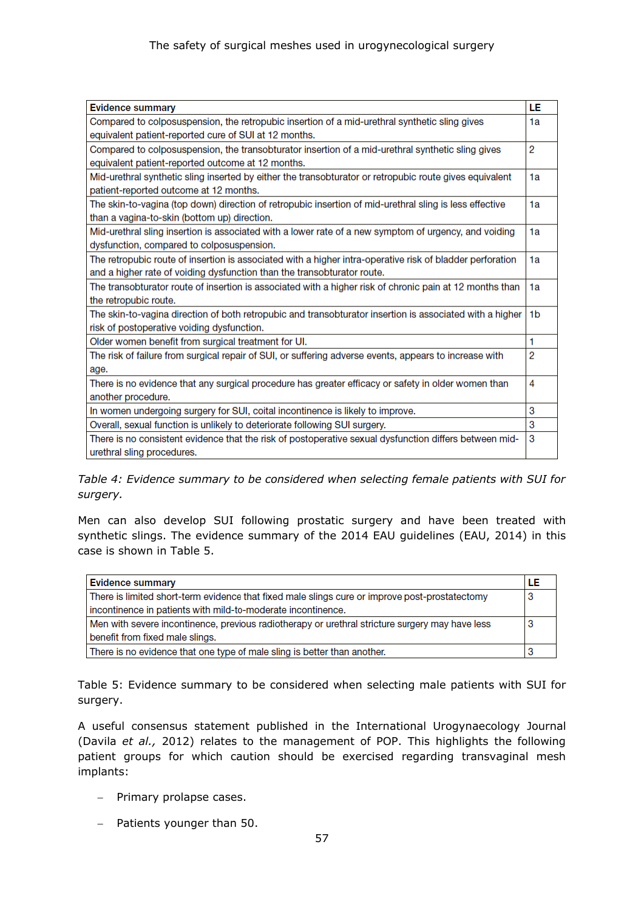| Evidence summary | LE |
|---|---|
| Compared to colposuspension, the retropubic insertion of a mid-urethral synthetic sling gives equivalent patient-reported cure of SUI at 12 months. | 1a |
| Compared to colposuspension, the transobturator insertion of a mid-urethral synthetic sling gives equivalent patient-reported outcome at 12 months. | 2 |
| Mid-urethral synthetic sling inserted by either the transobturator or retropubic route gives equivalent patient-reported outcome at 12 months. | 1a |
| The skin-to-vagina (top down) direction of retropubic insertion of mid-urethral sling is less effective than a vagina-to-skin (bottom up) direction. | 1a |
| Mid-urethral sling insertion is associated with a lower rate of a new symptom of urgency, and voiding dysfunction, compared to colposuspension. | 1a |
| The retropubic route of insertion is associated with a higher intra-operative risk of bladder perforation and a higher rate of voiding dysfunction than the transobturator route. | 1a |
| The transobturator route of insertion is associated with a higher risk of chronic pain at 12 months than the retropubic route. | 1a |
| The skin-to-vagina direction of both retropubic and transobturator insertion is associated with a higher risk of postoperative voiding dysfunction. | 1b |
| Older women benefit from surgical treatment for UI. | 1 |
| The risk of failure from surgical repair of SUI, or suffering adverse events, appears to increase with age. | 2 |
| There is no evidence that any surgical procedure has greater efficacy or safety in older women than another procedure. | 4 |
| In women undergoing surgery for SUI, coital incontinence is likely to improve. | 3 |
| Overall, sexual function is unlikely to deteriorate following SUI surgery. | 3 |
| There is no consistent evidence that the risk of postoperative sexual dysfunction differs between mid-urethral sling procedures. | 3 |

*Table 4: Evidence summary to be considered when selecting female patients with SUI for surgery.*

Men can also develop SUI following prostatic surgery and have been treated with synthetic slings. The evidence summary of the 2014 EAU guidelines (EAU, 2014) in this case is shown in Table 5.

| Evidence summary | LE |
|---|---|
| There is limited short-term evidence that fixed male slings cure or improve post-prostatectomy incontinence in patients with mild-to-moderate incontinence. | 3 |
| Men with severe incontinence, previous radiotherapy or urethral stricture surgery may have less benefit from fixed male slings. | 3 |
| There is no evidence that one type of male sling is better than another. | 3 |

Table 5: Evidence summary to be considered when selecting male patients with SUI for surgery.

A useful consensus statement published in the International Urogynaecology Journal (Davila *et al.,* 2012) relates to the management of POP. This highlights the following patient groups for which caution should be exercised regarding transvaginal mesh implants:

- Primary prolapse cases.
- Patients younger than 50.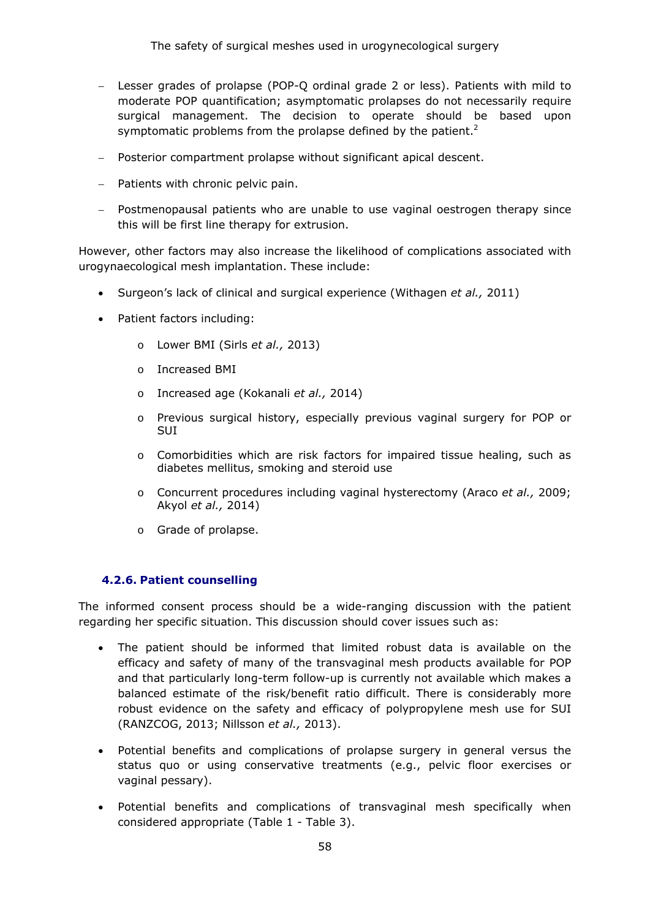- Lesser grades of prolapse (POP-Q ordinal grade 2 or less). Patients with mild to moderate POP quantification; asymptomatic prolapses do not necessarily require surgical management. The decision to operate should be based upon symptomatic problems from the prolapse defined by the patient.[2]
- Posterior compartment prolapse without significant apical descent.
- Patients with chronic pelvic pain.
- Postmenopausal patients who are unable to use vaginal oestrogen therapy since this will be first line therapy for extrusion.

However, other factors may also increase the likelihood of complications associated with urogynaecological mesh implantation. These include:

- Surgeon's lack of clinical and surgical experience (Withagen *et al.,* 2011)
- Patient factors including:
  - Lower BMI (Sirls *et al.,* 2013)
  - Increased BMI
  - Increased age (Kokanali *et al.,* 2014)
  - Previous surgical history, especially previous vaginal surgery for POP or SUI
  - Comorbidities which are risk factors for impaired tissue healing, such as diabetes mellitus, smoking and steroid use
  - Concurrent procedures including vaginal hysterectomy (Araco *et al.,* 2009; Akyol *et al.,* 2014)
  - Grade of prolapse.

### 4.2.6. Patient counselling

The informed consent process should be a wide-ranging discussion with the patient regarding her specific situation. This discussion should cover issues such as:

- The patient should be informed that limited robust data is available on the efficacy and safety of many of the transvaginal mesh products available for POP and that particularly long-term follow-up is currently not available which makes a balanced estimate of the risk/benefit ratio difficult. There is considerably more robust evidence on the safety and efficacy of polypropylene mesh use for SUI (RANZCOG, 2013; Nillsson *et al.,* 2013).
- Potential benefits and complications of prolapse surgery in general versus the status quo or using conservative treatments (e.g., pelvic floor exercises or vaginal pessary).
- Potential benefits and complications of transvaginal mesh specifically when considered appropriate (Table 1 - Table 3).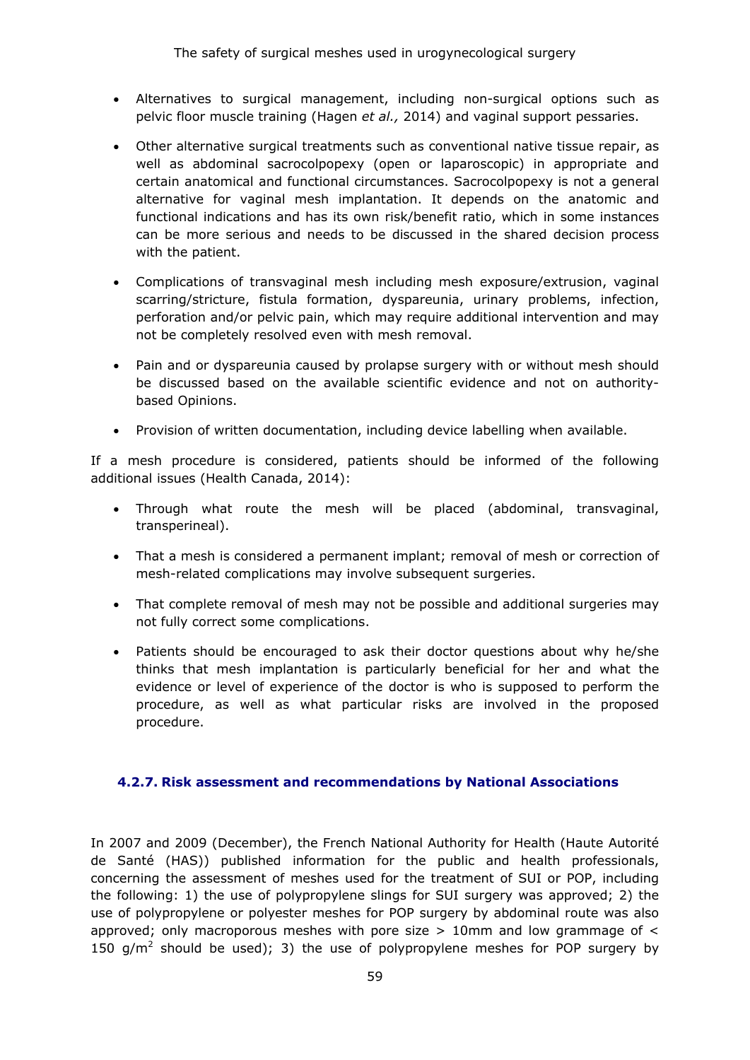- Alternatives to surgical management, including non-surgical options such as pelvic floor muscle training (Hagen *et al.,* 2014) and vaginal support pessaries.

- Other alternative surgical treatments such as conventional native tissue repair, as well as abdominal sacrocolpopexy (open or laparoscopic) in appropriate and certain anatomical and functional circumstances. Sacrocolpopexy is not a general alternative for vaginal mesh implantation. It depends on the anatomic and functional indications and has its own risk/benefit ratio, which in some instances can be more serious and needs to be discussed in the shared decision process with the patient.

- Complications of transvaginal mesh including mesh exposure/extrusion, vaginal scarring/stricture, fistula formation, dyspareunia, urinary problems, infection, perforation and/or pelvic pain, which may require additional intervention and may not be completely resolved even with mesh removal.

- Pain and or dyspareunia caused by prolapse surgery with or without mesh should be discussed based on the available scientific evidence and not on authority-based Opinions.

- Provision of written documentation, including device labelling when available.

If a mesh procedure is considered, patients should be informed of the following additional issues (Health Canada, 2014):

- Through what route the mesh will be placed (abdominal, transvaginal, transperineal).

- That a mesh is considered a permanent implant; removal of mesh or correction of mesh-related complications may involve subsequent surgeries.

- That complete removal of mesh may not be possible and additional surgeries may not fully correct some complications.

- Patients should be encouraged to ask their doctor questions about why he/she thinks that mesh implantation is particularly beneficial for her and what the evidence or level of experience of the doctor is who is supposed to perform the procedure, as well as what particular risks are involved in the proposed procedure.

#### 4.2.7. Risk assessment and recommendations by National Associations

In 2007 and 2009 (December), the French National Authority for Health (Haute Autorité de Santé (HAS)) published information for the public and health professionals, concerning the assessment of meshes used for the treatment of SUI or POP, including the following: 1) the use of polypropylene slings for SUI surgery was approved; 2) the use of polypropylene or polyester meshes for POP surgery by abdominal route was also approved; only macroporous meshes with pore size > 10mm and low grammage of < 150 $g/m^2$ should be used); 3) the use of polypropylene meshes for POP surgery by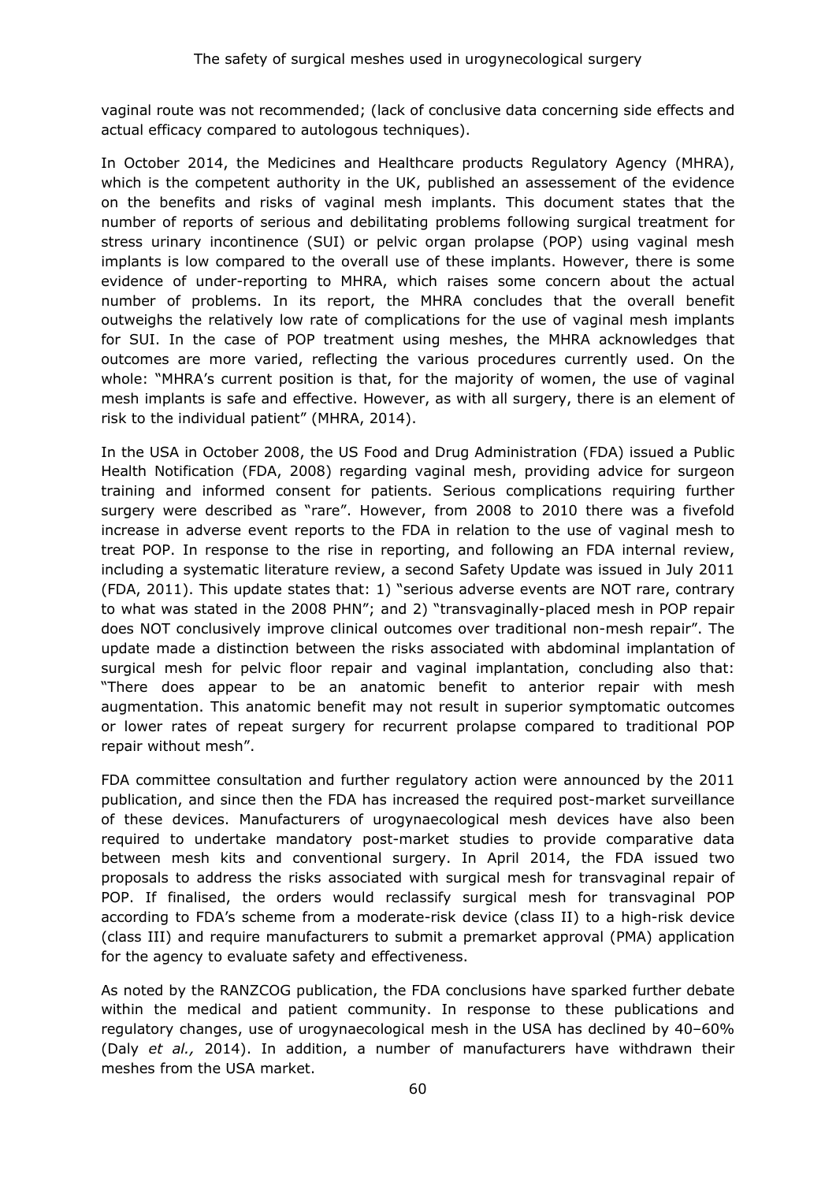vaginal route was not recommended; (lack of conclusive data concerning side effects and actual efficacy compared to autologous techniques).

In October 2014, the Medicines and Healthcare products Regulatory Agency (MHRA), which is the competent authority in the UK, published an assessement of the evidence on the benefits and risks of vaginal mesh implants. This document states that the number of reports of serious and debilitating problems following surgical treatment for stress urinary incontinence (SUI) or pelvic organ prolapse (POP) using vaginal mesh implants is low compared to the overall use of these implants. However, there is some evidence of under-reporting to MHRA, which raises some concern about the actual number of problems. In its report, the MHRA concludes that the overall benefit outweighs the relatively low rate of complications for the use of vaginal mesh implants for SUI. In the case of POP treatment using meshes, the MHRA acknowledges that outcomes are more varied, reflecting the various procedures currently used. On the whole: "MHRA's current position is that, for the majority of women, the use of vaginal mesh implants is safe and effective. However, as with all surgery, there is an element of risk to the individual patient" (MHRA, 2014).

In the USA in October 2008, the US Food and Drug Administration (FDA) issued a Public Health Notification (FDA, 2008) regarding vaginal mesh, providing advice for surgeon training and informed consent for patients. Serious complications requiring further surgery were described as "rare". However, from 2008 to 2010 there was a fivefold increase in adverse event reports to the FDA in relation to the use of vaginal mesh to treat POP. In response to the rise in reporting, and following an FDA internal review, including a systematic literature review, a second Safety Update was issued in July 2011 (FDA, 2011). This update states that: 1) "serious adverse events are NOT rare, contrary to what was stated in the 2008 PHN"; and 2) "transvaginally-placed mesh in POP repair does NOT conclusively improve clinical outcomes over traditional non-mesh repair". The update made a distinction between the risks associated with abdominal implantation of surgical mesh for pelvic floor repair and vaginal implantation, concluding also that: "There does appear to be an anatomic benefit to anterior repair with mesh augmentation. This anatomic benefit may not result in superior symptomatic outcomes or lower rates of repeat surgery for recurrent prolapse compared to traditional POP repair without mesh".

FDA committee consultation and further regulatory action were announced by the 2011 publication, and since then the FDA has increased the required post-market surveillance of these devices. Manufacturers of urogynaecological mesh devices have also been required to undertake mandatory post-market studies to provide comparative data between mesh kits and conventional surgery. In April 2014, the FDA issued two proposals to address the risks associated with surgical mesh for transvaginal repair of POP. If finalised, the orders would reclassify surgical mesh for transvaginal POP according to FDA's scheme from a moderate-risk device (class II) to a high-risk device (class III) and require manufacturers to submit a premarket approval (PMA) application for the agency to evaluate safety and effectiveness.

As noted by the RANZCOG publication, the FDA conclusions have sparked further debate within the medical and patient community. In response to these publications and regulatory changes, use of urogynaecological mesh in the USA has declined by 40–60% (Daly *et al.,* 2014). In addition, a number of manufacturers have withdrawn their meshes from the USA market.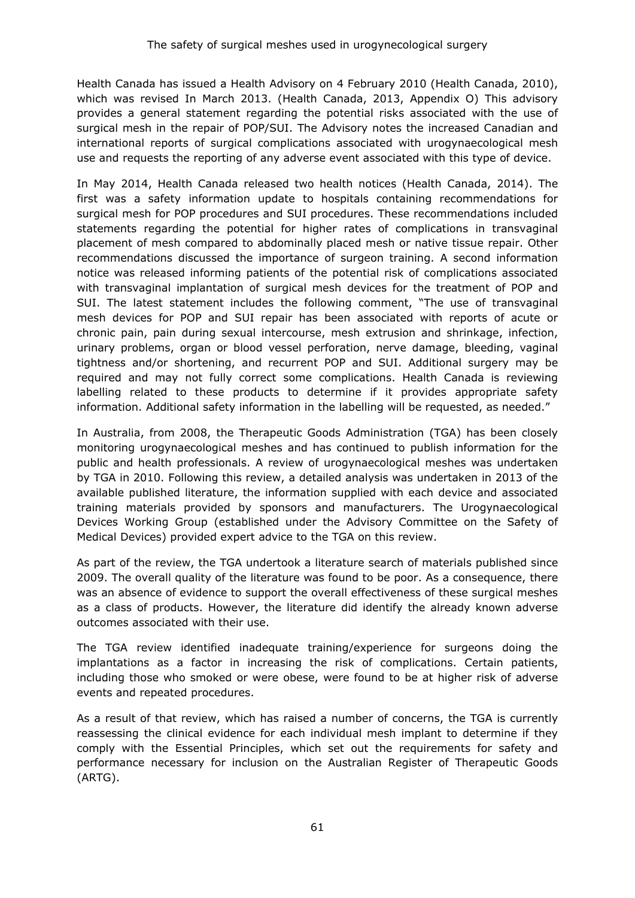Health Canada has issued a Health Advisory on 4 February 2010 (Health Canada, 2010), which was revised In March 2013. (Health Canada, 2013, Appendix O) This advisory provides a general statement regarding the potential risks associated with the use of surgical mesh in the repair of POP/SUI. The Advisory notes the increased Canadian and international reports of surgical complications associated with urogynaecological mesh use and requests the reporting of any adverse event associated with this type of device.

In May 2014, Health Canada released two health notices (Health Canada, 2014). The first was a safety information update to hospitals containing recommendations for surgical mesh for POP procedures and SUI procedures. These recommendations included statements regarding the potential for higher rates of complications in transvaginal placement of mesh compared to abdominally placed mesh or native tissue repair. Other recommendations discussed the importance of surgeon training. A second information notice was released informing patients of the potential risk of complications associated with transvaginal implantation of surgical mesh devices for the treatment of POP and SUI. The latest statement includes the following comment, "The use of transvaginal mesh devices for POP and SUI repair has been associated with reports of acute or chronic pain, pain during sexual intercourse, mesh extrusion and shrinkage, infection, urinary problems, organ or blood vessel perforation, nerve damage, bleeding, vaginal tightness and/or shortening, and recurrent POP and SUI. Additional surgery may be required and may not fully correct some complications. Health Canada is reviewing labelling related to these products to determine if it provides appropriate safety information. Additional safety information in the labelling will be requested, as needed."

In Australia, from 2008, the Therapeutic Goods Administration (TGA) has been closely monitoring urogynaecological meshes and has continued to publish information for the public and health professionals. A review of urogynaecological meshes was undertaken by TGA in 2010. Following this review, a detailed analysis was undertaken in 2013 of the available published literature, the information supplied with each device and associated training materials provided by sponsors and manufacturers. The Urogynaecological Devices Working Group (established under the Advisory Committee on the Safety of Medical Devices) provided expert advice to the TGA on this review.

As part of the review, the TGA undertook a literature search of materials published since 2009. The overall quality of the literature was found to be poor. As a consequence, there was an absence of evidence to support the overall effectiveness of these surgical meshes as a class of products. However, the literature did identify the already known adverse outcomes associated with their use.

The TGA review identified inadequate training/experience for surgeons doing the implantations as a factor in increasing the risk of complications. Certain patients, including those who smoked or were obese, were found to be at higher risk of adverse events and repeated procedures.

As a result of that review, which has raised a number of concerns, the TGA is currently reassessing the clinical evidence for each individual mesh implant to determine if they comply with the Essential Principles, which set out the requirements for safety and performance necessary for inclusion on the Australian Register of Therapeutic Goods (ARTG).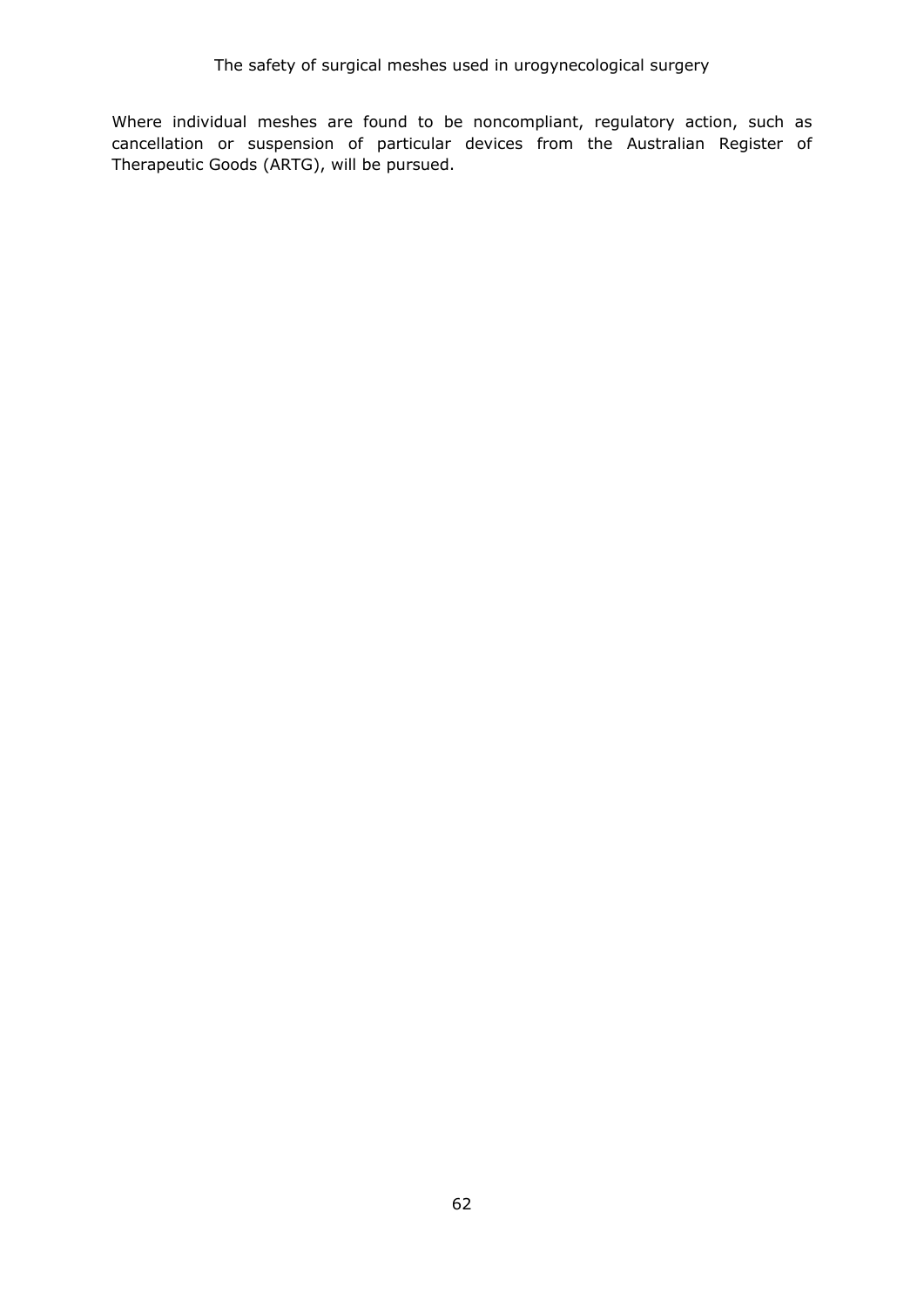Where individual meshes are found to be noncompliant, regulatory action, such as cancellation or suspension of particular devices from the Australian Register of Therapeutic Goods (ARTG), will be pursued.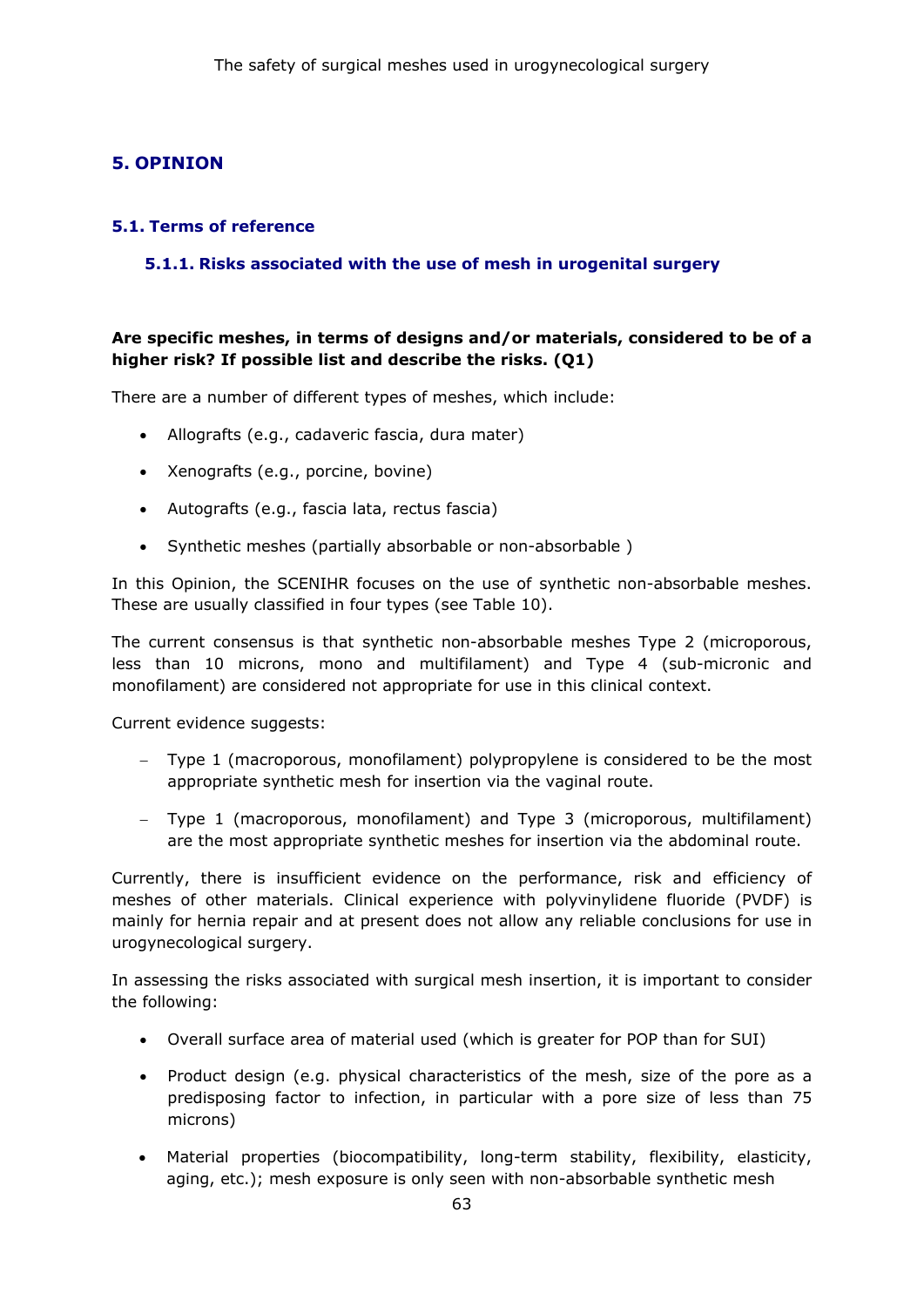## 5. OPINION

### 5.1. Terms of reference

#### 5.1.1. Risks associated with the use of mesh in urogenital surgery

**Are specific meshes, in terms of designs and/or materials, considered to be of a higher risk? If possible list and describe the risks. (Q1)**

There are a number of different types of meshes, which include:

- Allografts (e.g., cadaveric fascia, dura mater)
- Xenografts (e.g., porcine, bovine)
- Autografts (e.g., fascia lata, rectus fascia)
- Synthetic meshes (partially absorbable or non-absorbable )

In this Opinion, the SCENIHR focuses on the use of synthetic non-absorbable meshes. These are usually classified in four types (see Table 10).

The current consensus is that synthetic non-absorbable meshes Type 2 (microporous, less than 10 microns, mono and multifilament) and Type 4 (sub-micronic and monofilament) are considered not appropriate for use in this clinical context.

Current evidence suggests:

- Type 1 (macroporous, monofilament) polypropylene is considered to be the most appropriate synthetic mesh for insertion via the vaginal route.
- Type 1 (macroporous, monofilament) and Type 3 (microporous, multifilament) are the most appropriate synthetic meshes for insertion via the abdominal route.

Currently, there is insufficient evidence on the performance, risk and efficiency of meshes of other materials. Clinical experience with polyvinylidene fluoride (PVDF) is mainly for hernia repair and at present does not allow any reliable conclusions for use in urogynecological surgery.

In assessing the risks associated with surgical mesh insertion, it is important to consider the following:

- Overall surface area of material used (which is greater for POP than for SUI)
- Product design (e.g. physical characteristics of the mesh, size of the pore as a predisposing factor to infection, in particular with a pore size of less than 75 microns)
- Material properties (biocompatibility, long-term stability, flexibility, elasticity, aging, etc.); mesh exposure is only seen with non-absorbable synthetic mesh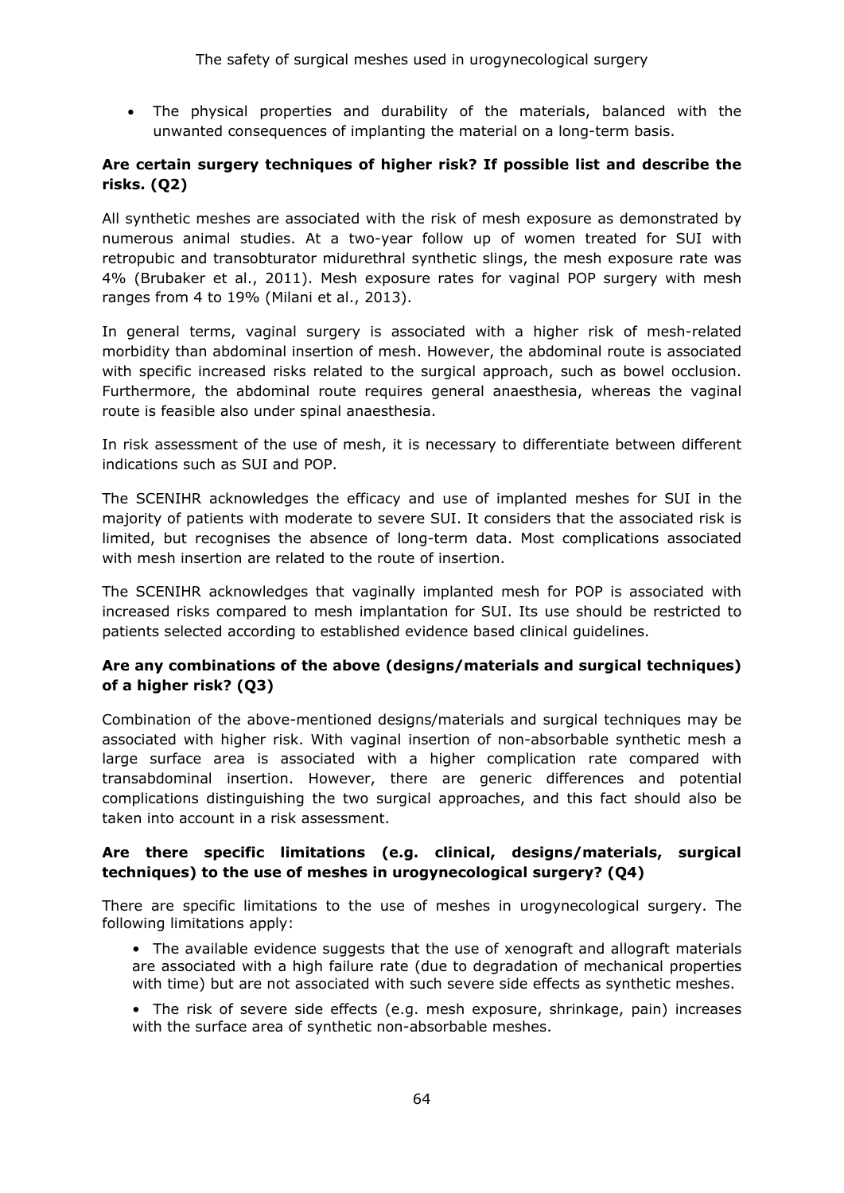- The physical properties and durability of the materials, balanced with the unwanted consequences of implanting the material on a long-term basis.

**Are certain surgery techniques of higher risk? If possible list and describe the risks. (Q2)**

All synthetic meshes are associated with the risk of mesh exposure as demonstrated by numerous animal studies. At a two-year follow up of women treated for SUI with retropubic and transobturator midurethral synthetic slings, the mesh exposure rate was 4% (Brubaker et al., 2011). Mesh exposure rates for vaginal POP surgery with mesh ranges from 4 to 19% (Milani et al., 2013).

In general terms, vaginal surgery is associated with a higher risk of mesh-related morbidity than abdominal insertion of mesh. However, the abdominal route is associated with specific increased risks related to the surgical approach, such as bowel occlusion. Furthermore, the abdominal route requires general anaesthesia, whereas the vaginal route is feasible also under spinal anaesthesia.

In risk assessment of the use of mesh, it is necessary to differentiate between different indications such as SUI and POP.

The SCENIHR acknowledges the efficacy and use of implanted meshes for SUI in the majority of patients with moderate to severe SUI. It considers that the associated risk is limited, but recognises the absence of long-term data. Most complications associated with mesh insertion are related to the route of insertion.

The SCENIHR acknowledges that vaginally implanted mesh for POP is associated with increased risks compared to mesh implantation for SUI. Its use should be restricted to patients selected according to established evidence based clinical guidelines.

**Are any combinations of the above (designs/materials and surgical techniques) of a higher risk? (Q3)**

Combination of the above-mentioned designs/materials and surgical techniques may be associated with higher risk. With vaginal insertion of non-absorbable synthetic mesh a large surface area is associated with a higher complication rate compared with transabdominal insertion. However, there are generic differences and potential complications distinguishing the two surgical approaches, and this fact should also be taken into account in a risk assessment.

**Are there specific limitations (e.g. clinical, designs/materials, surgical techniques) to the use of meshes in urogynecological surgery? (Q4)**

There are specific limitations to the use of meshes in urogynecological surgery. The following limitations apply:

- The available evidence suggests that the use of xenograft and allograft materials are associated with a high failure rate (due to degradation of mechanical properties with time) but are not associated with such severe side effects as synthetic meshes.
- The risk of severe side effects (e.g. mesh exposure, shrinkage, pain) increases with the surface area of synthetic non-absorbable meshes.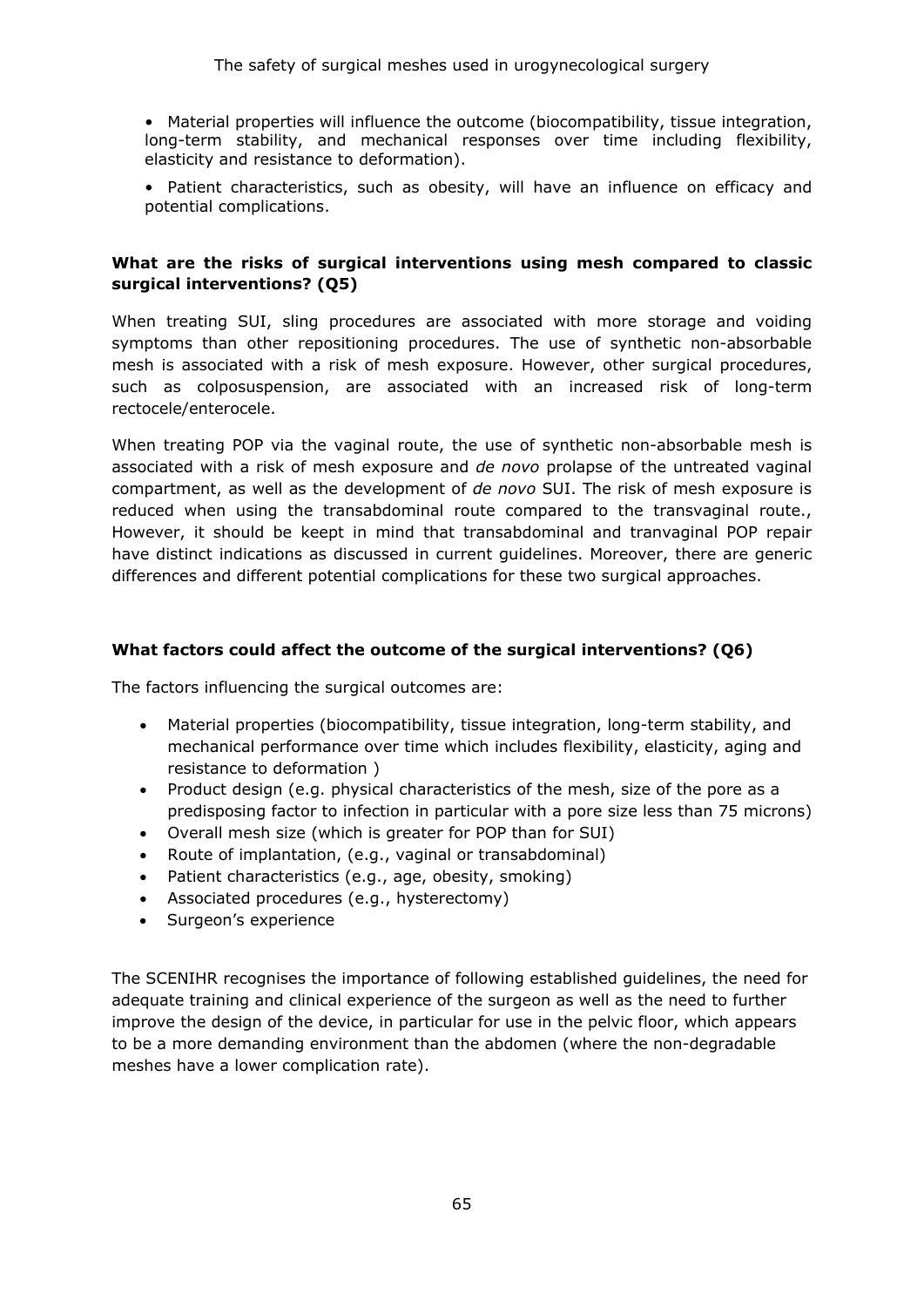- Material properties will influence the outcome (biocompatibility, tissue integration, long-term stability, and mechanical responses over time including flexibility, elasticity and resistance to deformation).
- Patient characteristics, such as obesity, will have an influence on efficacy and potential complications.

**What are the risks of surgical interventions using mesh compared to classic surgical interventions? (Q5)**

When treating SUI, sling procedures are associated with more storage and voiding symptoms than other repositioning procedures. The use of synthetic non-absorbable mesh is associated with a risk of mesh exposure. However, other surgical procedures, such as colposuspension, are associated with an increased risk of long-term rectocele/enterocele.

When treating POP via the vaginal route, the use of synthetic non-absorbable mesh is associated with a risk of mesh exposure and *de novo* prolapse of the untreated vaginal compartment, as well as the development of *de novo* SUI. The risk of mesh exposure is reduced when using the transabdominal route compared to the transvaginal route., However, it should be keept in mind that transabdominal and tranvaginal POP repair have distinct indications as discussed in current guidelines. Moreover, there are generic differences and different potential complications for these two surgical approaches.

**What factors could affect the outcome of the surgical interventions? (Q6)**

The factors influencing the surgical outcomes are:

- Material properties (biocompatibility, tissue integration, long-term stability, and mechanical performance over time which includes flexibility, elasticity, aging and resistance to deformation )
- Product design (e.g. physical characteristics of the mesh, size of the pore as a predisposing factor to infection in particular with a pore size less than 75 microns)
- Overall mesh size (which is greater for POP than for SUI)
- Route of implantation, (e.g., vaginal or transabdominal)
- Patient characteristics (e.g., age, obesity, smoking)
- Associated procedures (e.g., hysterectomy)
- Surgeon's experience

The SCENIHR recognises the importance of following established guidelines, the need for adequate training and clinical experience of the surgeon as well as the need to further improve the design of the device, in particular for use in the pelvic floor, which appears to be a more demanding environment than the abdomen (where the non-degradable meshes have a lower complication rate).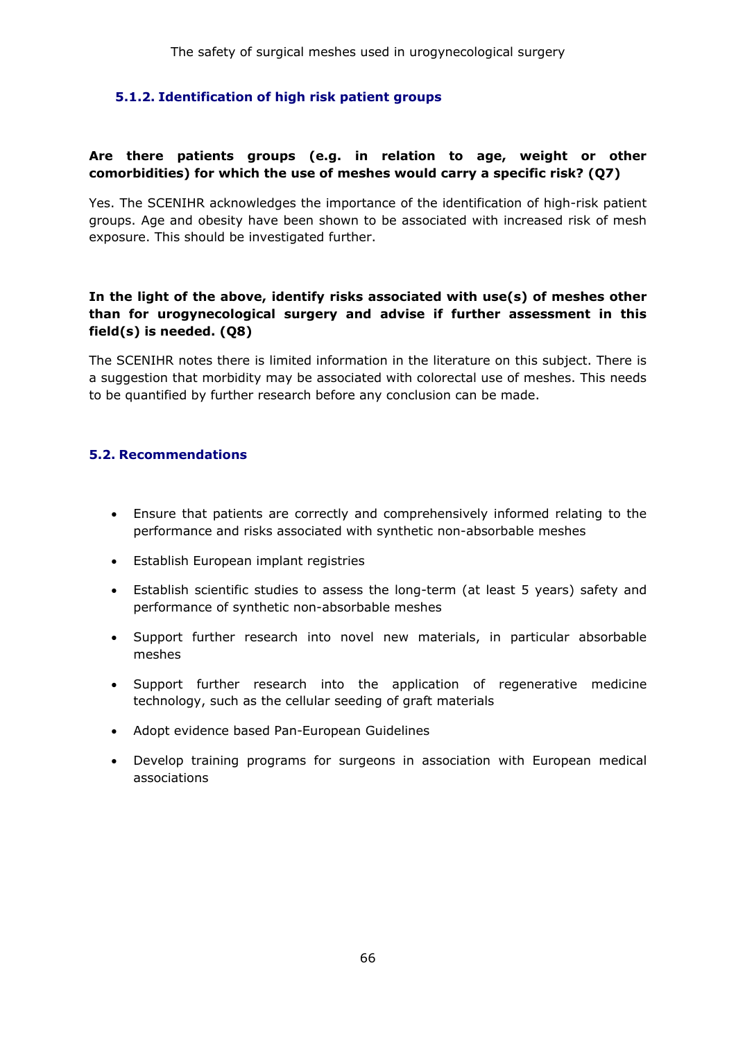### 5.1.2. Identification of high risk patient groups

**Are there patients groups (e.g. in relation to age, weight or other comorbidities) for which the use of meshes would carry a specific risk? (Q7)**

Yes. The SCENIHR acknowledges the importance of the identification of high-risk patient groups. Age and obesity have been shown to be associated with increased risk of mesh exposure. This should be investigated further.

**In the light of the above, identify risks associated with use(s) of meshes other than for urogynecological surgery and advise if further assessment in this field(s) is needed. (Q8)**

The SCENIHR notes there is limited information in the literature on this subject. There is a suggestion that morbidity may be associated with colorectal use of meshes. This needs to be quantified by further research before any conclusion can be made.

## 5.2. Recommendations

- Ensure that patients are correctly and comprehensively informed relating to the performance and risks associated with synthetic non-absorbable meshes
- Establish European implant registries
- Establish scientific studies to assess the long-term (at least 5 years) safety and performance of synthetic non-absorbable meshes
- Support further research into novel new materials, in particular absorbable meshes
- Support further research into the application of regenerative medicine technology, such as the cellular seeding of graft materials
- Adopt evidence based Pan-European Guidelines
- Develop training programs for surgeons in association with European medical associations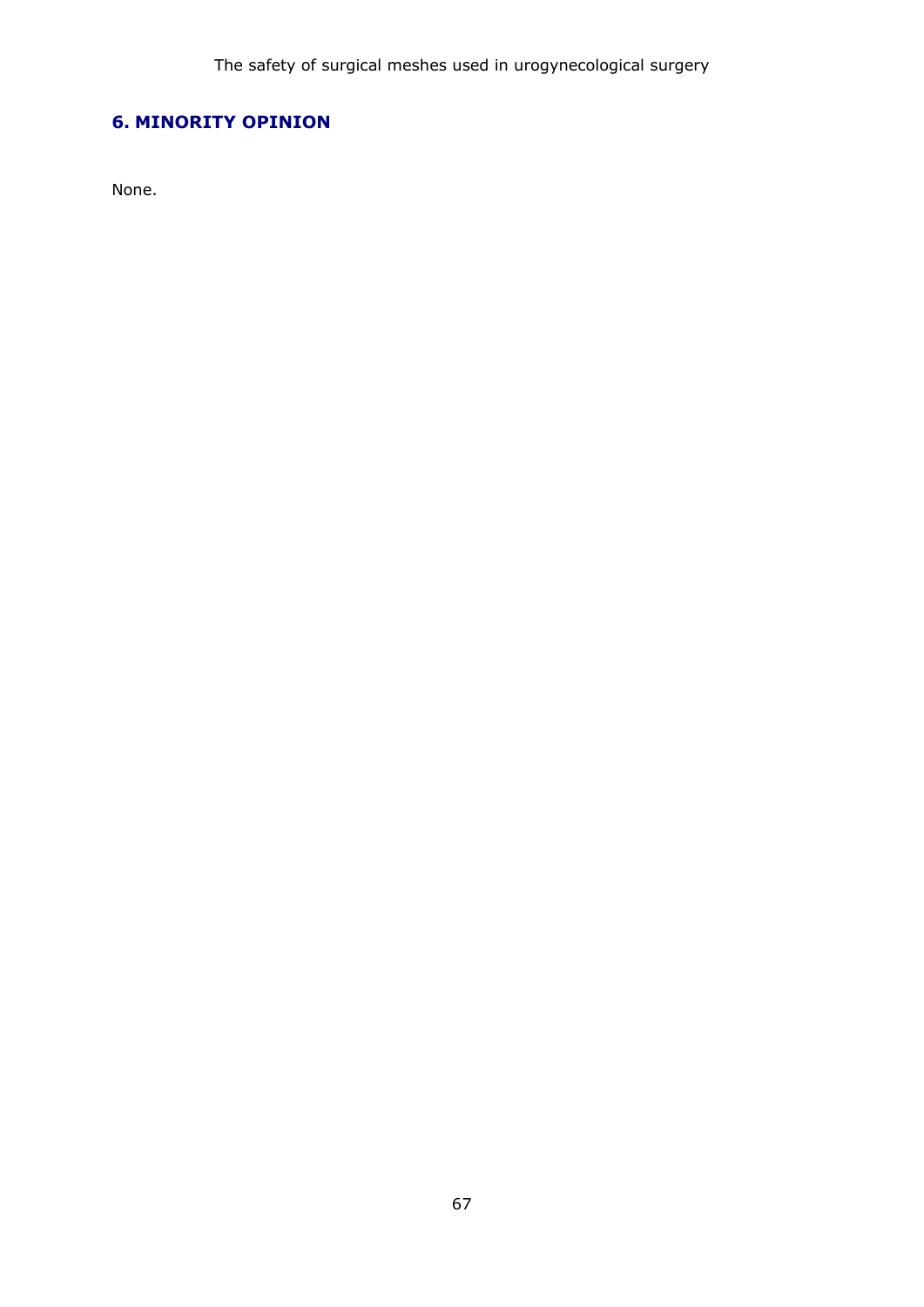## 6. MINORITY OPINION

None.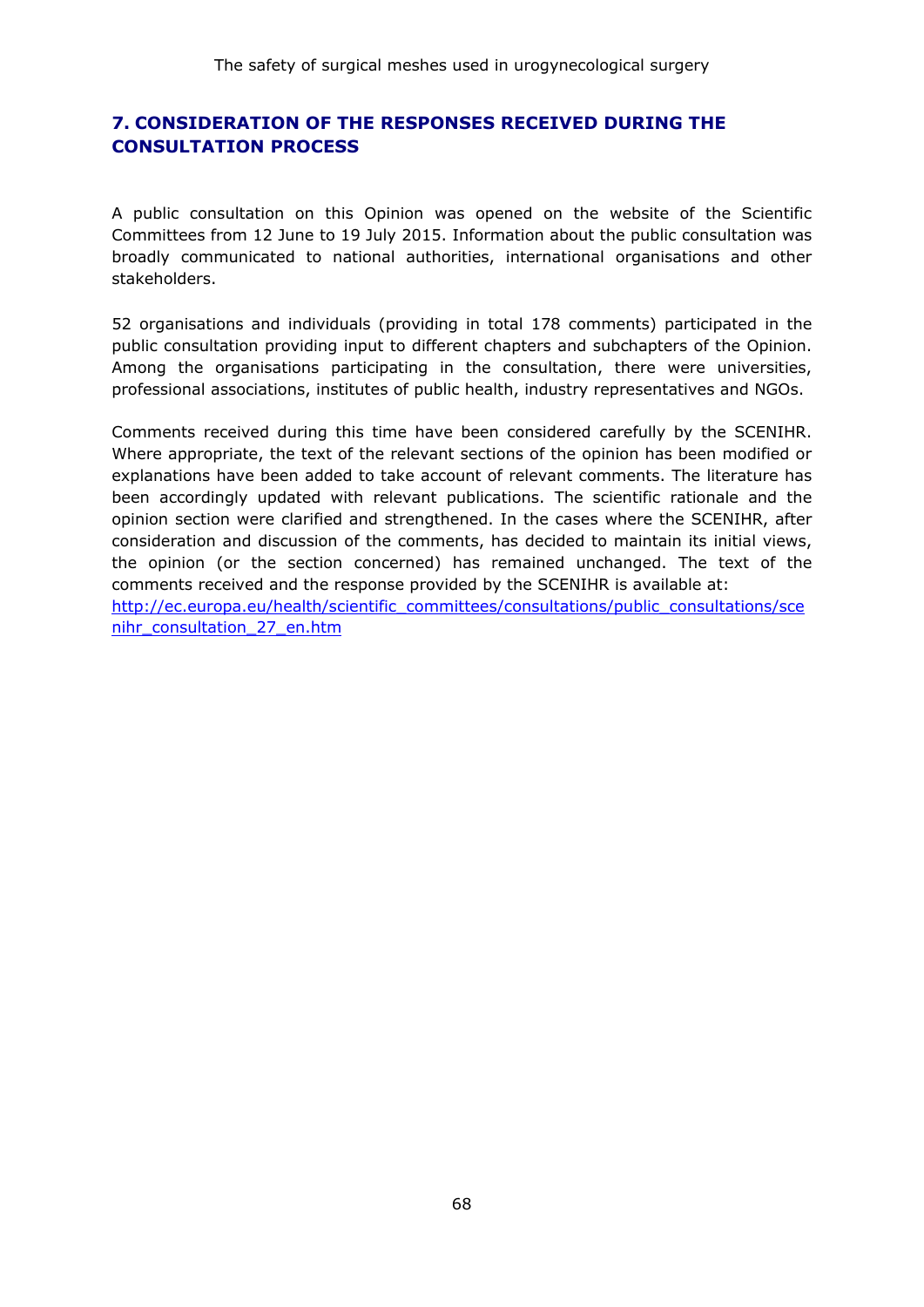## 7. CONSIDERATION OF THE RESPONSES RECEIVED DURING THE CONSULTATION PROCESS

A public consultation on this Opinion was opened on the website of the Scientific Committees from 12 June to 19 July 2015. Information about the public consultation was broadly communicated to national authorities, international organisations and other stakeholders.

52 organisations and individuals (providing in total 178 comments) participated in the public consultation providing input to different chapters and subchapters of the Opinion. Among the organisations participating in the consultation, there were universities, professional associations, institutes of public health, industry representatives and NGOs.

Comments received during this time have been considered carefully by the SCENIHR. Where appropriate, the text of the relevant sections of the opinion has been modified or explanations have been added to take account of relevant comments. The literature has been accordingly updated with relevant publications. The scientific rationale and the opinion section were clarified and strengthened. In the cases where the SCENIHR, after consideration and discussion of the comments, has decided to maintain its initial views, the opinion (or the section concerned) has remained unchanged. The text of the comments received and the response provided by the SCENIHR is available at: [http://ec.europa.eu/health/scientific_committees/consultations/public_consultations/scenihr_consultation_27_en.htm](http://ec.europa.eu/health/scientific_committees/consultations/public_consultations/scenihr_consultation_27_en.htm)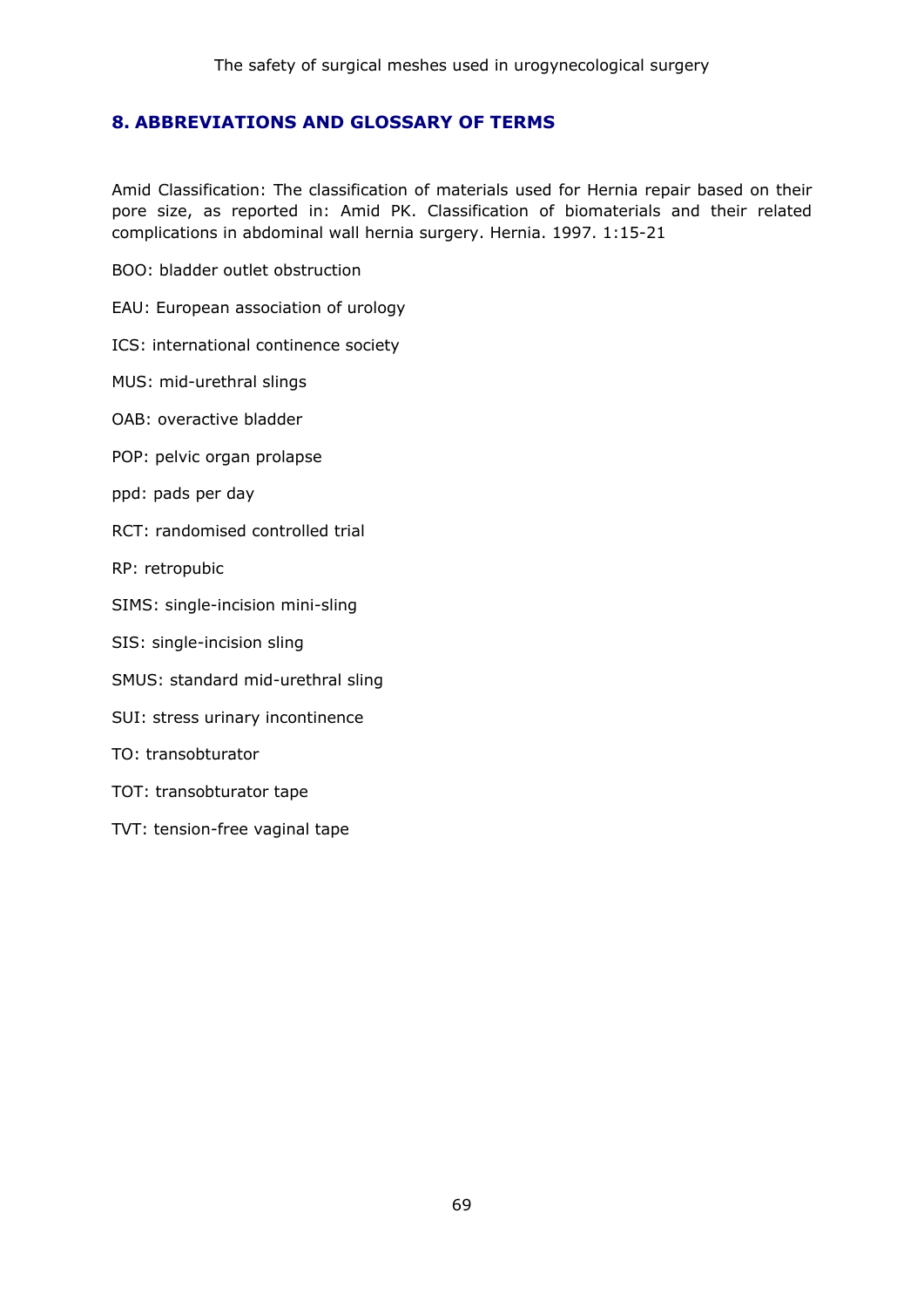## 8. ABBREVIATIONS AND GLOSSARY OF TERMS

Amid Classification: The classification of materials used for Hernia repair based on their pore size, as reported in: Amid PK. Classification of biomaterials and their related complications in abdominal wall hernia surgery. Hernia. 1997. 1:15-21

BOO: bladder outlet obstruction

EAU: European association of urology

ICS: international continence society

MUS: mid-urethral slings

OAB: overactive bladder

POP: pelvic organ prolapse

ppd: pads per day

RCT: randomised controlled trial

RP: retropubic

SIMS: single-incision mini-sling

SIS: single-incision sling

SMUS: standard mid-urethral sling

SUI: stress urinary incontinence

TO: transobturator

TOT: transobturator tape

TVT: tension-free vaginal tape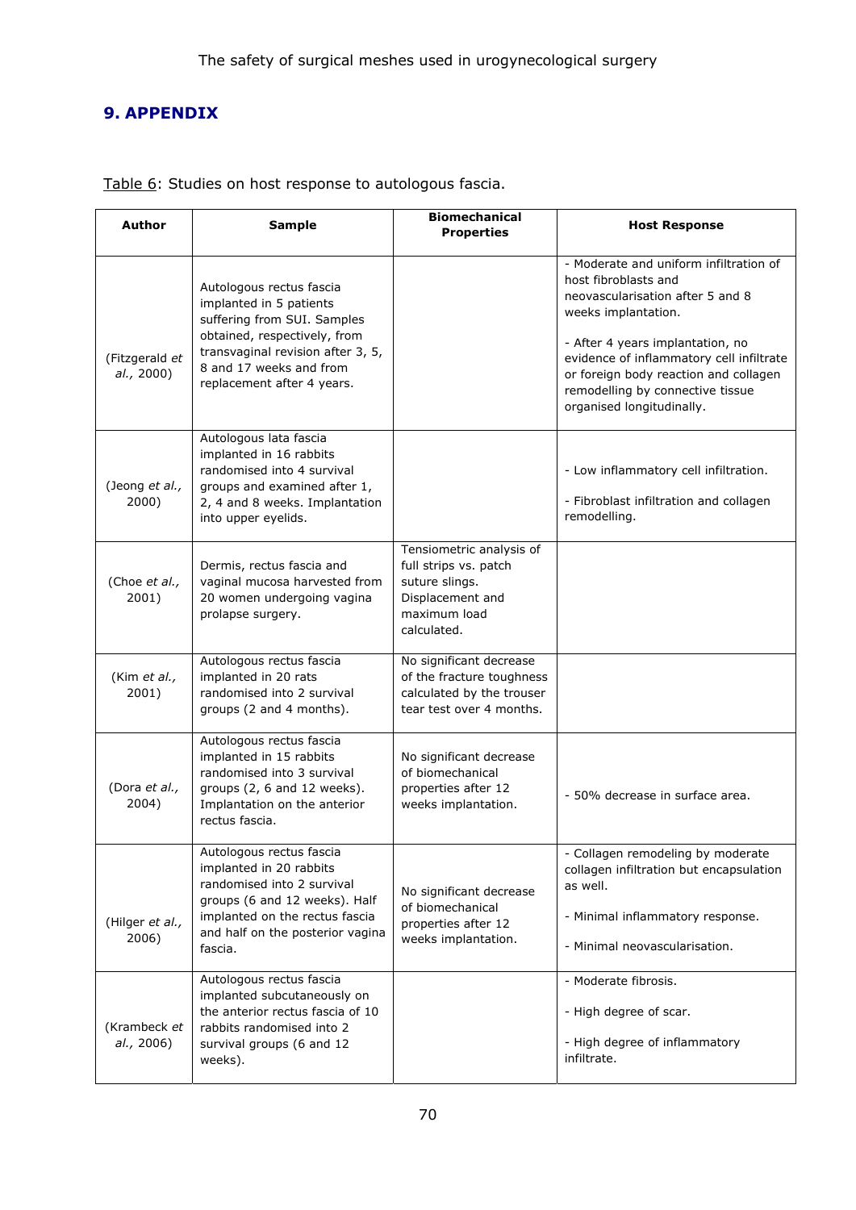## 9. APPENDIX

Table 6: Studies on host response to autologous fascia.

| Author | Sample | Biomechanical Properties | Host Response |
|---|---|---|---|
| (Fitzgerald *et al.*, 2000) | Autologous rectus fascia implanted in 5 patients suffering from SUI. Samples obtained, respectively, from transvaginal revision after 3, 5, 8 and 17 weeks and from replacement after 4 years. | | - Moderate and uniform infiltration of host fibroblasts and neovascularisation after 5 and 8 weeks implantation.<br><br>- After 4 years implantation, no evidence of inflammatory cell infiltrate or foreign body reaction and collagen remodelling by connective tissue organised longitudinally. |
| (Jeong *et al.*, 2000) | Autologous lata fascia implanted in 16 rabbits randomised into 4 survival groups and examined after 1, 2, 4 and 8 weeks. Implantation into upper eyelids. | | - Low inflammatory cell infiltration.<br><br>- Fibroblast infiltration and collagen remodelling. |
| (Choe *et al.*, 2001) | Dermis, rectus fascia and vaginal mucosa harvested from 20 women undergoing vagina prolapse surgery. | Tensiometric analysis of full strips vs. patch suture slings. Displacement and maximum load calculated. | |
| (Kim *et al.*, 2001) | Autologous rectus fascia implanted in 20 rats randomised into 2 survival groups (2 and 4 months). | No significant decrease of the fracture toughness calculated by the trouser tear test over 4 months. | |
| (Dora *et al.*, 2004) | Autologous rectus fascia implanted in 15 rabbits randomised into 3 survival groups (2, 6 and 12 weeks). Implantation on the anterior rectus fascia. | No significant decrease of biomechanical properties after 12 weeks implantation. | - 50% decrease in surface area. |
| (Hilger *et al.*, 2006) | Autologous rectus fascia implanted in 20 rabbits randomised into 2 survival groups (6 and 12 weeks). Half implanted on the rectus fascia and half on the posterior vagina fascia. | No significant decrease of biomechanical properties after 12 weeks implantation. | - Collagen remodeling by moderate collagen infiltration but encapsulation as well.<br><br>- Minimal inflammatory response.<br><br>- Minimal neovascularisation. |
| (Krambeck *et al.*, 2006) | Autologous rectus fascia implanted subcutaneously on the anterior rectus fascia of 10 rabbits randomised into 2 survival groups (6 and 12 weeks). | | - Moderate fibrosis.<br><br>- High degree of scar.<br><br>- High degree of inflammatory infiltrate. |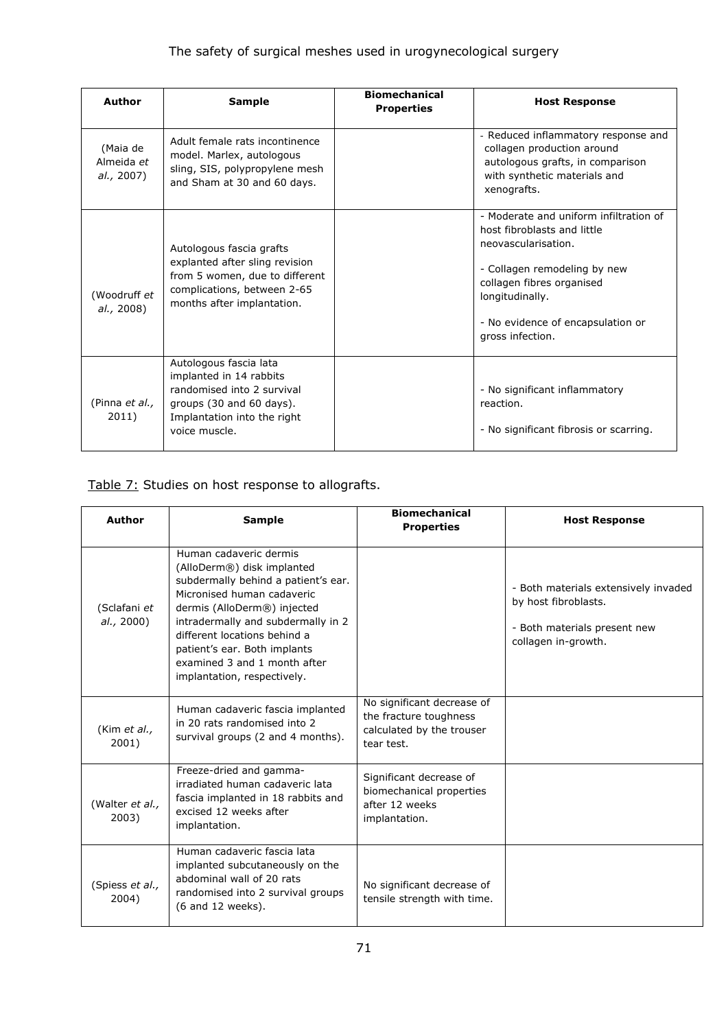| Author | Sample | Biomechanical Properties | Host Response |
|---|---|---|---|
| (Maia de Almeida *et al.,* 2007) | Adult female rats incontinence model. Marlex, autologous sling, SIS, polypropylene mesh and Sham at 30 and 60 days. | | - Reduced inflammatory response and collagen production around autologous grafts, in comparison with synthetic materials and xenografts. |
| (Woodruff *et al.,* 2008) | Autologous fascia grafts explanted after sling revision from 5 women, due to different complications, between 2-65 months after implantation. | | - Moderate and uniform infiltration of host fibroblasts and little neovascularisation.<br>- Collagen remodeling by new collagen fibres organised longitudinally.<br>- No evidence of encapsulation or gross infection. |
| (Pinna *et al.,* 2011) | Autologous fascia lata implanted in 14 rabbits randomised into 2 survival groups (30 and 60 days). Implantation into the right voice muscle. | | - No significant inflammatory reaction.<br>- No significant fibrosis or scarring. |

Table 7: Studies on host response to allografts.

| Author | Sample | Biomechanical Properties | Host Response |
|---|---|---|---|
| (Sclafani *et al.,* 2000) | Human cadaveric dermis (AlloDerm®) disk implanted subdermally behind a patient's ear. Micronised human cadaveric dermis (AlloDerm®) injected intradermally and subdermally in 2 different locations behind a patient's ear. Both implants examined 3 and 1 month after implantation, respectively. | | - Both materials extensively invaded by host fibroblasts.<br>- Both materials present new collagen in-growth. |
| (Kim *et al.,* 2001) | Human cadaveric fascia implanted in 20 rats randomised into 2 survival groups (2 and 4 months). | No significant decrease of the fracture toughness calculated by the trouser tear test. | |
| (Walter *et al.,* 2003) | Freeze-dried and gamma-irradiated human cadaveric lata fascia implanted in 18 rabbits and excised 12 weeks after implantation. | Significant decrease of biomechanical properties after 12 weeks implantation. | |
| (Spiess *et al.,* 2004) | Human cadaveric fascia lata implanted subcutaneously on the abdominal wall of 20 rats randomised into 2 survival groups (6 and 12 weeks). | No significant decrease of tensile strength with time. | |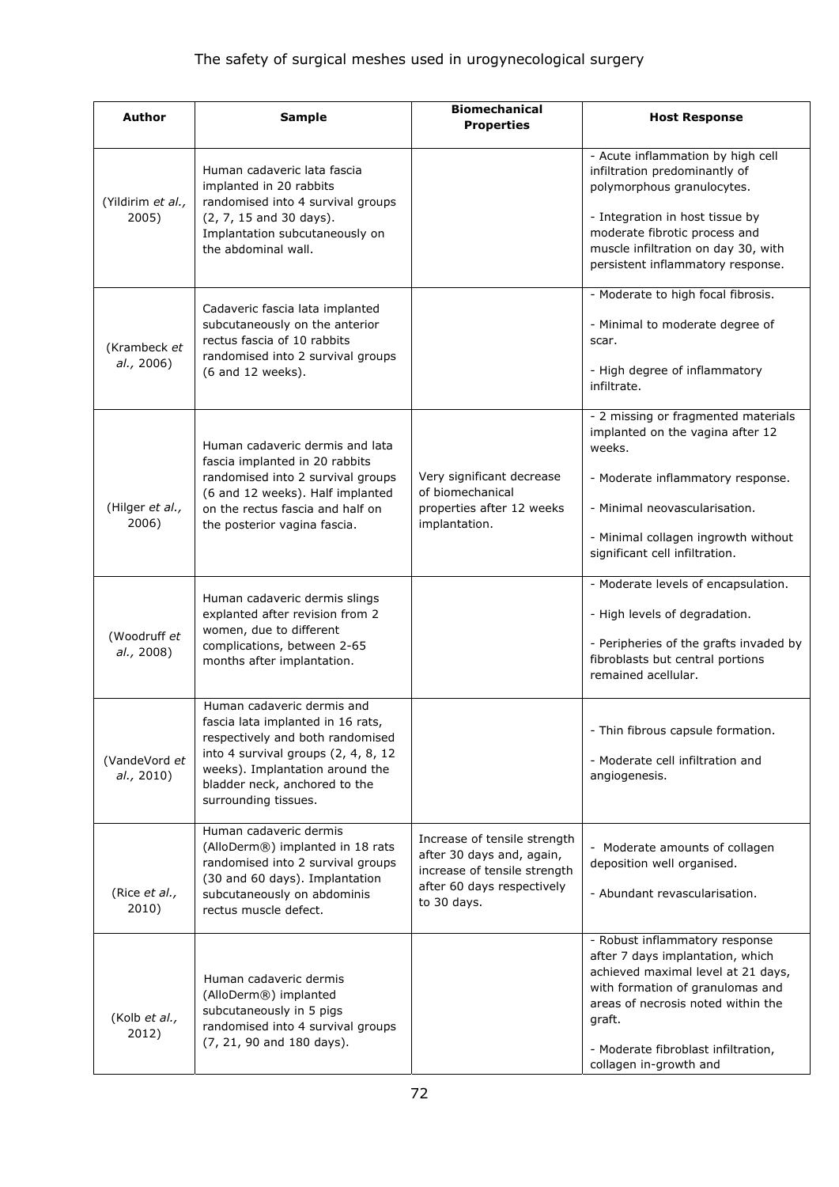| Author | Sample | Biomechanical Properties | Host Response |
|---|---|---|---|
| (Yildirim *et al.*, 2005) | Human cadaveric lata fascia implanted in 20 rabbits randomised into 4 survival groups (2, 7, 15 and 30 days). Implantation subcutaneously on the abdominal wall. | | - Acute inflammation by high cell infiltration predominantly of polymorphous granulocytes. <br><br> - Integration in host tissue by moderate fibrotic process and muscle infiltration on day 30, with persistent inflammatory response. |
| (Krambeck *et al.*, 2006) | Cadaveric fascia lata implanted subcutaneously on the anterior rectus fascia of 10 rabbits randomised into 2 survival groups (6 and 12 weeks). | | - Moderate to high focal fibrosis. <br><br> - Minimal to moderate degree of scar. <br><br> - High degree of inflammatory infiltrate. |
| (Hilger *et al.*, 2006) | Human cadaveric dermis and lata fascia implanted in 20 rabbits randomised into 2 survival groups (6 and 12 weeks). Half implanted on the rectus fascia and half on the posterior vagina fascia. | Very significant decrease of biomechanical properties after 12 weeks implantation. | - 2 missing or fragmented materials implanted on the vagina after 12 weeks. <br><br> - Moderate inflammatory response. <br><br> - Minimal neovascularisation. <br><br> - Minimal collagen ingrowth without significant cell infiltration. |
| (Woodruff *et al.*, 2008) | Human cadaveric dermis slings explanted after revision from 2 women, due to different complications, between 2-65 months after implantation. | | - Moderate levels of encapsulation. <br><br> - High levels of degradation. <br><br> - Peripheries of the grafts invaded by fibroblasts but central portions remained acellular. |
| (VandeVord *et al.*, 2010) | Human cadaveric dermis and fascia lata implanted in 16 rats, respectively and both randomised into 4 survival groups (2, 4, 8, 12 weeks). Implantation around the bladder neck, anchored to the surrounding tissues. | | - Thin fibrous capsule formation. <br><br> - Moderate cell infiltration and angiogenesis. |
| (Rice *et al.*, 2010) | Human cadaveric dermis (AlloDerm®) implanted in 18 rats randomised into 2 survival groups (30 and 60 days). Implantation subcutaneously on abdominis rectus muscle defect. | Increase of tensile strength after 30 days and, again, increase of tensile strength after 60 days respectively to 30 days. | - Moderate amounts of collagen deposition well organised. <br><br> - Abundant revascularisation. |
| (Kolb *et al.*, 2012) | Human cadaveric dermis (AlloDerm®) implanted subcutaneously in 5 pigs randomised into 4 survival groups (7, 21, 90 and 180 days). | | - Robust inflammatory response after 7 days implantation, which achieved maximal level at 21 days, with formation of granulomas and areas of necrosis noted within the graft. <br><br> - Moderate fibroblast infiltration, collagen in-growth and |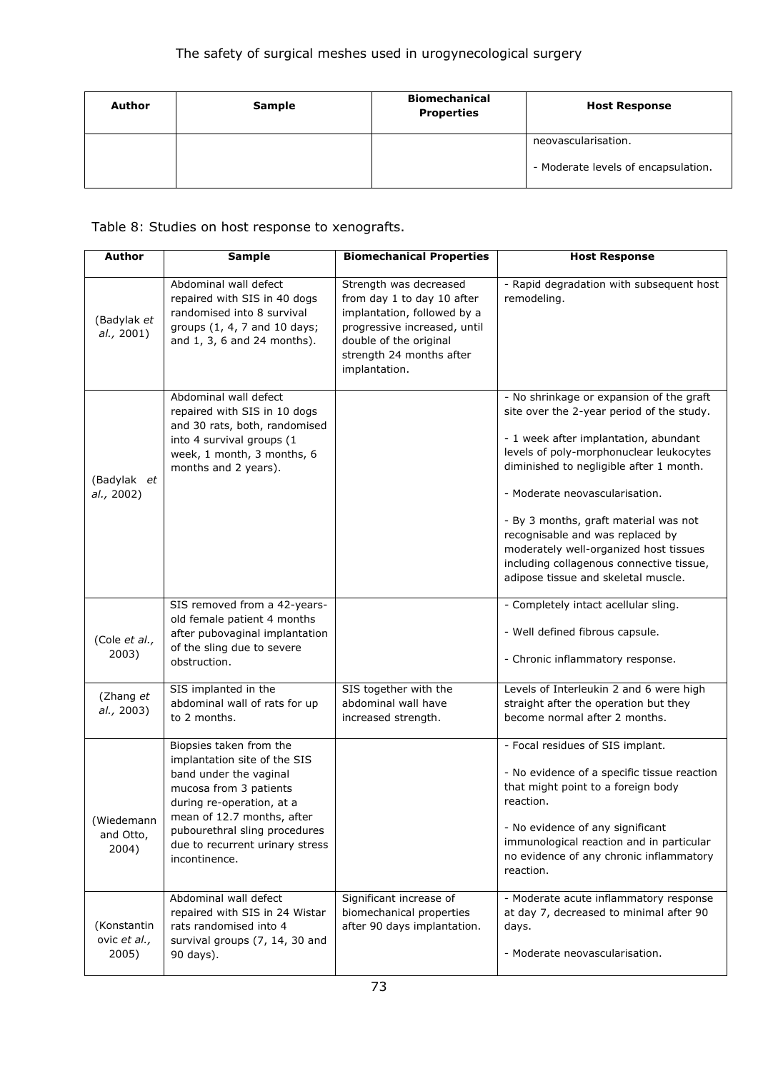| Author | Sample | Biomechanical Properties | Host Response |
|---|---|---|---|
| | | | neovascularisation.<br><br>- Moderate levels of encapsulation. |

Table 8: Studies on host response to xenografts.

| Author | Sample | Biomechanical Properties | Host Response |
|---|---|---|---|
| (Badylak *et al.,* 2001) | Abdominal wall defect repaired with SIS in 40 dogs randomised into 8 survival groups (1, 4, 7 and 10 days; and 1, 3, 6 and 24 months). | Strength was decreased from day 1 to day 10 after implantation, followed by a progressive increased, until double of the original strength 24 months after implantation. | - Rapid degradation with subsequent host remodeling. |
| (Badylak *et al.,* 2002) | Abdominal wall defect repaired with SIS in 10 dogs and 30 rats, both, randomised into 4 survival groups (1 week, 1 month, 3 months, 6 months and 2 years). | | - No shrinkage or expansion of the graft site over the 2-year period of the study.<br><br>- 1 week after implantation, abundant levels of poly-morphonuclear leukocytes diminished to negligible after 1 month.<br><br>- Moderate neovascularisation.<br><br>- By 3 months, graft material was not recognisable and was replaced by moderately well-organized host tissues including collagenous connective tissue, adipose tissue and skeletal muscle. |
| (Cole *et al.,* 2003) | SIS removed from a 42-years-old female patient 4 months after pubovaginal implantation of the sling due to severe obstruction. | | - Completely intact acellular sling.<br><br>- Well defined fibrous capsule.<br><br>- Chronic inflammatory response. |
| (Zhang *et al.,* 2003) | SIS implanted in the abdominal wall of rats for up to 2 months. | SIS together with the abdominal wall have increased strength. | Levels of Interleukin 2 and 6 were high straight after the operation but they become normal after 2 months. |
| (Wiedemann and Otto, 2004) | Biopsies taken from the implantation site of the SIS band under the vaginal mucosa from 3 patients during re-operation, at a mean of 12.7 months, after pubourethral sling procedures due to recurrent urinary stress incontinence. | | - Focal residues of SIS implant.<br><br>- No evidence of a specific tissue reaction that might point to a foreign body reaction.<br><br>- No evidence of any significant immunological reaction and in particular no evidence of any chronic inflammatory reaction. |
| (Konstantinovic *et al.,* 2005) | Abdominal wall defect repaired with SIS in 24 Wistar rats randomised into 4 survival groups (7, 14, 30 and 90 days). | Significant increase of biomechanical properties after 90 days implantation. | - Moderate acute inflammatory response at day 7, decreased to minimal after 90 days.<br><br>- Moderate neovascularisation. |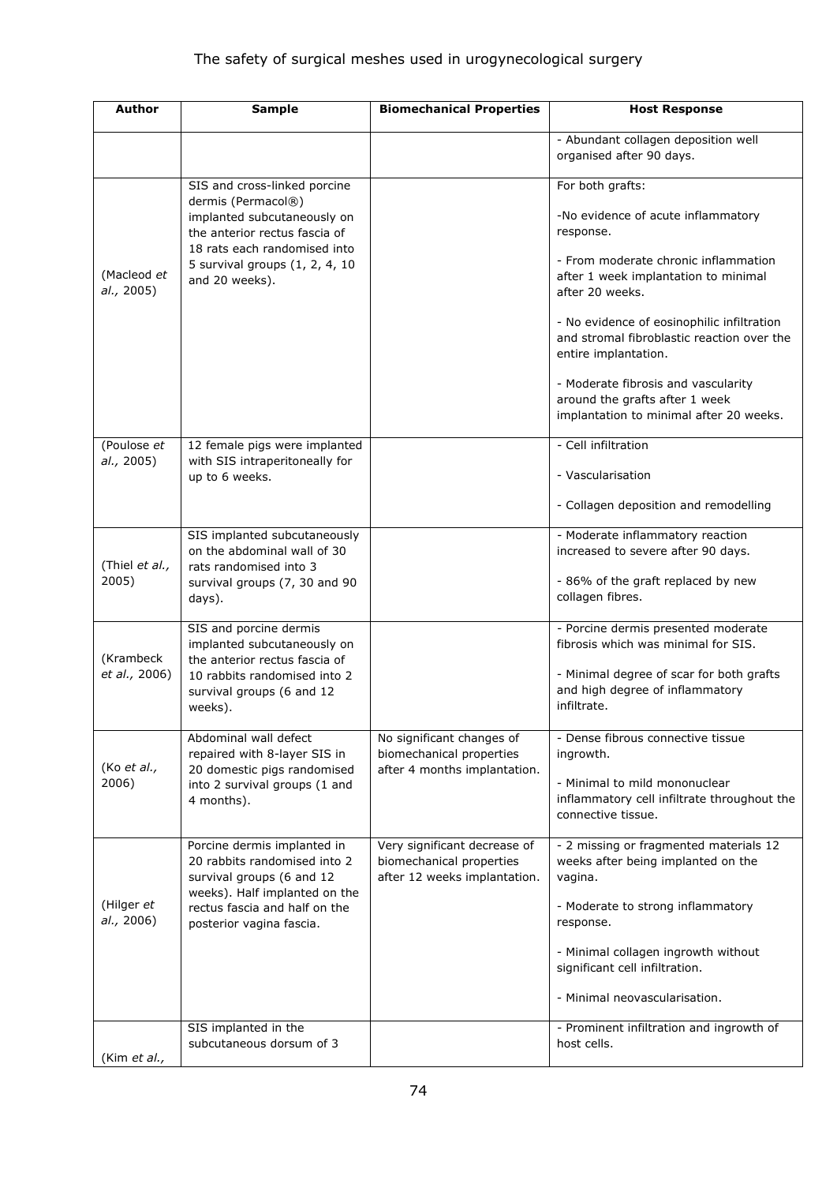| Author | Sample | Biomechanical Properties | Host Response |
|---|---|---|---|
| | | | - Abundant collagen deposition well organised after 90 days. |
| (Macleod *et al.*, 2005) | SIS and cross-linked porcine dermis (Permacol®) implanted subcutaneously on the anterior rectus fascia of 18 rats each randomised into 5 survival groups (1, 2, 4, 10 and 20 weeks). | | For both grafts:<br><br>-No evidence of acute inflammatory response.<br><br>- From moderate chronic inflammation after 1 week implantation to minimal after 20 weeks.<br><br>- No evidence of eosinophilic infiltration and stromal fibroblastic reaction over the entire implantation.<br><br>- Moderate fibrosis and vascularity around the grafts after 1 week implantation to minimal after 20 weeks. |
| (Poulose *et al.*, 2005) | 12 female pigs were implanted with SIS intraperitoneally for up to 6 weeks. | | - Cell infiltration<br><br>- Vascularisation<br><br>- Collagen deposition and remodelling |
| (Thiel *et al.*, 2005) | SIS implanted subcutaneously on the abdominal wall of 30 rats randomised into 3 survival groups (7, 30 and 90 days). | | - Moderate inflammatory reaction increased to severe after 90 days.<br><br>- 86% of the graft replaced by new collagen fibres. |
| (Krambeck *et al.*, 2006) | SIS and porcine dermis implanted subcutaneously on the anterior rectus fascia of 10 rabbits randomised into 2 survival groups (6 and 12 weeks). | | - Porcine dermis presented moderate fibrosis which was minimal for SIS.<br><br>- Minimal degree of scar for both grafts and high degree of inflammatory infiltrate. |
| (Ko *et al.*, 2006) | Abdominal wall defect repaired with 8-layer SIS in 20 domestic pigs randomised into 2 survival groups (1 and 4 months). | No significant changes of biomechanical properties after 4 months implantation. | - Dense fibrous connective tissue ingrowth.<br><br>- Minimal to mild mononuclear inflammatory cell infiltrate throughout the connective tissue. |
| (Hilger *et al.*, 2006) | Porcine dermis implanted in 20 rabbits randomised into 2 survival groups (6 and 12 weeks). Half implanted on the rectus fascia and half on the posterior vagina fascia. | Very significant decrease of biomechanical properties after 12 weeks implantation. | - 2 missing or fragmented materials 12 weeks after being implanted on the vagina.<br><br>- Moderate to strong inflammatory response.<br><br>- Minimal collagen ingrowth without significant cell infiltration.<br><br>- Minimal neovascularisation. |
| (Kim *et al.*, | SIS implanted in the subcutaneous dorsum of 3 | | - Prominent infiltration and ingrowth of host cells. |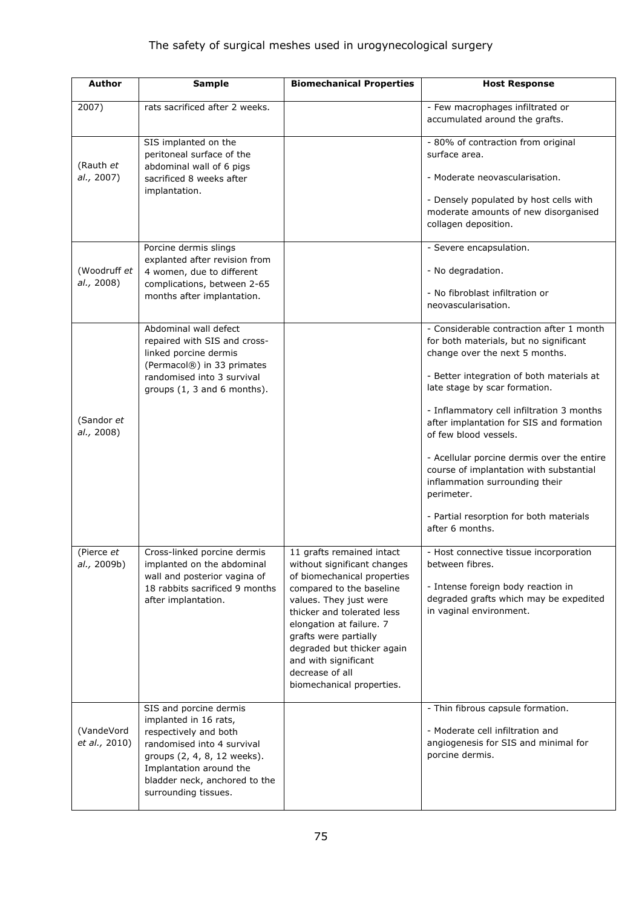| Author | Sample | Biomechanical Properties | Host Response |
|---|---|---|---|
| 2007) | rats sacrificed after 2 weeks. | | - Few macrophages infiltrated or accumulated around the grafts. |
| (Rauth *et al.,* 2007) | SIS implanted on the peritoneal surface of the abdominal wall of 6 pigs sacrificed 8 weeks after implantation. | | - 80% of contraction from original surface area.<br><br>- Moderate neovascularisation.<br><br>- Densely populated by host cells with moderate amounts of new disorganised collagen deposition. |
| (Woodruff *et al.,* 2008) | Porcine dermis slings explanted after revision from 4 women, due to different complications, between 2-65 months after implantation. | | - Severe encapsulation.<br><br>- No degradation.<br><br>- No fibroblast infiltration or neovascularisation. |
| (Sandor *et al.,* 2008) | Abdominal wall defect repaired with SIS and cross-linked porcine dermis (Permacol®) in 33 primates randomised into 3 survival groups (1, 3 and 6 months). | | - Considerable contraction after 1 month for both materials, but no significant change over the next 5 months.<br><br>- Better integration of both materials at late stage by scar formation.<br><br>- Inflammatory cell infiltration 3 months after implantation for SIS and formation of few blood vessels.<br><br>- Acellular porcine dermis over the entire course of implantation with substantial inflammation surrounding their perimeter.<br><br>- Partial resorption for both materials after 6 months. |
| (Pierce *et al.,* 2009b) | Cross-linked porcine dermis implanted on the abdominal wall and posterior vagina of 18 rabbits sacrificed 9 months after implantation. | 11 grafts remained intact without significant changes of biomechanical properties compared to the baseline values. They just were thicker and tolerated less elongation at failure. 7 grafts were partially degraded but thicker again and with significant decrease of all biomechanical properties. | - Host connective tissue incorporation between fibres.<br><br>- Intense foreign body reaction in degraded grafts which may be expedited in vaginal environment. |
| (VandeVord *et al.,* 2010) | SIS and porcine dermis implanted in 16 rats, respectively and both randomised into 4 survival groups (2, 4, 8, 12 weeks). Implantation around the bladder neck, anchored to the surrounding tissues. | | - Thin fibrous capsule formation.<br><br>- Moderate cell infiltration and angiogenesis for SIS and minimal for porcine dermis. |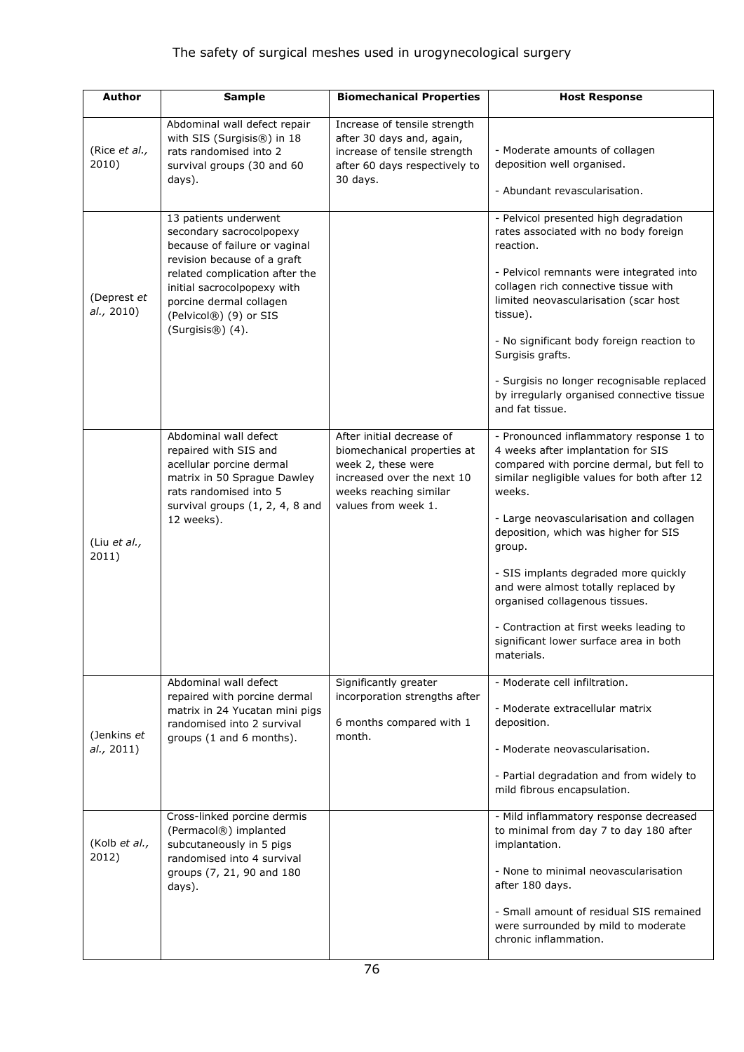| Author | Sample | Biomechanical Properties | Host Response |
|---|---|---|---|
| (Rice *et al.,* 2010) | Abdominal wall defect repair with SIS (Surgisis®) in 18 rats randomised into 2 survival groups (30 and 60 days). | Increase of tensile strength after 30 days and, again, increase of tensile strength after 60 days respectively to 30 days. | - Moderate amounts of collagen deposition well organised.<br><br>- Abundant revascularisation. |
| (Deprest *et al.,* 2010) | 13 patients underwent secondary sacrocolpopexy because of failure or vaginal revision because of a graft related complication after the initial sacrocolpopexy with porcine dermal collagen (Pelvicol®) (9) or SIS (Surgisis®) (4). | | - Pelvicol presented high degradation rates associated with no body foreign reaction.<br><br>- Pelvicol remnants were integrated into collagen rich connective tissue with limited neovascularisation (scar host tissue).<br><br>- No significant body foreign reaction to Surgisis grafts.<br><br>- Surgisis no longer recognisable replaced by irregularly organised connective tissue and fat tissue. |
| (Liu *et al.,* 2011) | Abdominal wall defect repaired with SIS and acellular porcine dermal matrix in 50 Sprague Dawley rats randomised into 5 survival groups (1, 2, 4, 8 and 12 weeks). | After initial decrease of biomechanical properties at week 2, these were increased over the next 10 weeks reaching similar values from week 1. | - Pronounced inflammatory response 1 to 4 weeks after implantation for SIS compared with porcine dermal, but fell to similar negligible values for both after 12 weeks.<br><br>- Large neovascularisation and collagen deposition, which was higher for SIS group.<br><br>- SIS implants degraded more quickly and were almost totally replaced by organised collagenous tissues.<br><br>- Contraction at first weeks leading to significant lower surface area in both materials. |
| (Jenkins *et al.,* 2011) | Abdominal wall defect repaired with porcine dermal matrix in 24 Yucatan mini pigs randomised into 2 survival groups (1 and 6 months). | Significantly greater incorporation strengths after 6 months compared with 1 month. | - Moderate cell infiltration.<br><br>- Moderate extracellular matrix deposition.<br><br>- Moderate neovascularisation.<br><br>- Partial degradation and from widely to mild fibrous encapsulation. |
| (Kolb *et al.,* 2012) | Cross-linked porcine dermis (Permacol®) implanted subcutaneously in 5 pigs randomised into 4 survival groups (7, 21, 90 and 180 days). | | - Mild inflammatory response decreased to minimal from day 7 to day 180 after implantation.<br><br>- None to minimal neovascularisation after 180 days.<br><br>- Small amount of residual SIS remained were surrounded by mild to moderate chronic inflammation. |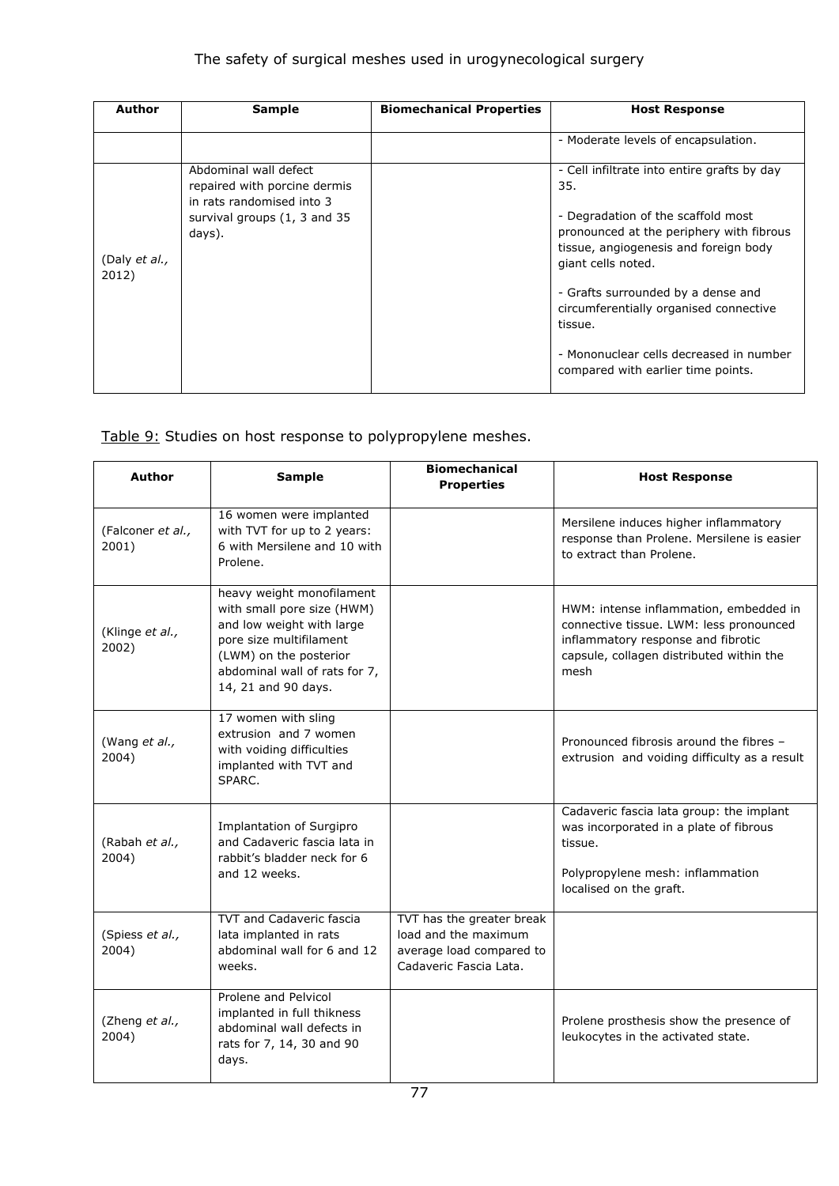| Author | Sample | Biomechanical Properties | Host Response |
|---|---|---|---|
| | | | - Moderate levels of encapsulation. |
| (Daly *et al.,* 2012) | Abdominal wall defect repaired with porcine dermis in rats randomised into 3 survival groups (1, 3 and 35 days). | | - Cell infiltrate into entire grafts by day 35.<br><br>- Degradation of the scaffold most pronounced at the periphery with fibrous tissue, angiogenesis and foreign body giant cells noted.<br><br>- Grafts surrounded by a dense and circumferentially organised connective tissue.<br><br>- Mononuclear cells decreased in number compared with earlier time points. |

Table 9: Studies on host response to polypropylene meshes.

| Author | Sample | Biomechanical Properties | Host Response |
|---|---|---|---|
| (Falconer *et al.,* 2001) | 16 women were implanted with TVT for up to 2 years: 6 with Mersilene and 10 with Prolene. | | Mersilene induces higher inflammatory response than Prolene. Mersilene is easier to extract than Prolene. |
| (Klinge *et al.,* 2002) | heavy weight monofilament with small pore size (HWM) and low weight with large pore size multifilament (LWM) on the posterior abdominal wall of rats for 7, 14, 21 and 90 days. | | HWM: intense inflammation, embedded in connective tissue. LWM: less pronounced inflammatory response and fibrotic capsule, collagen distributed within the mesh |
| (Wang *et al.,* 2004) | 17 women with sling extrusion and 7 women with voiding difficulties implanted with TVT and SPARC. | | Pronounced fibrosis around the fibres – extrusion and voiding difficulty as a result |
| (Rabah *et al.,* 2004) | Implantation of Surgipro and Cadaveric fascia lata in rabbit's bladder neck for 6 and 12 weeks. | | Cadaveric fascia lata group: the implant was incorporated in a plate of fibrous tissue.<br><br>Polypropylene mesh: inflammation localised on the graft. |
| (Spiess *et al.,* 2004) | TVT and Cadaveric fascia lata implanted in rats abdominal wall for 6 and 12 weeks. | TVT has the greater break load and the maximum average load compared to Cadaveric Fascia Lata. | |
| (Zheng *et al.,* 2004) | Prolene and Pelvicol implanted in full thikness abdominal wall defects in rats for 7, 14, 30 and 90 days. | | Prolene prosthesis show the presence of leukocytes in the activated state. |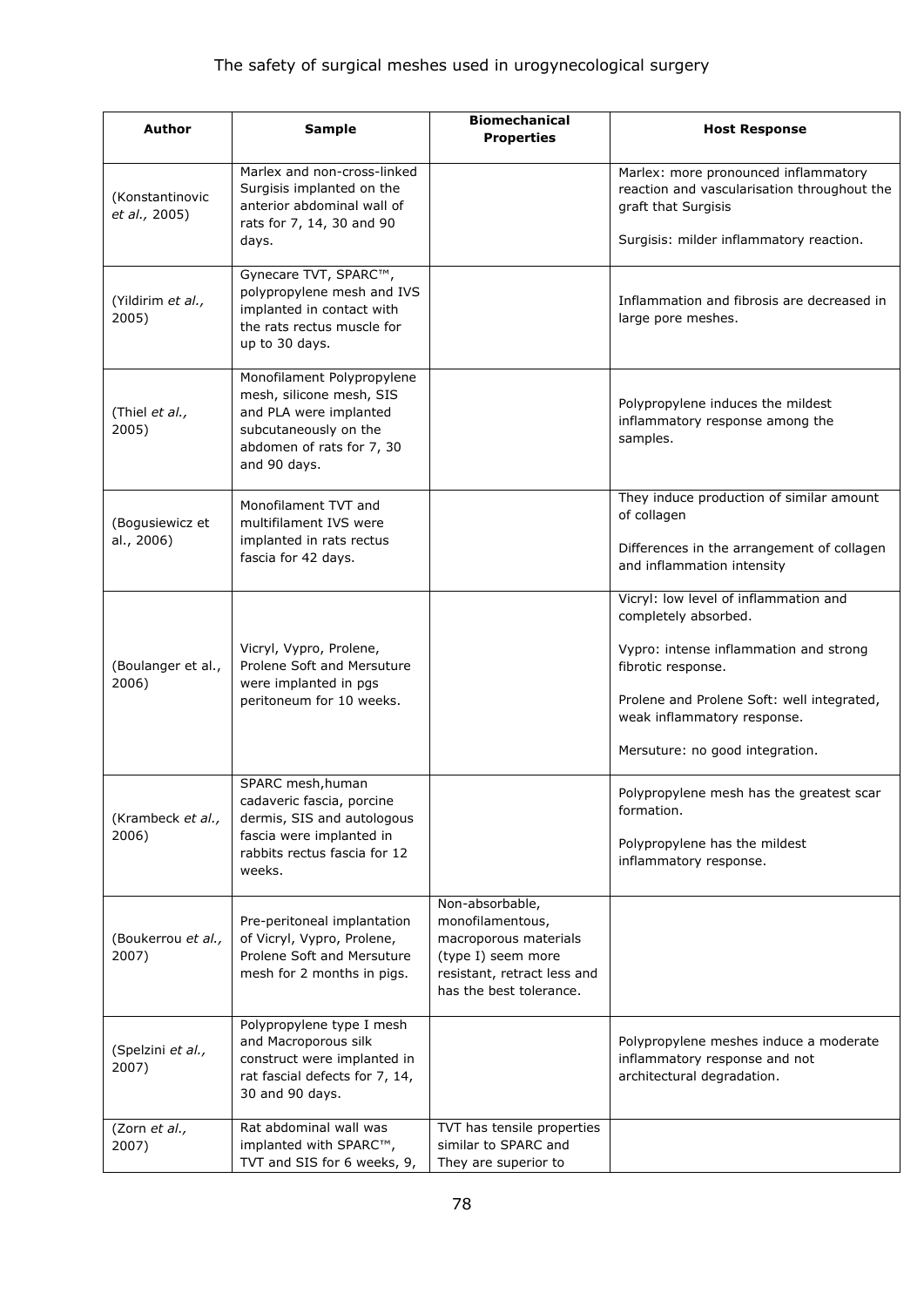| Author | Sample | Biomechanical Properties | Host Response |
|---|---|---|---|
| (Konstantinovic *et al.,* 2005) | Marlex and non-cross-linked Surgisis implanted on the anterior abdominal wall of rats for 7, 14, 30 and 90 days. | | Marlex: more pronounced inflammatory reaction and vascularisation throughout the graft that Surgisis<br><br>Surgisis: milder inflammatory reaction. |
| (Yildirim *et al.,* 2005) | Gynecare TVT, SPARC™, polypropylene mesh and IVS implanted in contact with the rats rectus muscle for up to 30 days. | | Inflammation and fibrosis are decreased in large pore meshes. |
| (Thiel *et al.,* 2005) | Monofilament Polypropylene mesh, silicone mesh, SIS and PLA were implanted subcutaneously on the abdomen of rats for 7, 30 and 90 days. | | Polypropylene induces the mildest inflammatory response among the samples. |
| (Bogusiewicz et al., 2006) | Monofilament TVT and multifilament IVS were implanted in rats rectus fascia for 42 days. | | They induce production of similar amount of collagen<br><br>Differences in the arrangement of collagen and inflammation intensity |
| (Boulanger et al., 2006) | Vicryl, Vypro, Prolene, Prolene Soft and Mersuture were implanted in pgs peritoneum for 10 weeks. | | Vicryl: low level of inflammation and completely absorbed.<br><br>Vypro: intense inflammation and strong fibrotic response.<br><br>Prolene and Prolene Soft: well integrated, weak inflammatory response.<br><br>Mersuture: no good integration. |
| (Krambeck *et al.,* 2006) | SPARC mesh,human cadaveric fascia, porcine dermis, SIS and autologous fascia were implanted in rabbits rectus fascia for 12 weeks. | | Polypropylene mesh has the greatest scar formation.<br><br>Polypropylene has the mildest inflammatory response. |
| (Boukerrou *et al.,* 2007) | Pre-peritoneal implantation of Vicryl, Vypro, Prolene, Prolene Soft and Mersuture mesh for 2 months in pigs. | Non-absorbable, monofilamentous, macroporous materials (type I) seem more resistant, retract less and has the best tolerance. | |
| (Spelzini *et al.,* 2007) | Polypropylene type I mesh and Macroporous silk construct were implanted in rat fascial defects for 7, 14, 30 and 90 days. | | Polypropylene meshes induce a moderate inflammatory response and not architectural degradation. |
| (Zorn *et al.,* 2007) | Rat abdominal wall was implanted with SPARC™, TVT and SIS for 6 weeks, 9, | TVT has tensile properties similar to SPARC and They are superior to | |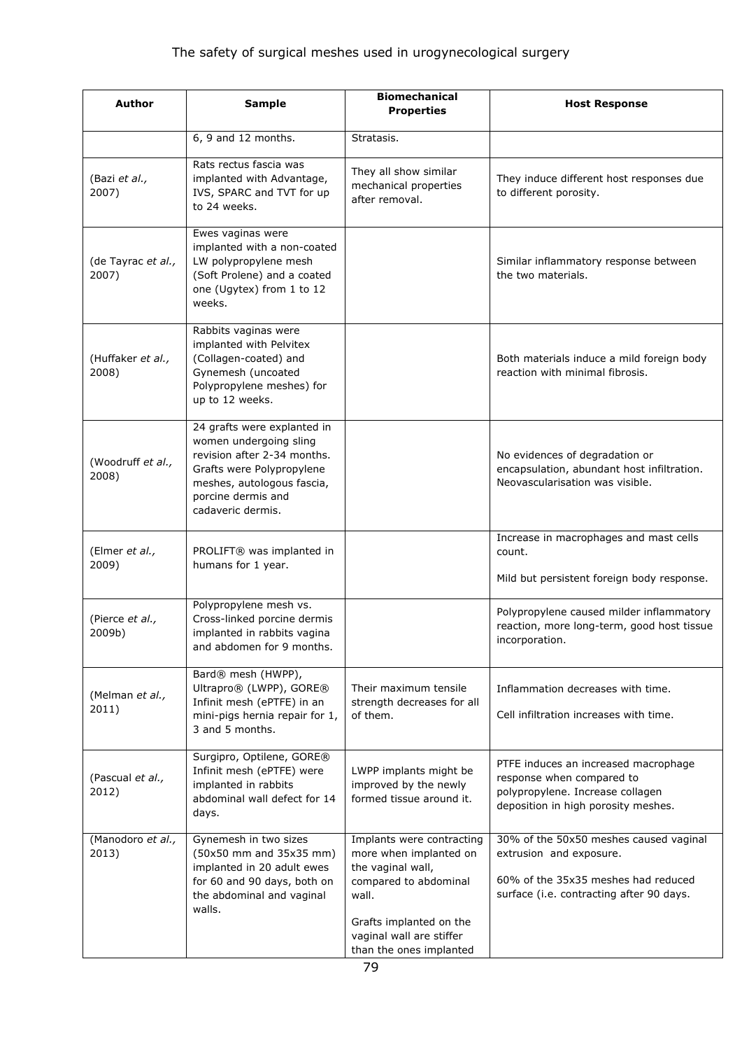| Author | Sample | Biomechanical Properties | Host Response |
|---|---|---|---|
| | 6, 9 and 12 months. | Stratasis. | |
| (Bazi *et al.*, 2007) | Rats rectus fascia was implanted with Advantage, IVS, SPARC and TVT for up to 24 weeks. | They all show similar mechanical properties after removal. | They induce different host responses due to different porosity. |
| (de Tayrac *et al.*, 2007) | Ewes vaginas were implanted with a non-coated LW polypropylene mesh (Soft Prolene) and a coated one (Ugytex) from 1 to 12 weeks. | | Similar inflammatory response between the two materials. |
| (Huffaker *et al.*, 2008) | Rabbits vaginas were implanted with Pelvitex (Collagen-coated) and Gynemesh (uncoated Polypropylene meshes) for up to 12 weeks. | | Both materials induce a mild foreign body reaction with minimal fibrosis. |
| (Woodruff *et al.*, 2008) | 24 grafts were explanted in women undergoing sling revision after 2-34 months. Grafts were Polypropylene meshes, autologous fascia, porcine dermis and cadaveric dermis. | | No evidences of degradation or encapsulation, abundant host infiltration. Neovascularisation was visible. |
| (Elmer *et al.*, 2009) | PROLIFT® was implanted in humans for 1 year. | | Increase in macrophages and mast cells count.<br><br>Mild but persistent foreign body response. |
| (Pierce *et al.*, 2009b) | Polypropylene mesh vs. Cross-linked porcine dermis implanted in rabbits vagina and abdomen for 9 months. | | Polypropylene caused milder inflammatory reaction, more long-term, good host tissue incorporation. |
| (Melman *et al.*, 2011) | Bard® mesh (HWPP), Ultrapro® (LWPP), GORE® Infinit mesh (ePTFE) in an mini-pigs hernia repair for 1, 3 and 5 months. | Their maximum tensile strength decreases for all of them. | Inflammation decreases with time.<br><br>Cell infiltration increases with time. |
| (Pascual *et al.*, 2012) | Surgipro, Optilene, GORE® Infinit mesh (ePTFE) were implanted in rabbits abdominal wall defect for 14 days. | LWPP implants might be improved by the newly formed tissue around it. | PTFE induces an increased macrophage response when compared to polypropylene. Increase collagen deposition in high porosity meshes. |
| (Manodoro *et al.*, 2013) | Gynemesh in two sizes (50x50 mm and 35x35 mm) implanted in 20 adult ewes for 60 and 90 days, both on the abdominal and vaginal walls. | Implants were contracting more when implanted on the vaginal wall, compared to abdominal wall.<br><br>Grafts implanted on the vaginal wall are stiffer than the ones implanted | 30% of the 50x50 meshes caused vaginal extrusion and exposure.<br><br>60% of the 35x35 meshes had reduced surface (i.e. contracting after 90 days. |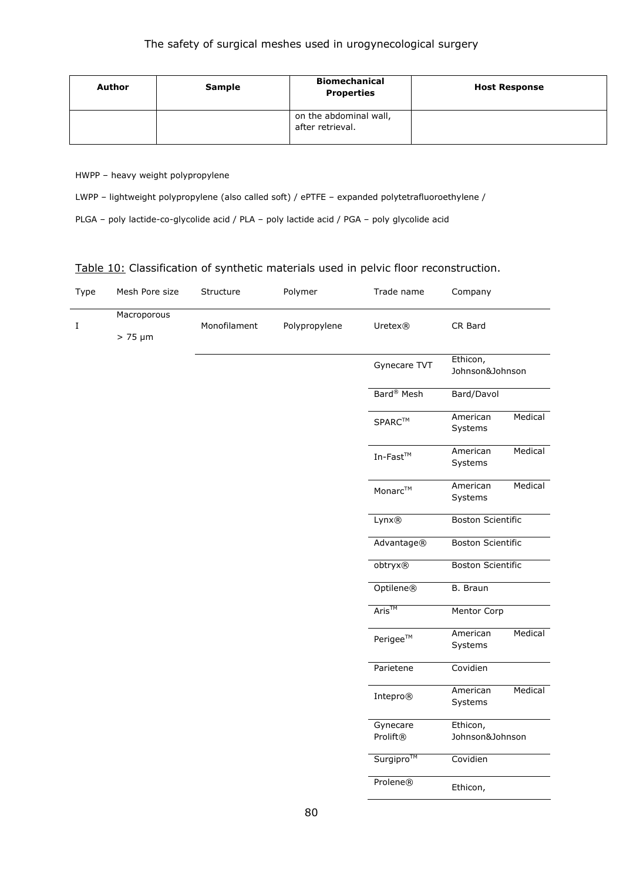| Author | Sample | Biomechanical Properties | Host Response |
|---|---|---|---|
| | | on the abdominal wall, after retrieval. | |

HWPP – heavy weight polypropylene

LWPP – lightweight polypropylene (also called soft) / ePTFE – expanded polytetrafluoroethylene /

PLGA – poly lactide-co-glycolide acid / PLA – poly lactide acid / PGA – poly glycolide acid

Table 10: Classification of synthetic materials used in pelvic floor reconstruction.

| Type | Mesh Pore size | Structure | Polymer | Trade name | Company |
|---|---|---|---|---|---|
| I | Macroporous > 75 μm | Monofilament | Polypropylene | Uretex® | CR Bard |
| | | | | Gynecare TVT | Ethicon, Johnson&Johnson |
| | | | | Bard® Mesh | Bard/Davol |
| | | | | SPARC™ | American Medical Systems |
| | | | | In-Fast™ | American Medical Systems |
| | | | | Monarc™ | American Medical Systems |
| | | | | Lynx® | Boston Scientific |
| | | | | Advantage® | Boston Scientific |
| | | | | obtryx® | Boston Scientific |
| | | | | Optilene® | B. Braun |
| | | | | Aris™ | Mentor Corp |
| | | | | Perigee™ | American Medical Systems |
| | | | | Parietene | Covidien |
| | | | | Intepro® | American Medical Systems |
| | | | | Gynecare Prolift® | Ethicon, Johnson&Johnson |
| | | | | Surgipro™ | Covidien |
| | | | | Prolene® | Ethicon, |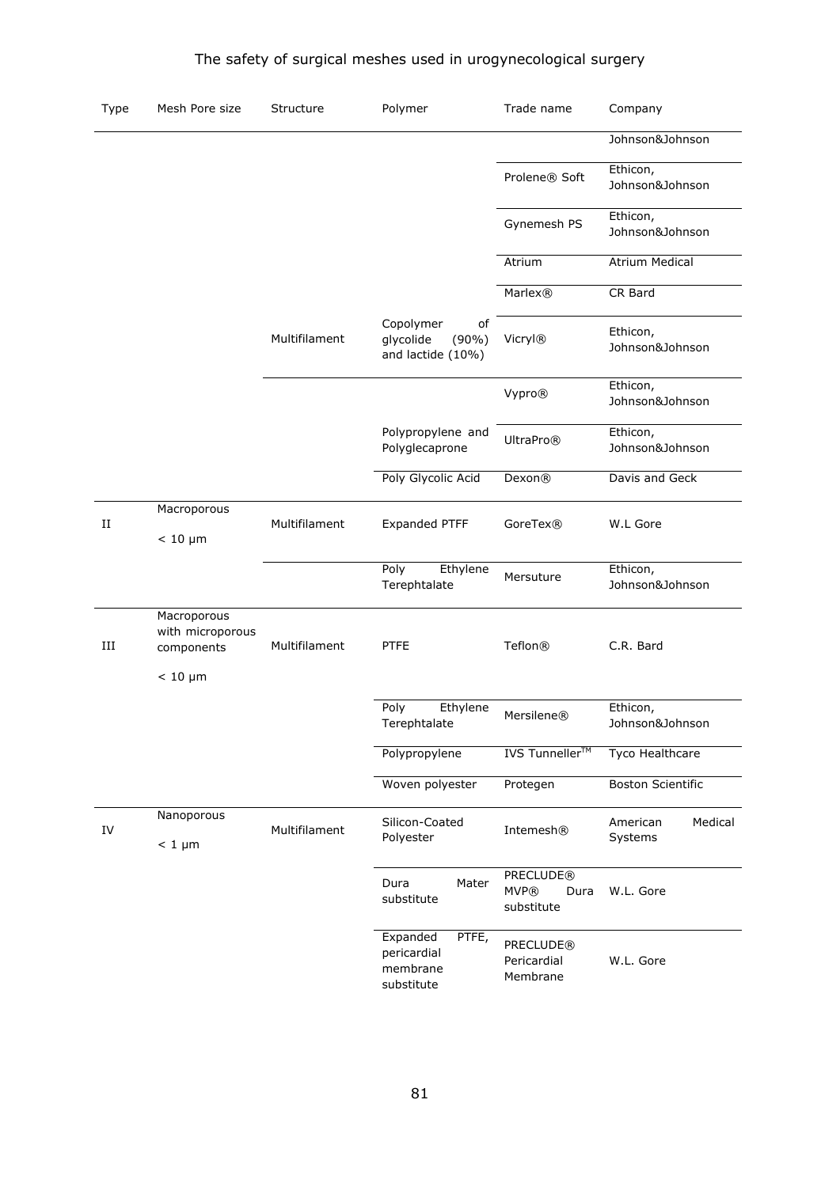| Type | Mesh Pore size | Structure | Polymer | Trade name | Company |
|---|---|---|---|---|---|
| | | | | | Johnson&Johnson |
| | | | | Prolene® Soft | Ethicon, Johnson&Johnson |
| | | | | Gynemesh PS | Ethicon, Johnson&Johnson |
| | | | | Atrium | Atrium Medical |
| | | | | Marlex® | CR Bard |
| | | Multifilament | Copolymer of glycolide (90%) and lactide (10%) | Vicryl® | Ethicon, Johnson&Johnson |
| | | | | Vypro® | Ethicon, Johnson&Johnson |
| | | | Polypropylene and Polyglecaprone | UltraPro® | Ethicon, Johnson&Johnson |
| | | | Poly Glycolic Acid | Dexon® | Davis and Geck |
| II | Macroporous < 10 μm | Multifilament | Expanded PTFF | GoreTex® | W.L Gore |
| | | | Poly Ethylene Terephtalate | Mersuture | Ethicon, Johnson&Johnson |
| III | Macroporous with microporous components < 10 μm | Multifilament | PTFE | Teflon® | C.R. Bard |
| | | | Poly Ethylene Terephtalate | Mersilene® | Ethicon, Johnson&Johnson |
| | | | Polypropylene | IVS Tunneller™ | Tyco Healthcare |
| | | | Woven polyester | Protegen | Boston Scientific |
| IV | Nanoporous < 1 μm | Multifilament | Silicon-Coated Polyester | Intemesh® | American Medical Systems |
| | | | Dura Mater substitute | PRECLUDE® MVP® Dura substitute | W.L. Gore |
| | | | Expanded PTFE, pericardial membrane substitute | PRECLUDE® Pericardial Membrane | W.L. Gore |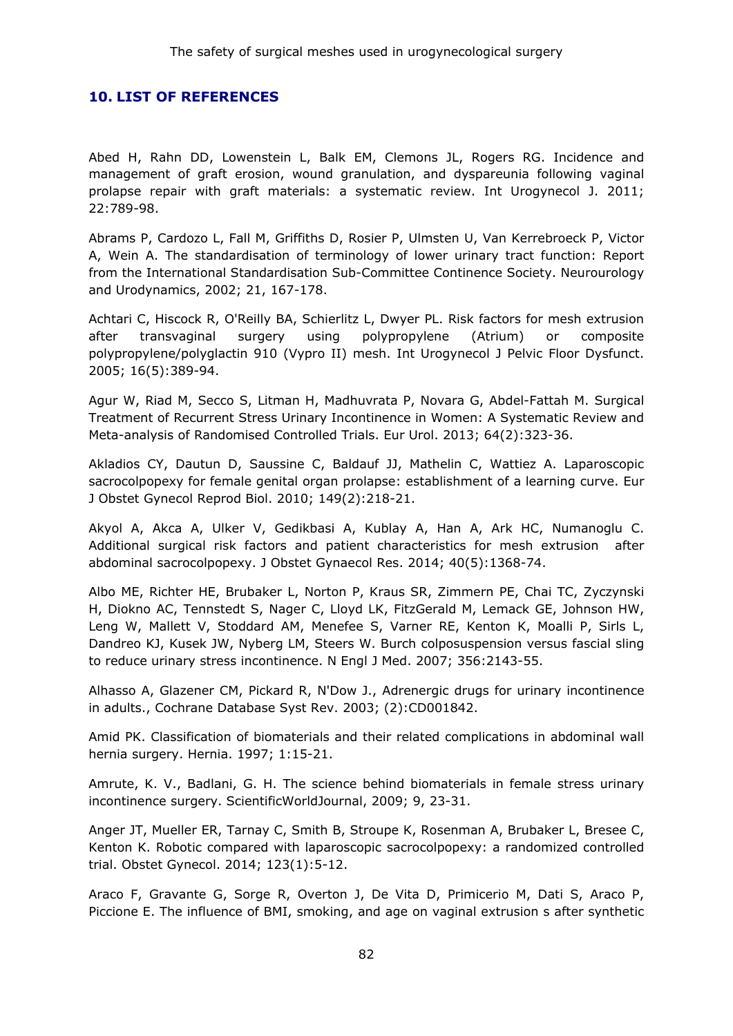## 10. LIST OF REFERENCES

Abed H, Rahn DD, Lowenstein L, Balk EM, Clemons JL, Rogers RG. Incidence and management of graft erosion, wound granulation, and dyspareunia following vaginal prolapse repair with graft materials: a systematic review. Int Urogynecol J. 2011; 22:789-98.

Abrams P, Cardozo L, Fall M, Griffiths D, Rosier P, Ulmsten U, Van Kerrebroeck P, Victor A, Wein A. The standardisation of terminology of lower urinary tract function: Report from the International Standardisation Sub-Committee Continence Society. Neurourology and Urodynamics, 2002; 21, 167-178.

Achtari C, Hiscock R, O'Reilly BA, Schierlitz L, Dwyer PL. Risk factors for mesh extrusion after transvaginal surgery using polypropylene (Atrium) or composite polypropylene/polyglactin 910 (Vypro II) mesh. Int Urogynecol J Pelvic Floor Dysfunct. 2005; 16(5):389-94.

Agur W, Riad M, Secco S, Litman H, Madhuvrata P, Novara G, Abdel-Fattah M. Surgical Treatment of Recurrent Stress Urinary Incontinence in Women: A Systematic Review and Meta-analysis of Randomised Controlled Trials. Eur Urol. 2013; 64(2):323-36.

Akladios CY, Dautun D, Saussine C, Baldauf JJ, Mathelin C, Wattiez A. Laparoscopic sacrocolpopexy for female genital organ prolapse: establishment of a learning curve. Eur J Obstet Gynecol Reprod Biol. 2010; 149(2):218-21.

Akyol A, Akca A, Ulker V, Gedikbasi A, Kublay A, Han A, Ark HC, Numanoglu C. Additional surgical risk factors and patient characteristics for mesh extrusion after abdominal sacrocolpopexy. J Obstet Gynaecol Res. 2014; 40(5):1368-74.

Albo ME, Richter HE, Brubaker L, Norton P, Kraus SR, Zimmern PE, Chai TC, Zyczynski H, Diokno AC, Tennstedt S, Nager C, Lloyd LK, FitzGerald M, Lemack GE, Johnson HW, Leng W, Mallett V, Stoddard AM, Menefee S, Varner RE, Kenton K, Moalli P, Sirls L, Dandreo KJ, Kusek JW, Nyberg LM, Steers W. Burch colposuspension versus fascial sling to reduce urinary stress incontinence. N Engl J Med. 2007; 356:2143-55.

Alhasso A, Glazener CM, Pickard R, N'Dow J., Adrenergic drugs for urinary incontinence in adults., Cochrane Database Syst Rev. 2003; (2):CD001842.

Amid PK. Classification of biomaterials and their related complications in abdominal wall hernia surgery. Hernia. 1997; 1:15-21.

Amrute, K. V., Badlani, G. H. The science behind biomaterials in female stress urinary incontinence surgery. ScientificWorldJournal, 2009; 9, 23-31.

Anger JT, Mueller ER, Tarnay C, Smith B, Stroupe K, Rosenman A, Brubaker L, Bresee C, Kenton K. Robotic compared with laparoscopic sacrocolpopexy: a randomized controlled trial. Obstet Gynecol. 2014; 123(1):5-12.

Araco F, Gravante G, Sorge R, Overton J, De Vita D, Primicerio M, Dati S, Araco P, Piccione E. The influence of BMI, smoking, and age on vaginal extrusion s after synthetic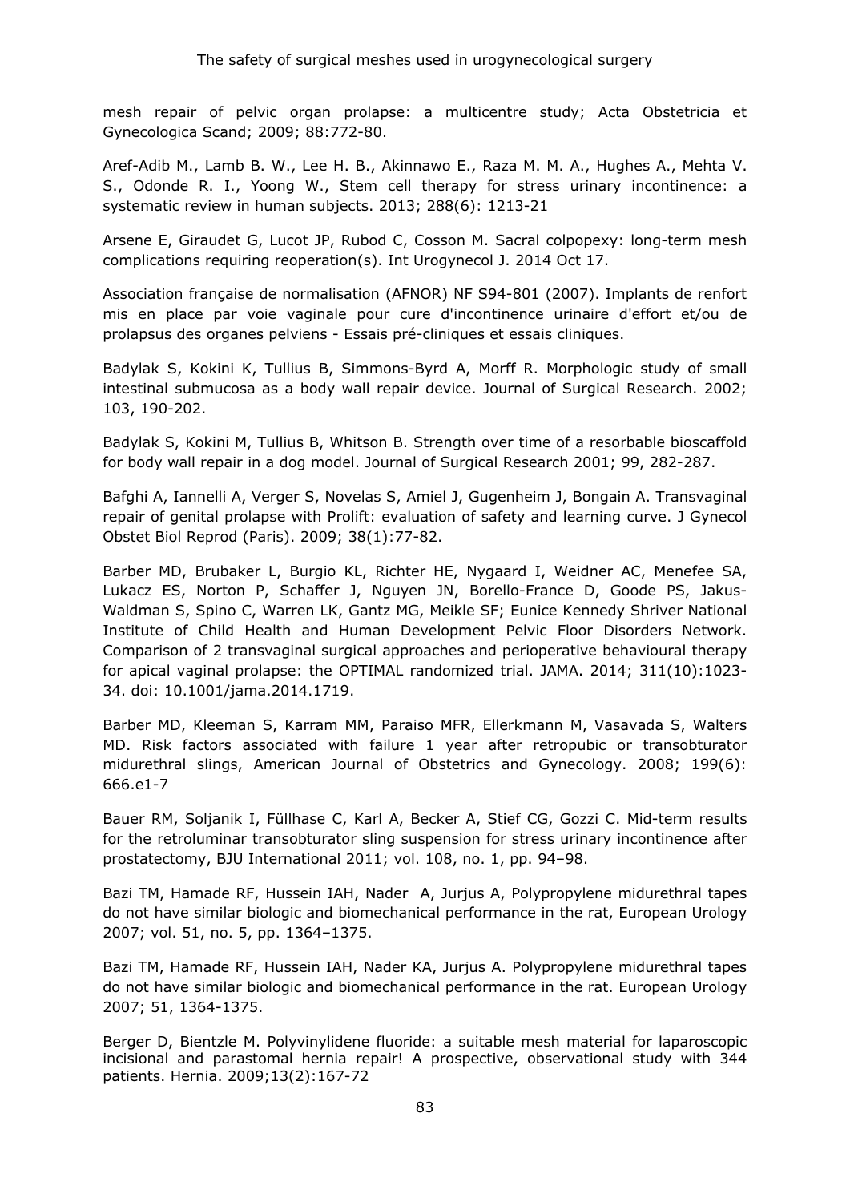mesh repair of pelvic organ prolapse: a multicentre study; Acta Obstetricia et Gynecologica Scand; 2009; 88:772-80.

Aref-Adib M., Lamb B. W., Lee H. B., Akinnawo E., Raza M. M. A., Hughes A., Mehta V. S., Odonde R. I., Yoong W., Stem cell therapy for stress urinary incontinence: a systematic review in human subjects. 2013; 288(6): 1213-21

Arsene E, Giraudet G, Lucot JP, Rubod C, Cosson M. Sacral colpopexy: long-term mesh complications requiring reoperation(s). Int Urogynecol J. 2014 Oct 17.

Association française de normalisation (AFNOR) NF S94-801 (2007). Implants de renfort mis en place par voie vaginale pour cure d'incontinence urinaire d'effort et/ou de prolapsus des organes pelviens - Essais pré-cliniques et essais cliniques.

Badylak S, Kokini K, Tullius B, Simmons-Byrd A, Morff R. Morphologic study of small intestinal submucosa as a body wall repair device. Journal of Surgical Research. 2002; 103, 190-202.

Badylak S, Kokini M, Tullius B, Whitson B. Strength over time of a resorbable bioscaffold for body wall repair in a dog model. Journal of Surgical Research 2001; 99, 282-287.

Bafghi A, Iannelli A, Verger S, Novelas S, Amiel J, Gugenheim J, Bongain A. Transvaginal repair of genital prolapse with Prolift: evaluation of safety and learning curve. J Gynecol Obstet Biol Reprod (Paris). 2009; 38(1):77-82.

Barber MD, Brubaker L, Burgio KL, Richter HE, Nygaard I, Weidner AC, Menefee SA, Lukacz ES, Norton P, Schaffer J, Nguyen JN, Borello-France D, Goode PS, Jakus-Waldman S, Spino C, Warren LK, Gantz MG, Meikle SF; Eunice Kennedy Shriver National Institute of Child Health and Human Development Pelvic Floor Disorders Network. Comparison of 2 transvaginal surgical approaches and perioperative behavioural therapy for apical vaginal prolapse: the OPTIMAL randomized trial. JAMA. 2014; 311(10):1023-34. doi: 10.1001/jama.2014.1719.

Barber MD, Kleeman S, Karram MM, Paraiso MFR, Ellerkmann M, Vasavada S, Walters MD. Risk factors associated with failure 1 year after retropubic or transobturator midurethral slings, American Journal of Obstetrics and Gynecology. 2008; 199(6): 666.e1-7

Bauer RM, Soljanik I, Füllhase C, Karl A, Becker A, Stief CG, Gozzi C. Mid-term results for the retroluminar transobturator sling suspension for stress urinary incontinence after prostatectomy, BJU International 2011; vol. 108, no. 1, pp. 94–98.

Bazi TM, Hamade RF, Hussein IAH, Nader A, Jurjus A, Polypropylene midurethral tapes do not have similar biologic and biomechanical performance in the rat, European Urology 2007; vol. 51, no. 5, pp. 1364–1375.

Bazi TM, Hamade RF, Hussein IAH, Nader KA, Jurjus A. Polypropylene midurethral tapes do not have similar biologic and biomechanical performance in the rat. European Urology 2007; 51, 1364-1375.

Berger D, Bientzle M. Polyvinylidene fluoride: a suitable mesh material for laparoscopic incisional and parastomal hernia repair! A prospective, observational study with 344 patients. Hernia. 2009;13(2):167-72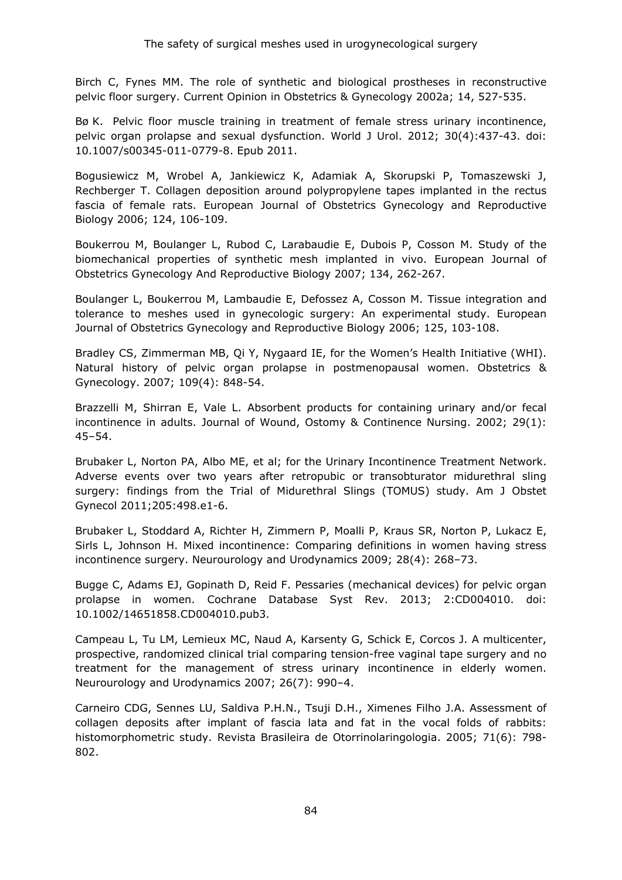Birch C, Fynes MM. The role of synthetic and biological prostheses in reconstructive pelvic floor surgery. Current Opinion in Obstetrics & Gynecology 2002a; 14, 527-535.

Bø K. Pelvic floor muscle training in treatment of female stress urinary incontinence, pelvic organ prolapse and sexual dysfunction. World J Urol. 2012; 30(4):437-43. doi: 10.1007/s00345-011-0779-8. Epub 2011.

Bogusiewicz M, Wrobel A, Jankiewicz K, Adamiak A, Skorupski P, Tomaszewski J, Rechberger T. Collagen deposition around polypropylene tapes implanted in the rectus fascia of female rats. European Journal of Obstetrics Gynecology and Reproductive Biology 2006; 124, 106-109.

Boukerrou M, Boulanger L, Rubod C, Larabaudie E, Dubois P, Cosson M. Study of the biomechanical properties of synthetic mesh implanted in vivo. European Journal of Obstetrics Gynecology And Reproductive Biology 2007; 134, 262-267.

Boulanger L, Boukerrou M, Lambaudie E, Defossez A, Cosson M. Tissue integration and tolerance to meshes used in gynecologic surgery: An experimental study. European Journal of Obstetrics Gynecology and Reproductive Biology 2006; 125, 103-108.

Bradley CS, Zimmerman MB, Qi Y, Nygaard IE, for the Women's Health Initiative (WHI). Natural history of pelvic organ prolapse in postmenopausal women. Obstetrics & Gynecology. 2007; 109(4): 848-54.

Brazzelli M, Shirran E, Vale L. Absorbent products for containing urinary and/or fecal incontinence in adults. Journal of Wound, Ostomy & Continence Nursing. 2002; 29(1): 45–54.

Brubaker L, Norton PA, Albo ME, et al; for the Urinary Incontinence Treatment Network. Adverse events over two years after retropubic or transobturator midurethral sling surgery: findings from the Trial of Midurethral Slings (TOMUS) study. Am J Obstet Gynecol 2011;205:498.e1-6.

Brubaker L, Stoddard A, Richter H, Zimmern P, Moalli P, Kraus SR, Norton P, Lukacz E, Sirls L, Johnson H. Mixed incontinence: Comparing definitions in women having stress incontinence surgery. Neurourology and Urodynamics 2009; 28(4): 268–73.

Bugge C, Adams EJ, Gopinath D, Reid F. Pessaries (mechanical devices) for pelvic organ prolapse in women. Cochrane Database Syst Rev. 2013; 2:CD004010. doi: 10.1002/14651858.CD004010.pub3.

Campeau L, Tu LM, Lemieux MC, Naud A, Karsenty G, Schick E, Corcos J. A multicenter, prospective, randomized clinical trial comparing tension-free vaginal tape surgery and no treatment for the management of stress urinary incontinence in elderly women. Neurourology and Urodynamics 2007; 26(7): 990–4.

Carneiro CDG, Sennes LU, Saldiva P.H.N., Tsuji D.H., Ximenes Filho J.A. Assessment of collagen deposits after implant of fascia lata and fat in the vocal folds of rabbits: histomorphometric study. Revista Brasileira de Otorrinolaringologia. 2005; 71(6): 798-802.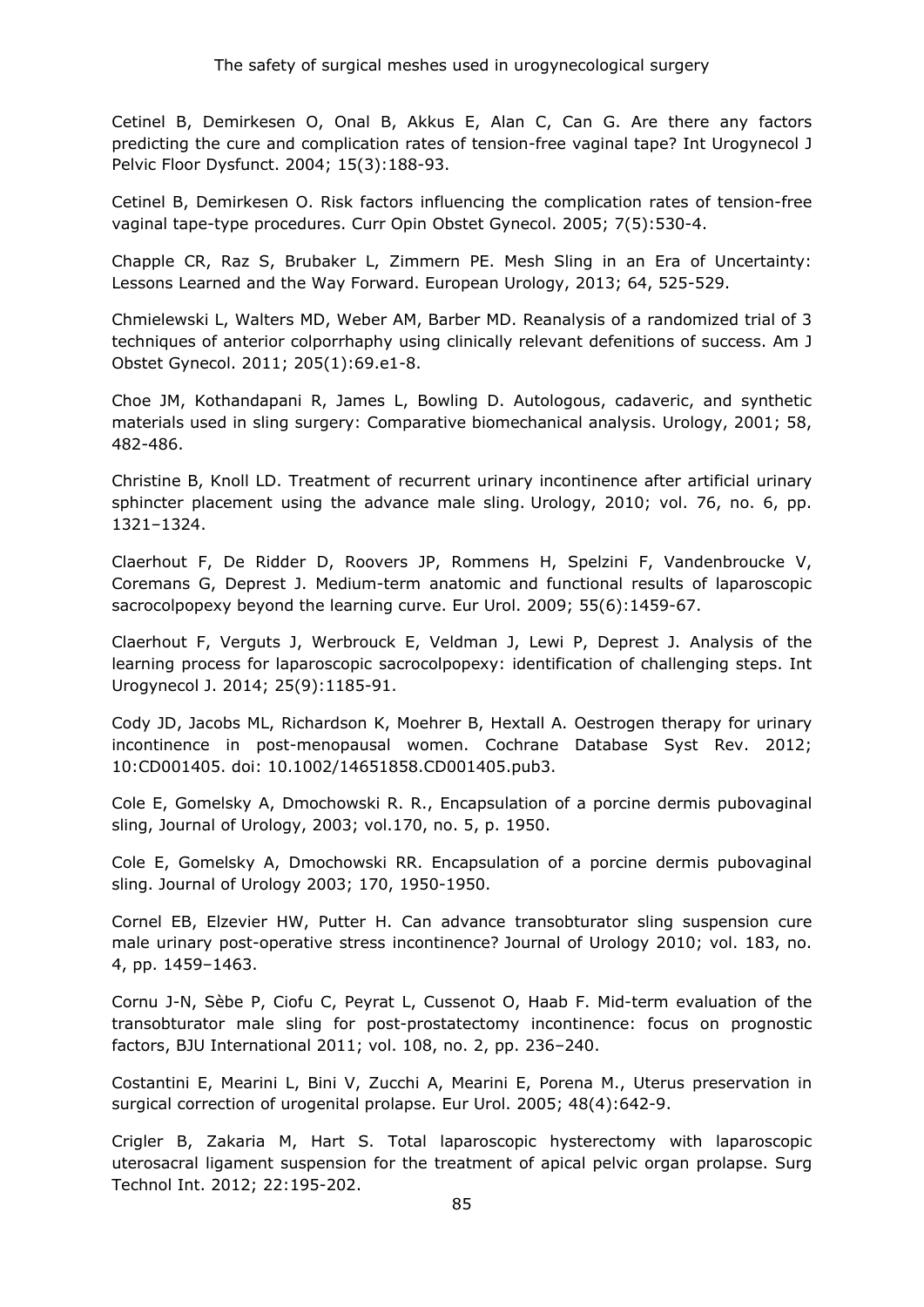Cetinel B, Demirkesen O, Onal B, Akkus E, Alan C, Can G. Are there any factors predicting the cure and complication rates of tension-free vaginal tape? Int Urogynecol J Pelvic Floor Dysfunct. 2004; 15(3):188-93.

Cetinel B, Demirkesen O. Risk factors influencing the complication rates of tension-free vaginal tape-type procedures. Curr Opin Obstet Gynecol. 2005; 7(5):530-4.

Chapple CR, Raz S, Brubaker L, Zimmern PE. Mesh Sling in an Era of Uncertainty: Lessons Learned and the Way Forward. European Urology, 2013; 64, 525-529.

Chmielewski L, Walters MD, Weber AM, Barber MD. Reanalysis of a randomized trial of 3 techniques of anterior colporrhaphy using clinically relevant defenitions of success. Am J Obstet Gynecol. 2011; 205(1):69.e1-8.

Choe JM, Kothandapani R, James L, Bowling D. Autologous, cadaveric, and synthetic materials used in sling surgery: Comparative biomechanical analysis. Urology, 2001; 58, 482-486.

Christine B, Knoll LD. Treatment of recurrent urinary incontinence after artificial urinary sphincter placement using the advance male sling. Urology, 2010; vol. 76, no. 6, pp. 1321–1324.

Claerhout F, De Ridder D, Roovers JP, Rommens H, Spelzini F, Vandenbroucke V, Coremans G, Deprest J. Medium-term anatomic and functional results of laparoscopic sacrocolpopexy beyond the learning curve. Eur Urol. 2009; 55(6):1459-67.

Claerhout F, Verguts J, Werbrouck E, Veldman J, Lewi P, Deprest J. Analysis of the learning process for laparoscopic sacrocolpopexy: identification of challenging steps. Int Urogynecol J. 2014; 25(9):1185-91.

Cody JD, Jacobs ML, Richardson K, Moehrer B, Hextall A. Oestrogen therapy for urinary incontinence in post-menopausal women. Cochrane Database Syst Rev. 2012; 10:CD001405. doi: 10.1002/14651858.CD001405.pub3.

Cole E, Gomelsky A, Dmochowski R. R., Encapsulation of a porcine dermis pubovaginal sling, Journal of Urology, 2003; vol.170, no. 5, p. 1950.

Cole E, Gomelsky A, Dmochowski RR. Encapsulation of a porcine dermis pubovaginal sling. Journal of Urology 2003; 170, 1950-1950.

Cornel EB, Elzevier HW, Putter H. Can advance transobturator sling suspension cure male urinary post-operative stress incontinence? Journal of Urology 2010; vol. 183, no. 4, pp. 1459–1463.

Cornu J-N, Sèbe P, Ciofu C, Peyrat L, Cussenot O, Haab F. Mid-term evaluation of the transobturator male sling for post-prostatectomy incontinence: focus on prognostic factors, BJU International 2011; vol. 108, no. 2, pp. 236–240.

Costantini E, Mearini L, Bini V, Zucchi A, Mearini E, Porena M., Uterus preservation in surgical correction of urogenital prolapse. Eur Urol. 2005; 48(4):642-9.

Crigler B, Zakaria M, Hart S. Total laparoscopic hysterectomy with laparoscopic uterosacral ligament suspension for the treatment of apical pelvic organ prolapse. Surg Technol Int. 2012; 22:195-202.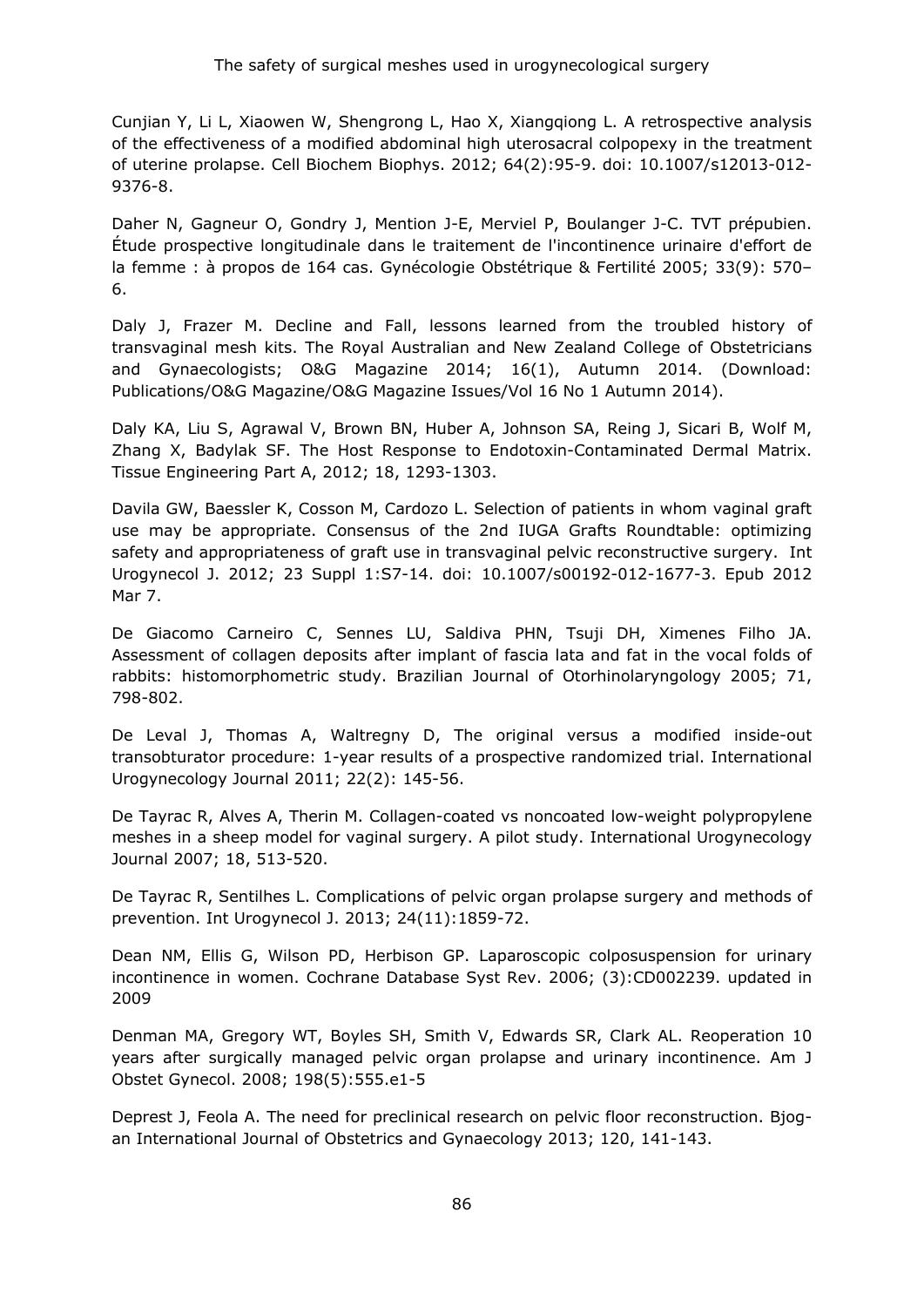Cunjian Y, Li L, Xiaowen W, Shengrong L, Hao X, Xiangqiong L. A retrospective analysis of the effectiveness of a modified abdominal high uterosacral colpopexy in the treatment of uterine prolapse. Cell Biochem Biophys. 2012; 64(2):95-9. doi: 10.1007/s12013-012-9376-8.

Daher N, Gagneur O, Gondry J, Mention J-E, Merviel P, Boulanger J-C. TVT prépubien. Étude prospective longitudinale dans le traitement de l'incontinence urinaire d'effort de la femme : à propos de 164 cas. Gynécologie Obstétrique & Fertilité 2005; 33(9): 570–6.

Daly J, Frazer M. Decline and Fall, lessons learned from the troubled history of transvaginal mesh kits. The Royal Australian and New Zealand College of Obstetricians and Gynaecologists; O&G Magazine 2014; 16(1), Autumn 2014. (Download: Publications/O&G Magazine/O&G Magazine Issues/Vol 16 No 1 Autumn 2014).

Daly KA, Liu S, Agrawal V, Brown BN, Huber A, Johnson SA, Reing J, Sicari B, Wolf M, Zhang X, Badylak SF. The Host Response to Endotoxin-Contaminated Dermal Matrix. Tissue Engineering Part A, 2012; 18, 1293-1303.

Davila GW, Baessler K, Cosson M, Cardozo L. Selection of patients in whom vaginal graft use may be appropriate. Consensus of the 2nd IUGA Grafts Roundtable: optimizing safety and appropriateness of graft use in transvaginal pelvic reconstructive surgery. Int Urogynecol J. 2012; 23 Suppl 1:S7-14. doi: 10.1007/s00192-012-1677-3. Epub 2012 Mar 7.

De Giacomo Carneiro C, Sennes LU, Saldiva PHN, Tsuji DH, Ximenes Filho JA. Assessment of collagen deposits after implant of fascia lata and fat in the vocal folds of rabbits: histomorphometric study. Brazilian Journal of Otorhinolaryngology 2005; 71, 798-802.

De Leval J, Thomas A, Waltregny D, The original versus a modified inside-out transobturator procedure: 1-year results of a prospective randomized trial. International Urogynecology Journal 2011; 22(2): 145-56.

De Tayrac R, Alves A, Therin M. Collagen-coated vs noncoated low-weight polypropylene meshes in a sheep model for vaginal surgery. A pilot study. International Urogynecology Journal 2007; 18, 513-520.

De Tayrac R, Sentilhes L. Complications of pelvic organ prolapse surgery and methods of prevention. Int Urogynecol J. 2013; 24(11):1859-72.

Dean NM, Ellis G, Wilson PD, Herbison GP. Laparoscopic colposuspension for urinary incontinence in women. Cochrane Database Syst Rev. 2006; (3):CD002239. updated in 2009

Denman MA, Gregory WT, Boyles SH, Smith V, Edwards SR, Clark AL. Reoperation 10 years after surgically managed pelvic organ prolapse and urinary incontinence. Am J Obstet Gynecol. 2008; 198(5):555.e1-5

Deprest J, Feola A. The need for preclinical research on pelvic floor reconstruction. Bjog-an International Journal of Obstetrics and Gynaecology 2013; 120, 141-143.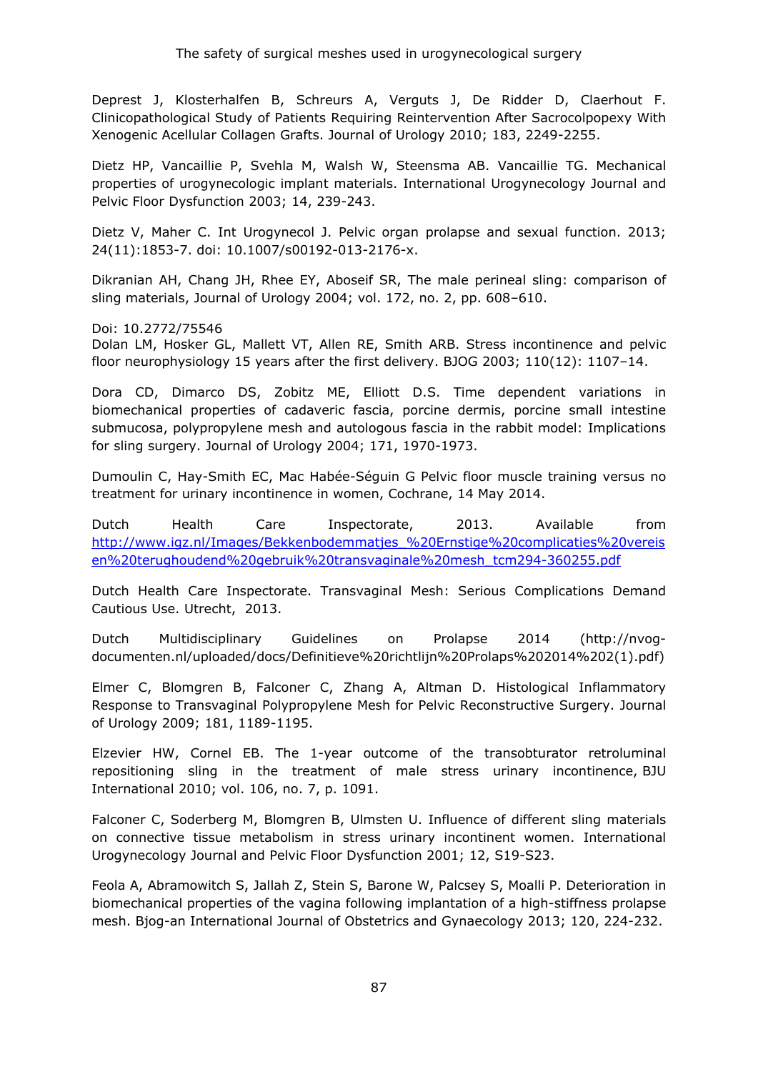Deprest J, Klosterhalfen B, Schreurs A, Verguts J, De Ridder D, Claerhout F. Clinicopathological Study of Patients Requiring Reintervention After Sacrocolpopexy With Xenogenic Acellular Collagen Grafts. Journal of Urology 2010; 183, 2249-2255.

Dietz HP, Vancaillie P, Svehla M, Walsh W, Steensma AB. Vancaillie TG. Mechanical properties of urogynecologic implant materials. International Urogynecology Journal and Pelvic Floor Dysfunction 2003; 14, 239-243.

Dietz V, Maher C. Int Urogynecol J. Pelvic organ prolapse and sexual function. 2013; 24(11):1853-7. doi: 10.1007/s00192-013-2176-x.

Dikranian AH, Chang JH, Rhee EY, Aboseif SR, The male perineal sling: comparison of sling materials, Journal of Urology 2004; vol. 172, no. 2, pp. 608–610.

Doi: 10.2772/75546

Dolan LM, Hosker GL, Mallett VT, Allen RE, Smith ARB. Stress incontinence and pelvic floor neurophysiology 15 years after the first delivery. BJOG 2003; 110(12): 1107–14.

Dora CD, Dimarco DS, Zobitz ME, Elliott D.S. Time dependent variations in biomechanical properties of cadaveric fascia, porcine dermis, porcine small intestine submucosa, polypropylene mesh and autologous fascia in the rabbit model: Implications for sling surgery. Journal of Urology 2004; 171, 1970-1973.

Dumoulin C, Hay-Smith EC, Mac Habée-Séguin G Pelvic floor muscle training versus no treatment for urinary incontinence in women, Cochrane, 14 May 2014.

Dutch Health Care Inspectorate, 2013. Available from http://www.igz.nl/Images/Bekkenbodemmatjes_%20Ernstige%20complicaties%20vereisen%20terughoudend%20gebruik%20transvaginale%20mesh_tcm294-360255.pdf

Dutch Health Care Inspectorate. Transvaginal Mesh: Serious Complications Demand Cautious Use. Utrecht, 2013.

Dutch Multidisciplinary Guidelines on Prolapse 2014 (http://nvog-documenten.nl/uploaded/docs/Definitieve%20richtlijn%20Prolaps%202014%202(1).pdf)

Elmer C, Blomgren B, Falconer C, Zhang A, Altman D. Histological Inflammatory Response to Transvaginal Polypropylene Mesh for Pelvic Reconstructive Surgery. Journal of Urology 2009; 181, 1189-1195.

Elzevier HW, Cornel EB. The 1-year outcome of the transobturator retroluminal repositioning sling in the treatment of male stress urinary incontinence, BJU International 2010; vol. 106, no. 7, p. 1091.

Falconer C, Soderberg M, Blomgren B, Ulmsten U. Influence of different sling materials on connective tissue metabolism in stress urinary incontinent women. International Urogynecology Journal and Pelvic Floor Dysfunction 2001; 12, S19-S23.

Feola A, Abramowitch S, Jallah Z, Stein S, Barone W, Palcsey S, Moalli P. Deterioration in biomechanical properties of the vagina following implantation of a high-stiffness prolapse mesh. Bjog-an International Journal of Obstetrics and Gynaecology 2013; 120, 224-232.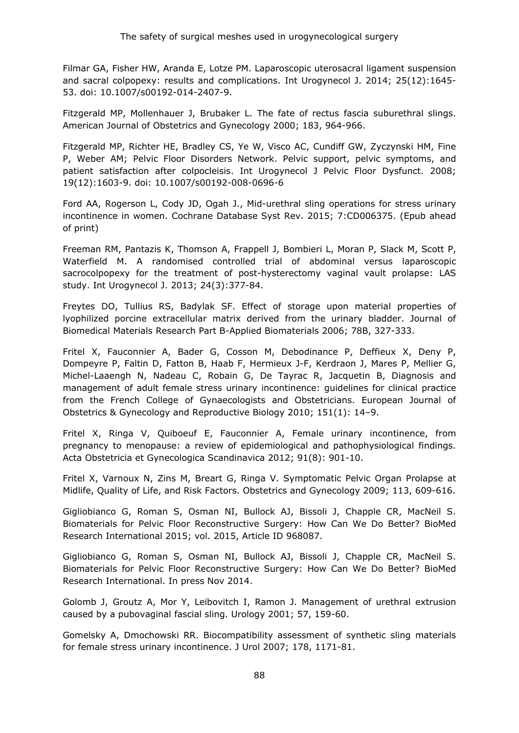Filmar GA, Fisher HW, Aranda E, Lotze PM. Laparoscopic uterosacral ligament suspension and sacral colpopexy: results and complications. Int Urogynecol J. 2014; 25(12):1645-53. doi: 10.1007/s00192-014-2407-9.

Fitzgerald MP, Mollenhauer J, Brubaker L. The fate of rectus fascia suburethral slings. American Journal of Obstetrics and Gynecology 2000; 183, 964-966.

Fitzgerald MP, Richter HE, Bradley CS, Ye W, Visco AC, Cundiff GW, Zyczynski HM, Fine P, Weber AM; Pelvic Floor Disorders Network. Pelvic support, pelvic symptoms, and patient satisfaction after colpocleisis. Int Urogynecol J Pelvic Floor Dysfunct. 2008; 19(12):1603-9. doi: 10.1007/s00192-008-0696-6

Ford AA, Rogerson L, Cody JD, Ogah J., Mid-urethral sling operations for stress urinary incontinence in women. Cochrane Database Syst Rev. 2015; 7:CD006375. (Epub ahead of print)

Freeman RM, Pantazis K, Thomson A, Frappell J, Bombieri L, Moran P, Slack M, Scott P, Waterfield M. A randomised controlled trial of abdominal versus laparoscopic sacrocolpopexy for the treatment of post-hysterectomy vaginal vault prolapse: LAS study. Int Urogynecol J. 2013; 24(3):377-84.

Freytes DO, Tullius RS, Badylak SF. Effect of storage upon material properties of lyophilized porcine extracellular matrix derived from the urinary bladder. Journal of Biomedical Materials Research Part B-Applied Biomaterials 2006; 78B, 327-333.

Fritel X, Fauconnier A, Bader G, Cosson M, Debodinance P, Deffieux X, Deny P, Dompeyre P, Faltin D, Fatton B, Haab F, Hermieux J-F, Kerdraon J, Mares P, Mellier G, Michel-Laaengh N, Nadeau C, Robain G, De Tayrac R, Jacquetin B, Diagnosis and management of adult female stress urinary incontinence: guidelines for clinical practice from the French College of Gynaecologists and Obstetricians. European Journal of Obstetrics & Gynecology and Reproductive Biology 2010; 151(1): 14–9.

Fritel X, Ringa V, Quiboeuf E, Fauconnier A, Female urinary incontinence, from pregnancy to menopause: a review of epidemiological and pathophysiological findings. Acta Obstetricia et Gynecologica Scandinavica 2012; 91(8): 901-10.

Fritel X, Varnoux N, Zins M, Breart G, Ringa V. Symptomatic Pelvic Organ Prolapse at Midlife, Quality of Life, and Risk Factors. Obstetrics and Gynecology 2009; 113, 609-616.

Gigliobianco G, Roman S, Osman NI, Bullock AJ, Bissoli J, Chapple CR, MacNeil S. Biomaterials for Pelvic Floor Reconstructive Surgery: How Can We Do Better? BioMed Research International 2015; vol. 2015, Article ID 968087.

Gigliobianco G, Roman S, Osman NI, Bullock AJ, Bissoli J, Chapple CR, MacNeil S. Biomaterials for Pelvic Floor Reconstructive Surgery: How Can We Do Better? BioMed Research International. In press Nov 2014.

Golomb J, Groutz A, Mor Y, Leibovitch I, Ramon J. Management of urethral extrusion caused by a pubovaginal fascial sling. Urology 2001; 57, 159-60.

Gomelsky A, Dmochowski RR. Biocompatibility assessment of synthetic sling materials for female stress urinary incontinence. J Urol 2007; 178, 1171-81.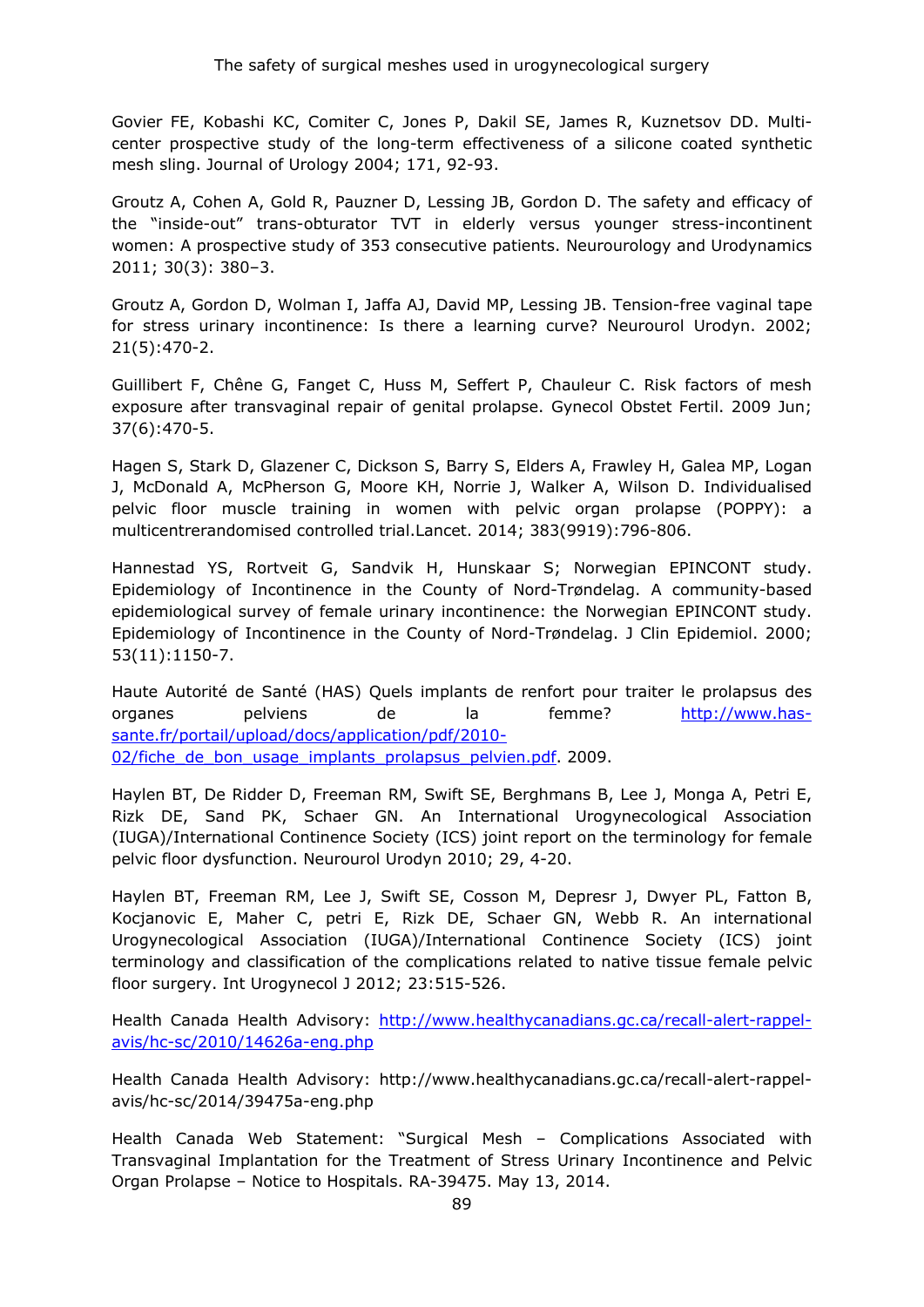Govier FE, Kobashi KC, Comiter C, Jones P, Dakil SE, James R, Kuznetsov DD. Multi-center prospective study of the long-term effectiveness of a silicone coated synthetic mesh sling. Journal of Urology 2004; 171, 92-93.

Groutz A, Cohen A, Gold R, Pauzner D, Lessing JB, Gordon D. The safety and efficacy of the "inside-out" trans-obturator TVT in elderly versus younger stress-incontinent women: A prospective study of 353 consecutive patients. Neurourology and Urodynamics 2011; 30(3): 380–3.

Groutz A, Gordon D, Wolman I, Jaffa AJ, David MP, Lessing JB. Tension-free vaginal tape for stress urinary incontinence: Is there a learning curve? Neurourol Urodyn. 2002; 21(5):470-2.

Guillibert F, Chêne G, Fanget C, Huss M, Seffert P, Chauleur C. Risk factors of mesh exposure after transvaginal repair of genital prolapse. Gynecol Obstet Fertil. 2009 Jun; 37(6):470-5.

Hagen S, Stark D, Glazener C, Dickson S, Barry S, Elders A, Frawley H, Galea MP, Logan J, McDonald A, McPherson G, Moore KH, Norrie J, Walker A, Wilson D. Individualised pelvic floor muscle training in women with pelvic organ prolapse (POPPY): a multicentrerandomised controlled trial.Lancet. 2014; 383(9919):796-806.

Hannestad YS, Rortveit G, Sandvik H, Hunskaar S; Norwegian EPINCONT study. Epidemiology of Incontinence in the County of Nord-Trøndelag. A community-based epidemiological survey of female urinary incontinence: the Norwegian EPINCONT study. Epidemiology of Incontinence in the County of Nord-Trøndelag. J Clin Epidemiol. 2000; 53(11):1150-7.

Haute Autorité de Santé (HAS) Quels implants de renfort pour traiter le prolapsus des organes pelviens de la femme? http://www.has-sante.fr/portail/upload/docs/application/pdf/2010-02/fiche_de_bon_usage_implants_prolapsus_pelvien.pdf. 2009.

Haylen BT, De Ridder D, Freeman RM, Swift SE, Berghmans B, Lee J, Monga A, Petri E, Rizk DE, Sand PK, Schaer GN. An International Urogynecological Association (IUGA)/International Continence Society (ICS) joint report on the terminology for female pelvic floor dysfunction. Neurourol Urodyn 2010; 29, 4-20.

Haylen BT, Freeman RM, Lee J, Swift SE, Cosson M, Depresr J, Dwyer PL, Fatton B, Kocjanovic E, Maher C, petri E, Rizk DE, Schaer GN, Webb R. An international Urogynecological Association (IUGA)/International Continence Society (ICS) joint terminology and classification of the complications related to native tissue female pelvic floor surgery. Int Urogynecol J 2012; 23:515-526.

Health Canada Health Advisory: http://www.healthycanadians.gc.ca/recall-alert-rappel-avis/hc-sc/2010/14626a-eng.php

Health Canada Health Advisory: http://www.healthycanadians.gc.ca/recall-alert-rappel-avis/hc-sc/2014/39475a-eng.php

Health Canada Web Statement: "Surgical Mesh – Complications Associated with Transvaginal Implantation for the Treatment of Stress Urinary Incontinence and Pelvic Organ Prolapse – Notice to Hospitals. RA-39475. May 13, 2014.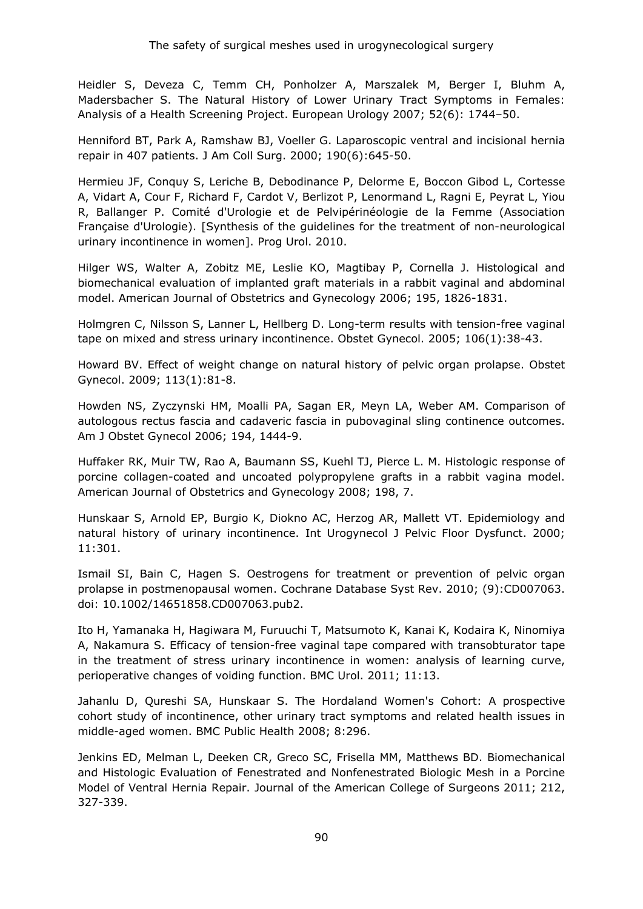Heidler S, Deveza C, Temm CH, Ponholzer A, Marszalek M, Berger I, Bluhm A, Madersbacher S. The Natural History of Lower Urinary Tract Symptoms in Females: Analysis of a Health Screening Project. European Urology 2007; 52(6): 1744–50.

Henniford BT, Park A, Ramshaw BJ, Voeller G. Laparoscopic ventral and incisional hernia repair in 407 patients. J Am Coll Surg. 2000; 190(6):645-50.

Hermieu JF, Conquy S, Leriche B, Debodinance P, Delorme E, Boccon Gibod L, Cortesse A, Vidart A, Cour F, Richard F, Cardot V, Berlizot P, Lenormand L, Ragni E, Peyrat L, Yiou R, Ballanger P. Comité d'Urologie et de Pelvipérinéologie de la Femme (Association Française d'Urologie). [Synthesis of the guidelines for the treatment of non-neurological urinary incontinence in women]. Prog Urol. 2010.

Hilger WS, Walter A, Zobitz ME, Leslie KO, Magtibay P, Cornella J. Histological and biomechanical evaluation of implanted graft materials in a rabbit vaginal and abdominal model. American Journal of Obstetrics and Gynecology 2006; 195, 1826-1831.

Holmgren C, Nilsson S, Lanner L, Hellberg D. Long-term results with tension-free vaginal tape on mixed and stress urinary incontinence. Obstet Gynecol. 2005; 106(1):38-43.

Howard BV. Effect of weight change on natural history of pelvic organ prolapse. Obstet Gynecol. 2009; 113(1):81-8.

Howden NS, Zyczynski HM, Moalli PA, Sagan ER, Meyn LA, Weber AM. Comparison of autologous rectus fascia and cadaveric fascia in pubovaginal sling continence outcomes. Am J Obstet Gynecol 2006; 194, 1444-9.

Huffaker RK, Muir TW, Rao A, Baumann SS, Kuehl TJ, Pierce L. M. Histologic response of porcine collagen-coated and uncoated polypropylene grafts in a rabbit vagina model. American Journal of Obstetrics and Gynecology 2008; 198, 7.

Hunskaar S, Arnold EP, Burgio K, Diokno AC, Herzog AR, Mallett VT. Epidemiology and natural history of urinary incontinence. Int Urogynecol J Pelvic Floor Dysfunct. 2000; 11:301.

Ismail SI, Bain C, Hagen S. Oestrogens for treatment or prevention of pelvic organ prolapse in postmenopausal women. Cochrane Database Syst Rev. 2010; (9):CD007063. doi: 10.1002/14651858.CD007063.pub2.

Ito H, Yamanaka H, Hagiwara M, Furuuchi T, Matsumoto K, Kanai K, Kodaira K, Ninomiya A, Nakamura S. Efficacy of tension-free vaginal tape compared with transobturator tape in the treatment of stress urinary incontinence in women: analysis of learning curve, perioperative changes of voiding function. BMC Urol. 2011; 11:13.

Jahanlu D, Qureshi SA, Hunskaar S. The Hordaland Women's Cohort: A prospective cohort study of incontinence, other urinary tract symptoms and related health issues in middle-aged women. BMC Public Health 2008; 8:296.

Jenkins ED, Melman L, Deeken CR, Greco SC, Frisella MM, Matthews BD. Biomechanical and Histologic Evaluation of Fenestrated and Nonfenestrated Biologic Mesh in a Porcine Model of Ventral Hernia Repair. Journal of the American College of Surgeons 2011; 212, 327-339.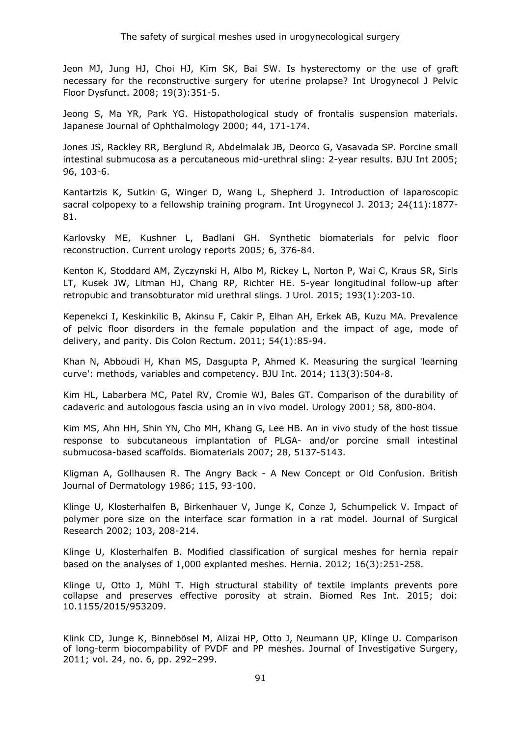Jeon MJ, Jung HJ, Choi HJ, Kim SK, Bai SW. Is hysterectomy or the use of graft necessary for the reconstructive surgery for uterine prolapse? Int Urogynecol J Pelvic Floor Dysfunct. 2008; 19(3):351-5.

Jeong S, Ma YR, Park YG. Histopathological study of frontalis suspension materials. Japanese Journal of Ophthalmology 2000; 44, 171-174.

Jones JS, Rackley RR, Berglund R, Abdelmalak JB, Deorco G, Vasavada SP. Porcine small intestinal submucosa as a percutaneous mid-urethral sling: 2-year results. BJU Int 2005; 96, 103-6.

Kantartzis K, Sutkin G, Winger D, Wang L, Shepherd J. Introduction of laparoscopic sacral colpopexy to a fellowship training program. Int Urogynecol J. 2013; 24(11):1877-81.

Karlovsky ME, Kushner L, Badlani GH. Synthetic biomaterials for pelvic floor reconstruction. Current urology reports 2005; 6, 376-84.

Kenton K, Stoddard AM, Zyczynski H, Albo M, Rickey L, Norton P, Wai C, Kraus SR, Sirls LT, Kusek JW, Litman HJ, Chang RP, Richter HE. 5-year longitudinal follow-up after retropubic and transobturator mid urethral slings. J Urol. 2015; 193(1):203-10.

Kepenekci I, Keskinkilic B, Akinsu F, Cakir P, Elhan AH, Erkek AB, Kuzu MA. Prevalence of pelvic floor disorders in the female population and the impact of age, mode of delivery, and parity. Dis Colon Rectum. 2011; 54(1):85-94.

Khan N, Abboudi H, Khan MS, Dasgupta P, Ahmed K. Measuring the surgical 'learning curve': methods, variables and competency. BJU Int. 2014; 113(3):504-8.

Kim HL, Labarbera MC, Patel RV, Cromie WJ, Bales GT. Comparison of the durability of cadaveric and autologous fascia using an in vivo model. Urology 2001; 58, 800-804.

Kim MS, Ahn HH, Shin YN, Cho MH, Khang G, Lee HB. An in vivo study of the host tissue response to subcutaneous implantation of PLGA- and/or porcine small intestinal submucosa-based scaffolds. Biomaterials 2007; 28, 5137-5143.

Kligman A, Gollhausen R. The Angry Back - A New Concept or Old Confusion. British Journal of Dermatology 1986; 115, 93-100.

Klinge U, Klosterhalfen B, Birkenhauer V, Junge K, Conze J, Schumpelick V. Impact of polymer pore size on the interface scar formation in a rat model. Journal of Surgical Research 2002; 103, 208-214.

Klinge U, Klosterhalfen B. Modified classification of surgical meshes for hernia repair based on the analyses of 1,000 explanted meshes. Hernia. 2012; 16(3):251-258.

Klinge U, Otto J, Mühl T. High structural stability of textile implants prevents pore collapse and preserves effective porosity at strain. Biomed Res Int. 2015; doi: 10.1155/2015/953209.

Klink CD, Junge K, Binnebösel M, Alizai HP, Otto J, Neumann UP, Klinge U. Comparison of long-term biocompability of PVDF and PP meshes. Journal of Investigative Surgery, 2011; vol. 24, no. 6, pp. 292–299.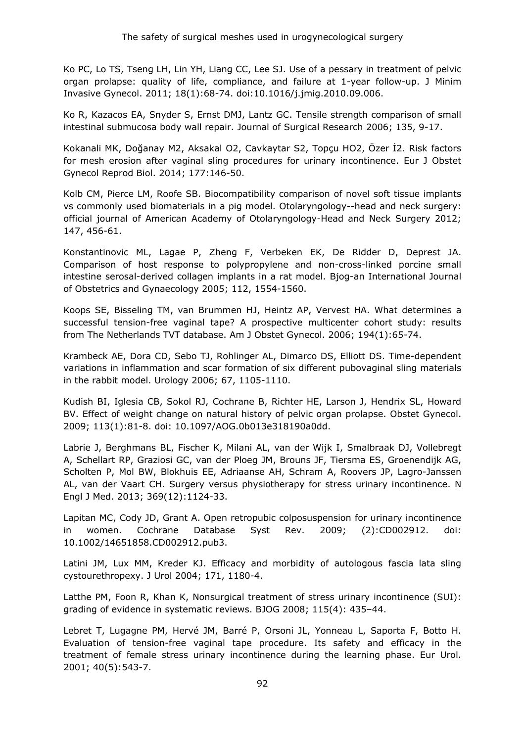Ko PC, Lo TS, Tseng LH, Lin YH, Liang CC, Lee SJ. Use of a pessary in treatment of pelvic organ prolapse: quality of life, compliance, and failure at 1-year follow-up. J Minim Invasive Gynecol. 2011; 18(1):68-74. doi:10.1016/j.jmig.2010.09.006.

Ko R, Kazacos EA, Snyder S, Ernst DMJ, Lantz GC. Tensile strength comparison of small intestinal submucosa body wall repair. Journal of Surgical Research 2006; 135, 9-17.

Kokanali MK, Doğanay M2, Aksakal O2, Cavkaytar S2, Topçu HO2, Özer İ2. Risk factors for mesh erosion after vaginal sling procedures for urinary incontinence. Eur J Obstet Gynecol Reprod Biol. 2014; 177:146-50.

Kolb CM, Pierce LM, Roofe SB. Biocompatibility comparison of novel soft tissue implants vs commonly used biomaterials in a pig model. Otolaryngology--head and neck surgery: official journal of American Academy of Otolaryngology-Head and Neck Surgery 2012; 147, 456-61.

Konstantinovic ML, Lagae P, Zheng F, Verbeken EK, De Ridder D, Deprest JA. Comparison of host response to polypropylene and non-cross-linked porcine small intestine serosal-derived collagen implants in a rat model. Bjog-an International Journal of Obstetrics and Gynaecology 2005; 112, 1554-1560.

Koops SE, Bisseling TM, van Brummen HJ, Heintz AP, Vervest HA. What determines a successful tension-free vaginal tape? A prospective multicenter cohort study: results from The Netherlands TVT database. Am J Obstet Gynecol. 2006; 194(1):65-74.

Krambeck AE, Dora CD, Sebo TJ, Rohlinger AL, Dimarco DS, Elliott DS. Time-dependent variations in inflammation and scar formation of six different pubovaginal sling materials in the rabbit model. Urology 2006; 67, 1105-1110.

Kudish BI, Iglesia CB, Sokol RJ, Cochrane B, Richter HE, Larson J, Hendrix SL, Howard BV. Effect of weight change on natural history of pelvic organ prolapse. Obstet Gynecol. 2009; 113(1):81-8. doi: 10.1097/AOG.0b013e318190a0dd.

Labrie J, Berghmans BL, Fischer K, Milani AL, van der Wijk I, Smalbraak DJ, Vollebregt A, Schellart RP, Graziosi GC, van der Ploeg JM, Brouns JF, Tiersma ES, Groenendijk AG, Scholten P, Mol BW, Blokhuis EE, Adriaanse AH, Schram A, Roovers JP, Lagro-Janssen AL, van der Vaart CH. Surgery versus physiotherapy for stress urinary incontinence. N Engl J Med. 2013; 369(12):1124-33.

Lapitan MC, Cody JD, Grant A. Open retropubic colposuspension for urinary incontinence in women. Cochrane Database Syst Rev. 2009; (2):CD002912. doi: 10.1002/14651858.CD002912.pub3.

Latini JM, Lux MM, Kreder KJ. Efficacy and morbidity of autologous fascia lata sling cystourethropexy. J Urol 2004; 171, 1180-4.

Latthe PM, Foon R, Khan K, Nonsurgical treatment of stress urinary incontinence (SUI): grading of evidence in systematic reviews. BJOG 2008; 115(4): 435–44.

Lebret T, Lugagne PM, Hervé JM, Barré P, Orsoni JL, Yonneau L, Saporta F, Botto H. Evaluation of tension-free vaginal tape procedure. Its safety and efficacy in the treatment of female stress urinary incontinence during the learning phase. Eur Urol. 2001; 40(5):543-7.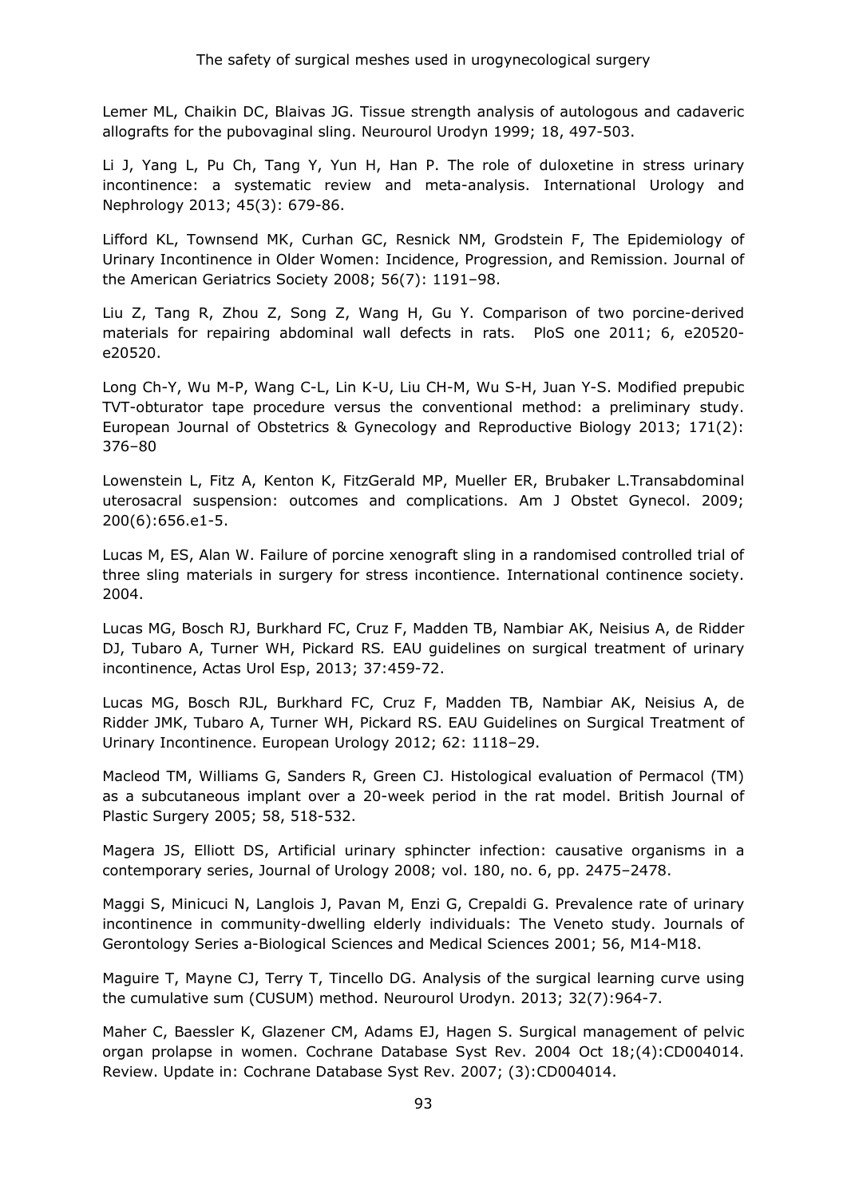Lemer ML, Chaikin DC, Blaivas JG. Tissue strength analysis of autologous and cadaveric allografts for the pubovaginal sling. Neurourol Urodyn 1999; 18, 497-503.

Li J, Yang L, Pu Ch, Tang Y, Yun H, Han P. The role of duloxetine in stress urinary incontinence: a systematic review and meta-analysis. International Urology and Nephrology 2013; 45(3): 679-86.

Lifford KL, Townsend MK, Curhan GC, Resnick NM, Grodstein F, The Epidemiology of Urinary Incontinence in Older Women: Incidence, Progression, and Remission. Journal of the American Geriatrics Society 2008; 56(7): 1191–98.

Liu Z, Tang R, Zhou Z, Song Z, Wang H, Gu Y. Comparison of two porcine-derived materials for repairing abdominal wall defects in rats. PloS one 2011; 6, e20520-e20520.

Long Ch-Y, Wu M-P, Wang C-L, Lin K-U, Liu CH-M, Wu S-H, Juan Y-S. Modified prepubic TVT-obturator tape procedure versus the conventional method: a preliminary study. European Journal of Obstetrics & Gynecology and Reproductive Biology 2013; 171(2): 376–80

Lowenstein L, Fitz A, Kenton K, FitzGerald MP, Mueller ER, Brubaker L.Transabdominal uterosacral suspension: outcomes and complications. Am J Obstet Gynecol. 2009; 200(6):656.e1-5.

Lucas M, ES, Alan W. Failure of porcine xenograft sling in a randomised controlled trial of three sling materials in surgery for stress incontience. International continence society. 2004.

Lucas MG, Bosch RJ, Burkhard FC, Cruz F, Madden TB, Nambiar AK, Neisius A, de Ridder DJ, Tubaro A, Turner WH, Pickard RS*.* EAU guidelines on surgical treatment of urinary incontinence, Actas Urol Esp, 2013; 37:459-72.

Lucas MG, Bosch RJL, Burkhard FC, Cruz F, Madden TB, Nambiar AK, Neisius A, de Ridder JMK, Tubaro A, Turner WH, Pickard RS. EAU Guidelines on Surgical Treatment of Urinary Incontinence. European Urology 2012; 62: 1118–29.

Macleod TM, Williams G, Sanders R, Green CJ. Histological evaluation of Permacol (TM) as a subcutaneous implant over a 20-week period in the rat model. British Journal of Plastic Surgery 2005; 58, 518-532.

Magera JS, Elliott DS, Artificial urinary sphincter infection: causative organisms in a contemporary series, Journal of Urology 2008; vol. 180, no. 6, pp. 2475–2478.

Maggi S, Minicuci N, Langlois J, Pavan M, Enzi G, Crepaldi G. Prevalence rate of urinary incontinence in community-dwelling elderly individuals: The Veneto study. Journals of Gerontology Series a-Biological Sciences and Medical Sciences 2001; 56, M14-M18.

Maguire T, Mayne CJ, Terry T, Tincello DG. Analysis of the surgical learning curve using the cumulative sum (CUSUM) method. Neurourol Urodyn. 2013; 32(7):964-7.

Maher C, Baessler K, Glazener CM, Adams EJ, Hagen S. Surgical management of pelvic organ prolapse in women. Cochrane Database Syst Rev. 2004 Oct 18;(4):CD004014. Review. Update in: Cochrane Database Syst Rev. 2007; (3):CD004014.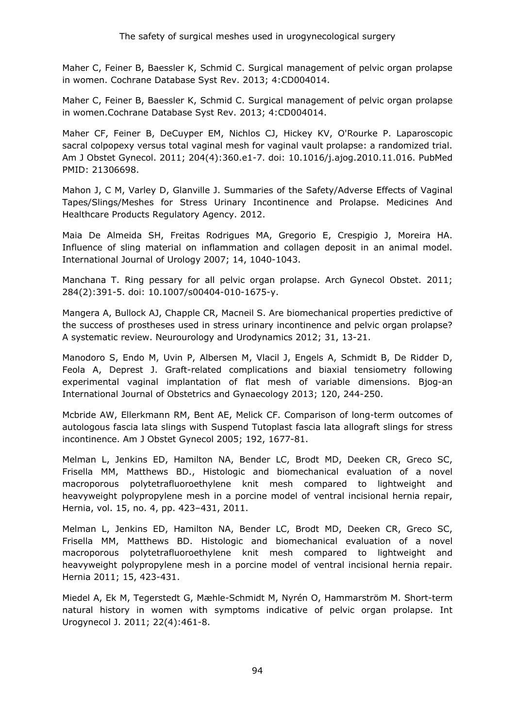Maher C, Feiner B, Baessler K, Schmid C. Surgical management of pelvic organ prolapse in women. Cochrane Database Syst Rev. 2013; 4:CD004014.

Maher C, Feiner B, Baessler K, Schmid C. Surgical management of pelvic organ prolapse in women.Cochrane Database Syst Rev. 2013; 4:CD004014.

Maher CF, Feiner B, DeCuyper EM, Nichlos CJ, Hickey KV, O'Rourke P. Laparoscopic sacral colpopexy versus total vaginal mesh for vaginal vault prolapse: a randomized trial. Am J Obstet Gynecol. 2011; 204(4):360.e1-7. doi: 10.1016/j.ajog.2010.11.016. PubMed PMID: 21306698.

Mahon J, C M, Varley D, Glanville J. Summaries of the Safety/Adverse Effects of Vaginal Tapes/Slings/Meshes for Stress Urinary Incontinence and Prolapse. Medicines And Healthcare Products Regulatory Agency. 2012.

Maia De Almeida SH, Freitas Rodrigues MA, Gregorio E, Crespigio J, Moreira HA. Influence of sling material on inflammation and collagen deposit in an animal model. International Journal of Urology 2007; 14, 1040-1043.

Manchana T. Ring pessary for all pelvic organ prolapse. Arch Gynecol Obstet. 2011; 284(2):391-5. doi: 10.1007/s00404-010-1675-y.

Mangera A, Bullock AJ, Chapple CR, Macneil S. Are biomechanical properties predictive of the success of prostheses used in stress urinary incontinence and pelvic organ prolapse? A systematic review. Neurourology and Urodynamics 2012; 31, 13-21.

Manodoro S, Endo M, Uvin P, Albersen M, Vlacil J, Engels A, Schmidt B, De Ridder D, Feola A, Deprest J. Graft-related complications and biaxial tensiometry following experimental vaginal implantation of flat mesh of variable dimensions. Bjog-an International Journal of Obstetrics and Gynaecology 2013; 120, 244-250.

Mcbride AW, Ellerkmann RM, Bent AE, Melick CF. Comparison of long-term outcomes of autologous fascia lata slings with Suspend Tutoplast fascia lata allograft slings for stress incontinence. Am J Obstet Gynecol 2005; 192, 1677-81.

Melman L, Jenkins ED, Hamilton NA, Bender LC, Brodt MD, Deeken CR, Greco SC, Frisella MM, Matthews BD., Histologic and biomechanical evaluation of a novel macroporous polytetrafluoroethylene knit mesh compared to lightweight and heavyweight polypropylene mesh in a porcine model of ventral incisional hernia repair, Hernia, vol. 15, no. 4, pp. 423–431, 2011.

Melman L, Jenkins ED, Hamilton NA, Bender LC, Brodt MD, Deeken CR, Greco SC, Frisella MM, Matthews BD. Histologic and biomechanical evaluation of a novel macroporous polytetrafluoroethylene knit mesh compared to lightweight and heavyweight polypropylene mesh in a porcine model of ventral incisional hernia repair. Hernia 2011; 15, 423-431.

Miedel A, Ek M, Tegerstedt G, Mæhle-Schmidt M, Nyrén O, Hammarström M. Short-term natural history in women with symptoms indicative of pelvic organ prolapse. Int Urogynecol J. 2011; 22(4):461-8.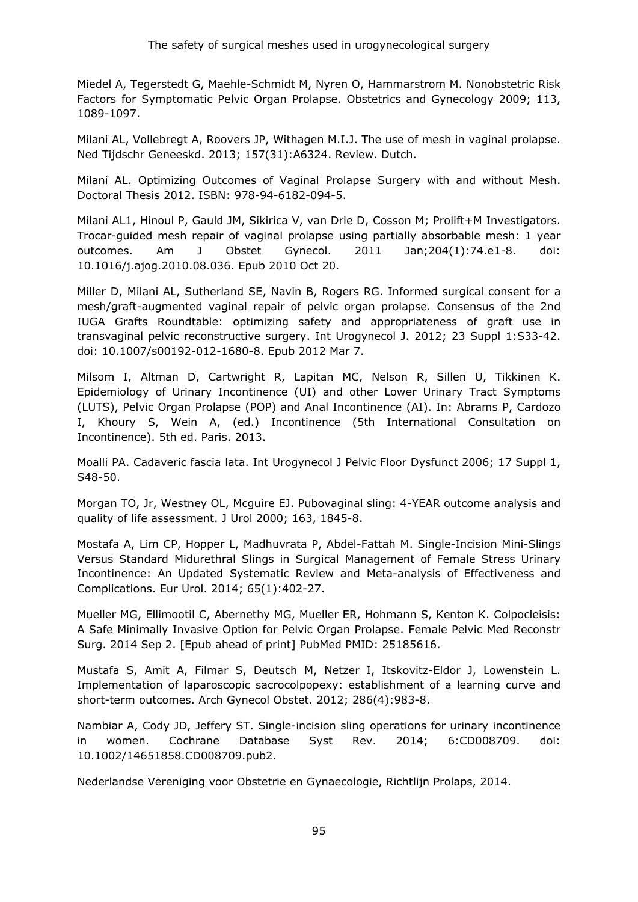Miedel A, Tegerstedt G, Maehle-Schmidt M, Nyren O, Hammarstrom M. Nonobstetric Risk Factors for Symptomatic Pelvic Organ Prolapse. Obstetrics and Gynecology 2009; 113, 1089-1097.

Milani AL, Vollebregt A, Roovers JP, Withagen M.I.J. The use of mesh in vaginal prolapse. Ned Tijdschr Geneeskd. 2013; 157(31):A6324. Review. Dutch.

Milani AL. Optimizing Outcomes of Vaginal Prolapse Surgery with and without Mesh. Doctoral Thesis 2012. ISBN: 978-94-6182-094-5.

Milani AL1, Hinoul P, Gauld JM, Sikirica V, van Drie D, Cosson M; Prolift+M Investigators. Trocar-guided mesh repair of vaginal prolapse using partially absorbable mesh: 1 year outcomes. Am J Obstet Gynecol. 2011 Jan;204(1):74.e1-8. doi: 10.1016/j.ajog.2010.08.036. Epub 2010 Oct 20.

Miller D, Milani AL, Sutherland SE, Navin B, Rogers RG. Informed surgical consent for a mesh/graft-augmented vaginal repair of pelvic organ prolapse. Consensus of the 2nd IUGA Grafts Roundtable: optimizing safety and appropriateness of graft use in transvaginal pelvic reconstructive surgery. Int Urogynecol J. 2012; 23 Suppl 1:S33-42. doi: 10.1007/s00192-012-1680-8. Epub 2012 Mar 7.

Milsom I, Altman D, Cartwright R, Lapitan MC, Nelson R, Sillen U, Tikkinen K. Epidemiology of Urinary Incontinence (UI) and other Lower Urinary Tract Symptoms (LUTS), Pelvic Organ Prolapse (POP) and Anal Incontinence (AI). In: Abrams P, Cardozo I, Khoury S, Wein A, (ed.) Incontinence (5th International Consultation on Incontinence). 5th ed. Paris. 2013.

Moalli PA. Cadaveric fascia lata. Int Urogynecol J Pelvic Floor Dysfunct 2006; 17 Suppl 1, S48-50.

Morgan TO, Jr, Westney OL, Mcguire EJ. Pubovaginal sling: 4-YEAR outcome analysis and quality of life assessment. J Urol 2000; 163, 1845-8.

Mostafa A, Lim CP, Hopper L, Madhuvrata P, Abdel-Fattah M. Single-Incision Mini-Slings Versus Standard Midurethral Slings in Surgical Management of Female Stress Urinary Incontinence: An Updated Systematic Review and Meta-analysis of Effectiveness and Complications. Eur Urol. 2014; 65(1):402-27.

Mueller MG, Ellimootil C, Abernethy MG, Mueller ER, Hohmann S, Kenton K. Colpocleisis: A Safe Minimally Invasive Option for Pelvic Organ Prolapse. Female Pelvic Med Reconstr Surg. 2014 Sep 2. [Epub ahead of print] PubMed PMID: 25185616.

Mustafa S, Amit A, Filmar S, Deutsch M, Netzer I, Itskovitz-Eldor J, Lowenstein L. Implementation of laparoscopic sacrocolpopexy: establishment of a learning curve and short-term outcomes. Arch Gynecol Obstet. 2012; 286(4):983-8.

Nambiar A, Cody JD, Jeffery ST. Single-incision sling operations for urinary incontinence in women. Cochrane Database Syst Rev. 2014; 6:CD008709. doi: 10.1002/14651858.CD008709.pub2.

Nederlandse Vereniging voor Obstetrie en Gynaecologie, Richtlijn Prolaps, 2014.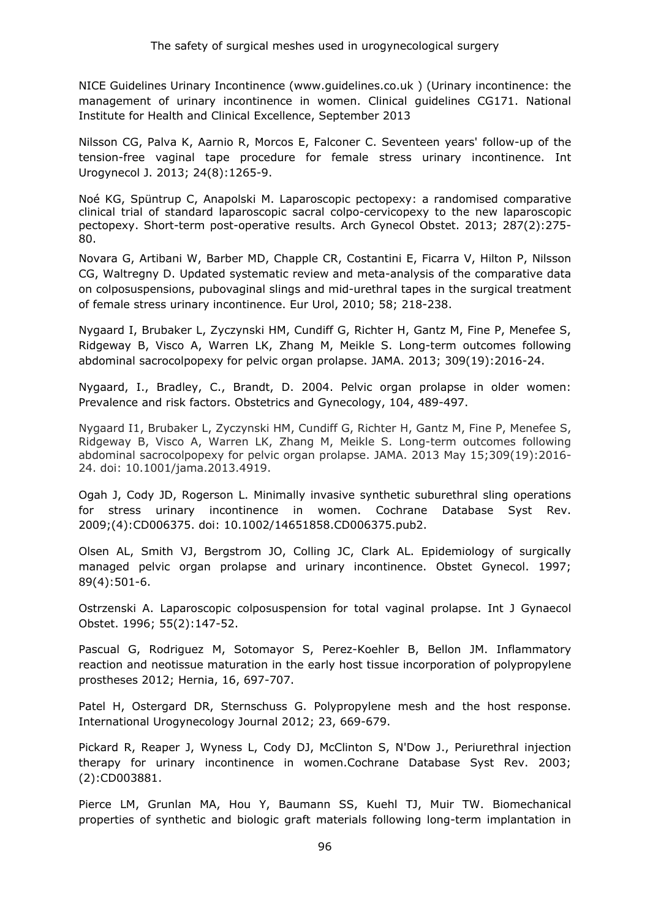NICE Guidelines Urinary Incontinence (www.guidelines.co.uk ) (Urinary incontinence: the management of urinary incontinence in women. Clinical guidelines CG171. National Institute for Health and Clinical Excellence, September 2013

Nilsson CG, Palva K, Aarnio R, Morcos E, Falconer C. Seventeen years' follow-up of the tension-free vaginal tape procedure for female stress urinary incontinence. Int Urogynecol J. 2013; 24(8):1265-9.

Noé KG, Spüntrup C, Anapolski M. Laparoscopic pectopexy: a randomised comparative clinical trial of standard laparoscopic sacral colpo-cervicopexy to the new laparoscopic pectopexy. Short-term post-operative results. Arch Gynecol Obstet. 2013; 287(2):275-80.

Novara G, Artibani W, Barber MD, Chapple CR, Costantini E, Ficarra V, Hilton P, Nilsson CG, Waltregny D. Updated systematic review and meta-analysis of the comparative data on colposuspensions, pubovaginal slings and mid-urethral tapes in the surgical treatment of female stress urinary incontinence. Eur Urol, 2010; 58; 218-238.

Nygaard I, Brubaker L, Zyczynski HM, Cundiff G, Richter H, Gantz M, Fine P, Menefee S, Ridgeway B, Visco A, Warren LK, Zhang M, Meikle S. Long-term outcomes following abdominal sacrocolpopexy for pelvic organ prolapse. JAMA. 2013; 309(19):2016-24.

Nygaard, I., Bradley, C., Brandt, D. 2004. Pelvic organ prolapse in older women: Prevalence and risk factors. Obstetrics and Gynecology, 104, 489-497.

Nygaard I1, Brubaker L, Zyczynski HM, Cundiff G, Richter H, Gantz M, Fine P, Menefee S, Ridgeway B, Visco A, Warren LK, Zhang M, Meikle S. Long-term outcomes following abdominal sacrocolpopexy for pelvic organ prolapse. JAMA. 2013 May 15;309(19):2016-24. doi: 10.1001/jama.2013.4919.

Ogah J, Cody JD, Rogerson L. Minimally invasive synthetic suburethral sling operations for stress urinary incontinence in women. Cochrane Database Syst Rev. 2009;(4):CD006375. doi: 10.1002/14651858.CD006375.pub2.

Olsen AL, Smith VJ, Bergstrom JO, Colling JC, Clark AL. Epidemiology of surgically managed pelvic organ prolapse and urinary incontinence. Obstet Gynecol. 1997; 89(4):501-6.

Ostrzenski A. Laparoscopic colposuspension for total vaginal prolapse. Int J Gynaecol Obstet. 1996; 55(2):147-52.

Pascual G, Rodriguez M, Sotomayor S, Perez-Koehler B, Bellon JM. Inflammatory reaction and neotissue maturation in the early host tissue incorporation of polypropylene prostheses 2012; Hernia, 16, 697-707.

Patel H, Ostergard DR, Sternschuss G. Polypropylene mesh and the host response. International Urogynecology Journal 2012; 23, 669-679.

Pickard R, Reaper J, Wyness L, Cody DJ, McClinton S, N'Dow J., Periurethral injection therapy for urinary incontinence in women.Cochrane Database Syst Rev. 2003; (2):CD003881.

Pierce LM, Grunlan MA, Hou Y, Baumann SS, Kuehl TJ, Muir TW. Biomechanical properties of synthetic and biologic graft materials following long-term implantation in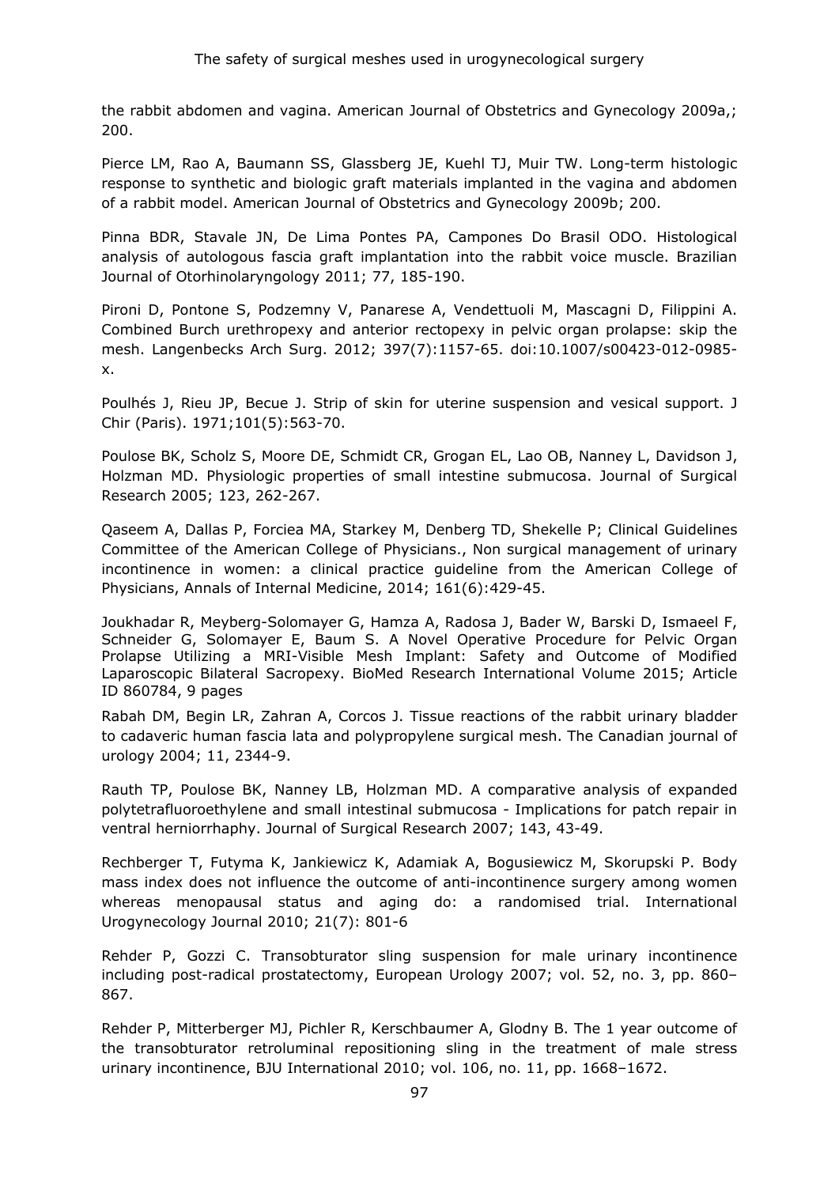the rabbit abdomen and vagina. American Journal of Obstetrics and Gynecology 2009a,; 200.

Pierce LM, Rao A, Baumann SS, Glassberg JE, Kuehl TJ, Muir TW. Long-term histologic response to synthetic and biologic graft materials implanted in the vagina and abdomen of a rabbit model. American Journal of Obstetrics and Gynecology 2009b; 200.

Pinna BDR, Stavale JN, De Lima Pontes PA, Campones Do Brasil ODO. Histological analysis of autologous fascia graft implantation into the rabbit voice muscle. Brazilian Journal of Otorhinolaryngology 2011; 77, 185-190.

Pironi D, Pontone S, Podzemny V, Panarese A, Vendettuoli M, Mascagni D, Filippini A. Combined Burch urethropexy and anterior rectopexy in pelvic organ prolapse: skip the mesh. Langenbecks Arch Surg. 2012; 397(7):1157-65. doi:10.1007/s00423-012-0985-x.

Poulhés J, Rieu JP, Becue J. Strip of skin for uterine suspension and vesical support. J Chir (Paris). 1971;101(5):563-70.

Poulose BK, Scholz S, Moore DE, Schmidt CR, Grogan EL, Lao OB, Nanney L, Davidson J, Holzman MD. Physiologic properties of small intestine submucosa. Journal of Surgical Research 2005; 123, 262-267.

Qaseem A, Dallas P, Forciea MA, Starkey M, Denberg TD, Shekelle P; Clinical Guidelines Committee of the American College of Physicians., Non surgical management of urinary incontinence in women: a clinical practice guideline from the American College of Physicians, Annals of Internal Medicine, 2014; 161(6):429-45.

Joukhadar R, Meyberg-Solomayer G, Hamza A, Radosa J, Bader W, Barski D, Ismaeel F, Schneider G, Solomayer E, Baum S. A Novel Operative Procedure for Pelvic Organ Prolapse Utilizing a MRI-Visible Mesh Implant: Safety and Outcome of Modified Laparoscopic Bilateral Sacropexy. BioMed Research International Volume 2015; Article ID 860784, 9 pages

Rabah DM, Begin LR, Zahran A, Corcos J. Tissue reactions of the rabbit urinary bladder to cadaveric human fascia lata and polypropylene surgical mesh. The Canadian journal of urology 2004; 11, 2344-9.

Rauth TP, Poulose BK, Nanney LB, Holzman MD. A comparative analysis of expanded polytetrafluoroethylene and small intestinal submucosa - Implications for patch repair in ventral herniorrhaphy. Journal of Surgical Research 2007; 143, 43-49.

Rechberger T, Futyma K, Jankiewicz K, Adamiak A, Bogusiewicz M, Skorupski P. Body mass index does not influence the outcome of anti-incontinence surgery among women whereas menopausal status and aging do: a randomised trial. International Urogynecology Journal 2010; 21(7): 801-6

Rehder P, Gozzi C. Transobturator sling suspension for male urinary incontinence including post-radical prostatectomy, European Urology 2007; vol. 52, no. 3, pp. 860–867.

Rehder P, Mitterberger MJ, Pichler R, Kerschbaumer A, Glodny B. The 1 year outcome of the transobturator retroluminal repositioning sling in the treatment of male stress urinary incontinence, BJU International 2010; vol. 106, no. 11, pp. 1668–1672.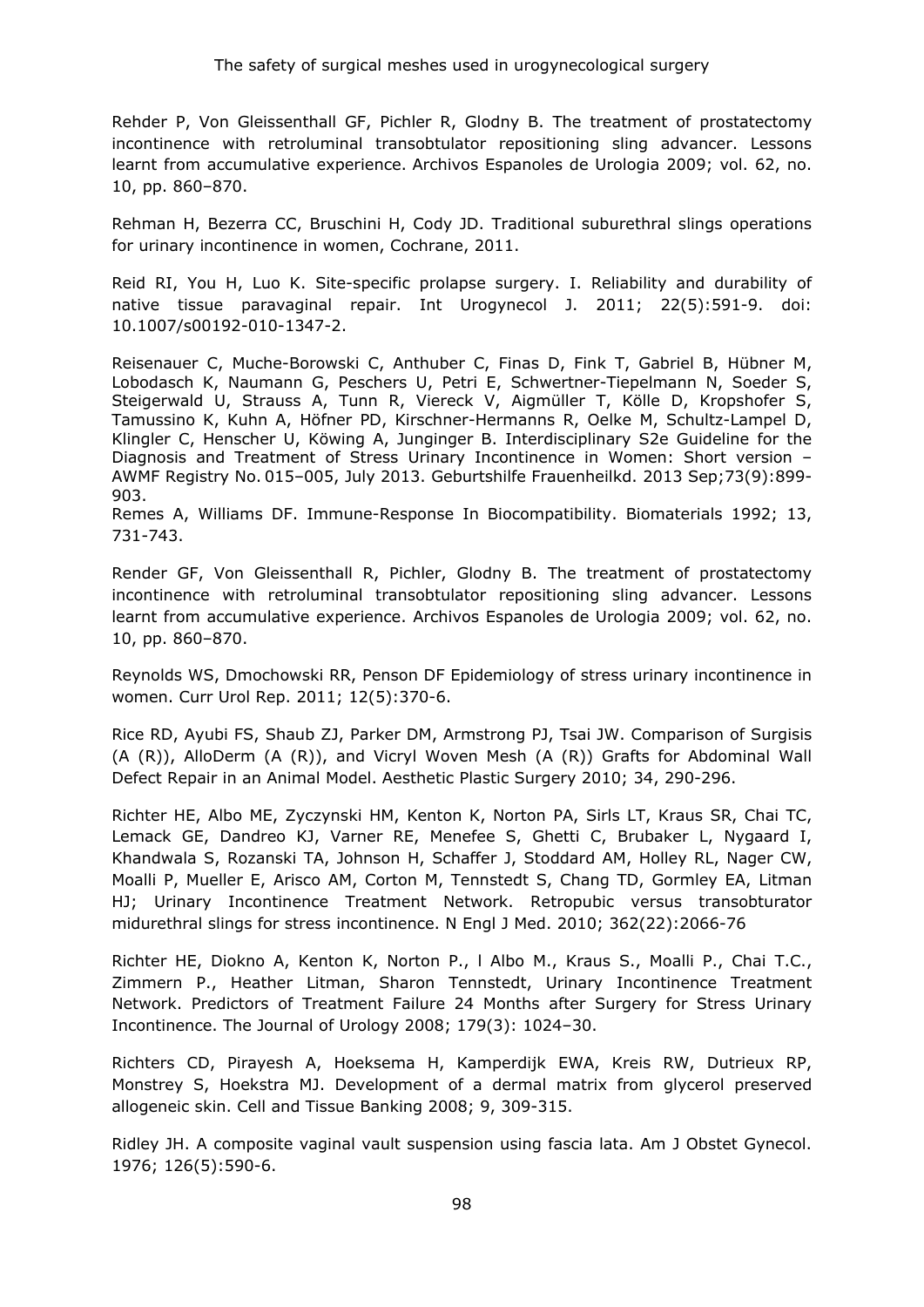Rehder P, Von Gleissenthall GF, Pichler R, Glodny B. The treatment of prostatectomy incontinence with retroluminal transobtulator repositioning sling advancer. Lessons learnt from accumulative experience. Archivos Espanoles de Urologia 2009; vol. 62, no. 10, pp. 860–870.

Rehman H, Bezerra CC, Bruschini H, Cody JD. Traditional suburethral slings operations for urinary incontinence in women, Cochrane, 2011.

Reid RI, You H, Luo K. Site-specific prolapse surgery. I. Reliability and durability of native tissue paravaginal repair. Int Urogynecol J. 2011; 22(5):591-9. doi: 10.1007/s00192-010-1347-2.

Reisenauer C, Muche-Borowski C, Anthuber C, Finas D, Fink T, Gabriel B, Hübner M, Lobodasch K, Naumann G, Peschers U, Petri E, Schwertner-Tiepelmann N, Soeder S, Steigerwald U, Strauss A, Tunn R, Viereck V, Aigmüller T, Kölle D, Kropshofer S, Tamussino K, Kuhn A, Höfner PD, Kirschner-Hermanns R, Oelke M, Schultz-Lampel D, Klingler C, Henscher U, Köwing A, Junginger B. Interdisciplinary S2e Guideline for the Diagnosis and Treatment of Stress Urinary Incontinence in Women: Short version – AWMF Registry No. 015–005, July 2013. Geburtshilfe Frauenheilkd. 2013 Sep;73(9):899-903.

Remes A, Williams DF. Immune-Response In Biocompatibility. Biomaterials 1992; 13, 731-743.

Render GF, Von Gleissenthall R, Pichler, Glodny B. The treatment of prostatectomy incontinence with retroluminal transobtulator repositioning sling advancer. Lessons learnt from accumulative experience. Archivos Espanoles de Urologia 2009; vol. 62, no. 10, pp. 860–870.

Reynolds WS, Dmochowski RR, Penson DF Epidemiology of stress urinary incontinence in women. Curr Urol Rep. 2011; 12(5):370-6.

Rice RD, Ayubi FS, Shaub ZJ, Parker DM, Armstrong PJ, Tsai JW. Comparison of Surgisis (A (R)), AlloDerm (A (R)), and Vicryl Woven Mesh (A (R)) Grafts for Abdominal Wall Defect Repair in an Animal Model. Aesthetic Plastic Surgery 2010; 34, 290-296.

Richter HE, Albo ME, Zyczynski HM, Kenton K, Norton PA, Sirls LT, Kraus SR, Chai TC, Lemack GE, Dandreo KJ, Varner RE, Menefee S, Ghetti C, Brubaker L, Nygaard I, Khandwala S, Rozanski TA, Johnson H, Schaffer J, Stoddard AM, Holley RL, Nager CW, Moalli P, Mueller E, Arisco AM, Corton M, Tennstedt S, Chang TD, Gormley EA, Litman HJ; Urinary Incontinence Treatment Network. Retropubic versus transobturator midurethral slings for stress incontinence. N Engl J Med. 2010; 362(22):2066-76

Richter HE, Diokno A, Kenton K, Norton P., l Albo M., Kraus S., Moalli P., Chai T.C., Zimmern P., Heather Litman, Sharon Tennstedt, Urinary Incontinence Treatment Network. Predictors of Treatment Failure 24 Months after Surgery for Stress Urinary Incontinence. The Journal of Urology 2008; 179(3): 1024–30.

Richters CD, Pirayesh A, Hoeksema H, Kamperdijk EWA, Kreis RW, Dutrieux RP, Monstrey S, Hoekstra MJ. Development of a dermal matrix from glycerol preserved allogeneic skin. Cell and Tissue Banking 2008; 9, 309-315.

Ridley JH. A composite vaginal vault suspension using fascia lata. Am J Obstet Gynecol. 1976; 126(5):590-6.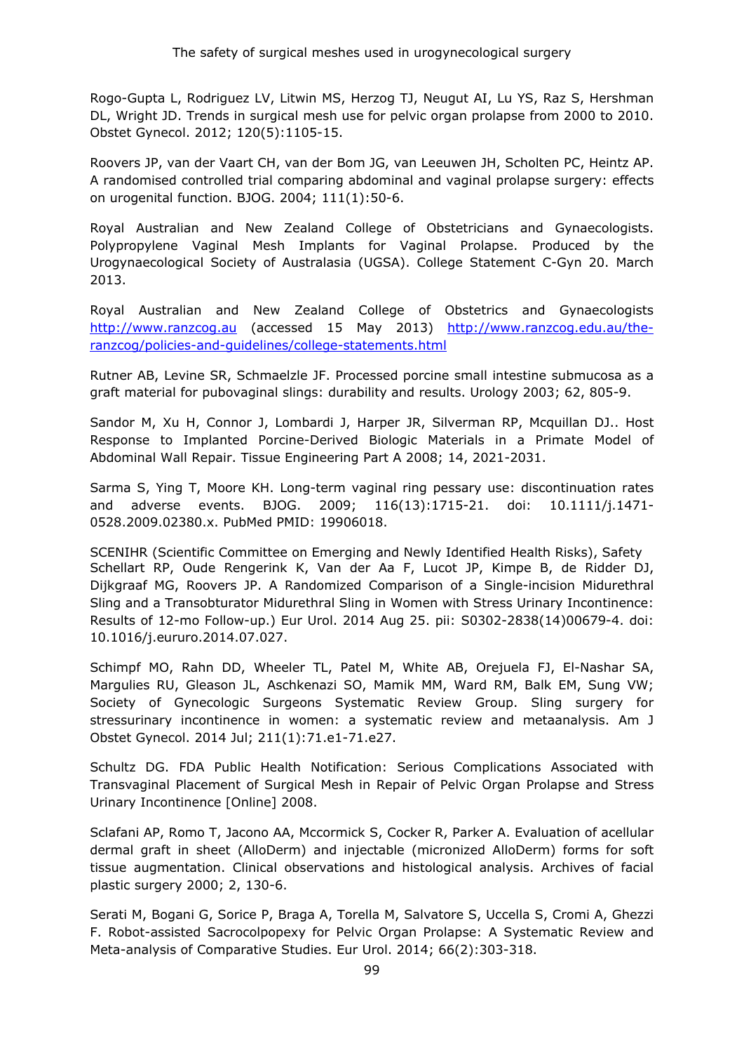Rogo-Gupta L, Rodriguez LV, Litwin MS, Herzog TJ, Neugut AI, Lu YS, Raz S, Hershman DL, Wright JD. Trends in surgical mesh use for pelvic organ prolapse from 2000 to 2010. Obstet Gynecol. 2012; 120(5):1105-15.

Roovers JP, van der Vaart CH, van der Bom JG, van Leeuwen JH, Scholten PC, Heintz AP. A randomised controlled trial comparing abdominal and vaginal prolapse surgery: effects on urogenital function. BJOG. 2004; 111(1):50-6.

Royal Australian and New Zealand College of Obstetricians and Gynaecologists. Polypropylene Vaginal Mesh Implants for Vaginal Prolapse. Produced by the Urogynaecological Society of Australasia (UGSA). College Statement C-Gyn 20. March 2013.

Royal Australian and New Zealand College of Obstetrics and Gynaecologists http://www.ranzcog.au (accessed 15 May 2013) http://www.ranzcog.edu.au/the-ranzcog/policies-and-guidelines/college-statements.html

Rutner AB, Levine SR, Schmaelzle JF. Processed porcine small intestine submucosa as a graft material for pubovaginal slings: durability and results. Urology 2003; 62, 805-9.

Sandor M, Xu H, Connor J, Lombardi J, Harper JR, Silverman RP, Mcquillan DJ.. Host Response to Implanted Porcine-Derived Biologic Materials in a Primate Model of Abdominal Wall Repair. Tissue Engineering Part A 2008; 14, 2021-2031.

Sarma S, Ying T, Moore KH. Long-term vaginal ring pessary use: discontinuation rates and adverse events. BJOG. 2009; 116(13):1715-21. doi: 10.1111/j.1471-0528.2009.02380.x. PubMed PMID: 19906018.

SCENIHR (Scientific Committee on Emerging and Newly Identified Health Risks), Safety Schellart RP, Oude Rengerink K, Van der Aa F, Lucot JP, Kimpe B, de Ridder DJ, Dijkgraaf MG, Roovers JP. A Randomized Comparison of a Single-incision Midurethral Sling and a Transobturator Midurethral Sling in Women with Stress Urinary Incontinence: Results of 12-mo Follow-up.) Eur Urol. 2014 Aug 25. pii: S0302-2838(14)00679-4. doi: 10.1016/j.eururo.2014.07.027.

Schimpf MO, Rahn DD, Wheeler TL, Patel M, White AB, Orejuela FJ, El-Nashar SA, Margulies RU, Gleason JL, Aschkenazi SO, Mamik MM, Ward RM, Balk EM, Sung VW; Society of Gynecologic Surgeons Systematic Review Group. Sling surgery for stressurinary incontinence in women: a systematic review and metaanalysis. Am J Obstet Gynecol. 2014 Jul; 211(1):71.e1-71.e27.

Schultz DG. FDA Public Health Notification: Serious Complications Associated with Transvaginal Placement of Surgical Mesh in Repair of Pelvic Organ Prolapse and Stress Urinary Incontinence [Online] 2008.

Sclafani AP, Romo T, Jacono AA, Mccormick S, Cocker R, Parker A. Evaluation of acellular dermal graft in sheet (AlloDerm) and injectable (micronized AlloDerm) forms for soft tissue augmentation. Clinical observations and histological analysis. Archives of facial plastic surgery 2000; 2, 130-6.

Serati M, Bogani G, Sorice P, Braga A, Torella M, Salvatore S, Uccella S, Cromi A, Ghezzi F. Robot-assisted Sacrocolpopexy for Pelvic Organ Prolapse: A Systematic Review and Meta-analysis of Comparative Studies. Eur Urol. 2014; 66(2):303-318.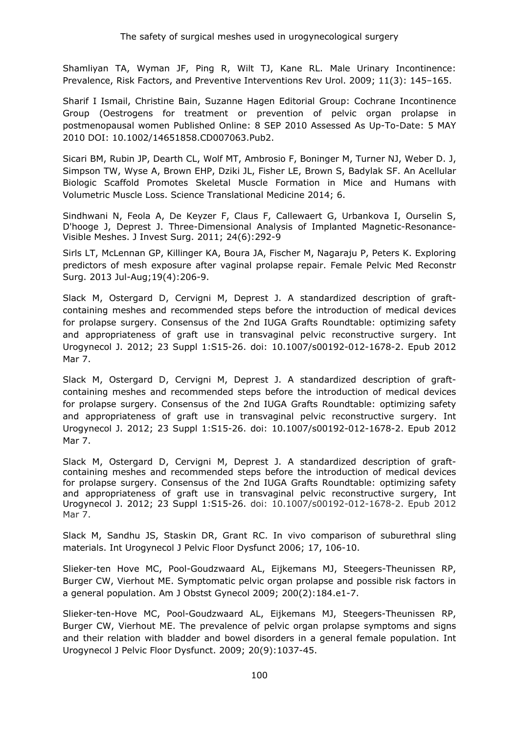Shamliyan TA, Wyman JF, Ping R, Wilt TJ, Kane RL. Male Urinary Incontinence: Prevalence, Risk Factors, and Preventive Interventions Rev Urol. 2009; 11(3): 145–165.

Sharif I Ismail, Christine Bain, Suzanne Hagen Editorial Group: Cochrane Incontinence Group (Oestrogens for treatment or prevention of pelvic organ prolapse in postmenopausal women Published Online: 8 SEP 2010 Assessed As Up-To-Date: 5 MAY 2010 DOI: 10.1002/14651858.CD007063.Pub2.

Sicari BM, Rubin JP, Dearth CL, Wolf MT, Ambrosio F, Boninger M, Turner NJ, Weber D. J, Simpson TW, Wyse A, Brown EHP, Dziki JL, Fisher LE, Brown S, Badylak SF. An Acellular Biologic Scaffold Promotes Skeletal Muscle Formation in Mice and Humans with Volumetric Muscle Loss. Science Translational Medicine 2014; 6.

Sindhwani N, Feola A, De Keyzer F, Claus F, Callewaert G, Urbankova I, Ourselin S, D'hooge J, Deprest J. Three-Dimensional Analysis of Implanted Magnetic-Resonance-Visible Meshes. J Invest Surg. 2011; 24(6):292-9

Sirls LT, McLennan GP, Killinger KA, Boura JA, Fischer M, Nagaraju P, Peters K. Exploring predictors of mesh exposure after vaginal prolapse repair. Female Pelvic Med Reconstr Surg. 2013 Jul-Aug;19(4):206-9.

Slack M, Ostergard D, Cervigni M, Deprest J. A standardized description of graft-containing meshes and recommended steps before the introduction of medical devices for prolapse surgery. Consensus of the 2nd IUGA Grafts Roundtable: optimizing safety and appropriateness of graft use in transvaginal pelvic reconstructive surgery. Int Urogynecol J. 2012; 23 Suppl 1:S15-26. doi: 10.1007/s00192-012-1678-2. Epub 2012 Mar 7.

Slack M, Ostergard D, Cervigni M, Deprest J. A standardized description of graft-containing meshes and recommended steps before the introduction of medical devices for prolapse surgery. Consensus of the 2nd IUGA Grafts Roundtable: optimizing safety and appropriateness of graft use in transvaginal pelvic reconstructive surgery. Int Urogynecol J. 2012; 23 Suppl 1:S15-26. doi: 10.1007/s00192-012-1678-2. Epub 2012 Mar 7.

Slack M, Ostergard D, Cervigni M, Deprest J. A standardized description of graft-containing meshes and recommended steps before the introduction of medical devices for prolapse surgery. Consensus of the 2nd IUGA Grafts Roundtable: optimizing safety and appropriateness of graft use in transvaginal pelvic reconstructive surgery, Int Urogynecol J. 2012; 23 Suppl 1:S15-26. doi: 10.1007/s00192-012-1678-2. Epub 2012 Mar 7.

Slack M, Sandhu JS, Staskin DR, Grant RC. In vivo comparison of suburethral sling materials. Int Urogynecol J Pelvic Floor Dysfunct 2006; 17, 106-10.

Slieker-ten Hove MC, Pool-Goudzwaard AL, Eijkemans MJ, Steegers-Theunissen RP, Burger CW, Vierhout ME. Symptomatic pelvic organ prolapse and possible risk factors in a general population. Am J Obstst Gynecol 2009; 200(2):184.e1-7.

Slieker-ten-Hove MC, Pool-Goudzwaard AL, Eijkemans MJ, Steegers-Theunissen RP, Burger CW, Vierhout ME. The prevalence of pelvic organ prolapse symptoms and signs and their relation with bladder and bowel disorders in a general female population. Int Urogynecol J Pelvic Floor Dysfunct. 2009; 20(9):1037-45.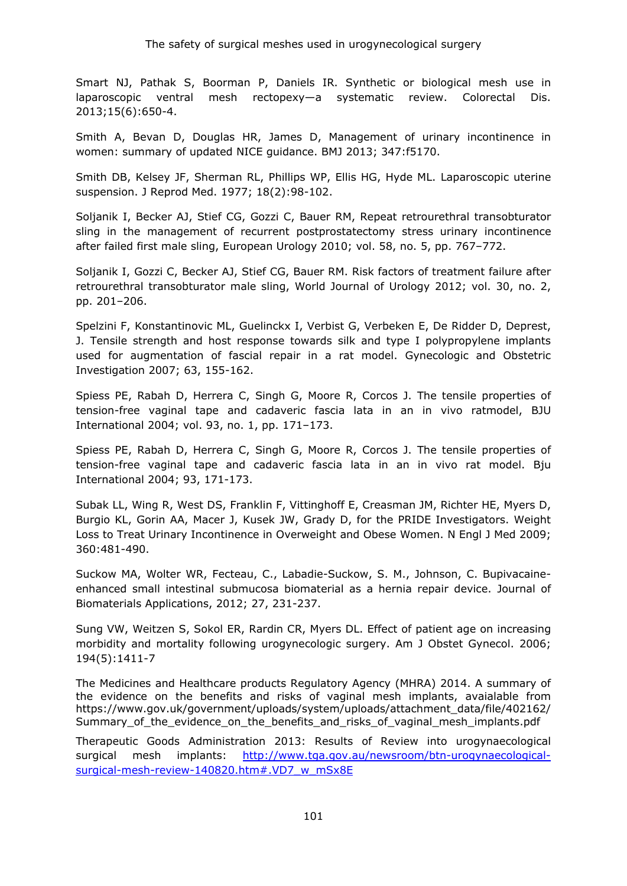Smart NJ, Pathak S, Boorman P, Daniels IR. Synthetic or biological mesh use in laparoscopic ventral mesh rectopexy—a systematic review. Colorectal Dis. 2013;15(6):650-4.

Smith A, Bevan D, Douglas HR, James D, Management of urinary incontinence in women: summary of updated NICE guidance. BMJ 2013; 347:f5170.

Smith DB, Kelsey JF, Sherman RL, Phillips WP, Ellis HG, Hyde ML. Laparoscopic uterine suspension. J Reprod Med. 1977; 18(2):98-102.

Soljanik I, Becker AJ, Stief CG, Gozzi C, Bauer RM, Repeat retrourethral transobturator sling in the management of recurrent postprostatectomy stress urinary incontinence after failed first male sling, European Urology 2010; vol. 58, no. 5, pp. 767–772.

Soljanik I, Gozzi C, Becker AJ, Stief CG, Bauer RM. Risk factors of treatment failure after retrourethral transobturator male sling, World Journal of Urology 2012; vol. 30, no. 2, pp. 201–206.

Spelzini F, Konstantinovic ML, Guelinckx I, Verbist G, Verbeken E, De Ridder D, Deprest, J. Tensile strength and host response towards silk and type I polypropylene implants used for augmentation of fascial repair in a rat model. Gynecologic and Obstetric Investigation 2007; 63, 155-162.

Spiess PE, Rabah D, Herrera C, Singh G, Moore R, Corcos J. The tensile properties of tension-free vaginal tape and cadaveric fascia lata in an in vivo ratmodel, BJU International 2004; vol. 93, no. 1, pp. 171–173.

Spiess PE, Rabah D, Herrera C, Singh G, Moore R, Corcos J. The tensile properties of tension-free vaginal tape and cadaveric fascia lata in an in vivo rat model. Bju International 2004; 93, 171-173.

Subak LL, Wing R, West DS, Franklin F, Vittinghoff E, Creasman JM, Richter HE, Myers D, Burgio KL, Gorin AA, Macer J, Kusek JW, Grady D, for the PRIDE Investigators. Weight Loss to Treat Urinary Incontinence in Overweight and Obese Women. N Engl J Med 2009; 360:481-490.

Suckow MA, Wolter WR, Fecteau, C., Labadie-Suckow, S. M., Johnson, C. Bupivacaine-enhanced small intestinal submucosa biomaterial as a hernia repair device. Journal of Biomaterials Applications, 2012; 27, 231-237.

Sung VW, Weitzen S, Sokol ER, Rardin CR, Myers DL. Effect of patient age on increasing morbidity and mortality following urogynecologic surgery. Am J Obstet Gynecol. 2006; 194(5):1411-7

The Medicines and Healthcare products Regulatory Agency (MHRA) 2014. A summary of the evidence on the benefits and risks of vaginal mesh implants, avaialable from https://www.gov.uk/government/uploads/system/uploads/attachment_data/file/402162/Summary_of_the_evidence_on_the_benefits_and_risks_of_vaginal_mesh_implants.pdf

Therapeutic Goods Administration 2013: Results of Review into urogynaecological surgical mesh implants: http://www.tga.gov.au/newsroom/btn-urogynaecological-surgical-mesh-review-140820.htm#.VD7_w_mSx8E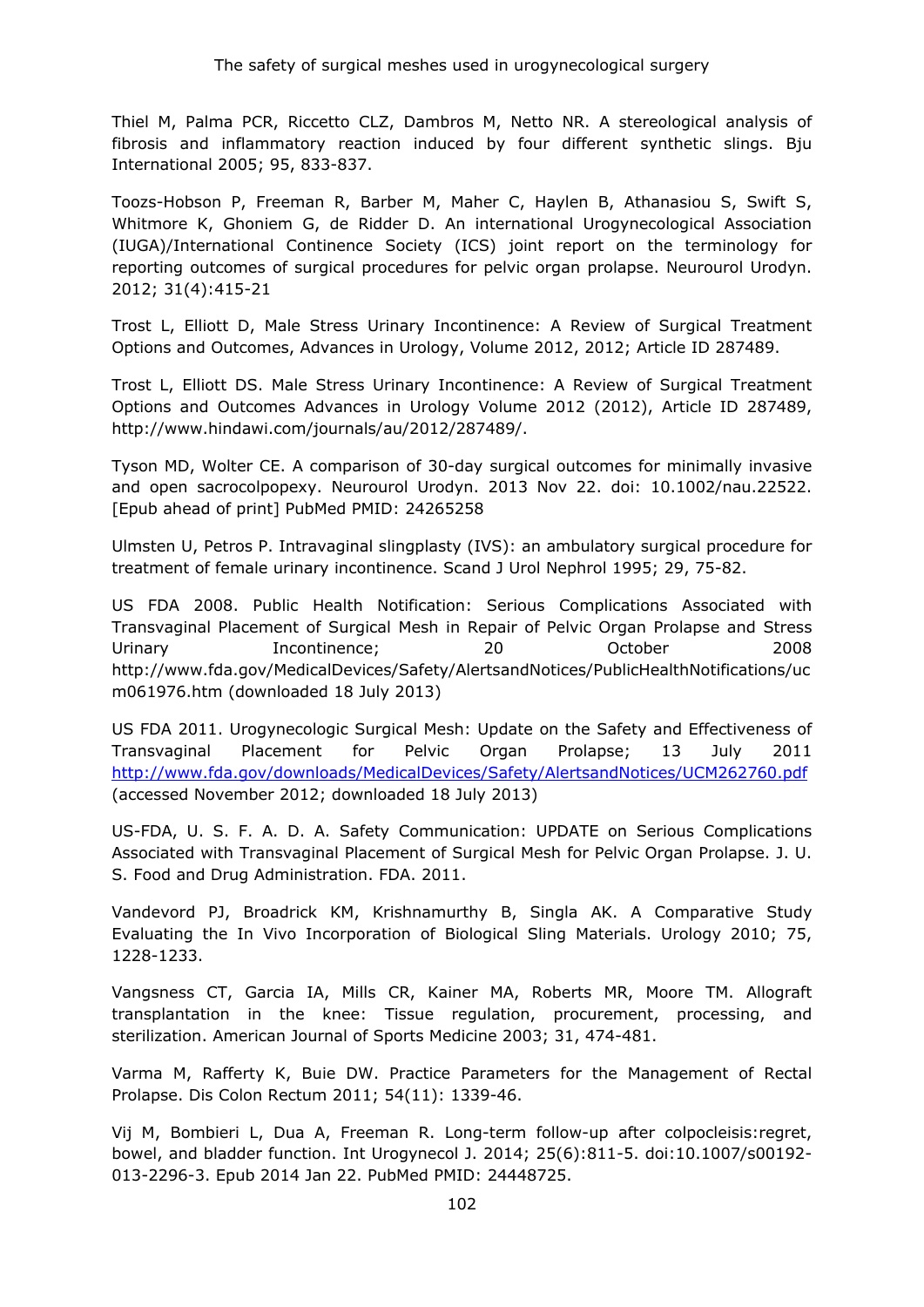Thiel M, Palma PCR, Riccetto CLZ, Dambros M, Netto NR. A stereological analysis of fibrosis and inflammatory reaction induced by four different synthetic slings. Bju International 2005; 95, 833-837.

Toozs-Hobson P, Freeman R, Barber M, Maher C, Haylen B, Athanasiou S, Swift S, Whitmore K, Ghoniem G, de Ridder D. An international Urogynecological Association (IUGA)/International Continence Society (ICS) joint report on the terminology for reporting outcomes of surgical procedures for pelvic organ prolapse. Neurourol Urodyn. 2012; 31(4):415-21

Trost L, Elliott D, Male Stress Urinary Incontinence: A Review of Surgical Treatment Options and Outcomes, Advances in Urology, Volume 2012, 2012; Article ID 287489.

Trost L, Elliott DS. Male Stress Urinary Incontinence: A Review of Surgical Treatment Options and Outcomes Advances in Urology Volume 2012 (2012), Article ID 287489, http://www.hindawi.com/journals/au/2012/287489/.

Tyson MD, Wolter CE. A comparison of 30-day surgical outcomes for minimally invasive and open sacrocolpopexy. Neurourol Urodyn. 2013 Nov 22. doi: 10.1002/nau.22522. [Epub ahead of print] PubMed PMID: 24265258

Ulmsten U, Petros P. Intravaginal slingplasty (IVS): an ambulatory surgical procedure for treatment of female urinary incontinence. Scand J Urol Nephrol 1995; 29, 75-82.

US FDA 2008. Public Health Notification: Serious Complications Associated with Transvaginal Placement of Surgical Mesh in Repair of Pelvic Organ Prolapse and Stress Urinary Incontinence; 20 October 2008 http://www.fda.gov/MedicalDevices/Safety/AlertsandNotices/PublicHealthNotifications/ucm061976.htm (downloaded 18 July 2013)

US FDA 2011. Urogynecologic Surgical Mesh: Update on the Safety and Effectiveness of Transvaginal Placement for Pelvic Organ Prolapse; 13 July 2011 http://www.fda.gov/downloads/MedicalDevices/Safety/AlertsandNotices/UCM262760.pdf (accessed November 2012; downloaded 18 July 2013)

US-FDA, U. S. F. A. D. A. Safety Communication: UPDATE on Serious Complications Associated with Transvaginal Placement of Surgical Mesh for Pelvic Organ Prolapse. J. U. S. Food and Drug Administration. FDA. 2011.

Vandevord PJ, Broadrick KM, Krishnamurthy B, Singla AK. A Comparative Study Evaluating the In Vivo Incorporation of Biological Sling Materials. Urology 2010; 75, 1228-1233.

Vangsness CT, Garcia IA, Mills CR, Kainer MA, Roberts MR, Moore TM. Allograft transplantation in the knee: Tissue regulation, procurement, processing, and sterilization. American Journal of Sports Medicine 2003; 31, 474-481.

Varma M, Rafferty K, Buie DW. Practice Parameters for the Management of Rectal Prolapse. Dis Colon Rectum 2011; 54(11): 1339-46.

Vij M, Bombieri L, Dua A, Freeman R. Long-term follow-up after colpocleisis:regret, bowel, and bladder function. Int Urogynecol J. 2014; 25(6):811-5. doi:10.1007/s00192-013-2296-3. Epub 2014 Jan 22. PubMed PMID: 24448725.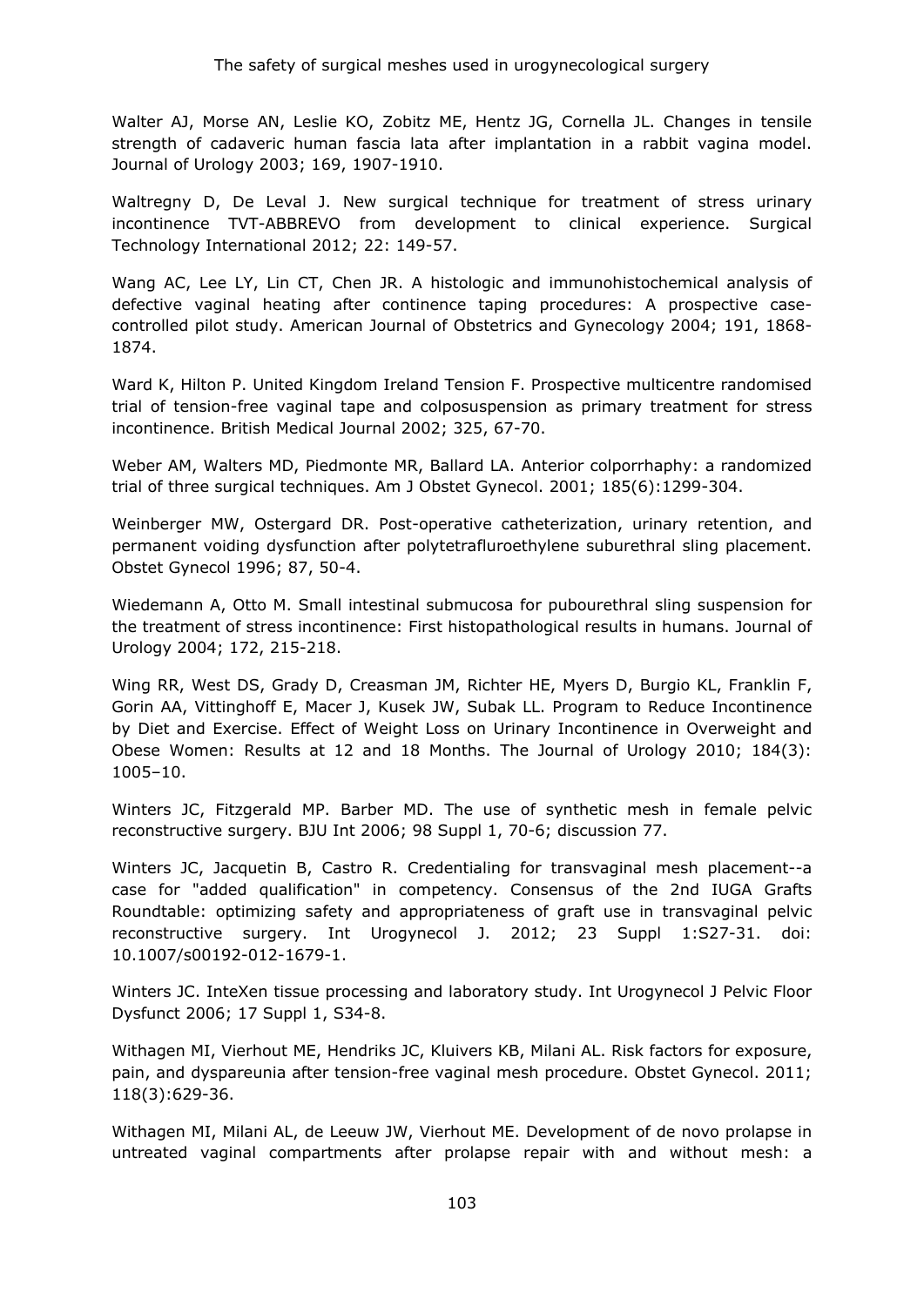Walter AJ, Morse AN, Leslie KO, Zobitz ME, Hentz JG, Cornella JL. Changes in tensile strength of cadaveric human fascia lata after implantation in a rabbit vagina model. Journal of Urology 2003; 169, 1907-1910.

Waltregny D, De Leval J. New surgical technique for treatment of stress urinary incontinence TVT-ABBREVO from development to clinical experience. Surgical Technology International 2012; 22: 149-57.

Wang AC, Lee LY, Lin CT, Chen JR. A histologic and immunohistochemical analysis of defective vaginal heating after continence taping procedures: A prospective case-controlled pilot study. American Journal of Obstetrics and Gynecology 2004; 191, 1868-1874.

Ward K, Hilton P. United Kingdom Ireland Tension F. Prospective multicentre randomised trial of tension-free vaginal tape and colposuspension as primary treatment for stress incontinence. British Medical Journal 2002; 325, 67-70.

Weber AM, Walters MD, Piedmonte MR, Ballard LA. Anterior colporrhaphy: a randomized trial of three surgical techniques. Am J Obstet Gynecol. 2001; 185(6):1299-304.

Weinberger MW, Ostergard DR. Post-operative catheterization, urinary retention, and permanent voiding dysfunction after polytetrafluroethylene suburethral sling placement. Obstet Gynecol 1996; 87, 50-4.

Wiedemann A, Otto M. Small intestinal submucosa for pubourethral sling suspension for the treatment of stress incontinence: First histopathological results in humans. Journal of Urology 2004; 172, 215-218.

Wing RR, West DS, Grady D, Creasman JM, Richter HE, Myers D, Burgio KL, Franklin F, Gorin AA, Vittinghoff E, Macer J, Kusek JW, Subak LL. Program to Reduce Incontinence by Diet and Exercise. Effect of Weight Loss on Urinary Incontinence in Overweight and Obese Women: Results at 12 and 18 Months. The Journal of Urology 2010; 184(3): 1005–10.

Winters JC, Fitzgerald MP. Barber MD. The use of synthetic mesh in female pelvic reconstructive surgery. BJU Int 2006; 98 Suppl 1, 70-6; discussion 77.

Winters JC, Jacquetin B, Castro R. Credentialing for transvaginal mesh placement--a case for "added qualification" in competency. Consensus of the 2nd IUGA Grafts Roundtable: optimizing safety and appropriateness of graft use in transvaginal pelvic reconstructive surgery. Int Urogynecol J. 2012; 23 Suppl 1:S27-31. doi: 10.1007/s00192-012-1679-1.

Winters JC. InteXen tissue processing and laboratory study. Int Urogynecol J Pelvic Floor Dysfunct 2006; 17 Suppl 1, S34-8.

Withagen MI, Vierhout ME, Hendriks JC, Kluivers KB, Milani AL. Risk factors for exposure, pain, and dyspareunia after tension-free vaginal mesh procedure. Obstet Gynecol. 2011; 118(3):629-36.

Withagen MI, Milani AL, de Leeuw JW, Vierhout ME. Development of de novo prolapse in untreated vaginal compartments after prolapse repair with and without mesh: a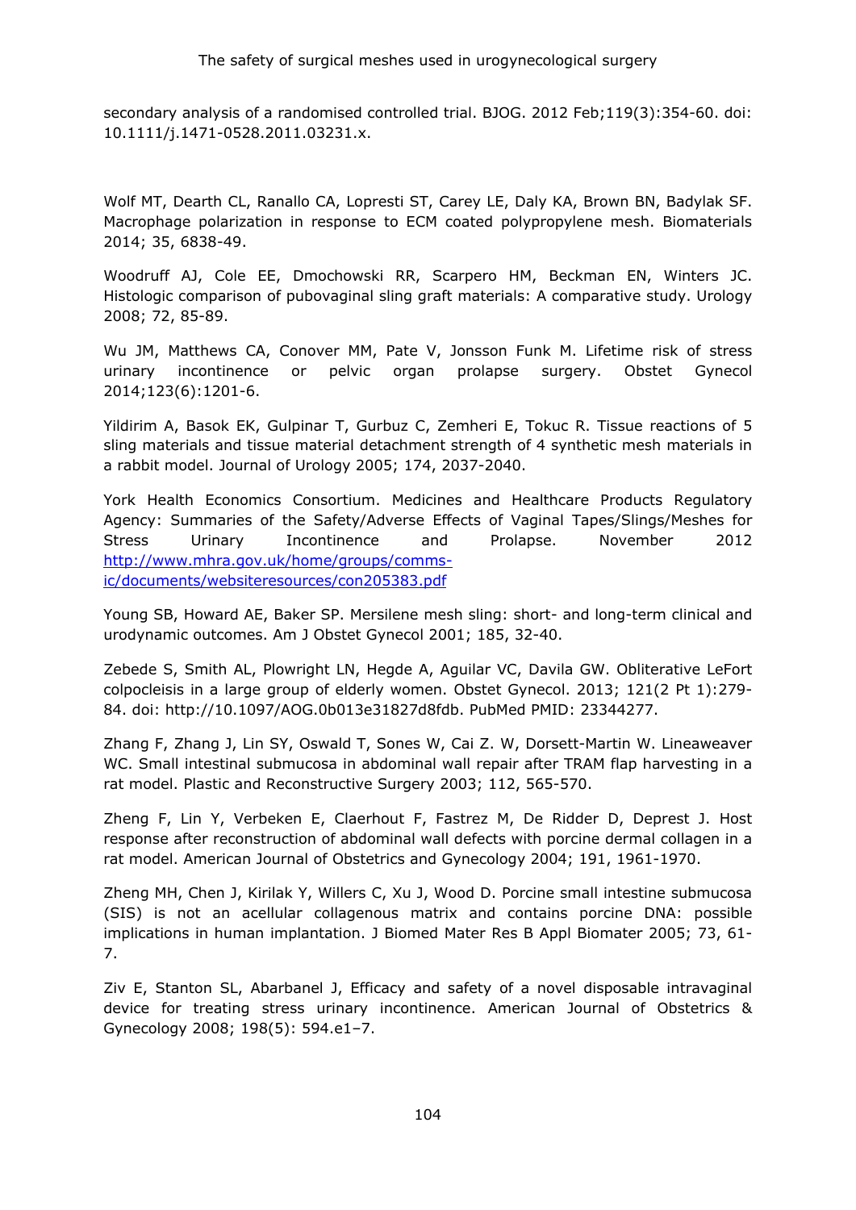secondary analysis of a randomised controlled trial. BJOG. 2012 Feb;119(3):354-60. doi: 10.1111/j.1471-0528.2011.03231.x.

Wolf MT, Dearth CL, Ranallo CA, Lopresti ST, Carey LE, Daly KA, Brown BN, Badylak SF. Macrophage polarization in response to ECM coated polypropylene mesh. Biomaterials 2014; 35, 6838-49.

Woodruff AJ, Cole EE, Dmochowski RR, Scarpero HM, Beckman EN, Winters JC. Histologic comparison of pubovaginal sling graft materials: A comparative study. Urology 2008; 72, 85-89.

Wu JM, Matthews CA, Conover MM, Pate V, Jonsson Funk M. Lifetime risk of stress urinary incontinence or pelvic organ prolapse surgery. Obstet Gynecol 2014;123(6):1201-6.

Yildirim A, Basok EK, Gulpinar T, Gurbuz C, Zemheri E, Tokuc R. Tissue reactions of 5 sling materials and tissue material detachment strength of 4 synthetic mesh materials in a rabbit model. Journal of Urology 2005; 174, 2037-2040.

York Health Economics Consortium. Medicines and Healthcare Products Regulatory Agency: Summaries of the Safety/Adverse Effects of Vaginal Tapes/Slings/Meshes for Stress Urinary Incontinence and Prolapse. November 2012 [http://www.mhra.gov.uk/home/groups/comms-ic/documents/websiteresources/con205383.pdf](http://www.mhra.gov.uk/home/groups/comms-ic/documents/websiteresources/con205383.pdf)

Young SB, Howard AE, Baker SP. Mersilene mesh sling: short- and long-term clinical and urodynamic outcomes. Am J Obstet Gynecol 2001; 185, 32-40.

Zebede S, Smith AL, Plowright LN, Hegde A, Aguilar VC, Davila GW. Obliterative LeFort colpocleisis in a large group of elderly women. Obstet Gynecol. 2013; 121(2 Pt 1):279-84. doi: http://10.1097/AOG.0b013e31827d8fdb. PubMed PMID: 23344277.

Zhang F, Zhang J, Lin SY, Oswald T, Sones W, Cai Z. W, Dorsett-Martin W. Lineaweaver WC. Small intestinal submucosa in abdominal wall repair after TRAM flap harvesting in a rat model. Plastic and Reconstructive Surgery 2003; 112, 565-570.

Zheng F, Lin Y, Verbeken E, Claerhout F, Fastrez M, De Ridder D, Deprest J. Host response after reconstruction of abdominal wall defects with porcine dermal collagen in a rat model. American Journal of Obstetrics and Gynecology 2004; 191, 1961-1970.

Zheng MH, Chen J, Kirilak Y, Willers C, Xu J, Wood D. Porcine small intestine submucosa (SIS) is not an acellular collagenous matrix and contains porcine DNA: possible implications in human implantation. J Biomed Mater Res B Appl Biomater 2005; 73, 61-7.

Ziv E, Stanton SL, Abarbanel J, Efficacy and safety of a novel disposable intravaginal device for treating stress urinary incontinence. American Journal of Obstetrics & Gynecology 2008; 198(5): 594.e1–7.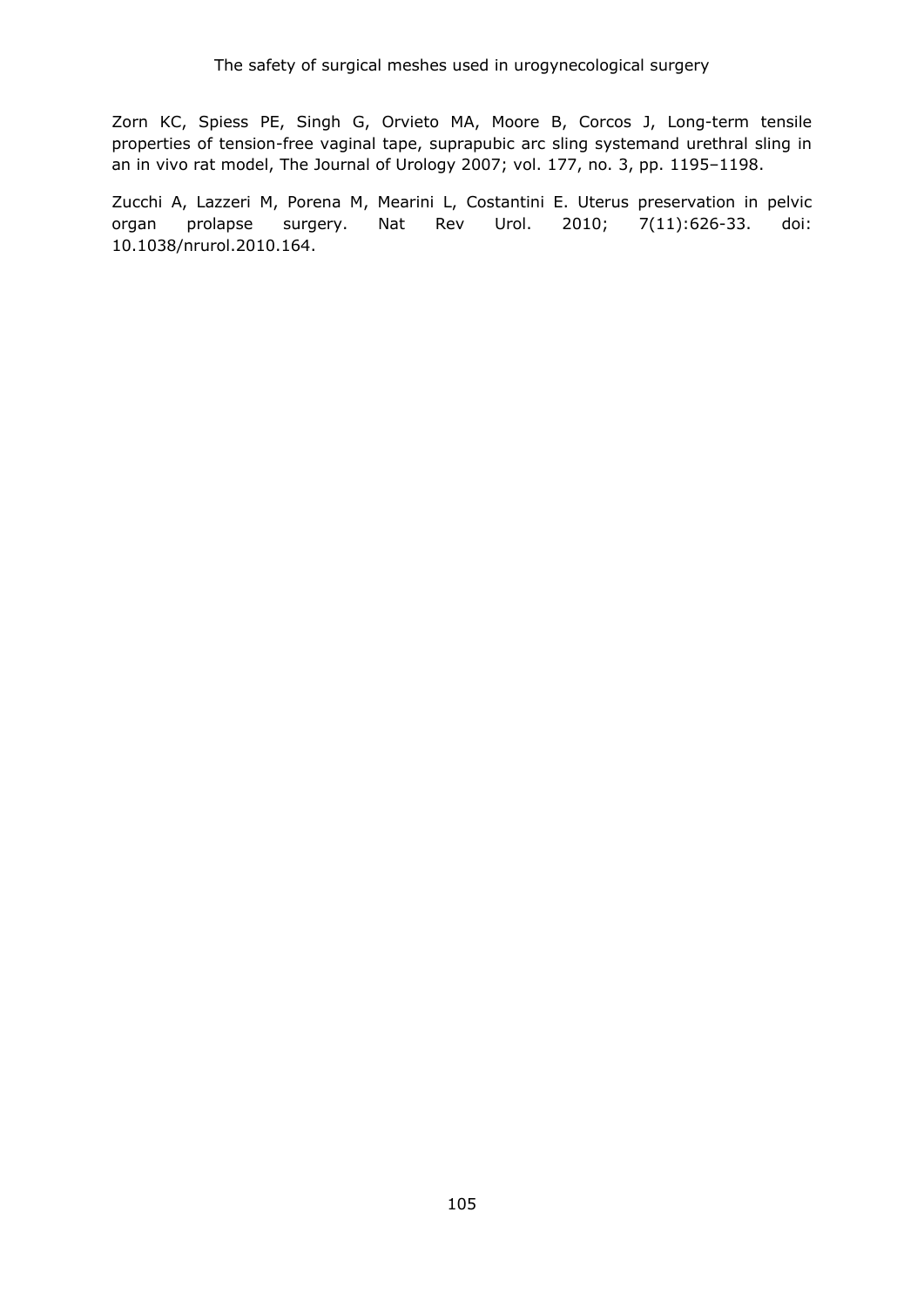Zorn KC, Spiess PE, Singh G, Orvieto MA, Moore B, Corcos J, Long-term tensile properties of tension-free vaginal tape, suprapubic arc sling systemand urethral sling in an in vivo rat model, The Journal of Urology 2007; vol. 177, no. 3, pp. 1195–1198.

Zucchi A, Lazzeri M, Porena M, Mearini L, Costantini E. Uterus preservation in pelvic organ prolapse surgery. Nat Rev Urol. 2010; 7(11):626-33. doi: 10.1038/nrurol.2010.164.